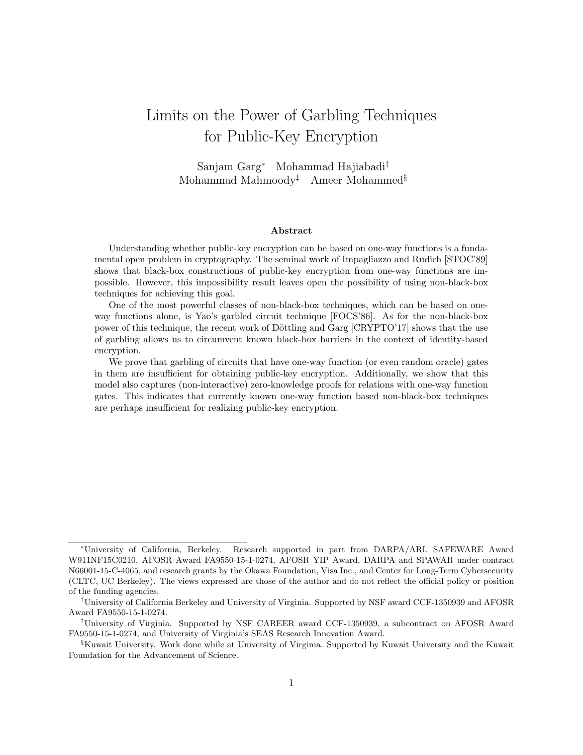# Limits on the Power of Garbling Techniques for Public-Key Encryption

Sanjam Garg[*] Mohammad Hajiabadi[†]
Mohammad Mahmoody[‡] Ameer Mohammed[§]

### Abstract

Understanding whether public-key encryption can be based on one-way functions is a fundamental open problem in cryptography. The seminal work of Impagliazzo and Rudich [STOC'89] shows that black-box constructions of public-key encryption from one-way functions are impossible. However, this impossibility result leaves open the possibility of using non-black-box techniques for achieving this goal.

One of the most powerful classes of non-black-box techniques, which can be based on one-way functions alone, is Yao's garbled circuit technique [FOCS'86]. As for the non-black-box power of this technique, the recent work of Döttling and Garg [CRYPTO'17] shows that the use of garbling allows us to circumvent known black-box barriers in the context of identity-based encryption.

We prove that garbling of circuits that have one-way function (or even random oracle) gates in them are insufficient for obtaining public-key encryption. Additionally, we show that this model also captures (non-interactive) zero-knowledge proofs for relations with one-way function gates. This indicates that currently known one-way function based non-black-box techniques are perhaps insufficient for realizing public-key encryption.

---

[*] University of California, Berkeley. Research supported in part from DARPA/ARL SAFEWARE Award W911NF15C0210, AFOSR Award FA9550-15-1-0274, AFOSR YIP Award, DARPA and SPAWAR under contract N66001-15-C-4065, and research grants by the Okawa Foundation, Visa Inc., and Center for Long-Term Cybersecurity (CLTC, UC Berkeley). The views expressed are those of the author and do not reflect the official policy or position of the funding agencies.

[†] University of California Berkeley and University of Virginia. Supported by NSF award CCF-1350939 and AFOSR Award FA9550-15-1-0274.

[‡] University of Virginia. Supported by NSF CAREER award CCF-1350939, a subcontract on AFOSR Award FA9550-15-1-0274, and University of Virginia's SEAS Research Innovation Award.

[§] Kuwait University. Work done while at University of Virginia. Supported by Kuwait University and the Kuwait Foundation for the Advancement of Science.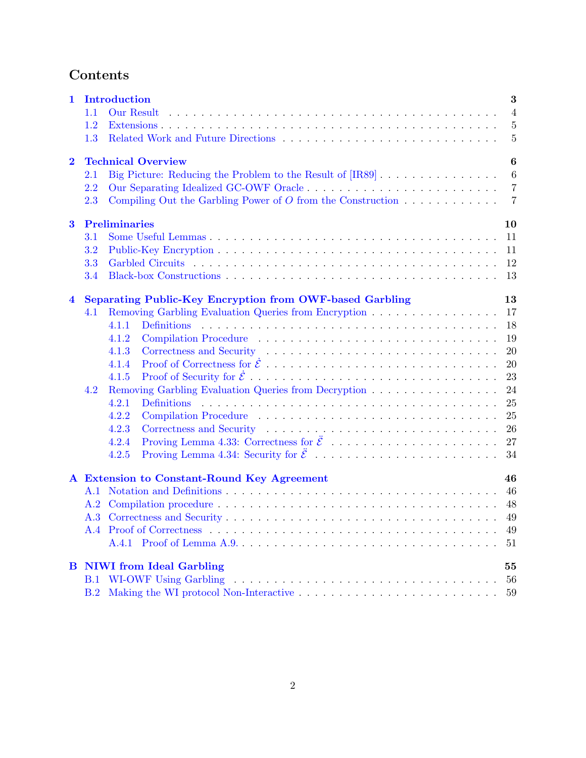# Contents

- **1 Introduction** — **3**
  - 1.1 Our Result — 4
  - 1.2 Extensions — 5
  - 1.3 Related Work and Future Directions — 5
- **2 Technical Overview** — **6**
  - 2.1 Big Picture: Reducing the Problem to the Result of [IR89] — 6
  - 2.2 Our Separating Idealized GC-OWF Oracle — 7
  - 2.3 Compiling Out the Garbling Power of $O$ from the Construction — 7
- **3 Preliminaries** — **10**
  - 3.1 Some Useful Lemmas — 11
  - 3.2 Public-Key Encryption — 11
  - 3.3 Garbled Circuits — 12
  - 3.4 Black-box Constructions — 13
- **4 Separating Public-Key Encryption from OWF-based Garbling** — **13**
  - 4.1 Removing Garbling Evaluation Queries from Encryption — 17
    - 4.1.1 Definitions — 18
    - 4.1.2 Compilation Procedure — 19
    - 4.1.3 Correctness and Security — 20
    - 4.1.4 Proof of Correctness for $\dot{\mathcal{E}}$ — 20
    - 4.1.5 Proof of Security for $\dot{\mathcal{E}}$ — 23
  - 4.2 Removing Garbling Evaluation Queries from Decryption — 24
    - 4.2.1 Definitions — 25
    - 4.2.2 Compilation Procedure — 25
    - 4.2.3 Correctness and Security — 26
    - 4.2.4 Proving Lemma 4.33: Correctness for $\ddot{\mathcal{E}}$ — 27
    - 4.2.5 Proving Lemma 4.34: Security for $\ddot{\mathcal{E}}$ — 34
- **A Extension to Constant-Round Key Agreement** — **46**
  - A.1 Notation and Definitions — 46
  - A.2 Compilation procedure — 48
  - A.3 Correctness and Security — 49
  - A.4 Proof of Correctness — 49
    - A.4.1 Proof of Lemma A.9. — 51
- **B NIWI from Ideal Garbling** — **55**
  - B.1 WI-OWF Using Garbling — 56
  - B.2 Making the WI protocol Non-Interactive — 59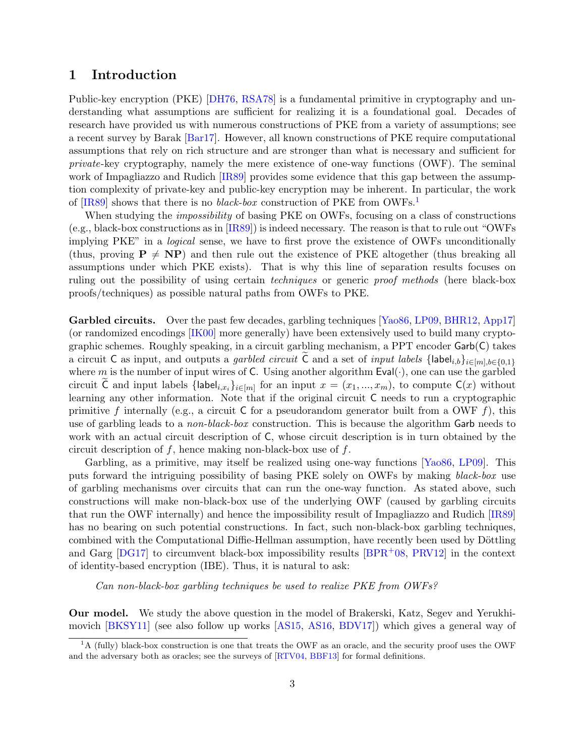# 1 Introduction

Public-key encryption (PKE) [DH76, RSA78] is a fundamental primitive in cryptography and understanding what assumptions are sufficient for realizing it is a foundational goal. Decades of research have provided us with numerous constructions of PKE from a variety of assumptions; see a recent survey by Barak [Bar17]. However, all known constructions of PKE require computational assumptions that rely on rich structure and are stronger than what is necessary and sufficient for *private*-key cryptography, namely the mere existence of one-way functions (OWF). The seminal work of Impagliazzo and Rudich [IR89] provides some evidence that this gap between the assumption complexity of private-key and public-key encryption may be inherent. In particular, the work of [IR89] shows that there is no *black-box* construction of PKE from OWFs.[1]

When studying the *impossibility* of basing PKE on OWFs, focusing on a class of constructions (e.g., black-box constructions as in [IR89]) is indeed necessary. The reason is that to rule out "OWFs implying PKE" in a *logical* sense, we have to first prove the existence of OWFs unconditionally (thus, proving $\mathbf{P} \neq \mathbf{NP}$) and then rule out the existence of PKE altogether (thus breaking all assumptions under which PKE exists). That is why this line of separation results focuses on ruling out the possibility of using certain *techniques* or generic *proof methods* (here black-box proofs/techniques) as possible natural paths from OWFs to PKE.

**Garbled circuits.** Over the past few decades, garbling techniques [Yao86, LP09, BHR12, App17] (or randomized encodings [IK00] more generally) have been extensively used to build many cryptographic schemes. Roughly speaking, in a circuit garbling mechanism, a PPT encoder $\mathsf{Garb}(\mathsf{C})$ takes a circuit $\mathsf{C}$ as input, and outputs a *garbled circuit* $\widetilde{\mathsf{C}}$ and a set of *input labels* $\{\mathsf{label}_{i,b}\}_{i\in[m],b\in\{0,1\}}$ where $m$ is the number of input wires of $\mathsf{C}$. Using another algorithm $\mathsf{Eval}(\cdot)$, one can use the garbled circuit $\widetilde{\mathsf{C}}$ and input labels $\{\mathsf{label}_{i,x_i}\}_{i\in[m]}$ for an input $x = (x_1, ..., x_m)$, to compute $\mathsf{C}(x)$ without learning any other information. Note that if the original circuit $\mathsf{C}$ needs to run a cryptographic primitive $f$ internally (e.g., a circuit $\mathsf{C}$ for a pseudorandom generator built from a OWF $f$), this use of garbling leads to a *non-black-box* construction. This is because the algorithm $\mathsf{Garb}$ needs to work with an actual circuit description of $\mathsf{C}$, whose circuit description is in turn obtained by the circuit description of $f$, hence making non-black-box use of $f$.

Garbling, as a primitive, may itself be realized using one-way functions [Yao86, LP09]. This puts forward the intriguing possibility of basing PKE solely on OWFs by making *black-box* use of garbling mechanisms over circuits that can run the one-way function. As stated above, such constructions will make non-black-box use of the underlying OWF (caused by garbling circuits that run the OWF internally) and hence the impossibility result of Impagliazzo and Rudich [IR89] has no bearing on such potential constructions. In fact, such non-black-box garbling techniques, combined with the Computational Diffie-Hellman assumption, have recently been used by Döttling and Garg [DG17] to circumvent black-box impossibility results [BPR+08, PRV12] in the context of identity-based encryption (IBE). Thus, it is natural to ask:

*Can non-black-box garbling techniques be used to realize PKE from OWFs?*

**Our model.** We study the above question in the model of Brakerski, Katz, Segev and Yerukhimovich [BKSY11] (see also follow up works [AS15, AS16, BDV17]) which gives a general way of

[1] A (fully) black-box construction is one that treats the OWF as an oracle, and the security proof uses the OWF and the adversary both as oracles; see the surveys of [RTV04, BBF13] for formal definitions.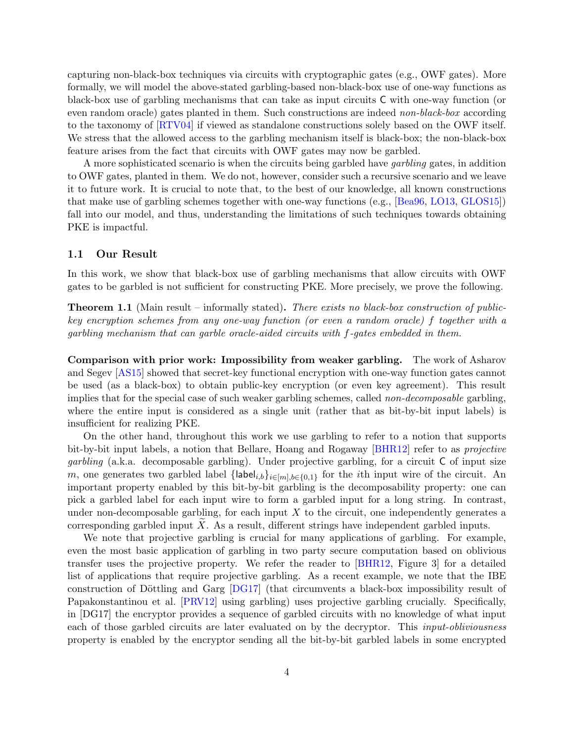capturing non-black-box techniques via circuits with cryptographic gates (e.g., OWF gates). More formally, we will model the above-stated garbling-based non-black-box use of one-way functions as black-box use of garbling mechanisms that can take as input circuits $\mathsf{C}$ with one-way function (or even random oracle) gates planted in them. Such constructions are indeed *non-black-box* according to the taxonomy of [RTV04] if viewed as standalone constructions solely based on the OWF itself. We stress that the allowed access to the garbling mechanism itself is black-box; the non-black-box feature arises from the fact that circuits with OWF gates may now be garbled.

A more sophisticated scenario is when the circuits being garbled have *garbling* gates, in addition to OWF gates, planted in them. We do not, however, consider such a recursive scenario and we leave it to future work. It is crucial to note that, to the best of our knowledge, all known constructions that make use of garbling schemes together with one-way functions (e.g., [Bea96, LO13, GLOS15]) fall into our model, and thus, understanding the limitations of such techniques towards obtaining PKE is impactful.

## 1.1 Our Result

In this work, we show that black-box use of garbling mechanisms that allow circuits with OWF gates to be garbled is not sufficient for constructing PKE. More precisely, we prove the following.

**Theorem 1.1** (Main result – informally stated)**.** *There exists no black-box construction of public-key encryption schemes from any one-way function (or even a random oracle) $f$ together with a garbling mechanism that can garble oracle-aided circuits with $f$-gates embedded in them.*

**Comparison with prior work: Impossibility from weaker garbling.** The work of Asharov and Segev [AS15] showed that secret-key functional encryption with one-way function gates cannot be used (as a black-box) to obtain public-key encryption (or even key agreement). This result implies that for the special case of such weaker garbling schemes, called *non-decomposable* garbling, where the entire input is considered as a single unit (rather that as bit-by-bit input labels) is insufficient for realizing PKE.

On the other hand, throughout this work we use garbling to refer to a notion that supports bit-by-bit input labels, a notion that Bellare, Hoang and Rogaway [BHR12] refer to as *projective garbling* (a.k.a. decomposable garbling). Under projective garbling, for a circuit $\mathsf{C}$ of input size $m$, one generates two garbled label $\{\mathsf{label}_{i,b}\}_{i\in[m],b\in\{0,1\}}$ for the $i$th input wire of the circuit. An important property enabled by this bit-by-bit garbling is the decomposability property: one can pick a garbled label for each input wire to form a garbled input for a long string. In contrast, under non-decomposable garbling, for each input $X$ to the circuit, one independently generates a corresponding garbled input $\widetilde{X}$. As a result, different strings have independent garbled inputs.

We note that projective garbling is crucial for many applications of garbling. For example, even the most basic application of garbling in two party secure computation based on oblivious transfer uses the projective property. We refer the reader to [BHR12, Figure 3] for a detailed list of applications that require projective garbling. As a recent example, we note that the IBE construction of Döttling and Garg [DG17] (that circumvents a black-box impossibility result of Papakonstantinou et al. [PRV12] using garbling) uses projective garbling crucially. Specifically, in [DG17] the encryptor provides a sequence of garbled circuits with no knowledge of what input each of those garbled circuits are later evaluated on by the decryptor. This *input-obliviousness* property is enabled by the encryptor sending all the bit-by-bit garbled labels in some encrypted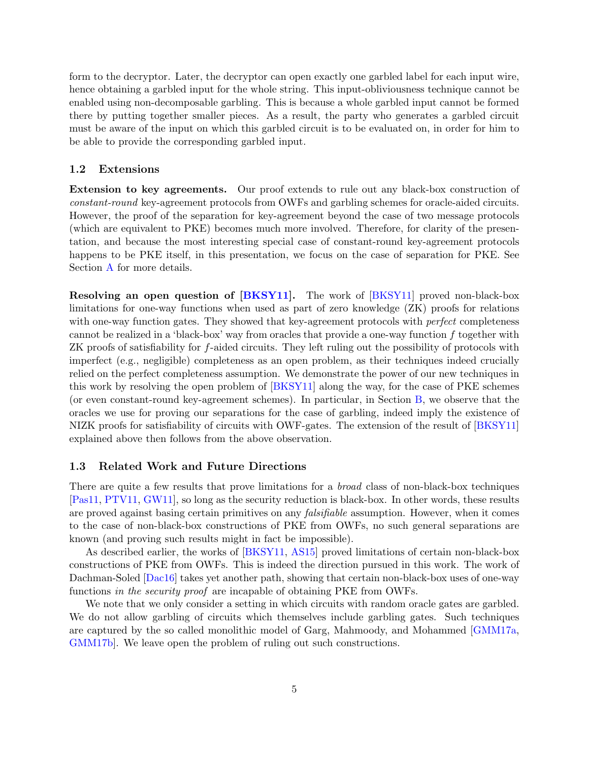form to the decryptor. Later, the decryptor can open exactly one garbled label for each input wire, hence obtaining a garbled input for the whole string. This input-obliviousness technique cannot be enabled using non-decomposable garbling. This is because a whole garbled input cannot be formed there by putting together smaller pieces. As a result, the party who generates a garbled circuit must be aware of the input on which this garbled circuit is to be evaluated on, in order for him to be able to provide the corresponding garbled input.

### 1.2 Extensions

**Extension to key agreements.** Our proof extends to rule out any black-box construction of *constant-round* key-agreement protocols from OWFs and garbling schemes for oracle-aided circuits. However, the proof of the separation for key-agreement beyond the case of two message protocols (which are equivalent to PKE) becomes much more involved. Therefore, for clarity of the presentation, and because the most interesting special case of constant-round key-agreement protocols happens to be PKE itself, in this presentation, we focus on the case of separation for PKE. See Section A for more details.

**Resolving an open question of [BKSY11].** The work of [BKSY11] proved non-black-box limitations for one-way functions when used as part of zero knowledge (ZK) proofs for relations with one-way function gates. They showed that key-agreement protocols with *perfect* completeness cannot be realized in a 'black-box' way from oracles that provide a one-way function $f$ together with ZK proofs of satisfiability for $f$-aided circuits. They left ruling out the possibility of protocols with imperfect (e.g., negligible) completeness as an open problem, as their techniques indeed crucially relied on the perfect completeness assumption. We demonstrate the power of our new techniques in this work by resolving the open problem of [BKSY11] along the way, for the case of PKE schemes (or even constant-round key-agreement schemes). In particular, in Section B, we observe that the oracles we use for proving our separations for the case of garbling, indeed imply the existence of NIZK proofs for satisfiability of circuits with OWF-gates. The extension of the result of [BKSY11] explained above then follows from the above observation.

### 1.3 Related Work and Future Directions

There are quite a few results that prove limitations for a *broad* class of non-black-box techniques [Pas11, PTV11, GW11], so long as the security reduction is black-box. In other words, these results are proved against basing certain primitives on any *falsifiable* assumption. However, when it comes to the case of non-black-box constructions of PKE from OWFs, no such general separations are known (and proving such results might in fact be impossible).

As described earlier, the works of [BKSY11, AS15] proved limitations of certain non-black-box constructions of PKE from OWFs. This is indeed the direction pursued in this work. The work of Dachman-Soled [Dac16] takes yet another path, showing that certain non-black-box uses of one-way functions *in the security proof* are incapable of obtaining PKE from OWFs.

We note that we only consider a setting in which circuits with random oracle gates are garbled. We do not allow garbling of circuits which themselves include garbling gates. Such techniques are captured by the so called monolithic model of Garg, Mahmoody, and Mohammed [GMM17a, GMM17b]. We leave open the problem of ruling out such constructions.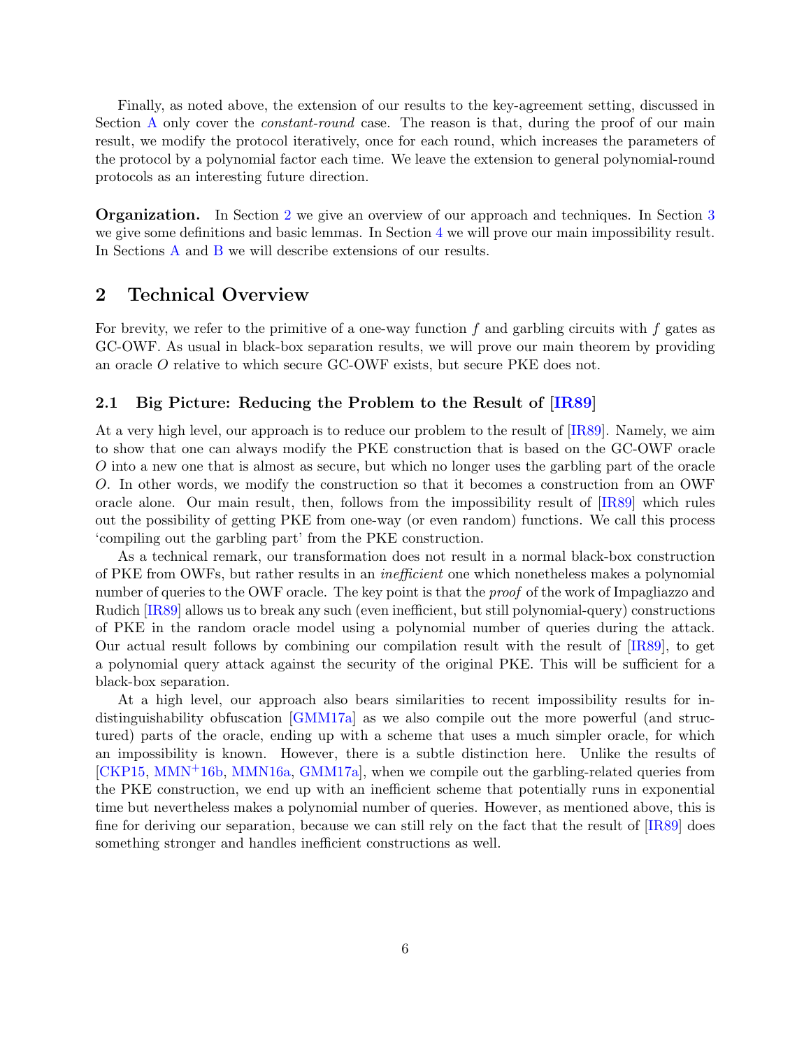Finally, as noted above, the extension of our results to the key-agreement setting, discussed in Section A only cover the *constant-round* case. The reason is that, during the proof of our main result, we modify the protocol iteratively, once for each round, which increases the parameters of the protocol by a polynomial factor each time. We leave the extension to general polynomial-round protocols as an interesting future direction.

**Organization.** In Section 2 we give an overview of our approach and techniques. In Section 3 we give some definitions and basic lemmas. In Section 4 we will prove our main impossibility result. In Sections A and B we will describe extensions of our results.

## 2 Technical Overview

For brevity, we refer to the primitive of a one-way function $f$ and garbling circuits with $f$ gates as GC-OWF. As usual in black-box separation results, we will prove our main theorem by providing an oracle $O$ relative to which secure GC-OWF exists, but secure PKE does not.

### 2.1 Big Picture: Reducing the Problem to the Result of [IR89]

At a very high level, our approach is to reduce our problem to the result of [IR89]. Namely, we aim to show that one can always modify the PKE construction that is based on the GC-OWF oracle $O$ into a new one that is almost as secure, but which no longer uses the garbling part of the oracle $O$. In other words, we modify the construction so that it becomes a construction from an OWF oracle alone. Our main result, then, follows from the impossibility result of [IR89] which rules out the possibility of getting PKE from one-way (or even random) functions. We call this process 'compiling out the garbling part' from the PKE construction.

As a technical remark, our transformation does not result in a normal black-box construction of PKE from OWFs, but rather results in an *inefficient* one which nonetheless makes a polynomial number of queries to the OWF oracle. The key point is that the *proof* of the work of Impagliazzo and Rudich [IR89] allows us to break any such (even inefficient, but still polynomial-query) constructions of PKE in the random oracle model using a polynomial number of queries during the attack. Our actual result follows by combining our compilation result with the result of [IR89], to get a polynomial query attack against the security of the original PKE. This will be sufficient for a black-box separation.

At a high level, our approach also bears similarities to recent impossibility results for indistinguishability obfuscation [GMM17a] as we also compile out the more powerful (and structured) parts of the oracle, ending up with a scheme that uses a much simpler oracle, for which an impossibility is known. However, there is a subtle distinction here. Unlike the results of [CKP15, MMN+16b, MMN16a, GMM17a], when we compile out the garbling-related queries from the PKE construction, we end up with an inefficient scheme that potentially runs in exponential time but nevertheless makes a polynomial number of queries. However, as mentioned above, this is fine for deriving our separation, because we can still rely on the fact that the result of [IR89] does something stronger and handles inefficient constructions as well.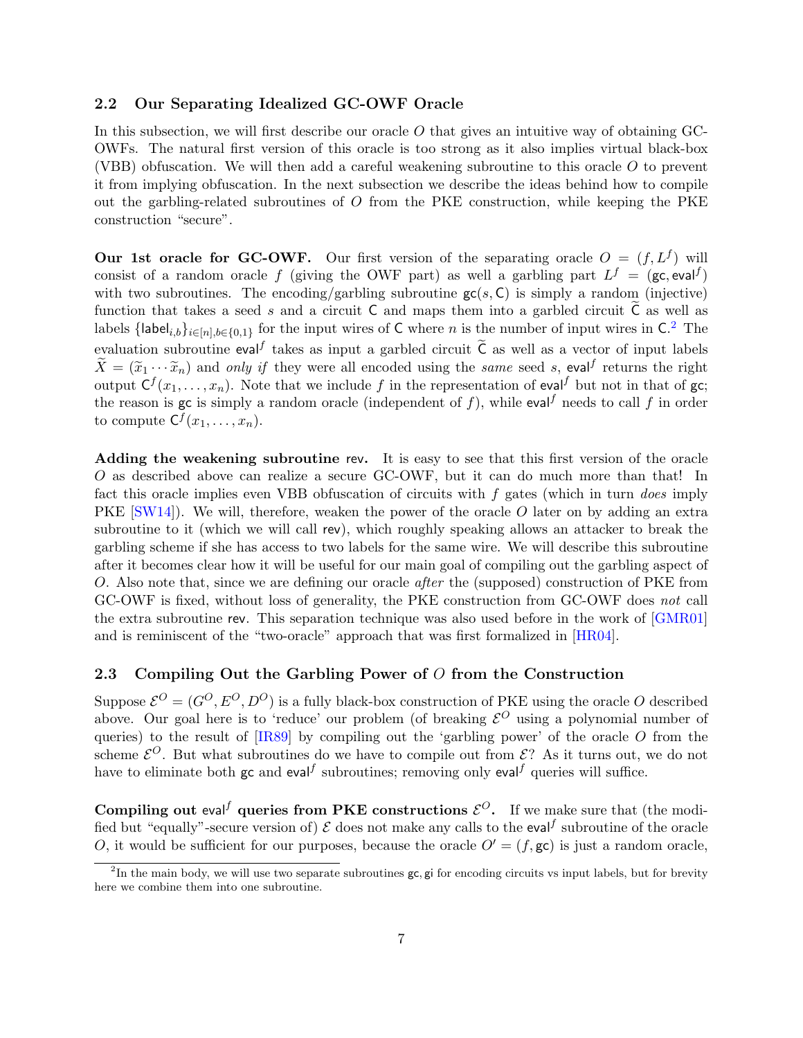## 2.2 Our Separating Idealized GC-OWF Oracle

In this subsection, we will first describe our oracle $O$ that gives an intuitive way of obtaining GC-OWFs. The natural first version of this oracle is too strong as it also implies virtual black-box (VBB) obfuscation. We will then add a careful weakening subroutine to this oracle $O$ to prevent it from implying obfuscation. In the next subsection we describe the ideas behind how to compile out the garbling-related subroutines of $O$ from the PKE construction, while keeping the PKE construction "secure".

**Our 1st oracle for GC-OWF.** Our first version of the separating oracle $O = (f, L^f)$ will consist of a random oracle $f$ (giving the OWF part) as well a garbling part $L^f = (\mathsf{gc}, \mathsf{eval}^f)$ with two subroutines. The encoding/garbling subroutine $\mathsf{gc}(s, \mathsf{C})$ is simply a random (injective) function that takes a seed $s$ and a circuit $\mathsf{C}$ and maps them into a garbled circuit $\widetilde{\mathsf{C}}$ as well as labels $\{\mathsf{label}_{i,b}\}_{i\in[n],b\in\{0,1\}}$ for the input wires of $\mathsf{C}$ where $n$ is the number of input wires in $\mathsf{C}$.[2] The evaluation subroutine $\mathsf{eval}^f$ takes as input a garbled circuit $\widetilde{\mathsf{C}}$ as well as a vector of input labels $\widetilde{X} = (\widetilde{x}_1 \cdots \widetilde{x}_n)$ and *only if* they were all encoded using the *same* seed $s$, $\mathsf{eval}^f$ returns the right output $\mathsf{C}^f(x_1, \ldots, x_n)$. Note that we include $f$ in the representation of $\mathsf{eval}^f$ but not in that of $\mathsf{gc}$; the reason is $\mathsf{gc}$ is simply a random oracle (independent of $f$), while $\mathsf{eval}^f$ needs to call $f$ in order to compute $\mathsf{C}^f(x_1, \ldots, x_n)$.

**Adding the weakening subroutine rev.** It is easy to see that this first version of the oracle $O$ as described above can realize a secure GC-OWF, but it can do much more than that! In fact this oracle implies even VBB obfuscation of circuits with $f$ gates (which in turn *does* imply PKE [SW14]). We will, therefore, weaken the power of the oracle $O$ later on by adding an extra subroutine to it (which we will call rev), which roughly speaking allows an attacker to break the garbling scheme if she has access to two labels for the same wire. We will describe this subroutine after it becomes clear how it will be useful for our main goal of compiling out the garbling aspect of $O$. Also note that, since we are defining our oracle *after* the (supposed) construction of PKE from GC-OWF is fixed, without loss of generality, the PKE construction from GC-OWF does *not* call the extra subroutine rev. This separation technique was also used before in the work of [GMR01] and is reminiscent of the "two-oracle" approach that was first formalized in [HR04].

## 2.3 Compiling Out the Garbling Power of $O$ from the Construction

Suppose $\mathcal{E}^O = (G^O, E^O, D^O)$ is a fully black-box construction of PKE using the oracle $O$ described above. Our goal here is to 'reduce' our problem (of breaking $\mathcal{E}^O$ using a polynomial number of queries) to the result of [IR89] by compiling out the 'garbling power' of the oracle $O$ from the scheme $\mathcal{E}^O$. But what subroutines do we have to compile out from $\mathcal{E}$? As it turns out, we do not have to eliminate both $\mathsf{gc}$ and $\mathsf{eval}^f$ subroutines; removing only $\mathsf{eval}^f$ queries will suffice.

**Compiling out $\mathsf{eval}^f$ queries from PKE constructions $\mathcal{E}^O$.** If we make sure that (the modified but "equally"-secure version of) $\mathcal{E}$ does not make any calls to the $\mathsf{eval}^f$ subroutine of the oracle $O$, it would be sufficient for our purposes, because the oracle $O' = (f, \mathsf{gc})$ is just a random oracle,

[2] In the main body, we will use two separate subroutines $\mathsf{gc}, \mathsf{gi}$ for encoding circuits vs input labels, but for brevity here we combine them into one subroutine.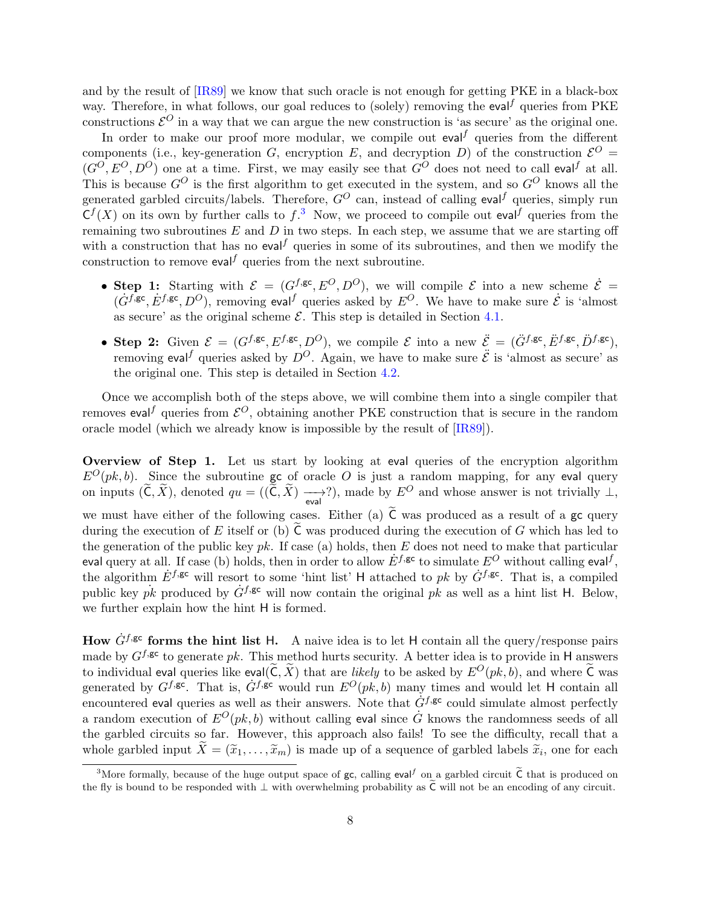and by the result of [IR89] we know that such oracle is not enough for getting PKE in a black-box way. Therefore, in what follows, our goal reduces to (solely) removing the $\mathsf{eval}^f$ queries from PKE constructions $\mathcal{E}^O$ in a way that we can argue the new construction is 'as secure' as the original one.

In order to make our proof more modular, we compile out $\mathsf{eval}^f$ queries from the different components (i.e., key-generation $G$, encryption $E$, and decryption $D$) of the construction $\mathcal{E}^O = (G^O, E^O, D^O)$ one at a time. First, we may easily see that $G^O$ does not need to call $\mathsf{eval}^f$ at all. This is because $G^O$ is the first algorithm to get executed in the system, and so $G^O$ knows all the generated garbled circuits/labels. Therefore, $G^O$ can, instead of calling $\mathsf{eval}^f$ queries, simply run $\mathsf{C}^f(X)$ on its own by further calls to $f$.[3] Now, we proceed to compile out $\mathsf{eval}^f$ queries from the remaining two subroutines $E$ and $D$ in two steps. In each step, we assume that we are starting off with a construction that has no $\mathsf{eval}^f$ queries in some of its subroutines, and then we modify the construction to remove $\mathsf{eval}^f$ queries from the next subroutine.

- **Step 1:** Starting with $\mathcal{E} = (G^{f,\mathsf{gc}}, E^O, D^O)$, we will compile $\mathcal{E}$ into a new scheme $\dot{\mathcal{E}} = (\dot{G}^{f,\mathsf{gc}}, \dot{E}^{f,\mathsf{gc}}, D^O)$, removing $\mathsf{eval}^f$ queries asked by $E^O$. We have to make sure $\dot{\mathcal{E}}$ is 'almost as secure' as the original scheme $\mathcal{E}$. This step is detailed in Section 4.1.
- **Step 2:** Given $\mathcal{E} = (G^{f,\mathsf{gc}}, E^{f,\mathsf{gc}}, D^O)$, we compile $\mathcal{E}$ into a new $\ddot{\mathcal{E}} = (\ddot{G}^{f,\mathsf{gc}}, \ddot{E}^{f,\mathsf{gc}}, \ddot{D}^{f,\mathsf{gc}})$, removing $\mathsf{eval}^f$ queries asked by $D^O$. Again, we have to make sure $\ddot{\mathcal{E}}$ is 'almost as secure' as the original one. This step is detailed in Section 4.2.

Once we accomplish both of the steps above, we will combine them into a single compiler that removes $\mathsf{eval}^f$ queries from $\mathcal{E}^O$, obtaining another PKE construction that is secure in the random oracle model (which we already know is impossible by the result of [IR89]).

**Overview of Step 1.** Let us start by looking at $\mathsf{eval}$ queries of the encryption algorithm $E^O(pk, b)$. Since the subroutine $\mathsf{gc}$ of oracle $O$ is just a random mapping, for any $\mathsf{eval}$ query on inputs $(\widetilde{\mathsf{C}}, \widetilde{X})$, denoted $qu = ((\widetilde{\mathsf{C}}, \widetilde{X}) \xrightarrow[\mathsf{eval}]{} ?)$, made by $E^O$ and whose answer is not trivially $\perp$, we must have either of the following cases. Either (a) $\widetilde{\mathsf{C}}$ was produced as a result of a $\mathsf{gc}$ query during the execution of $E$ itself or (b) $\widetilde{\mathsf{C}}$ was produced during the execution of $G$ which has led to the generation of the public key $pk$. If case (a) holds, then $E$ does not need to make that particular $\mathsf{eval}$ query at all. If case (b) holds, then in order to allow $\dot{E}^{f,\mathsf{gc}}$ to simulate $E^O$ without calling $\mathsf{eval}^f$, the algorithm $\dot{E}^{f,\mathsf{gc}}$ will resort to some 'hint list' $\mathsf{H}$ attached to $pk$ by $\dot{G}^{f,\mathsf{gc}}$. That is, a compiled public key $\dot{pk}$ produced by $\dot{G}^{f,\mathsf{gc}}$ will now contain the original $pk$ as well as a hint list $\mathsf{H}$. Below, we further explain how the hint $\mathsf{H}$ is formed.

**How $\dot{G}^{f,\mathsf{gc}}$ forms the hint list $\mathsf{H}$.** A naive idea is to let $\mathsf{H}$ contain all the query/response pairs made by $G^{f,\mathsf{gc}}$ to generate $pk$. This method hurts security. A better idea is to provide in $\mathsf{H}$ answers to individual $\mathsf{eval}$ queries like $\mathsf{eval}(\widetilde{\mathsf{C}}, \widetilde{X})$ that are *likely* to be asked by $E^O(pk, b)$, and where $\widetilde{\mathsf{C}}$ was generated by $G^{f,\mathsf{gc}}$. That is, $\dot{G}^{f,\mathsf{gc}}$ would run $E^O(pk, b)$ many times and would let $\mathsf{H}$ contain all encountered $\mathsf{eval}$ queries as well as their answers. Note that $\dot{G}^{f,\mathsf{gc}}$ could simulate almost perfectly a random execution of $E^O(pk, b)$ without calling $\mathsf{eval}$ since $\dot{G}$ knows the randomness seeds of all the garbled circuits so far. However, this approach also fails! To see the difficulty, recall that a whole garbled input $\widetilde{X} = (\widetilde{x}_1, \ldots, \widetilde{x}_m)$ is made up of a sequence of garbled labels $\widetilde{x}_i$, one for each

[3] More formally, because of the huge output space of $\mathsf{gc}$, calling $\mathsf{eval}^f$ on a garbled circuit $\widetilde{\mathsf{C}}$ that is produced on the fly is bound to be responded with $\perp$ with overwhelming probability as $\widetilde{\mathsf{C}}$ will not be an encoding of any circuit.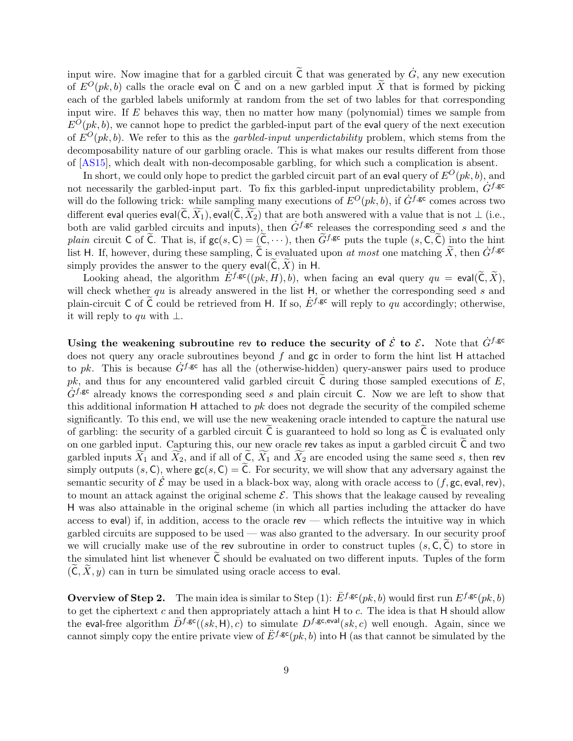input wire. Now imagine that for a garbled circuit $\widetilde{\mathsf{C}}$ that was generated by $\dot{G}$, any new execution of $E^O(pk, b)$ calls the oracle $\mathsf{eval}$ on $\widetilde{\mathsf{C}}$ and on a new garbled input $\widetilde{X}$ that is formed by picking each of the garbled labels uniformly at random from the set of two lables for that corresponding input wire. If $E$ behaves this way, then no matter how many (polynomial) times we sample from $E^O(pk, b)$, we cannot hope to predict the garbled-input part of the $\mathsf{eval}$ query of the next execution of $E^O(pk, b)$. We refer to this as the *garbled-input unperdictability* problem, which stems from the decomposability nature of our garbling oracle. This is what makes our results different from those of [AS15], which dealt with non-decomposable garbling, for which such a complication is absent.

In short, we could only hope to predict the garbled circuit part of an $\mathsf{eval}$ query of $E^O(pk, b)$, and not necessarily the garbled-input part. To fix this garbled-input unpredictability problem, $\dot{G}^{f,\mathsf{gc}}$ will do the following trick: while sampling many executions of $E^O(pk, b)$, if $\dot{G}^{f,\mathsf{gc}}$ comes across two different $\mathsf{eval}$ queries $\mathsf{eval}(\widetilde{\mathsf{C}}, \widetilde{X_1}), \mathsf{eval}(\widetilde{\mathsf{C}}, \widetilde{X_2})$ that are both answered with a value that is not $\perp$ (i.e., both are valid garbled circuits and inputs), then $\dot{G}^{f,\mathsf{gc}}$ releases the corresponding seed $s$ and the *plain* circuit $\mathsf{C}$ of $\widetilde{\mathsf{C}}$. That is, if $\mathsf{gc}(s, \mathsf{C}) = (\widetilde{\mathsf{C}}, \cdots)$, then $\widetilde{G}^{f,\mathsf{gc}}$ puts the tuple $(s, \mathsf{C}, \widetilde{\mathsf{C}})$ into the hint list $\mathsf{H}$. If, however, during these sampling, $\widetilde{\mathsf{C}}$ is evaluated upon *at most* one matching $\widetilde{X}$, then $\dot{G}^{f,\mathsf{gc}}$ simply provides the answer to the query $\mathsf{eval}(\widetilde{\mathsf{C}}, \widetilde{X})$ in $\mathsf{H}$.

Looking ahead, the algorithm $\dot{E}^{f,\mathsf{gc}}((pk, H), b)$, when facing an $\mathsf{eval}$ query $qu = \mathsf{eval}(\widetilde{\mathsf{C}}, \widetilde{X})$, will check whether $qu$ is already answered in the list $\mathsf{H}$, or whether the corresponding seed $s$ and plain-circuit $\mathsf{C}$ of $\widetilde{\mathsf{C}}$ could be retrieved from $\mathsf{H}$. If so, $\dot{E}^{f,\mathsf{gc}}$ will reply to $qu$ accordingly; otherwise, it will reply to $qu$ with $\perp$.

**Using the weakening subroutine $\mathsf{rev}$ to reduce the security of $\dot{\mathcal{E}}$ to $\mathcal{E}$.** Note that $\dot{G}^{f,\mathsf{gc}}$ does not query any oracle subroutines beyond $f$ and $\mathsf{gc}$ in order to form the hint list $\mathsf{H}$ attached to $pk$. This is because $\dot{G}^{f,\mathsf{gc}}$ has all the (otherwise-hidden) query-answer pairs used to produce $pk$, and thus for any encountered valid garbled circuit $\widetilde{\mathsf{C}}$ during those sampled executions of $E$, $\dot{G}^{f,\mathsf{gc}}$ already knows the corresponding seed $s$ and plain circuit $\mathsf{C}$. Now we are left to show that this additional information $\mathsf{H}$ attached to $pk$ does not degrade the security of the compiled scheme significantly. To this end, we will use the new weakening oracle intended to capture the natural use of garbling: the security of a garbled circuit $\widetilde{\mathsf{C}}$ is guaranteed to hold so long as $\widetilde{\mathsf{C}}$ is evaluated only on one garbled input. Capturing this, our new oracle $\mathsf{rev}$ takes as input a garbled circuit $\widetilde{\mathsf{C}}$ and two garbled inputs $\widetilde{X_1}$ and $\widetilde{X_2}$, and if all of $\widetilde{\mathsf{C}}$, $\widetilde{X_1}$ and $\widetilde{X_2}$ are encoded using the same seed $s$, then $\mathsf{rev}$ simply outputs $(s, \mathsf{C})$, where $\mathsf{gc}(s, \mathsf{C}) = \widetilde{\mathsf{C}}$. For security, we will show that any adversary against the semantic security of $\dot{\mathcal{E}}$ may be used in a black-box way, along with oracle access to $(f, \mathsf{gc}, \mathsf{eval}, \mathsf{rev})$, to mount an attack against the original scheme $\mathcal{E}$. This shows that the leakage caused by revealing $\mathsf{H}$ was also attainable in the original scheme (in which all parties including the attacker do have access to $\mathsf{eval}$) if, in addition, access to the oracle $\mathsf{rev}$ — which reflects the intuitive way in which garbled circuits are supposed to be used — was also granted to the adversary. In our security proof we will crucially make use of the $\mathsf{rev}$ subroutine in order to construct tuples $(s, \mathsf{C}, \widetilde{\mathsf{C}})$ to store in the simulated hint list whenever $\widetilde{\mathsf{C}}$ should be evaluated on two different inputs. Tuples of the form $(\widetilde{\mathsf{C}}, \widetilde{X}, y)$ can in turn be simulated using oracle access to $\mathsf{eval}$.

**Overview of Step 2.** The main idea is similar to Step (1): $\ddot{E}^{f,\mathsf{gc}}(pk, b)$ would first run $E^{f,\mathsf{gc}}(pk, b)$ to get the ciphertext $c$ and then appropriately attach a hint $\mathsf{H}$ to $c$. The idea is that $\mathsf{H}$ should allow the $\mathsf{eval}$-free algorithm $\ddot{D}^{f,\mathsf{gc}}((sk, \mathsf{H}), c)$ to simulate $D^{f,\mathsf{gc},\mathsf{eval}}(sk, c)$ well enough. Again, since we cannot simply copy the entire private view of $\ddot{E}^{f,\mathsf{gc}}(pk, b)$ into $\mathsf{H}$ (as that cannot be simulated by the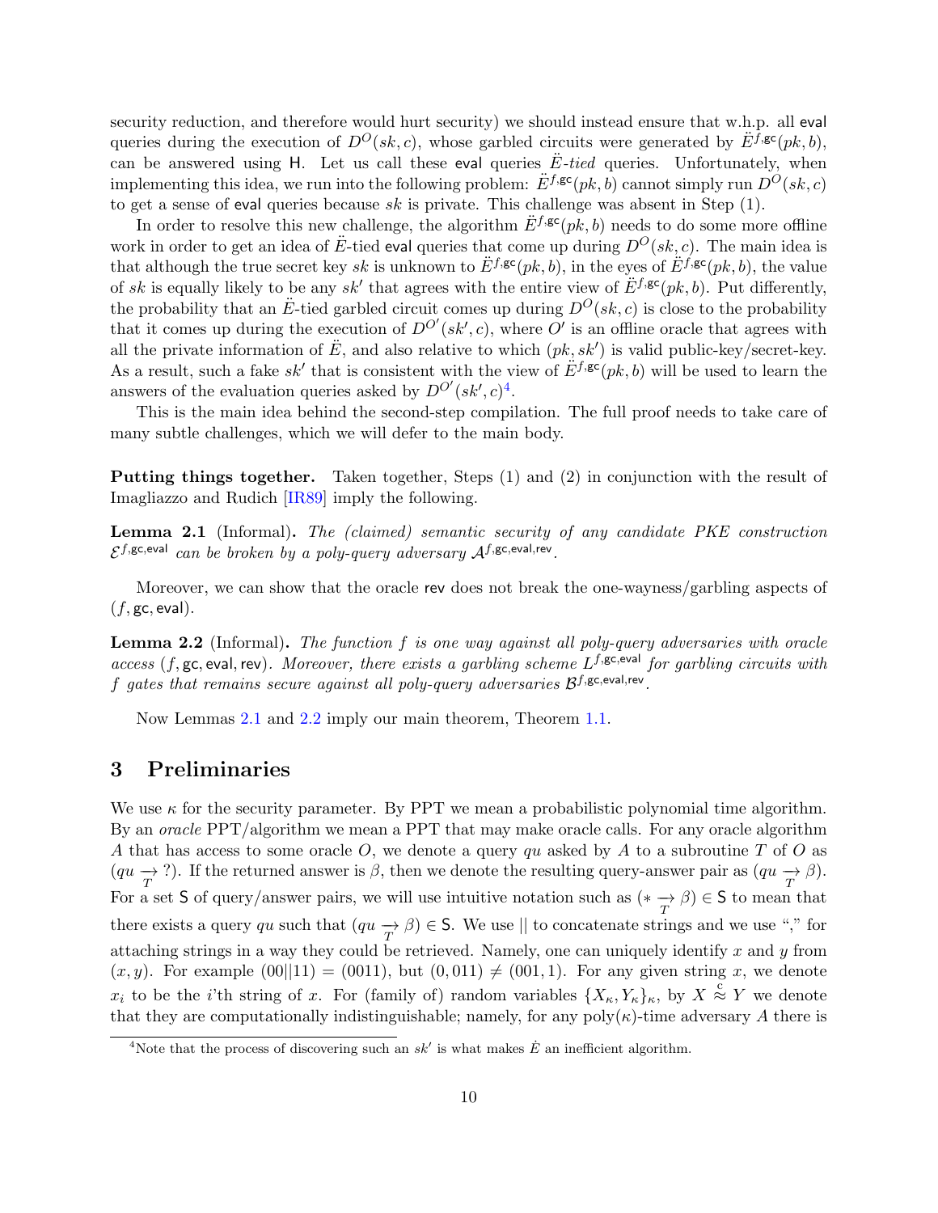security reduction, and therefore would hurt security) we should instead ensure that w.h.p. all $\mathsf{eval}$ queries during the execution of $D^O(sk, c)$, whose garbled circuits were generated by $\ddot{E}^{f,\mathsf{gc}}(pk, b)$, can be answered using $\mathsf{H}$. Let us call these $\mathsf{eval}$ queries *$\ddot{E}$-tied* queries. Unfortunately, when implementing this idea, we run into the following problem: $\ddot{E}^{f,\mathsf{gc}}(pk, b)$ cannot simply run $D^O(sk, c)$ to get a sense of $\mathsf{eval}$ queries because $sk$ is private. This challenge was absent in Step (1).

In order to resolve this new challenge, the algorithm $\ddot{E}^{f,\mathsf{gc}}(pk, b)$ needs to do some more offline work in order to get an idea of $\ddot{E}$-tied $\mathsf{eval}$ queries that come up during $D^O(sk, c)$. The main idea is that although the true secret key $sk$ is unknown to $\ddot{E}^{f,\mathsf{gc}}(pk, b)$, in the eyes of $\ddot{E}^{f,\mathsf{gc}}(pk, b)$, the value of $sk$ is equally likely to be any $sk'$ that agrees with the entire view of $\ddot{E}^{f,\mathsf{gc}}(pk, b)$. Put differently, the probability that an $\ddot{E}$-tied garbled circuit comes up during $D^O(sk, c)$ is close to the probability that it comes up during the execution of $D^{O'}(sk', c)$, where $O'$ is an offline oracle that agrees with all the private information of $\ddot{E}$, and also relative to which $(pk, sk')$ is valid public-key/secret-key. As a result, such a fake $sk'$ that is consistent with the view of $\ddot{E}^{f,\mathsf{gc}}(pk, b)$ will be used to learn the answers of the evaluation queries asked by $D^{O'}(sk', c)$[4].

This is the main idea behind the second-step compilation. The full proof needs to take care of many subtle challenges, which we will defer to the main body.

**Putting things together.** Taken together, Steps (1) and (2) in conjunction with the result of Imagliazzo and Rudich [IR89] imply the following.

**Lemma 2.1** (Informal)**.** *The (claimed) semantic security of any candidate PKE construction $\mathcal{E}^{f,\mathsf{gc},\mathsf{eval}}$ can be broken by a poly-query adversary $\mathcal{A}^{f,\mathsf{gc},\mathsf{eval},\mathsf{rev}}$.*

Moreover, we can show that the oracle $\mathsf{rev}$ does not break the one-wayness/garbling aspects of $(f, \mathsf{gc}, \mathsf{eval})$.

**Lemma 2.2** (Informal)**.** *The function $f$ is one way against all poly-query adversaries with oracle access $(f, \mathsf{gc}, \mathsf{eval}, \mathsf{rev})$. Moreover, there exists a garbling scheme $L^{f,\mathsf{gc},\mathsf{eval}}$ for garbling circuits with $f$ gates that remains secure against all poly-query adversaries $\mathcal{B}^{f,\mathsf{gc},\mathsf{eval},\mathsf{rev}}$.*

Now Lemmas 2.1 and 2.2 imply our main theorem, Theorem 1.1.

# 3 Preliminaries

We use $\kappa$ for the security parameter. By PPT we mean a probabilistic polynomial time algorithm. By an *oracle* PPT/algorithm we mean a PPT that may make oracle calls. For any oracle algorithm $A$ that has access to some oracle $O$, we denote a query $qu$ asked by $A$ to a subroutine $T$ of $O$ as $(qu \underset{T}{\rightarrow} ?)$. If the returned answer is $\beta$, then we denote the resulting query-answer pair as $(qu \underset{T}{\rightarrow} \beta)$. For a set $\mathsf{S}$ of query/answer pairs, we will use intuitive notation such as $(* \underset{T}{\rightarrow} \beta) \in \mathsf{S}$ to mean that there exists a query $qu$ such that $(qu \underset{T}{\rightarrow} \beta) \in \mathsf{S}$. We use $||$ to concatenate strings and we use "," for attaching strings in a way they could be retrieved. Namely, one can uniquely identify $x$ and $y$ from $(x, y)$. For example $(00||11) = (0011)$, but $(0, 011) \neq (001, 1)$. For any given string $x$, we denote $x_i$ to be the $i$'th string of $x$. For (family of) random variables $\{X_\kappa, Y_\kappa\}_\kappa$, by $X \overset{c}{\approx} Y$ we denote that they are computationally indistinguishable; namely, for any $\text{poly}(\kappa)$-time adversary $A$ there is

[4] Note that the process of discovering such an $sk'$ is what makes $\ddot{E}$ an inefficient algorithm.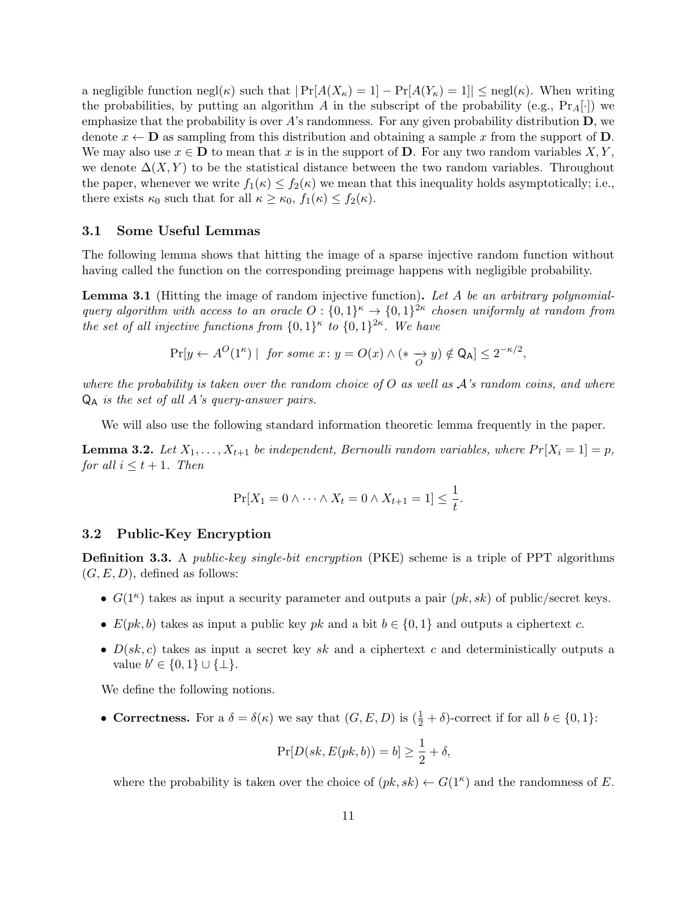a negligible function $\text{negl}(\kappa)$ such that $|\Pr[A(X_\kappa) = 1] - \Pr[A(Y_\kappa) = 1]| \leq \text{negl}(\kappa)$. When writing the probabilities, by putting an algorithm $A$ in the subscript of the probability (e.g., $\Pr_A[\cdot]$) we emphasize that the probability is over $A$'s randomness. For any given probability distribution $\mathbf{D}$, we denote $x \leftarrow \mathbf{D}$ as sampling from this distribution and obtaining a sample $x$ from the support of $\mathbf{D}$. We may also use $x \in \mathbf{D}$ to mean that $x$ is in the support of $\mathbf{D}$. For any two random variables $X, Y$, we denote $\Delta(X, Y)$ to be the statistical distance between the two random variables. Throughout the paper, whenever we write $f_1(\kappa) \leq f_2(\kappa)$ we mean that this inequality holds asymptotically; i.e., there exists $\kappa_0$ such that for all $\kappa \geq \kappa_0$, $f_1(\kappa) \leq f_2(\kappa)$.

### 3.1 Some Useful Lemmas

The following lemma shows that hitting the image of a sparse injective random function without having called the function on the corresponding preimage happens with negligible probability.

**Lemma 3.1** (Hitting the image of random injective function)**.** *Let $A$ be an arbitrary polynomial-query algorithm with access to an oracle $O : \{0,1\}^\kappa \to \{0,1\}^{2\kappa}$ chosen uniformly at random from the set of all injective functions from $\{0,1\}^\kappa$ to $\{0,1\}^{2\kappa}$. We have*

$$\Pr[y \leftarrow A^O(1^\kappa) \mid \text{ for some } x\colon y = O(x) \wedge (* \underset{O}{\rightarrow} y) \notin \mathsf{Q_A}] \leq 2^{-\kappa/2},$$

*where the probability is taken over the random choice of $O$ as well as $\mathcal{A}$'s random coins, and where $\mathsf{Q_A}$ is the set of all $A$'s query-answer pairs.*

We will also use the following standard information theoretic lemma frequently in the paper.

**Lemma 3.2.** *Let $X_1, \dots, X_{t+1}$ be independent, Bernoulli random variables, where $Pr[X_i = 1] = p$, for all $i \leq t + 1$. Then*

$$\Pr[X_1 = 0 \wedge \cdots \wedge X_t = 0 \wedge X_{t+1} = 1] \leq \frac{1}{t}.$$

### 3.2 Public-Key Encryption

**Definition 3.3.** A *public-key single-bit encryption* (PKE) scheme is a triple of PPT algorithms $(G, E, D)$, defined as follows:

- $G(1^\kappa)$ takes as input a security parameter and outputs a pair $(pk, sk)$ of public/secret keys.
- $E(pk, b)$ takes as input a public key $pk$ and a bit $b \in \{0,1\}$ and outputs a ciphertext $c$.
- $D(sk, c)$ takes as input a secret key $sk$ and a ciphertext $c$ and deterministically outputs a value $b' \in \{0,1\} \cup \{\perp\}$.

We define the following notions.

- **Correctness.** For a $\delta = \delta(\kappa)$ we say that $(G, E, D)$ is $(\frac{1}{2} + \delta)$-correct if for all $b \in \{0,1\}$:

$$\Pr[D(sk, E(pk, b)) = b] \geq \frac{1}{2} + \delta,$$

  where the probability is taken over the choice of $(pk, sk) \leftarrow G(1^\kappa)$ and the randomness of $E$.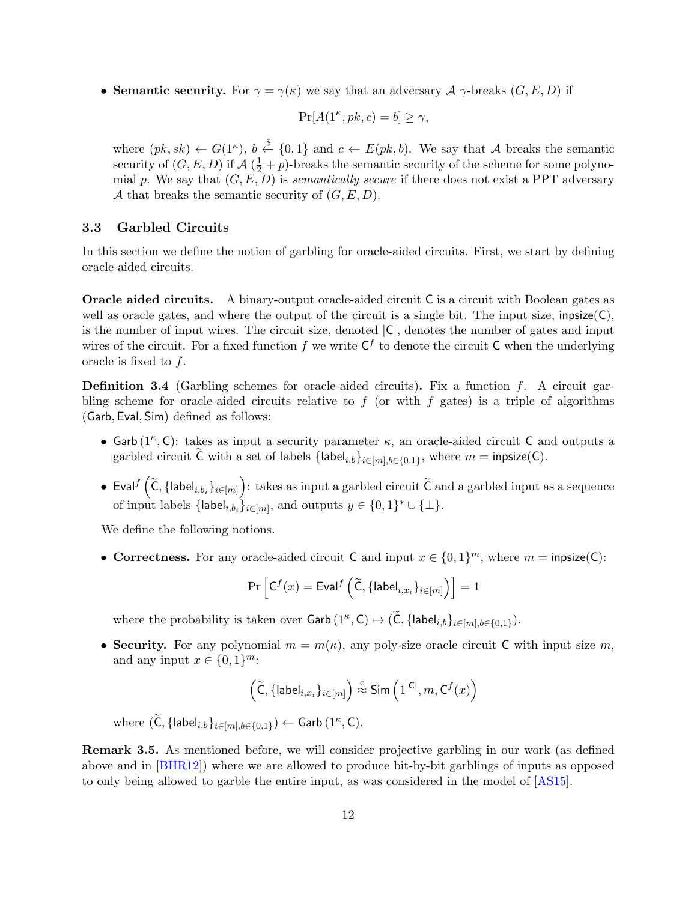- **Semantic security.** For $\gamma = \gamma(\kappa)$ we say that an adversary $\mathcal{A}$ $\gamma$-breaks $(G, E, D)$ if

$$\Pr[A(1^\kappa, pk, c) = b] \geq \gamma,$$

where $(pk, sk) \leftarrow G(1^\kappa)$, $b \xleftarrow{\$} \{0,1\}$ and $c \leftarrow E(pk, b)$. We say that $\mathcal{A}$ breaks the semantic security of $(G, E, D)$ if $\mathcal{A}$ $(\frac{1}{2} + p)$-breaks the semantic security of the scheme for some polynomial $p$. We say that $(G, E, D)$ is *semantically secure* if there does not exist a PPT adversary $\mathcal{A}$ that breaks the semantic security of $(G, E, D)$.

### 3.3 Garbled Circuits

In this section we define the notion of garbling for oracle-aided circuits. First, we start by defining oracle-aided circuits.

**Oracle aided circuits.** A binary-output oracle-aided circuit $\mathsf{C}$ is a circuit with Boolean gates as well as oracle gates, and where the output of the circuit is a single bit. The input size, $\mathsf{inpsize}(\mathsf{C})$, is the number of input wires. The circuit size, denoted $|\mathsf{C}|$, denotes the number of gates and input wires of the circuit. For a fixed function $f$ we write $\mathsf{C}^f$ to denote the circuit $\mathsf{C}$ when the underlying oracle is fixed to $f$.

**Definition 3.4** (Garbling schemes for oracle-aided circuits)**.** Fix a function $f$. A circuit garbling scheme for oracle-aided circuits relative to $f$ (or with $f$ gates) is a triple of algorithms $(\mathsf{Garb}, \mathsf{Eval}, \mathsf{Sim})$ defined as follows:

- $\mathsf{Garb}(1^\kappa, \mathsf{C})$: takes as input a security parameter $\kappa$, an oracle-aided circuit $\mathsf{C}$ and outputs a garbled circuit $\widetilde{\mathsf{C}}$ with a set of labels $\{\mathsf{label}_{i,b}\}_{i\in[m], b\in\{0,1\}}$, where $m = \mathsf{inpsize}(\mathsf{C})$.
- $\mathsf{Eval}^f\left(\widetilde{\mathsf{C}}, \{\mathsf{label}_{i,b_i}\}_{i\in[m]}\right)$: takes as input a garbled circuit $\widetilde{\mathsf{C}}$ and a garbled input as a sequence of input labels $\{\mathsf{label}_{i,b_i}\}_{i\in[m]}$, and outputs $y \in \{0,1\}^* \cup \{\bot\}$.

We define the following notions.

- **Correctness.** For any oracle-aided circuit $\mathsf{C}$ and input $x \in \{0,1\}^m$, where $m = \mathsf{inpsize}(\mathsf{C})$:

$$\Pr\left[\mathsf{C}^f(x) = \mathsf{Eval}^f\left(\widetilde{\mathsf{C}}, \{\mathsf{label}_{i,x_i}\}_{i\in[m]}\right)\right] = 1$$

where the probability is taken over $\mathsf{Garb}(1^\kappa, \mathsf{C}) \mapsto (\widetilde{\mathsf{C}}, \{\mathsf{label}_{i,b}\}_{i\in[m], b\in\{0,1\}})$.

- **Security.** For any polynomial $m = m(\kappa)$, any poly-size oracle circuit $\mathsf{C}$ with input size $m$, and any input $x \in \{0,1\}^m$:

$$\left(\widetilde{\mathsf{C}}, \{\mathsf{label}_{i,x_i}\}_{i\in[m]}\right) \stackrel{c}{\approx} \mathsf{Sim}\left(1^{|\mathsf{C}|}, m, \mathsf{C}^f(x)\right)$$

where $(\widetilde{\mathsf{C}}, \{\mathsf{label}_{i,b}\}_{i\in[m], b\in\{0,1\}}) \leftarrow \mathsf{Garb}(1^\kappa, \mathsf{C})$.

**Remark 3.5.** As mentioned before, we will consider projective garbling in our work (as defined above and in [BHR12]) where we are allowed to produce bit-by-bit garblings of inputs as opposed to only being allowed to garble the entire input, as was considered in the model of [AS15].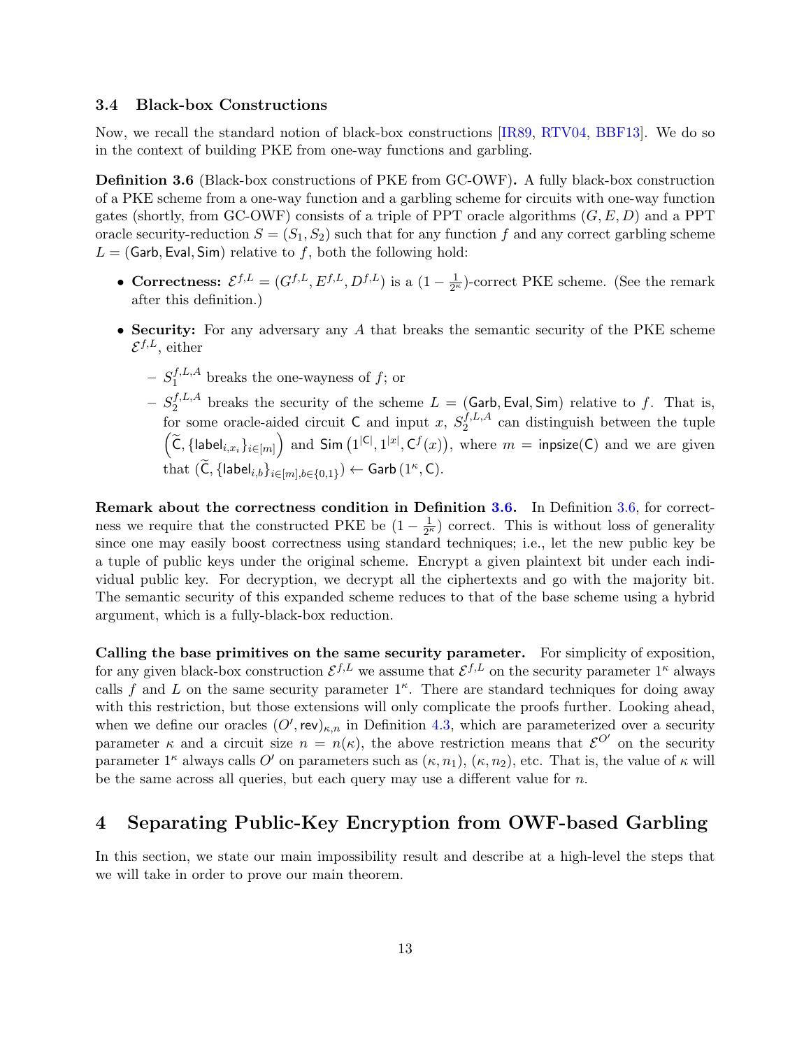### 3.4 Black-box Constructions

Now, we recall the standard notion of black-box constructions [IR89, RTV04, BBF13]. We do so in the context of building PKE from one-way functions and garbling.

**Definition 3.6** (Black-box constructions of PKE from GC-OWF)**.** A fully black-box construction of a PKE scheme from a one-way function and a garbling scheme for circuits with one-way function gates (shortly, from GC-OWF) consists of a triple of PPT oracle algorithms $(G, E, D)$ and a PPT oracle security-reduction $S = (S_1, S_2)$ such that for any function $f$ and any correct garbling scheme $L = (\mathsf{Garb}, \mathsf{Eval}, \mathsf{Sim})$ relative to $f$, both the following hold:

- **Correctness:** $\mathcal{E}^{f,L} = (G^{f,L}, E^{f,L}, D^{f,L})$ is a $(1 - \frac{1}{2^\kappa})$-correct PKE scheme. (See the remark after this definition.)
- **Security:** For any adversary any $A$ that breaks the semantic security of the PKE scheme $\mathcal{E}^{f,L}$, either
  - $S_1^{f,L,A}$ breaks the one-wayness of $f$; or
  - $S_2^{f,L,A}$ breaks the security of the scheme $L = (\mathsf{Garb}, \mathsf{Eval}, \mathsf{Sim})$ relative to $f$. That is, for some oracle-aided circuit $\mathsf{C}$ and input $x$, $S_2^{f,L,A}$ can distinguish between the tuple $\left(\widetilde{\mathsf{C}}, \{\mathsf{label}_{i,x_i}\}_{i\in[m]}\right)$ and $\mathsf{Sim}\left(1^{|\mathsf{C}|}, 1^{|x|}, \mathsf{C}^f(x)\right)$, where $m = \mathsf{inpsize}(\mathsf{C})$ and we are given that $(\widetilde{\mathsf{C}}, \{\mathsf{label}_{i,b}\}_{i\in[m],b\in\{0,1\}}) \leftarrow \mathsf{Garb}\left(1^\kappa, \mathsf{C}\right)$.

**Remark about the correctness condition in Definition 3.6.** In Definition 3.6, for correctness we require that the constructed PKE be $(1 - \frac{1}{2^\kappa})$ correct. This is without loss of generality since one may easily boost correctness using standard techniques; i.e., let the new public key be a tuple of public keys under the original scheme. Encrypt a given plaintext bit under each individual public key. For decryption, we decrypt all the ciphertexts and go with the majority bit. The semantic security of this expanded scheme reduces to that of the base scheme using a hybrid argument, which is a fully-black-box reduction.

**Calling the base primitives on the same security parameter.** For simplicity of exposition, for any given black-box construction $\mathcal{E}^{f,L}$ we assume that $\mathcal{E}^{f,L}$ on the security parameter $1^\kappa$ always calls $f$ and $L$ on the same security parameter $1^\kappa$. There are standard techniques for doing away with this restriction, but those extensions will only complicate the proofs further. Looking ahead, when we define our oracles $(O', \mathsf{rev})_{\kappa,n}$ in Definition 4.3, which are parameterized over a security parameter $\kappa$ and a circuit size $n = n(\kappa)$, the above restriction means that $\mathcal{E}^{O'}$ on the security parameter $1^\kappa$ always calls $O'$ on parameters such as $(\kappa, n_1)$, $(\kappa, n_2)$, etc. That is, the value of $\kappa$ will be the same across all queries, but each query may use a different value for $n$.

# 4 Separating Public-Key Encryption from OWF-based Garbling

In this section, we state our main impossibility result and describe at a high-level the steps that we will take in order to prove our main theorem.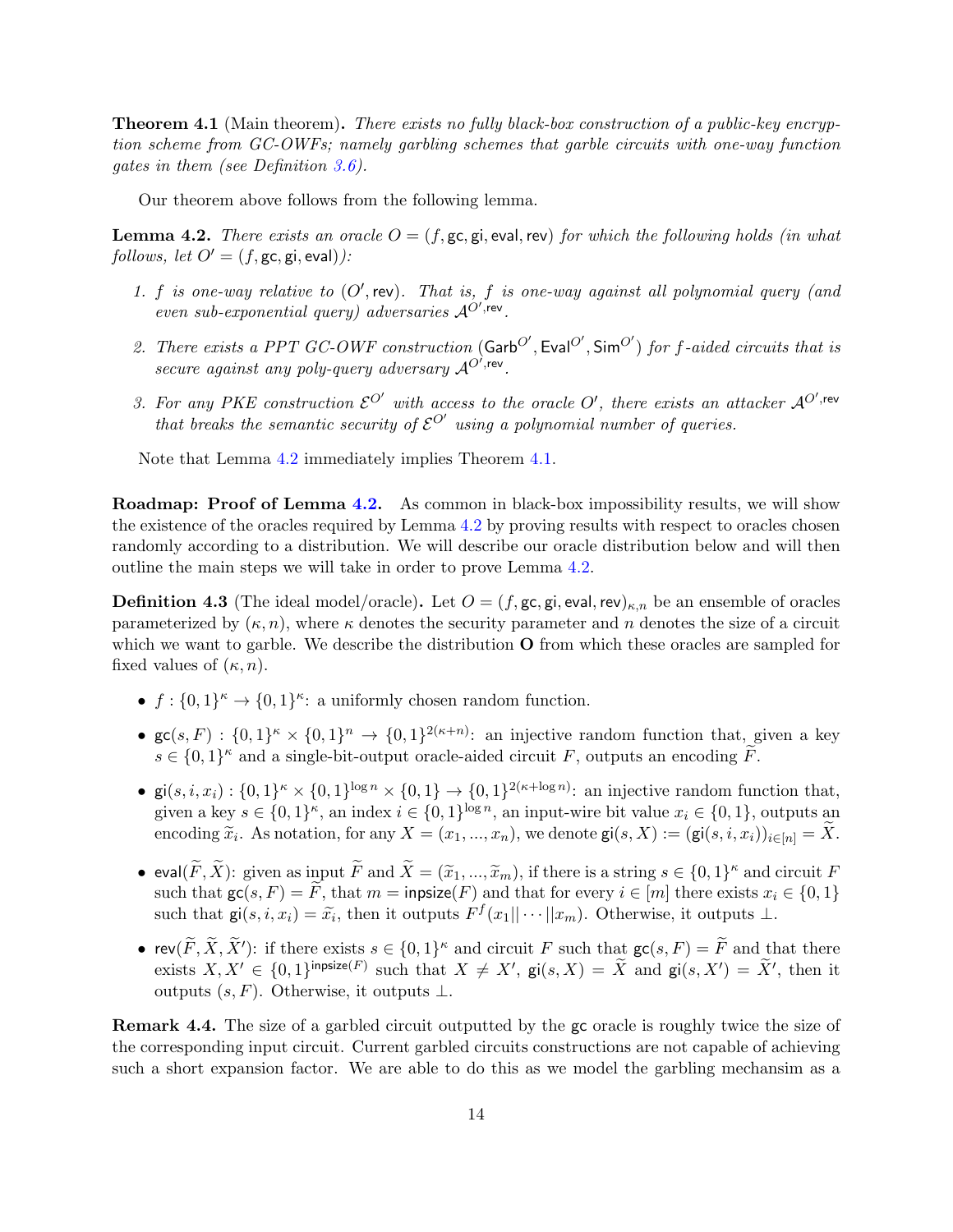**Theorem 4.1** (Main theorem)**.** *There exists no fully black-box construction of a public-key encryption scheme from GC-OWFs; namely garbling schemes that garble circuits with one-way function gates in them (see Definition 3.6).*

Our theorem above follows from the following lemma.

**Lemma 4.2.** *There exists an oracle $O = (f, \mathsf{gc}, \mathsf{gi}, \mathsf{eval}, \mathsf{rev})$ for which the following holds (in what follows, let $O' = (f, \mathsf{gc}, \mathsf{gi}, \mathsf{eval})$):*

1. *$f$ is one-way relative to $(O', \mathsf{rev})$. That is, $f$ is one-way against all polynomial query (and even sub-exponential query) adversaries $\mathcal{A}^{O',\mathsf{rev}}$.*
2. *There exists a PPT GC-OWF construction $(\mathsf{Garb}^{O'}, \mathsf{Eval}^{O'}, \mathsf{Sim}^{O'})$ for $f$-aided circuits that is secure against any poly-query adversary $\mathcal{A}^{O',\mathsf{rev}}$.*
3. *For any PKE construction $\mathcal{E}^{O'}$ with access to the oracle $O'$, there exists an attacker $\mathcal{A}^{O',\mathsf{rev}}$ that breaks the semantic security of $\mathcal{E}^{O'}$ using a polynomial number of queries.*

Note that Lemma 4.2 immediately implies Theorem 4.1.

**Roadmap: Proof of Lemma 4.2.** As common in black-box impossibility results, we will show the existence of the oracles required by Lemma 4.2 by proving results with respect to oracles chosen randomly according to a distribution. We will describe our oracle distribution below and will then outline the main steps we will take in order to prove Lemma 4.2.

**Definition 4.3** (The ideal model/oracle)**.** Let $O = (f, \mathsf{gc}, \mathsf{gi}, \mathsf{eval}, \mathsf{rev})_{\kappa,n}$ be an ensemble of oracles parameterized by $(\kappa, n)$, where $\kappa$ denotes the security parameter and $n$ denotes the size of a circuit which we want to garble. We describe the distribution $\mathbf{O}$ from which these oracles are sampled for fixed values of $(\kappa, n)$.

- $f : \{0,1\}^\kappa \to \{0,1\}^\kappa$: a uniformly chosen random function.
- $\mathsf{gc}(s, F) : \{0,1\}^\kappa \times \{0,1\}^n \to \{0,1\}^{2(\kappa+n)}$: an injective random function that, given a key $s \in \{0,1\}^\kappa$ and a single-bit-output oracle-aided circuit $F$, outputs an encoding $\widetilde{F}$.
- $\mathsf{gi}(s, i, x_i) : \{0,1\}^\kappa \times \{0,1\}^{\log n} \times \{0,1\} \to \{0,1\}^{2(\kappa+\log n)}$: an injective random function that, given a key $s \in \{0,1\}^\kappa$, an index $i \in \{0,1\}^{\log n}$, an input-wire bit value $x_i \in \{0,1\}$, outputs an encoding $\widetilde{x}_i$. As notation, for any $X = (x_1, ..., x_n)$, we denote $\mathsf{gi}(s, X) := (\mathsf{gi}(s, i, x_i))_{i \in [n]} = \widetilde{X}$.
- $\mathsf{eval}(\widetilde{F}, \widetilde{X})$: given as input $\widetilde{F}$ and $\widetilde{X} = (\widetilde{x}_1, ..., \widetilde{x}_m)$, if there is a string $s \in \{0,1\}^\kappa$ and circuit $F$ such that $\mathsf{gc}(s, F) = \widetilde{F}$, that $m = \mathsf{inpsize}(F)$ and that for every $i \in [m]$ there exists $x_i \in \{0,1\}$ such that $\mathsf{gi}(s, i, x_i) = \widetilde{x}_i$, then it outputs $F^f(x_1 || \cdots || x_m)$. Otherwise, it outputs $\perp$.
- $\mathsf{rev}(\widetilde{F}, \widetilde{X}, \widetilde{X}')$: if there exists $s \in \{0,1\}^\kappa$ and circuit $F$ such that $\mathsf{gc}(s, F) = \widetilde{F}$ and that there exists $X, X' \in \{0,1\}^{\mathsf{inpsize}(F)}$ such that $X \neq X'$, $\mathsf{gi}(s, X) = \widetilde{X}$ and $\mathsf{gi}(s, X') = \widetilde{X}'$, then it outputs $(s, F)$. Otherwise, it outputs $\perp$.

**Remark 4.4.** The size of a garbled circuit outputted by the $\mathsf{gc}$ oracle is roughly twice the size of the corresponding input circuit. Current garbled circuits constructions are not capable of achieving such a short expansion factor. We are able to do this as we model the garbling mechansim as a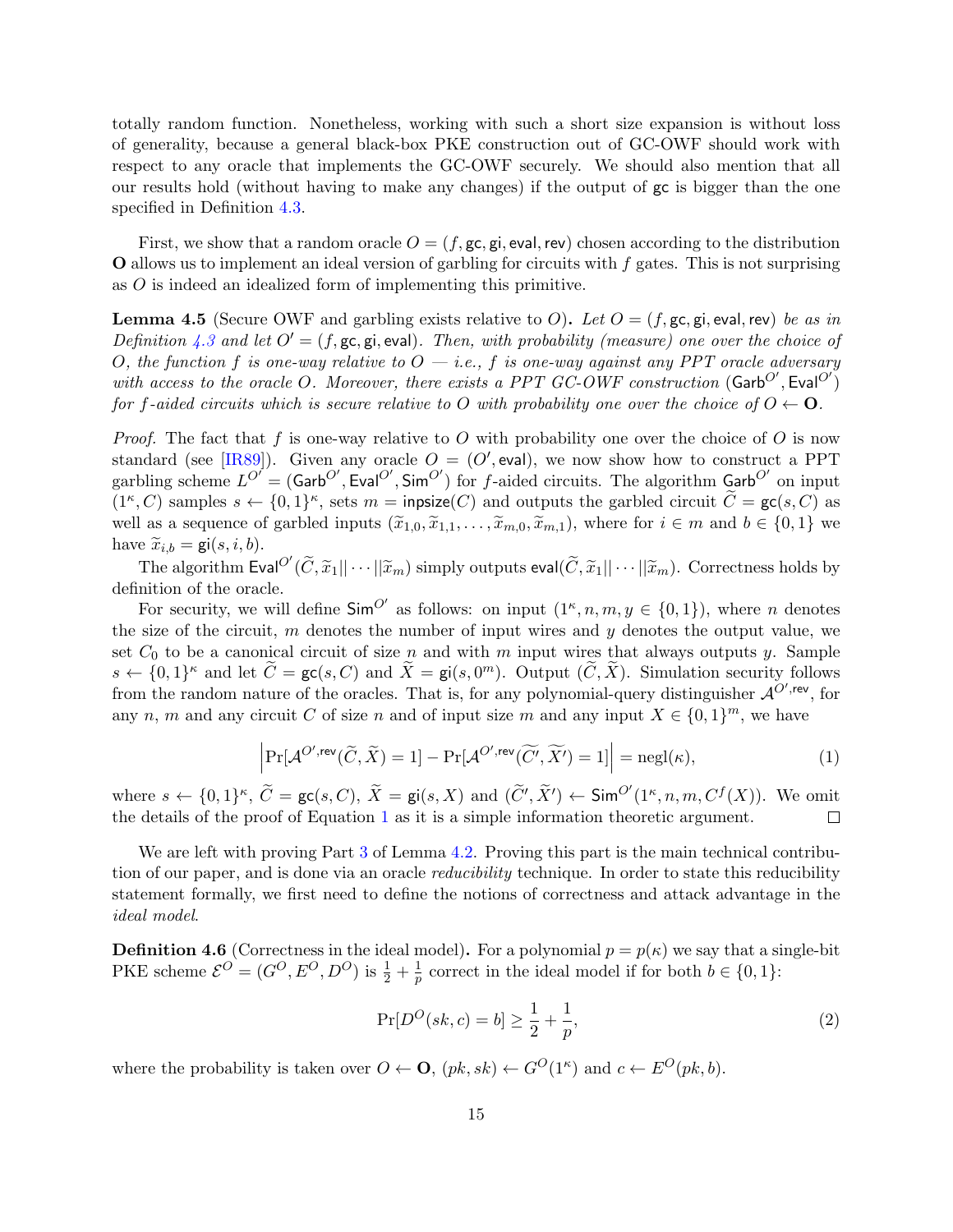totally random function. Nonetheless, working with such a short size expansion is without loss of generality, because a general black-box PKE construction out of GC-OWF should work with respect to any oracle that implements the GC-OWF securely. We should also mention that all our results hold (without having to make any changes) if the output of $\mathsf{gc}$ is bigger than the one specified in Definition 4.3.

First, we show that a random oracle $O = (f, \mathsf{gc}, \mathsf{gi}, \mathsf{eval}, \mathsf{rev})$ chosen according to the distribution $\mathbf{O}$ allows us to implement an ideal version of garbling for circuits with $f$ gates. This is not surprising as $O$ is indeed an idealized form of implementing this primitive.

**Lemma 4.5** (Secure OWF and garbling exists relative to $O$)**.** *Let $O = (f, \mathsf{gc}, \mathsf{gi}, \mathsf{eval}, \mathsf{rev})$ be as in Definition 4.3 and let $O' = (f, \mathsf{gc}, \mathsf{gi}, \mathsf{eval})$. Then, with probability (measure) one over the choice of $O$, the function $f$ is one-way relative to $O$ — i.e., $f$ is one-way against any PPT oracle adversary with access to the oracle $O$. Moreover, there exists a PPT GC-OWF construction $(\mathsf{Garb}^{O'}, \mathsf{Eval}^{O'})$ for $f$-aided circuits which is secure relative to $O$ with probability one over the choice of $O \leftarrow \mathbf{O}$.*

*Proof.* The fact that $f$ is one-way relative to $O$ with probability one over the choice of $O$ is now standard (see [IR89]). Given any oracle $O = (O', \mathsf{eval})$, we now show how to construct a PPT garbling scheme $L^{O'} = (\mathsf{Garb}^{O'}, \mathsf{Eval}^{O'}, \mathsf{Sim}^{O'})$ for $f$-aided circuits. The algorithm $\mathsf{Garb}^{O'}$ on input $(1^\kappa, C)$ samples $s \leftarrow \{0,1\}^\kappa$, sets $m = \mathsf{inpsize}(C)$ and outputs the garbled circuit $\widetilde{C} = \mathsf{gc}(s, C)$ as well as a sequence of garbled inputs $(\widetilde{x}_{1,0}, \widetilde{x}_{1,1}, \ldots, \widetilde{x}_{m,0}, \widetilde{x}_{m,1})$, where for $i \in m$ and $b \in \{0,1\}$ we have $\widetilde{x}_{i,b} = \mathsf{gi}(s, i, b)$.

The algorithm $\mathsf{Eval}^{O'}(\widetilde{C}, \widetilde{x}_1 || \cdots || \widetilde{x}_m)$ simply outputs $\mathsf{eval}(\widetilde{C}, \widetilde{x}_1 || \cdots || \widetilde{x}_m)$. Correctness holds by definition of the oracle.

For security, we will define $\mathsf{Sim}^{O'}$ as follows: on input $(1^\kappa, n, m, y \in \{0,1\})$, where $n$ denotes the size of the circuit, $m$ denotes the number of input wires and $y$ denotes the output value, we set $C_0$ to be a canonical circuit of size $n$ and with $m$ input wires that always outputs $y$. Sample $s \leftarrow \{0,1\}^\kappa$ and let $\widetilde{C} = \mathsf{gc}(s, C)$ and $\widetilde{X} = \mathsf{gi}(s, 0^m)$. Output $(\widetilde{C}, \widetilde{X})$. Simulation security follows from the random nature of the oracles. That is, for any polynomial-query distinguisher $\mathcal{A}^{O', \mathsf{rev}}$, for any $n$, $m$ and any circuit $C$ of size $n$ and of input size $m$ and any input $X \in \{0,1\}^m$, we have

$$\left| \Pr[\mathcal{A}^{O', \mathsf{rev}}(\widetilde{C}, \widetilde{X}) = 1] - \Pr[\mathcal{A}^{O', \mathsf{rev}}(\widetilde{C'}, \widetilde{X'}) = 1] \right| = \operatorname{negl}(\kappa), \tag{1}$$

where $s \leftarrow \{0,1\}^\kappa$, $\widetilde{C} = \mathsf{gc}(s, C)$, $\widetilde{X} = \mathsf{gi}(s, X)$ and $(\widetilde{C'}, \widetilde{X'}) \leftarrow \mathsf{Sim}^{O'}(1^\kappa, n, m, C^f(X))$. We omit the details of the proof of Equation 1 as it is a simple information theoretic argument. $\square$

We are left with proving Part 3 of Lemma 4.2. Proving this part is the main technical contribution of our paper, and is done via an oracle *reducibility* technique. In order to state this reducibility statement formally, we first need to define the notions of correctness and attack advantage in the *ideal model*.

**Definition 4.6** (Correctness in the ideal model)**.** For a polynomial $p = p(\kappa)$ we say that a single-bit PKE scheme $\mathcal{E}^O = (G^O, E^O, D^O)$ is $\frac{1}{2} + \frac{1}{p}$ correct in the ideal model if for both $b \in \{0,1\}$:

$$\Pr[D^O(sk, c) = b] \geq \frac{1}{2} + \frac{1}{p}, \tag{2}$$

where the probability is taken over $O \leftarrow \mathbf{O}$, $(pk, sk) \leftarrow G^O(1^\kappa)$ and $c \leftarrow E^O(pk, b)$.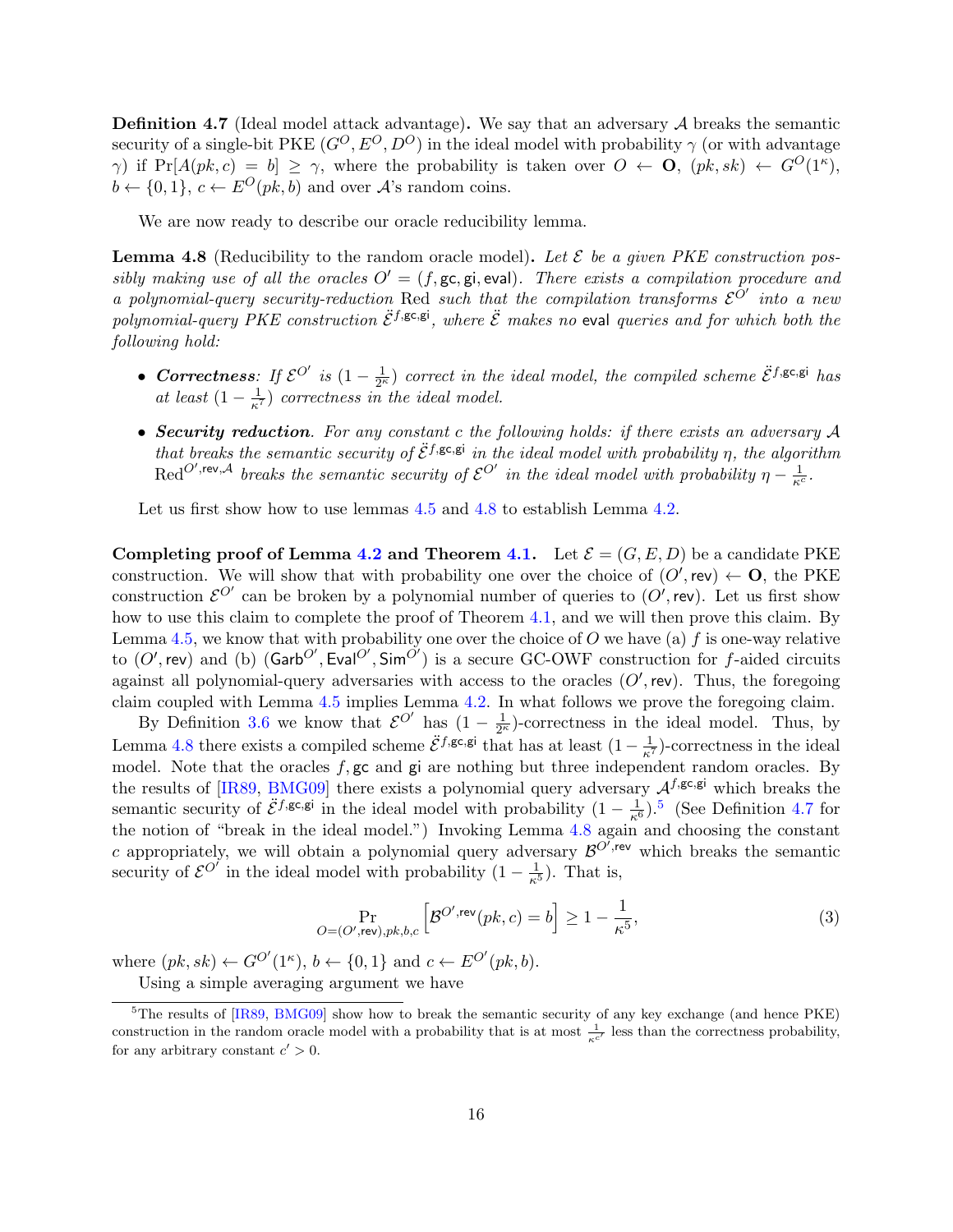**Definition 4.7** (Ideal model attack advantage)**.** We say that an adversary $\mathcal{A}$ breaks the semantic security of a single-bit PKE $(G^O, E^O, D^O)$ in the ideal model with probability $\gamma$ (or with advantage $\gamma$) if $\Pr[A(pk, c) = b] \geq \gamma$, where the probability is taken over $O \leftarrow \mathbf{O}$, $(pk, sk) \leftarrow G^O(1^\kappa)$, $b \leftarrow \{0, 1\}$, $c \leftarrow E^O(pk, b)$ and over $\mathcal{A}$'s random coins.

We are now ready to describe our oracle reducibility lemma.

**Lemma 4.8** (Reducibility to the random oracle model)**.** *Let $\mathcal{E}$ be a given PKE construction possibly making use of all the oracles $O' = (f, \mathsf{gc}, \mathsf{gi}, \mathsf{eval})$. There exists a compilation procedure and a polynomial-query security-reduction* Red *such that the compilation transforms $\mathcal{E}^{O'}$ into a new polynomial-query PKE construction $\ddot{\mathcal{E}}^{f,\mathsf{gc},\mathsf{gi}}$, where $\ddot{\mathcal{E}}$ makes no* eval *queries and for which both the following hold:*

- ***Correctness**: If $\mathcal{E}^{O'}$ is $(1 - \frac{1}{2^\kappa})$ correct in the ideal model, the compiled scheme $\ddot{\mathcal{E}}^{f,\mathsf{gc},\mathsf{gi}}$ has at least $(1 - \frac{1}{\kappa^7})$ correctness in the ideal model.*
- ***Security reduction**. For any constant $c$ the following holds: if there exists an adversary $\mathcal{A}$ that breaks the semantic security of $\ddot{\mathcal{E}}^{f,\mathsf{gc},\mathsf{gi}}$ in the ideal model with probability $\eta$, the algorithm $\mathrm{Red}^{O',\mathsf{rev},\mathcal{A}}$ breaks the semantic security of $\mathcal{E}^{O'}$ in the ideal model with probability $\eta - \frac{1}{\kappa^c}$.*

Let us first show how to use lemmas 4.5 and 4.8 to establish Lemma 4.2.

**Completing proof of Lemma 4.2 and Theorem 4.1.** Let $\mathcal{E} = (G, E, D)$ be a candidate PKE construction. We will show that with probability one over the choice of $(O', \mathsf{rev}) \leftarrow \mathbf{O}$, the PKE construction $\mathcal{E}^{O'}$ can be broken by a polynomial number of queries to $(O', \mathsf{rev})$. Let us first show how to use this claim to complete the proof of Theorem 4.1, and we will then prove this claim. By Lemma 4.5, we know that with probability one over the choice of $O$ we have (a) $f$ is one-way relative to $(O', \mathsf{rev})$ and (b) $(\mathsf{Garb}^{O'}, \mathsf{Eval}^{O'}, \mathsf{Sim}^{O'})$ is a secure GC-OWF construction for $f$-aided circuits against all polynomial-query adversaries with access to the oracles $(O', \mathsf{rev})$. Thus, the foregoing claim coupled with Lemma 4.5 implies Lemma 4.2. In what follows we prove the foregoing claim.

By Definition 3.6 we know that $\mathcal{E}^{O'}$ has $(1 - \frac{1}{2^\kappa})$-correctness in the ideal model. Thus, by Lemma 4.8 there exists a compiled scheme $\ddot{\mathcal{E}}^{f,\mathsf{gc},\mathsf{gi}}$ that has at least $(1 - \frac{1}{\kappa^7})$-correctness in the ideal model. Note that the oracles $f, \mathsf{gc}$ and $\mathsf{gi}$ are nothing but three independent random oracles. By the results of [IR89, BMG09] there exists a polynomial query adversary $\mathcal{A}^{f,\mathsf{gc},\mathsf{gi}}$ which breaks the semantic security of $\ddot{\mathcal{E}}^{f,\mathsf{gc},\mathsf{gi}}$ in the ideal model with probability $(1 - \frac{1}{\kappa^6})$.[5] (See Definition 4.7 for the notion of "break in the ideal model.") Invoking Lemma 4.8 again and choosing the constant $c$ appropriately, we will obtain a polynomial query adversary $\mathcal{B}^{O',\mathsf{rev}}$ which breaks the semantic security of $\mathcal{E}^{O'}$ in the ideal model with probability $(1 - \frac{1}{\kappa^5})$. That is,

$$\Pr_{O=(O',\mathsf{rev}),pk,b,c}\left[\mathcal{B}^{O',\mathsf{rev}}(pk, c) = b\right] \geq 1 - \frac{1}{\kappa^5}, \tag{3}$$

where $(pk, sk) \leftarrow G^{O'}(1^\kappa)$, $b \leftarrow \{0, 1\}$ and $c \leftarrow E^{O'}(pk, b)$.

Using a simple averaging argument we have

[5] The results of [IR89, BMG09] show how to break the semantic security of any key exchange (and hence PKE) construction in the random oracle model with a probability that is at most $\frac{1}{\kappa^{c'}}$ less than the correctness probability, for any arbitrary constant $c' > 0$.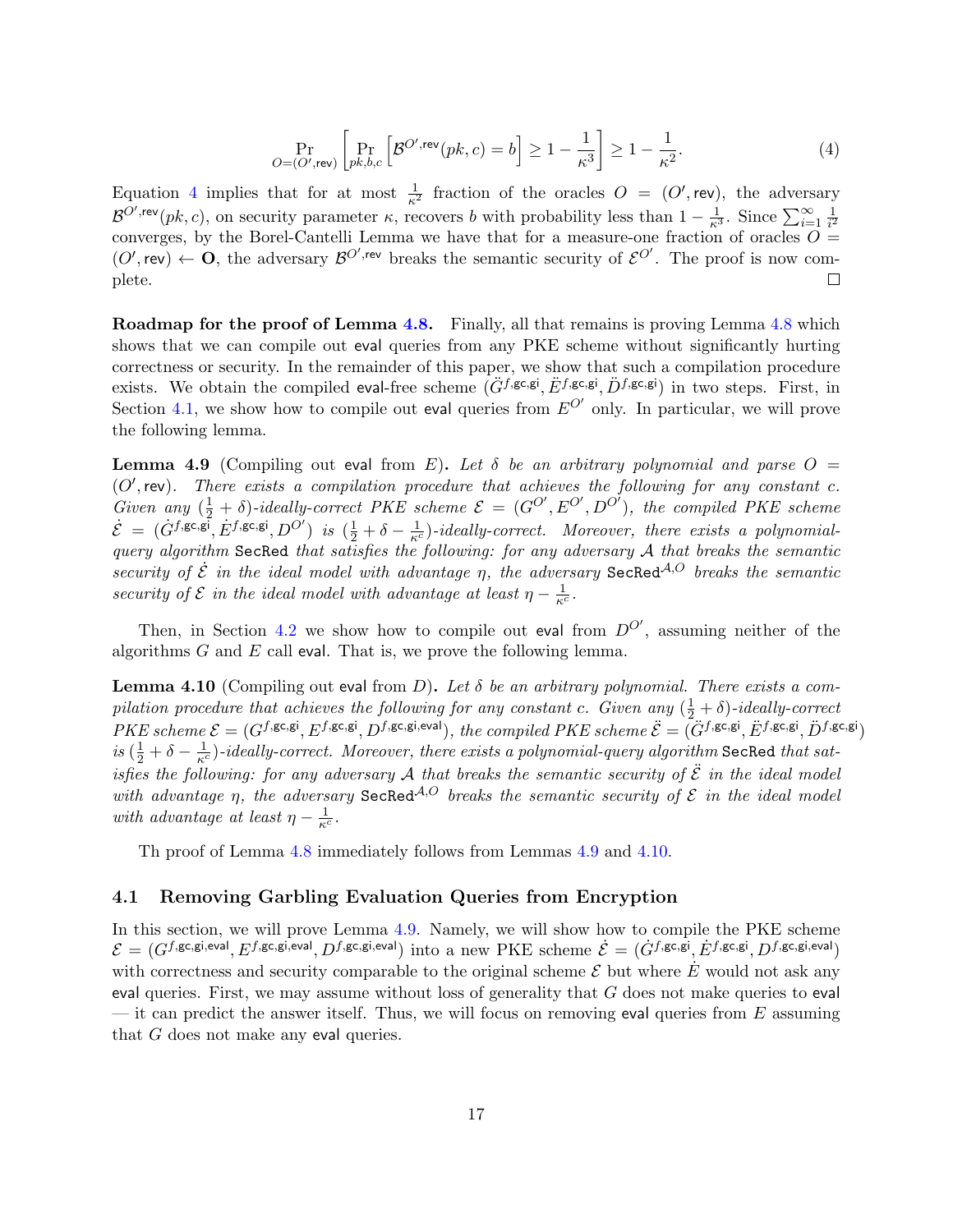$$\Pr_{O=(O',\mathsf{rev})}\left[\Pr_{pk,b,c}\left[\mathcal{B}^{O',\mathsf{rev}}(pk,c)=b\right]\geq 1-\frac{1}{\kappa^3}\right]\geq 1-\frac{1}{\kappa^2}. \tag{4}$$

Equation 4 implies that for at most $\frac{1}{\kappa^2}$ fraction of the oracles $O = (O', \mathsf{rev})$, the adversary $\mathcal{B}^{O',\mathsf{rev}}(pk, c)$, on security parameter $\kappa$, recovers $b$ with probability less than $1 - \frac{1}{\kappa^3}$. Since $\sum_{i=1}^{\infty} \frac{1}{i^2}$ converges, by the Borel-Cantelli Lemma we have that for a measure-one fraction of oracles $O = (O', \mathsf{rev}) \leftarrow \mathbf{O}$, the adversary $\mathcal{B}^{O',\mathsf{rev}}$ breaks the semantic security of $\mathcal{E}^{O'}$. The proof is now complete. □

**Roadmap for the proof of Lemma 4.8.** Finally, all that remains is proving Lemma 4.8 which shows that we can compile out $\mathsf{eval}$ queries from any PKE scheme without significantly hurting correctness or security. In the remainder of this paper, we show that such a compilation procedure exists. We obtain the compiled $\mathsf{eval}$-free scheme $(\ddot{G}^{f,\mathsf{gc},\mathsf{gi}}, \ddot{E}^{f,\mathsf{gc},\mathsf{gi}}, \ddot{D}^{f,\mathsf{gc},\mathsf{gi}})$ in two steps. First, in Section 4.1, we show how to compile out $\mathsf{eval}$ queries from $E^{O'}$ only. In particular, we will prove the following lemma.

**Lemma 4.9** (Compiling out $\mathsf{eval}$ from $E$)**.** *Let $\delta$ be an arbitrary polynomial and parse $O = (O', \mathsf{rev})$. There exists a compilation procedure that achieves the following for any constant $c$. Given any $(\frac{1}{2}+\delta)$-ideally-correct PKE scheme $\mathcal{E} = (G^{O'}, E^{O'}, D^{O'})$, the compiled PKE scheme $\dot{\mathcal{E}} = (\dot{G}^{f,\mathsf{gc},\mathsf{gi}}, \dot{E}^{f,\mathsf{gc},\mathsf{gi}}, D^{O'})$ is $(\frac{1}{2}+\delta-\frac{1}{\kappa^c})$-ideally-correct. Moreover, there exists a polynomial-query algorithm* $\mathsf{SecRed}$ *that satisfies the following: for any adversary $\mathcal{A}$ that breaks the semantic security of $\dot{\mathcal{E}}$ in the ideal model with advantage $\eta$, the adversary $\mathsf{SecRed}^{\mathcal{A},O}$ breaks the semantic security of $\mathcal{E}$ in the ideal model with advantage at least $\eta - \frac{1}{\kappa^c}$.*

Then, in Section 4.2 we show how to compile out $\mathsf{eval}$ from $D^{O'}$, assuming neither of the algorithms $G$ and $E$ call $\mathsf{eval}$. That is, we prove the following lemma.

**Lemma 4.10** (Compiling out $\mathsf{eval}$ from $D$)**.** *Let $\delta$ be an arbitrary polynomial. There exists a compilation procedure that achieves the following for any constant $c$. Given any $(\frac{1}{2}+\delta)$-ideally-correct PKE scheme $\mathcal{E} = (G^{f,\mathsf{gc},\mathsf{gi}}, E^{f,\mathsf{gc},\mathsf{gi}}, D^{f,\mathsf{gc},\mathsf{gi},\mathsf{eval}})$, the compiled PKE scheme $\ddot{\mathcal{E}} = (\ddot{G}^{f,\mathsf{gc},\mathsf{gi}}, \ddot{E}^{f,\mathsf{gc},\mathsf{gi}}, \ddot{D}^{f,\mathsf{gc},\mathsf{gi}})$ is $(\frac{1}{2}+\delta-\frac{1}{\kappa^c})$-ideally-correct. Moreover, there exists a polynomial-query algorithm* $\mathsf{SecRed}$ *that satisfies the following: for any adversary $\mathcal{A}$ that breaks the semantic security of $\ddot{\mathcal{E}}$ in the ideal model with advantage $\eta$, the adversary $\mathsf{SecRed}^{\mathcal{A},O}$ breaks the semantic security of $\mathcal{E}$ in the ideal model with advantage at least $\eta - \frac{1}{\kappa^c}$.*

Th proof of Lemma 4.8 immediately follows from Lemmas 4.9 and 4.10.

## 4.1 Removing Garbling Evaluation Queries from Encryption

In this section, we will prove Lemma 4.9. Namely, we will show how to compile the PKE scheme $\mathcal{E} = (G^{f,\mathsf{gc},\mathsf{gi},\mathsf{eval}}, E^{f,\mathsf{gc},\mathsf{gi},\mathsf{eval}}, D^{f,\mathsf{gc},\mathsf{gi},\mathsf{eval}})$ into a new PKE scheme $\dot{\mathcal{E}} = (\dot{G}^{f,\mathsf{gc},\mathsf{gi}}, \dot{E}^{f,\mathsf{gc},\mathsf{gi}}, D^{f,\mathsf{gc},\mathsf{gi},\mathsf{eval}})$ with correctness and security comparable to the original scheme $\mathcal{E}$ but where $\dot{E}$ would not ask any $\mathsf{eval}$ queries. First, we may assume without loss of generality that $G$ does not make queries to $\mathsf{eval}$ — it can predict the answer itself. Thus, we will focus on removing $\mathsf{eval}$ queries from $E$ assuming that $G$ does not make any $\mathsf{eval}$ queries.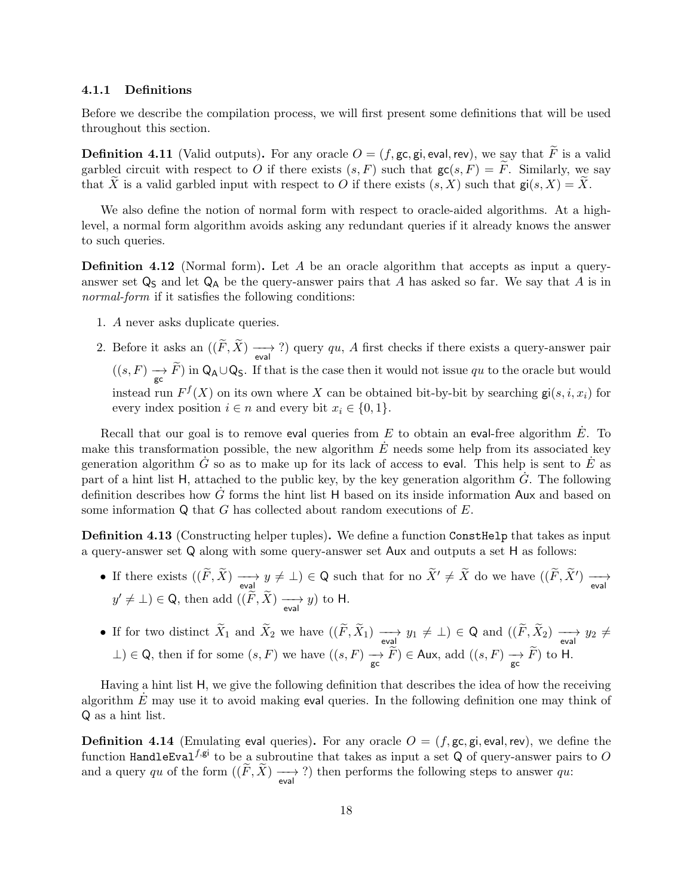#### 4.1.1 Definitions

Before we describe the compilation process, we will first present some definitions that will be used throughout this section.

**Definition 4.11** (Valid outputs)**.** For any oracle $O = (f, \mathsf{gc}, \mathsf{gi}, \mathsf{eval}, \mathsf{rev})$, we say that $\widetilde{F}$ is a valid garbled circuit with respect to $O$ if there exists $(s, F)$ such that $\mathsf{gc}(s, F) = \widetilde{F}$. Similarly, we say that $\widetilde{X}$ is a valid garbled input with respect to $O$ if there exists $(s, X)$ such that $\mathsf{gi}(s, X) = \widetilde{X}$.

We also define the notion of normal form with respect to oracle-aided algorithms. At a high-level, a normal form algorithm avoids asking any redundant queries if it already knows the answer to such queries.

**Definition 4.12** (Normal form)**.** Let $A$ be an oracle algorithm that accepts as input a query-answer set $\mathsf{Q_S}$ and let $\mathsf{Q_A}$ be the query-answer pairs that $A$ has asked so far. We say that $A$ is in *normal-form* if it satisfies the following conditions:

1. $A$ never asks duplicate queries.
2. Before it asks an $((\widetilde{F}, \widetilde{X}) \xrightarrow[\mathsf{eval}]{} ?)$ query $qu$, $A$ first checks if there exists a query-answer pair $((s, F) \xrightarrow[\mathsf{gc}]{} \widetilde{F})$ in $\mathsf{Q_A} \cup \mathsf{Q_S}$. If that is the case then it would not issue $qu$ to the oracle but would instead run $F^f(X)$ on its own where $X$ can be obtained bit-by-bit by searching $\mathsf{gi}(s, i, x_i)$ for every index position $i \in n$ and every bit $x_i \in \{0, 1\}$.

Recall that our goal is to remove $\mathsf{eval}$ queries from $E$ to obtain an $\mathsf{eval}$-free algorithm $\dot{E}$. To make this transformation possible, the new algorithm $\dot{E}$ needs some help from its associated key generation algorithm $\dot{G}$ so as to make up for its lack of access to $\mathsf{eval}$. This help is sent to $\dot{E}$ as part of a hint list $\mathsf{H}$, attached to the public key, by the key generation algorithm $\dot{G}$. The following definition describes how $\dot{G}$ forms the hint list $\mathsf{H}$ based on its inside information $\mathsf{Aux}$ and based on some information $\mathsf{Q}$ that $G$ has collected about random executions of $E$.

**Definition 4.13** (Constructing helper tuples)**.** We define a function `ConstHelp` that takes as input a query-answer set $\mathsf{Q}$ along with some query-answer set $\mathsf{Aux}$ and outputs a set $\mathsf{H}$ as follows:

- If there exists $((\widetilde{F}, \widetilde{X}) \xrightarrow[\mathsf{eval}]{} y \neq \bot) \in \mathsf{Q}$ such that for no $\widetilde{X}' \neq \widetilde{X}$ do we have $((\widetilde{F}, \widetilde{X}') \xrightarrow[\mathsf{eval}]{} y' \neq \bot) \in \mathsf{Q}$, then add $((\widetilde{F}, \widetilde{X}) \xrightarrow[\mathsf{eval}]{} y)$ to $\mathsf{H}$.
- If for two distinct $\widetilde{X}_1$ and $\widetilde{X}_2$ we have $((\widetilde{F}, \widetilde{X}_1) \xrightarrow[\mathsf{eval}]{} y_1 \neq \bot) \in \mathsf{Q}$ and $((\widetilde{F}, \widetilde{X}_2) \xrightarrow[\mathsf{eval}]{} y_2 \neq \bot) \in \mathsf{Q}$, then if for some $(s, F)$ we have $((s, F) \xrightarrow[\mathsf{gc}]{} \widetilde{F}) \in \mathsf{Aux}$, add $((s, F) \xrightarrow[\mathsf{gc}]{} \widetilde{F})$ to $\mathsf{H}$.

Having a hint list $\mathsf{H}$, we give the following definition that describes the idea of how the receiving algorithm $\dot{E}$ may use it to avoid making $\mathsf{eval}$ queries. In the following definition one may think of $\mathsf{Q}$ as a hint list.

**Definition 4.14** (Emulating $\mathsf{eval}$ queries)**.** For any oracle $O = (f, \mathsf{gc}, \mathsf{gi}, \mathsf{eval}, \mathsf{rev})$, we define the function $\texttt{HandleEval}^{f,\mathsf{gi}}$ to be a subroutine that takes as input a set $\mathsf{Q}$ of query-answer pairs to $O$ and a query $qu$ of the form $((\widetilde{F}, \widetilde{X}) \xrightarrow[\mathsf{eval}]{} ?)$ then performs the following steps to answer $qu$: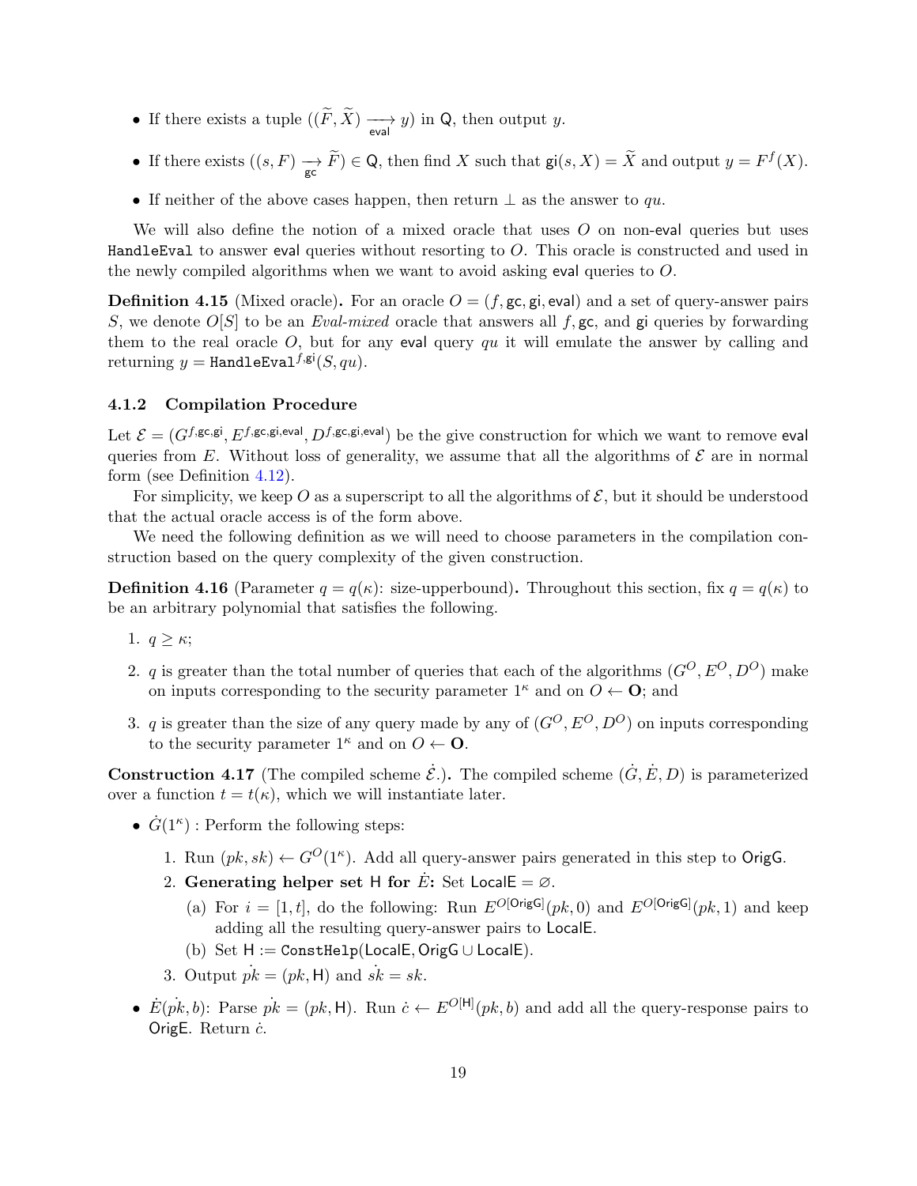- If there exists a tuple $((\widetilde{F}, \widetilde{X}) \underset{\mathsf{eval}}{\longrightarrow} y)$ in $\mathsf{Q}$, then output $y$.
- If there exists $((s, F) \underset{\mathsf{gc}}{\longrightarrow} \widetilde{F}) \in \mathsf{Q}$, then find $X$ such that $\mathsf{gi}(s, X) = \widetilde{X}$ and output $y = F^f(X)$.
- If neither of the above cases happen, then return $\perp$ as the answer to $qu$.

We will also define the notion of a mixed oracle that uses $O$ on non-$\mathsf{eval}$ queries but uses `HandleEval` to answer $\mathsf{eval}$ queries without resorting to $O$. This oracle is constructed and used in the newly compiled algorithms when we want to avoid asking $\mathsf{eval}$ queries to $O$.

**Definition 4.15** (Mixed oracle)**.** For an oracle $O = (f, \mathsf{gc}, \mathsf{gi}, \mathsf{eval})$ and a set of query-answer pairs $S$, we denote $O[S]$ to be an *Eval-mixed* oracle that answers all $f, \mathsf{gc}$, and $\mathsf{gi}$ queries by forwarding them to the real oracle $O$, but for any $\mathsf{eval}$ query $qu$ it will emulate the answer by calling and returning $y = \mathtt{HandleEval}^{f,\mathsf{gi}}(S, qu)$.

### 4.1.2 Compilation Procedure

Let $\mathcal{E} = (G^{f,\mathsf{gc},\mathsf{gi}}, E^{f,\mathsf{gc},\mathsf{gi},\mathsf{eval}}, D^{f,\mathsf{gc},\mathsf{gi},\mathsf{eval}})$ be the give construction for which we want to remove $\mathsf{eval}$ queries from $E$. Without loss of generality, we assume that all the algorithms of $\mathcal{E}$ are in normal form (see Definition 4.12).

For simplicity, we keep $O$ as a superscript to all the algorithms of $\mathcal{E}$, but it should be understood that the actual oracle access is of the form above.

We need the following definition as we will need to choose parameters in the compilation construction based on the query complexity of the given construction.

**Definition 4.16** (Parameter $q = q(\kappa)$: size-upperbound)**.** Throughout this section, fix $q = q(\kappa)$ to be an arbitrary polynomial that satisfies the following.

1. $q \geq \kappa$;
2. $q$ is greater than the total number of queries that each of the algorithms $(G^O, E^O, D^O)$ make on inputs corresponding to the security parameter $1^\kappa$ and on $O \leftarrow \mathbf{O}$; and
3. $q$ is greater than the size of any query made by any of $(G^O, E^O, D^O)$ on inputs corresponding to the security parameter $1^\kappa$ and on $O \leftarrow \mathbf{O}$.

**Construction 4.17** (The compiled scheme $\dot{\mathcal{E}}$.)**.** The compiled scheme $(\dot{G}, \dot{E}, D)$ is parameterized over a function $t = t(\kappa)$, which we will instantiate later.

- $\dot{G}(1^\kappa)$ : Perform the following steps:
  1. Run $(pk, sk) \leftarrow G^O(1^\kappa)$. Add all query-answer pairs generated in this step to $\mathsf{OrigG}$.
  2. **Generating helper set $\mathsf{H}$ for $\dot{E}$:** Set $\mathsf{LocalE} = \varnothing$.
     (a) For $i = [1, t]$, do the following: Run $E^{O[\mathsf{OrigG}]}(pk, 0)$ and $E^{O[\mathsf{OrigG}]}(pk, 1)$ and keep adding all the resulting query-answer pairs to $\mathsf{LocalE}$.
     (b) Set $\mathsf{H} := \mathtt{ConstHelp}(\mathsf{LocalE}, \mathsf{OrigG} \cup \mathsf{LocalE})$.
  3. Output $\dot{pk} = (pk, \mathsf{H})$ and $\dot{sk} = sk$.
- $\dot{E}(\dot{pk}, b)$: Parse $\dot{pk} = (pk, \mathsf{H})$. Run $\dot{c} \leftarrow E^{O[\mathsf{H}]}(pk, b)$ and add all the query-response pairs to $\mathsf{OrigE}$. Return $\dot{c}$.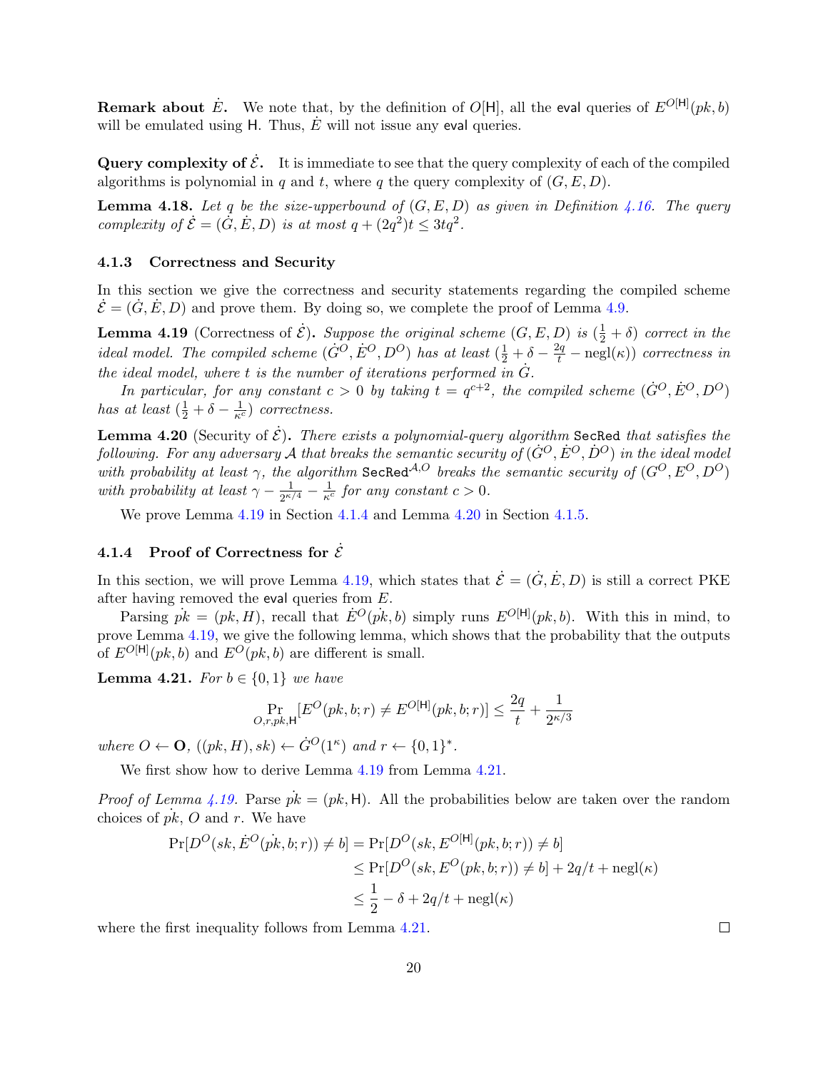**Remark about $\dot{E}$.** We note that, by the definition of $O[\mathsf{H}]$, all the $\mathsf{eval}$ queries of $E^{O[\mathsf{H}]}(pk, b)$ will be emulated using $\mathsf{H}$. Thus, $\dot{E}$ will not issue any $\mathsf{eval}$ queries.

**Query complexity of $\dot{\mathcal{E}}$.** It is immediate to see that the query complexity of each of the compiled algorithms is polynomial in $q$ and $t$, where $q$ the query complexity of $(G, E, D)$.

**Lemma 4.18.** *Let $q$ be the size-upperbound of $(G, E, D)$ as given in Definition 4.16. The query complexity of $\dot{\mathcal{E}} = (\dot{G}, \dot{E}, D)$ is at most $q + (2q^2)t \leq 3tq^2$.*

### 4.1.3 Correctness and Security

In this section we give the correctness and security statements regarding the compiled scheme $\dot{\mathcal{E}} = (\dot{G}, \dot{E}, D)$ and prove them. By doing so, we complete the proof of Lemma 4.9.

**Lemma 4.19** (Correctness of $\dot{\mathcal{E}}$)**.** *Suppose the original scheme $(G, E, D)$ is $(\frac{1}{2} + \delta)$ correct in the ideal model. The compiled scheme $(\dot{G}^O, \dot{E}^O, D^O)$ has at least $(\frac{1}{2} + \delta - \frac{2q}{t} - \text{negl}(\kappa))$ correctness in the ideal model, where $t$ is the number of iterations performed in $\dot{G}$.*

*In particular, for any constant $c > 0$ by taking $t = q^{c+2}$, the compiled scheme $(\dot{G}^O, \dot{E}^O, D^O)$ has at least $(\frac{1}{2} + \delta - \frac{1}{\kappa^c})$ correctness.*

**Lemma 4.20** (Security of $\dot{\mathcal{E}}$)**.** *There exists a polynomial-query algorithm $\mathsf{SecRed}$ that satisfies the following. For any adversary $\mathcal{A}$ that breaks the semantic security of $(\dot{G}^O, \dot{E}^O, \dot{D}^O)$ in the ideal model with probability at least $\gamma$, the algorithm $\mathsf{SecRed}^{\mathcal{A},O}$ breaks the semantic security of $(G^O, E^O, D^O)$ with probability at least $\gamma - \frac{1}{2^{\kappa/4}} - \frac{1}{\kappa^c}$ for any constant $c > 0$.*

We prove Lemma 4.19 in Section 4.1.4 and Lemma 4.20 in Section 4.1.5.

### 4.1.4 Proof of Correctness for $\dot{\mathcal{E}}$

In this section, we will prove Lemma 4.19, which states that $\dot{\mathcal{E}} = (\dot{G}, \dot{E}, D)$ is still a correct PKE after having removed the $\mathsf{eval}$ queries from $E$.

Parsing $\dot{pk} = (pk, H)$, recall that $\dot{E}^O(\dot{pk}, b)$ simply runs $E^{O[\mathsf{H}]}(pk, b)$. With this in mind, to prove Lemma 4.19, we give the following lemma, which shows that the probability that the outputs of $E^{O[\mathsf{H}]}(pk, b)$ and $E^O(pk, b)$ are different is small.

**Lemma 4.21.** *For $b \in \{0, 1\}$ we have*

$$\Pr_{O,r,pk,\mathsf{H}}[E^O(pk, b; r) \neq E^{O[\mathsf{H}]}(pk, b; r)] \leq \frac{2q}{t} + \frac{1}{2^{\kappa/3}}$$

*where $O \leftarrow \mathbf{O}$, $((pk, H), sk) \leftarrow \dot{G}^O(1^\kappa)$ and $r \leftarrow \{0, 1\}^*$.*

We first show how to derive Lemma 4.19 from Lemma 4.21.

*Proof of Lemma 4.19.* Parse $\dot{pk} = (pk, \mathsf{H})$. All the probabilities below are taken over the random choices of $\dot{pk}$, $O$ and $r$. We have

$$\begin{aligned}
\Pr[D^O(sk, \dot{E}^O(\dot{pk}, b; r)) \neq b] &= \Pr[D^O(sk, E^{O[\mathsf{H}]}(pk, b; r)) \neq b] \\
&\leq \Pr[D^O(sk, E^O(pk, b; r)) \neq b] + 2q/t + \text{negl}(\kappa) \\
&\leq \frac{1}{2} - \delta + 2q/t + \text{negl}(\kappa)
\end{aligned}$$

where the first inequality follows from Lemma 4.21. $\square$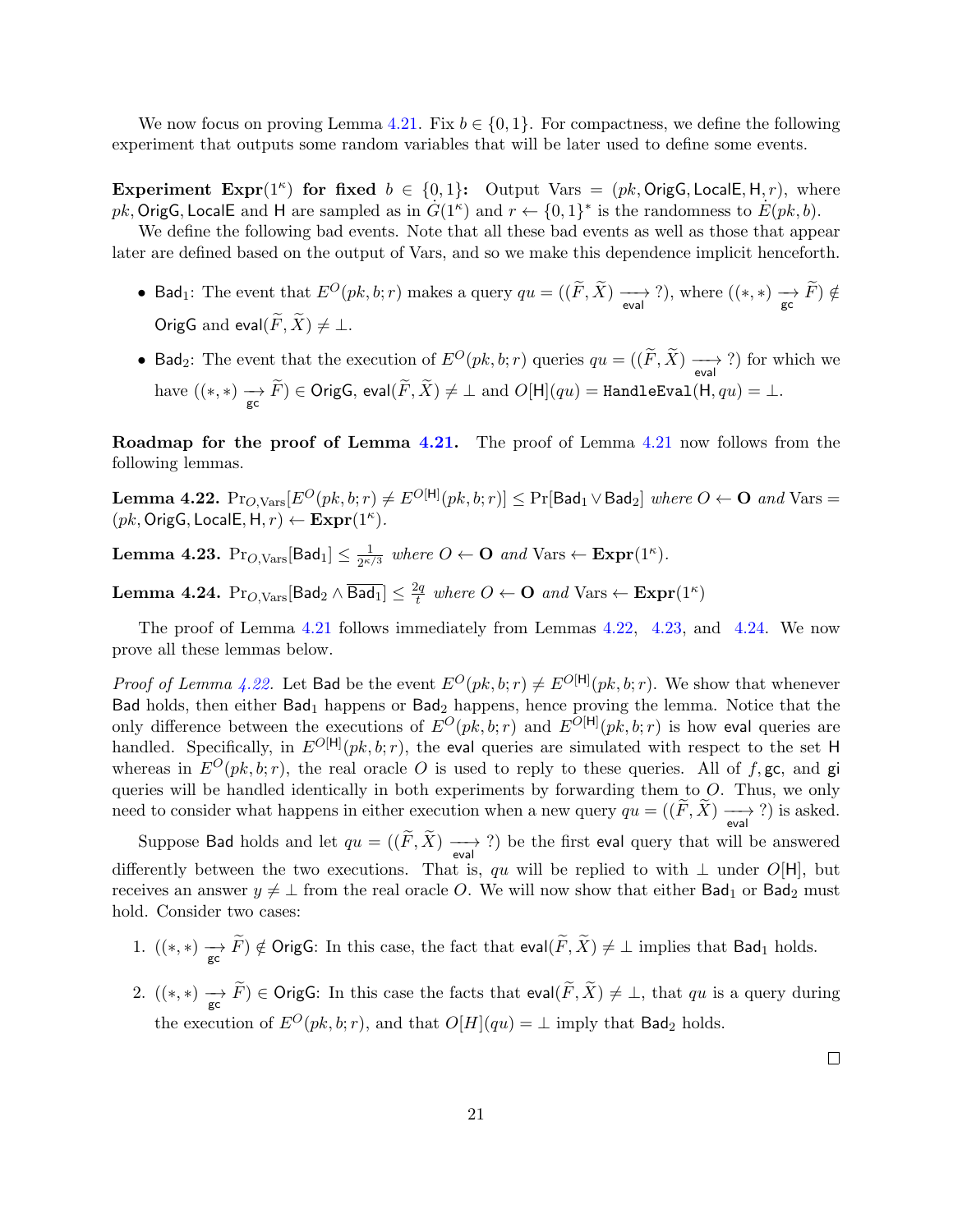We now focus on proving Lemma 4.21. Fix $b \in \{0,1\}$. For compactness, we define the following experiment that outputs some random variables that will be later used to define some events.

**Experiment $\mathbf{Expr}(1^\kappa)$ for fixed $b \in \{0,1\}$:** Output $\text{Vars} = (pk, \mathsf{OrigG}, \mathsf{LocalE}, \mathsf{H}, r)$, where $pk, \mathsf{OrigG}, \mathsf{LocalE}$ and $\mathsf{H}$ are sampled as in $\dot{G}(1^\kappa)$ and $r \leftarrow \{0,1\}^*$ is the randomness to $\dot{E}(pk, b)$.

We define the following bad events. Note that all these bad events as well as those that appear later are defined based on the output of Vars, and so we make this dependence implicit henceforth.

- $\mathsf{Bad}_1$: The event that $E^O(pk, b; r)$ makes a query $qu = ((\widetilde{F}, \widetilde{X}) \xrightarrow[\mathsf{eval}]{} ?)$, where $((*,*) \xrightarrow[\mathsf{gc}]{} \widetilde{F}) \notin \mathsf{OrigG}$ and $\mathsf{eval}(\widetilde{F}, \widetilde{X}) \neq \perp$.
- $\mathsf{Bad}_2$: The event that the execution of $E^O(pk, b; r)$ queries $qu = ((\widetilde{F}, \widetilde{X}) \xrightarrow[\mathsf{eval}]{} ?)$ for which we have $((*,*) \xrightarrow[\mathsf{gc}]{} \widetilde{F}) \in \mathsf{OrigG}$, $\mathsf{eval}(\widetilde{F}, \widetilde{X}) \neq \perp$ and $O[\mathsf{H}](qu) = \mathtt{HandleEval}(\mathsf{H}, qu) = \perp$.

**Roadmap for the proof of Lemma 4.21.** The proof of Lemma 4.21 now follows from the following lemmas.

**Lemma 4.22.** *$\Pr_{O,\text{Vars}}[E^O(pk, b; r) \neq E^{O[\mathsf{H}]}(pk, b; r)] \leq \Pr[\mathsf{Bad}_1 \vee \mathsf{Bad}_2]$ where $O \leftarrow \mathbf{O}$ and $\text{Vars} = (pk, \mathsf{OrigG}, \mathsf{LocalE}, \mathsf{H}, r) \leftarrow \mathbf{Expr}(1^\kappa)$.*

**Lemma 4.23.** *$\Pr_{O,\text{Vars}}[\mathsf{Bad}_1] \leq \frac{1}{2^{\kappa/3}}$ where $O \leftarrow \mathbf{O}$ and $\text{Vars} \leftarrow \mathbf{Expr}(1^\kappa)$.*

**Lemma 4.24.** *$\Pr_{O,\text{Vars}}[\mathsf{Bad}_2 \wedge \overline{\mathsf{Bad}_1}] \leq \frac{2q}{t}$ where $O \leftarrow \mathbf{O}$ and $\text{Vars} \leftarrow \mathbf{Expr}(1^\kappa)$*

The proof of Lemma 4.21 follows immediately from Lemmas 4.22, 4.23, and 4.24. We now prove all these lemmas below.

*Proof of Lemma 4.22.* Let $\mathsf{Bad}$ be the event $E^O(pk, b; r) \neq E^{O[\mathsf{H}]}(pk, b; r)$. We show that whenever $\mathsf{Bad}$ holds, then either $\mathsf{Bad}_1$ happens or $\mathsf{Bad}_2$ happens, hence proving the lemma. Notice that the only difference between the executions of $E^O(pk, b; r)$ and $E^{O[\mathsf{H}]}(pk, b; r)$ is how $\mathsf{eval}$ queries are handled. Specifically, in $E^{O[\mathsf{H}]}(pk, b; r)$, the $\mathsf{eval}$ queries are simulated with respect to the set $\mathsf{H}$ whereas in $E^O(pk, b; r)$, the real oracle $O$ is used to reply to these queries. All of $f, \mathsf{gc}$, and $\mathsf{gi}$ queries will be handled identically in both experiments by forwarding them to $O$. Thus, we only need to consider what happens in either execution when a new query $qu = ((\widetilde{F}, \widetilde{X}) \xrightarrow[\mathsf{eval}]{} ?)$ is asked.

Suppose $\mathsf{Bad}$ holds and let $qu = ((\widetilde{F}, \widetilde{X}) \xrightarrow[\mathsf{eval}]{} ?)$ be the first $\mathsf{eval}$ query that will be answered differently between the two executions. That is, $qu$ will be replied to with $\perp$ under $O[\mathsf{H}]$, but receives an answer $y \neq \perp$ from the real oracle $O$. We will now show that either $\mathsf{Bad}_1$ or $\mathsf{Bad}_2$ must hold. Consider two cases:

1. $((*,*) \xrightarrow[\mathsf{gc}]{} \widetilde{F}) \notin \mathsf{OrigG}$: In this case, the fact that $\mathsf{eval}(\widetilde{F}, \widetilde{X}) \neq \perp$ implies that $\mathsf{Bad}_1$ holds.
2. $((*,*) \xrightarrow[\mathsf{gc}]{} \widetilde{F}) \in \mathsf{OrigG}$: In this case the facts that $\mathsf{eval}(\widetilde{F}, \widetilde{X}) \neq \perp$, that $qu$ is a query during the execution of $E^O(pk, b; r)$, and that $O[H](qu) = \perp$ imply that $\mathsf{Bad}_2$ holds.

$\square$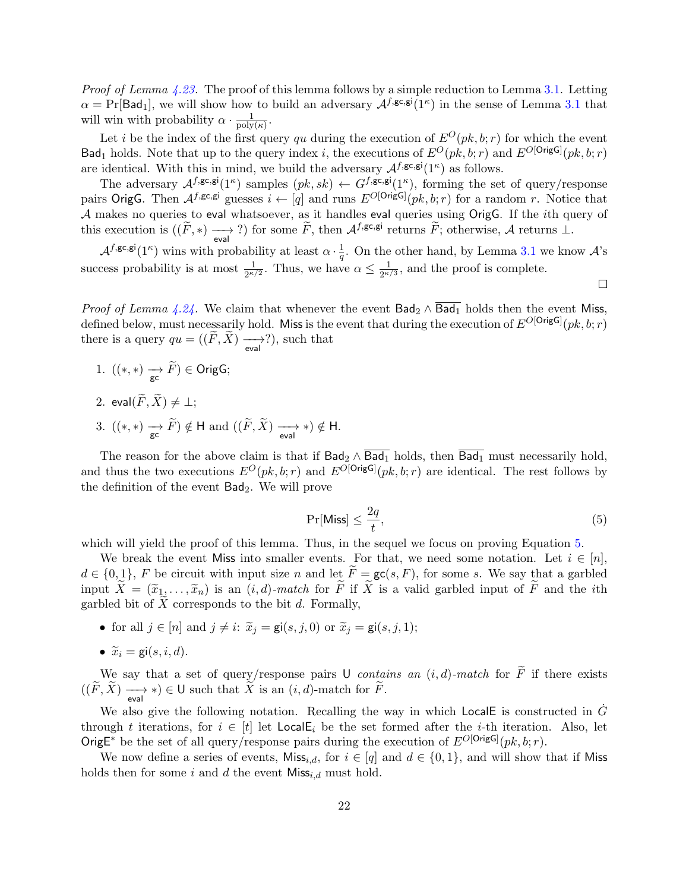*Proof of Lemma 4.23.* The proof of this lemma follows by a simple reduction to Lemma 3.1. Letting $\alpha = \Pr[\mathsf{Bad}_1]$, we will show how to build an adversary $\mathcal{A}^{f,\mathsf{gc},\mathsf{gi}}(1^\kappa)$ in the sense of Lemma 3.1 that will win with probability $\alpha \cdot \frac{1}{\mathrm{poly}(\kappa)}$.

Let $i$ be the index of the first query $qu$ during the execution of $E^O(pk, b; r)$ for which the event $\mathsf{Bad}_1$ holds. Note that up to the query index $i$, the executions of $E^O(pk, b; r)$ and $E^{O[\mathsf{OrigG}]}(pk, b; r)$ are identical. With this in mind, we build the adversary $\mathcal{A}^{f,\mathsf{gc},\mathsf{gi}}(1^\kappa)$ as follows.

The adversary $\mathcal{A}^{f,\mathsf{gc},\mathsf{gi}}(1^\kappa)$ samples $(pk, sk) \leftarrow G^{f,\mathsf{gc},\mathsf{gi}}(1^\kappa)$, forming the set of query/response pairs $\mathsf{OrigG}$. Then $\mathcal{A}^{f,\mathsf{gc},\mathsf{gi}}$ guesses $i \leftarrow [q]$ and runs $E^{O[\mathsf{OrigG}]}(pk, b; r)$ for a random $r$. Notice that $\mathcal{A}$ makes no queries to $\mathsf{eval}$ whatsoever, as it handles $\mathsf{eval}$ queries using $\mathsf{OrigG}$. If the $i$th query of this execution is $((\widetilde{F}, *) \xrightarrow[\mathsf{eval}]{} ?)$ for some $\widetilde{F}$, then $\mathcal{A}^{f,\mathsf{gc},\mathsf{gi}}$ returns $\widetilde{F}$; otherwise, $\mathcal{A}$ returns $\perp$.

$\mathcal{A}^{f,\mathsf{gc},\mathsf{gi}}(1^\kappa)$ wins with probability at least $\alpha \cdot \frac{1}{q}$. On the other hand, by Lemma 3.1 we know $\mathcal{A}$'s success probability is at most $\frac{1}{2^{\kappa/2}}$. Thus, we have $\alpha \leq \frac{1}{2^{\kappa/3}}$, and the proof is complete. $\square$

*Proof of Lemma 4.24.* We claim that whenever the event $\mathsf{Bad}_2 \wedge \overline{\mathsf{Bad}_1}$ holds then the event $\mathsf{Miss}$, defined below, must necessarily hold. $\mathsf{Miss}$ is the event that during the execution of $E^{O[\mathsf{OrigG}]}(pk, b; r)$ there is a query $qu = ((\widetilde{F}, \widetilde{X}) \xrightarrow[\mathsf{eval}]{} ?)$, such that

1. $((*, *) \xrightarrow[\mathsf{gc}]{} \widetilde{F}) \in \mathsf{OrigG}$;
2. $\mathsf{eval}(\widetilde{F}, \widetilde{X}) \neq \perp$;
3. $((*, *) \xrightarrow[\mathsf{gc}]{} \widetilde{F}) \notin \mathsf{H}$ and $((\widetilde{F}, \widetilde{X}) \xrightarrow[\mathsf{eval}]{} *) \notin \mathsf{H}$.

The reason for the above claim is that if $\mathsf{Bad}_2 \wedge \overline{\mathsf{Bad}_1}$ holds, then $\overline{\mathsf{Bad}_1}$ must necessarily hold, and thus the two executions $E^O(pk, b; r)$ and $E^{O[\mathsf{OrigG}]}(pk, b; r)$ are identical. The rest follows by the definition of the event $\mathsf{Bad}_2$. We will prove

$$\Pr[\mathsf{Miss}] \leq \frac{2q}{t}, \tag{5}$$

which will yield the proof of this lemma. Thus, in the sequel we focus on proving Equation 5.

We break the event $\mathsf{Miss}$ into smaller events. For that, we need some notation. Let $i \in [n]$, $d \in \{0, 1\}$, $F$ be circuit with input size $n$ and let $\widetilde{F} = \mathsf{gc}(s, F)$, for some $s$. We say that a garbled input $\widetilde{X} = (\widetilde{x}_1, \ldots, \widetilde{x}_n)$ is an *$(i, d)$-match* for $\widetilde{F}$ if $\widetilde{X}$ is a valid garbled input of $\widetilde{F}$ and the $i$th garbled bit of $\widetilde{X}$ corresponds to the bit $d$. Formally,

- for all $j \in [n]$ and $j \neq i$: $\widetilde{x}_j = \mathsf{gi}(s, j, 0)$ or $\widetilde{x}_j = \mathsf{gi}(s, j, 1)$;
- $\widetilde{x}_i = \mathsf{gi}(s, i, d)$.

We say that a set of query/response pairs $\mathsf{U}$ *contains an $(i, d)$-match* for $\widetilde{F}$ if there exists $((\widetilde{F}, \widetilde{X}) \xrightarrow[\mathsf{eval}]{} *) \in \mathsf{U}$ such that $\widetilde{X}$ is an $(i, d)$-match for $\widetilde{F}$.

We also give the following notation. Recalling the way in which $\mathsf{LocalE}$ is constructed in $\dot{G}$ through $t$ iterations, for $i \in [t]$ let $\mathsf{LocalE}_i$ be the set formed after the $i$-th iteration. Also, let $\mathsf{OrigE}^*$ be the set of all query/response pairs during the execution of $E^{O[\mathsf{OrigG}]}(pk, b; r)$.

We now define a series of events, $\mathsf{Miss}_{i,d}$, for $i \in [q]$ and $d \in \{0, 1\}$, and will show that if $\mathsf{Miss}$ holds then for some $i$ and $d$ the event $\mathsf{Miss}_{i,d}$ must hold.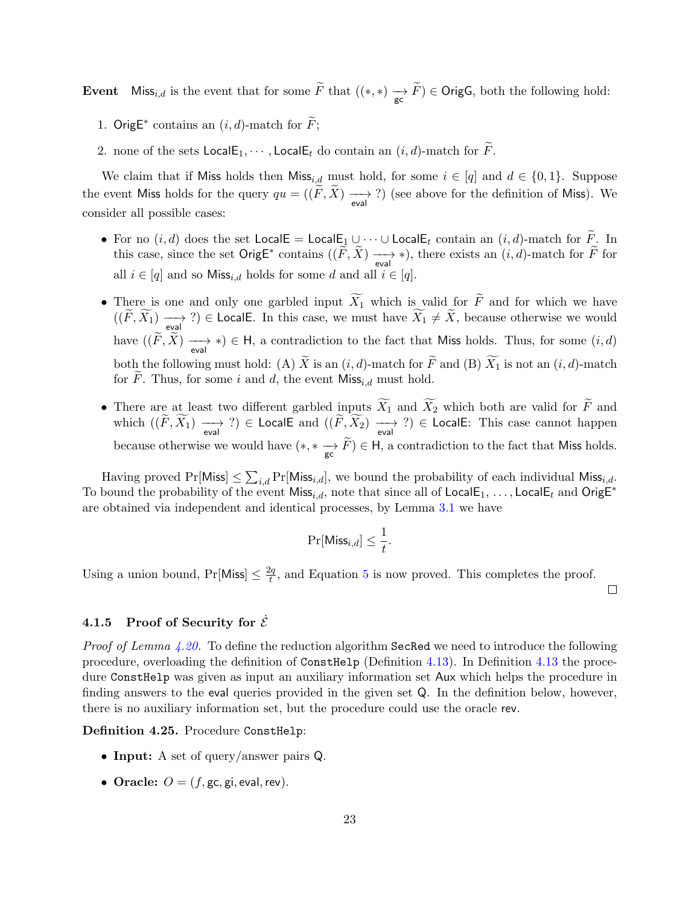**Event** $\mathsf{Miss}_{i,d}$ is the event that for some $\widetilde{F}$ that $((*,*) \xrightarrow[\mathsf{gc}]{} \widetilde{F}) \in \mathsf{OrigG}$, both the following hold:

1. $\mathsf{OrigE}^*$ contains an $(i,d)$-match for $\widetilde{F}$;
2. none of the sets $\mathsf{LocalE}_1, \cdots, \mathsf{LocalE}_t$ do contain an $(i,d)$-match for $\widetilde{F}$.

We claim that if $\mathsf{Miss}$ holds then $\mathsf{Miss}_{i,d}$ must hold, for some $i \in [q]$ and $d \in \{0,1\}$. Suppose the event $\mathsf{Miss}$ holds for the query $qu = ((\widetilde{F}, \widetilde{X}) \xrightarrow[\mathsf{eval}]{} ?)$ (see above for the definition of $\mathsf{Miss}$). We consider all possible cases:

- For no $(i,d)$ does the set $\mathsf{LocalE} = \mathsf{LocalE}_1 \cup \cdots \cup \mathsf{LocalE}_t$ contain an $(i,d)$-match for $\widetilde{F}$. In this case, since the set $\mathsf{OrigE}^*$ contains $((\widetilde{F}, \widetilde{X}) \xrightarrow[\mathsf{eval}]{} *)$, there exists an $(i,d)$-match for $\widetilde{F}$ for all $i \in [q]$ and so $\mathsf{Miss}_{i,d}$ holds for some $d$ and all $i \in [q]$.
- There is one and only one garbled input $\widetilde{X_1}$ which is valid for $\widetilde{F}$ and for which we have $((\widetilde{F}, \widetilde{X_1}) \xrightarrow[\mathsf{eval}]{} ?) \in \mathsf{LocalE}$. In this case, we must have $\widetilde{X_1} \neq \widetilde{X}$, because otherwise we would have $((\widetilde{F}, \widetilde{X}) \xrightarrow[\mathsf{eval}]{} *) \in \mathsf{H}$, a contradiction to the fact that $\mathsf{Miss}$ holds. Thus, for some $(i,d)$ both the following must hold: (A) $\widetilde{X}$ is an $(i,d)$-match for $\widetilde{F}$ and (B) $\widetilde{X_1}$ is not an $(i,d)$-match for $\widetilde{F}$. Thus, for some $i$ and $d$, the event $\mathsf{Miss}_{i,d}$ must hold.
- There are at least two different garbled inputs $\widetilde{X_1}$ and $\widetilde{X_2}$ which both are valid for $\widetilde{F}$ and which $((\widetilde{F}, \widetilde{X_1}) \xrightarrow[\mathsf{eval}]{} ?) \in \mathsf{LocalE}$ and $((\widetilde{F}, \widetilde{X_2}) \xrightarrow[\mathsf{eval}]{} ?) \in \mathsf{LocalE}$: This case cannot happen because otherwise we would have $(*, * \xrightarrow[\mathsf{gc}]{} \widetilde{F}) \in \mathsf{H}$, a contradiction to the fact that $\mathsf{Miss}$ holds.

Having proved $\Pr[\mathsf{Miss}] \leq \sum_{i,d} \Pr[\mathsf{Miss}_{i,d}]$, we bound the probability of each individual $\mathsf{Miss}_{i,d}$. To bound the probability of the event $\mathsf{Miss}_{i,d}$, note that since all of $\mathsf{LocalE}_1, \ldots, \mathsf{LocalE}_t$ and $\mathsf{OrigE}^*$ are obtained via independent and identical processes, by Lemma 3.1 we have

$$\Pr[\mathsf{Miss}_{i,d}] \leq \frac{1}{t}.$$

Using a union bound, $\Pr[\mathsf{Miss}] \leq \frac{2q}{t}$, and Equation 5 is now proved. This completes the proof. □

### 4.1.5 Proof of Security for $\dot{\mathcal{E}}$

*Proof of Lemma 4.20.* To define the reduction algorithm `SecRed` we need to introduce the following procedure, overloading the definition of `ConstHelp` (Definition 4.13). In Definition 4.13 the procedure `ConstHelp` was given as input an auxiliary information set $\mathsf{Aux}$ which helps the procedure in finding answers to the $\mathsf{eval}$ queries provided in the given set $\mathsf{Q}$. In the definition below, however, there is no auxiliary information set, but the procedure could use the oracle $\mathsf{rev}$.

**Definition 4.25.** Procedure `ConstHelp`:

- **Input:** A set of query/answer pairs $\mathsf{Q}$.
- **Oracle:** $O = (f, \mathsf{gc}, \mathsf{gi}, \mathsf{eval}, \mathsf{rev})$.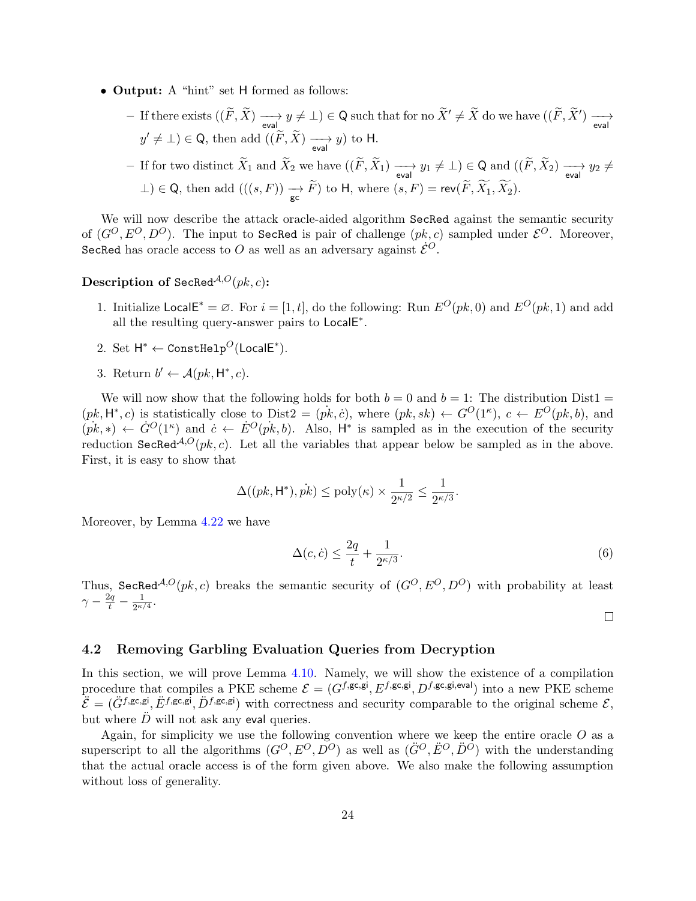- **Output:** A "hint" set $\mathsf{H}$ formed as follows:
  - If there exists $((\widetilde{F}, \widetilde{X}) \xrightarrow[\mathsf{eval}]{} y \neq \bot) \in \mathsf{Q}$ such that for no $\widetilde{X}' \neq \widetilde{X}$ do we have $((\widetilde{F}, \widetilde{X}') \xrightarrow[\mathsf{eval}]{} y' \neq \bot) \in \mathsf{Q}$, then add $((\widetilde{F}, \widetilde{X}) \xrightarrow[\mathsf{eval}]{} y)$ to $\mathsf{H}$.
  - If for two distinct $\widetilde{X}_1$ and $\widetilde{X}_2$ we have $((\widetilde{F}, \widetilde{X}_1) \xrightarrow[\mathsf{eval}]{} y_1 \neq \bot) \in \mathsf{Q}$ and $((\widetilde{F}, \widetilde{X}_2) \xrightarrow[\mathsf{eval}]{} y_2 \neq \bot) \in \mathsf{Q}$, then add $(((s, F)) \xrightarrow[\mathsf{gc}]{} \widetilde{F})$ to $\mathsf{H}$, where $(s, F) = \mathsf{rev}(\widetilde{F}, \widetilde{X_1}, \widetilde{X_2})$.

We will now describe the attack oracle-aided algorithm $\mathtt{SecRed}$ against the semantic security of $(G^O, E^O, D^O)$. The input to $\mathtt{SecRed}$ is pair of challenge $(pk, c)$ sampled under $\mathcal{E}^O$. Moreover, $\mathtt{SecRed}$ has oracle access to $O$ as well as an adversary against $\dot{\mathcal{E}}^O$.

**Description of $\mathtt{SecRed}^{\mathcal{A},O}(pk, c)$:**

1. Initialize $\mathsf{LocalE}^* = \varnothing$. For $i = [1, t]$, do the following: Run $E^O(pk, 0)$ and $E^O(pk, 1)$ and add all the resulting query-answer pairs to $\mathsf{LocalE}^*$.
2. Set $\mathsf{H}^* \leftarrow \mathtt{ConstHelp}^O(\mathsf{LocalE}^*)$.
3. Return $b' \leftarrow \mathcal{A}(pk, \mathsf{H}^*, c)$.

We will now show that the following holds for both $b = 0$ and $b = 1$: The distribution Dist1 $= (pk, \mathsf{H}^*, c)$ is statistically close to Dist2 $= (\dot{pk}, \dot{c})$, where $(pk, sk) \leftarrow G^O(1^\kappa)$, $c \leftarrow E^O(pk, b)$, and $(\dot{pk}, *) \leftarrow \dot{G}^O(1^\kappa)$ and $\dot{c} \leftarrow \dot{E}^O(\dot{pk}, b)$. Also, $\mathsf{H}^*$ is sampled as in the execution of the security reduction $\mathtt{SecRed}^{\mathcal{A},O}(pk, c)$. Let all the variables that appear below be sampled as in the above. First, it is easy to show that

$$\Delta((pk, \mathsf{H}^*), \dot{pk}) \leq \mathrm{poly}(\kappa) \times \frac{1}{2^{\kappa/2}} \leq \frac{1}{2^{\kappa/3}}.$$

Moreover, by Lemma 4.22 we have

$$\Delta(c, \dot{c}) \leq \frac{2q}{t} + \frac{1}{2^{\kappa/3}}. \tag{6}$$

Thus, $\mathtt{SecRed}^{\mathcal{A},O}(pk, c)$ breaks the semantic security of $(G^O, E^O, D^O)$ with probability at least $\gamma - \frac{2q}{t} - \frac{1}{2^{\kappa/4}}$.

□

## 4.2 Removing Garbling Evaluation Queries from Decryption

In this section, we will prove Lemma 4.10. Namely, we will show the existence of a compilation procedure that compiles a PKE scheme $\mathcal{E} = (G^{f,\mathsf{gc},\mathsf{gi}}, E^{f,\mathsf{gc},\mathsf{gi}}, D^{f,\mathsf{gc},\mathsf{gi},\mathsf{eval}})$ into a new PKE scheme $\ddot{\mathcal{E}} = (\ddot{G}^{f,\mathsf{gc},\mathsf{gi}}, \ddot{E}^{f,\mathsf{gc},\mathsf{gi}}, \ddot{D}^{f,\mathsf{gc},\mathsf{gi}})$ with correctness and security comparable to the original scheme $\mathcal{E}$, but where $\ddot{D}$ will not ask any $\mathsf{eval}$ queries.

Again, for simplicity we use the following convention where we keep the entire oracle $O$ as a superscript to all the algorithms $(G^O, E^O, D^O)$ as well as $(\ddot{G}^O, \ddot{E}^O, \ddot{D}^O)$ with the understanding that the actual oracle access is of the form given above. We also make the following assumption without loss of generality.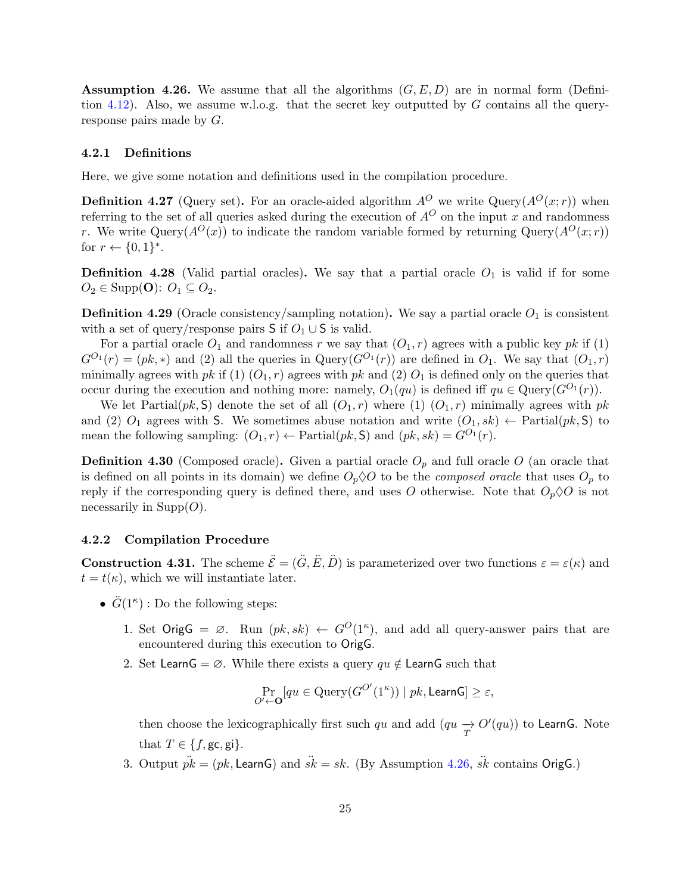**Assumption 4.26.** We assume that all the algorithms $(G, E, D)$ are in normal form (Definition 4.12). Also, we assume w.l.o.g. that the secret key outputted by $G$ contains all the query-response pairs made by $G$.

### 4.2.1 Definitions

Here, we give some notation and definitions used in the compilation procedure.

**Definition 4.27** (Query set)**.** For an oracle-aided algorithm $A^O$ we write $\text{Query}(A^O(x; r))$ when referring to the set of all queries asked during the execution of $A^O$ on the input $x$ and randomness $r$. We write $\text{Query}(A^O(x))$ to indicate the random variable formed by returning $\text{Query}(A^O(x; r))$ for $r \leftarrow \{0,1\}^*$.

**Definition 4.28** (Valid partial oracles)**.** We say that a partial oracle $O_1$ is valid if for some $O_2 \in \text{Supp}(\mathbf{O})$: $O_1 \subseteq O_2$.

**Definition 4.29** (Oracle consistency/sampling notation)**.** We say a partial oracle $O_1$ is consistent with a set of query/response pairs $\mathsf{S}$ if $O_1 \cup \mathsf{S}$ is valid.

For a partial oracle $O_1$ and randomness $r$ we say that $(O_1, r)$ agrees with a public key $pk$ if (1) $G^{O_1}(r) = (pk, *)$ and (2) all the queries in $\text{Query}(G^{O_1}(r))$ are defined in $O_1$. We say that $(O_1, r)$ minimally agrees with $pk$ if (1) $(O_1, r)$ agrees with $pk$ and (2) $O_1$ is defined only on the queries that occur during the execution and nothing more: namely, $O_1(qu)$ is defined iff $qu \in \text{Query}(G^{O_1}(r))$.

We let $\text{Partial}(pk, \mathsf{S})$ denote the set of all $(O_1, r)$ where (1) $(O_1, r)$ minimally agrees with $pk$ and (2) $O_1$ agrees with $\mathsf{S}$. We sometimes abuse notation and write $(O_1, sk) \leftarrow \text{Partial}(pk, \mathsf{S})$ to mean the following sampling: $(O_1, r) \leftarrow \text{Partial}(pk, \mathsf{S})$ and $(pk, sk) = G^{O_1}(r)$.

**Definition 4.30** (Composed oracle)**.** Given a partial oracle $O_p$ and full oracle $O$ (an oracle that is defined on all points in its domain) we define $O_p \Diamond O$ to be the *composed oracle* that uses $O_p$ to reply if the corresponding query is defined there, and uses $O$ otherwise. Note that $O_p \Diamond O$ is not necessarily in $\text{Supp}(O)$.

### 4.2.2 Compilation Procedure

**Construction 4.31.** The scheme $\ddot{\mathcal{E}} = (\ddot{G}, \ddot{E}, \ddot{D})$ is parameterized over two functions $\varepsilon = \varepsilon(\kappa)$ and $t = t(\kappa)$, which we will instantiate later.

- $\ddot{G}(1^\kappa)$ : Do the following steps:
  1. Set $\mathsf{OrigG} = \varnothing$. Run $(pk, sk) \leftarrow G^O(1^\kappa)$, and add all query-answer pairs that are encountered during this execution to $\mathsf{OrigG}$.
  2. Set $\mathsf{LearnG} = \varnothing$. While there exists a query $qu \notin \mathsf{LearnG}$ such that
  $$\Pr_{O' \leftarrow \mathbf{O}}[qu \in \text{Query}(G^{O'}(1^\kappa)) \mid pk, \mathsf{LearnG}] \geq \varepsilon,$$
  then choose the lexicographically first such $qu$ and add $(qu \underset{T}{\rightarrow} O'(qu))$ to $\mathsf{LearnG}$. Note that $T \in \{f, \mathsf{gc}, \mathsf{gi}\}$.
  3. Output $\ddot{pk} = (pk, \mathsf{LearnG})$ and $\ddot{sk} = sk$. (By Assumption 4.26, $\ddot{sk}$ contains $\mathsf{OrigG}$.)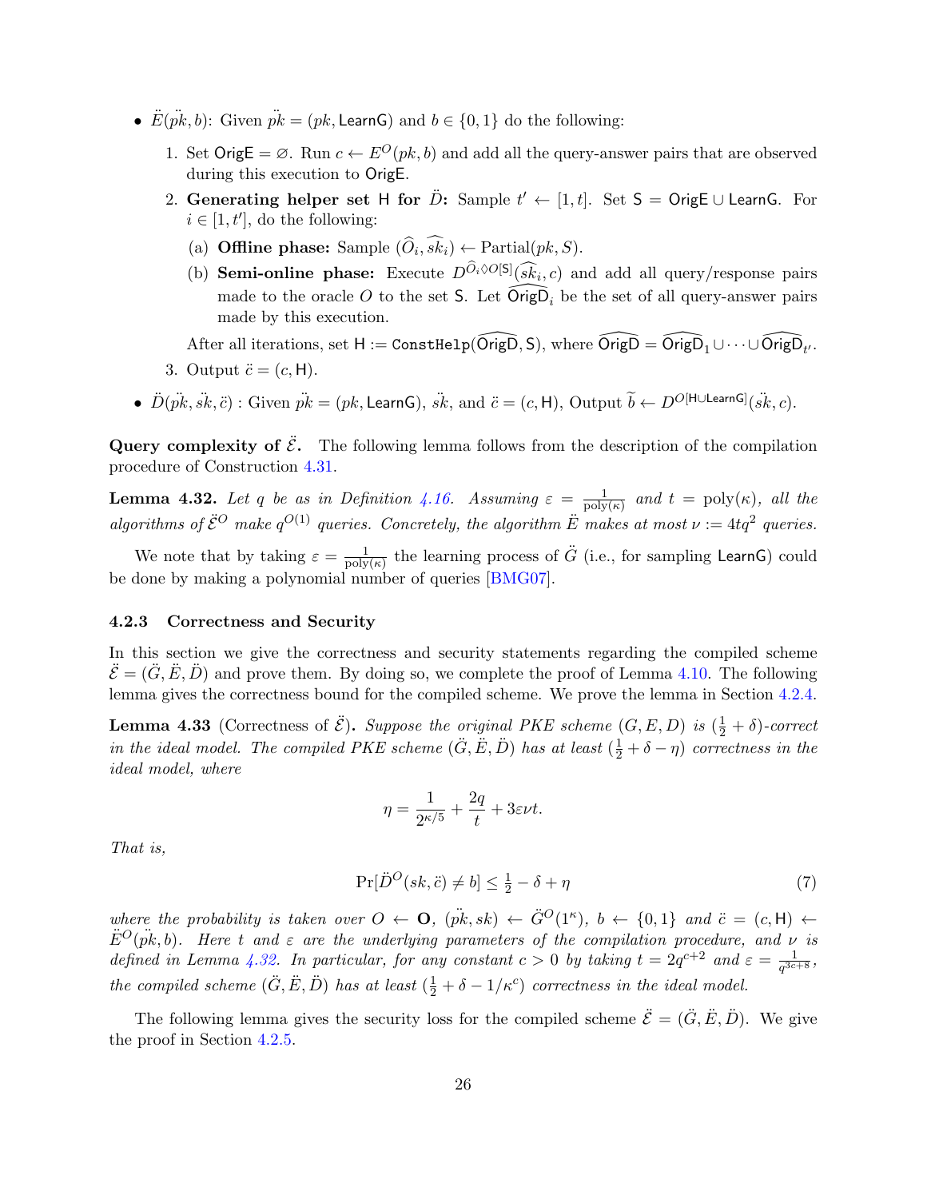- $\ddot{E}(\ddot{pk}, b)$: Given $\ddot{pk} = (pk, \mathsf{LearnG})$ and $b \in \{0,1\}$ do the following:
  1. Set $\mathsf{OrigE} = \varnothing$. Run $c \leftarrow E^O(pk, b)$ and add all the query-answer pairs that are observed during this execution to $\mathsf{OrigE}$.
  2. **Generating helper set $\mathsf{H}$ for $\ddot{D}$:** Sample $t' \leftarrow [1, t]$. Set $\mathsf{S} = \mathsf{OrigE} \cup \mathsf{LearnG}$. For $i \in [1, t']$, do the following:
     (a) **Offline phase:** Sample $(\widehat{O}_i, \widehat{sk}_i) \leftarrow \text{Partial}(pk, S)$.
     (b) **Semi-online phase:** Execute $D^{\widehat{O}_i \Diamond O[\mathsf{S}]}(\widehat{sk}_i, c)$ and add all query/response pairs made to the oracle $O$ to the set $\mathsf{S}$. Let $\widehat{\mathsf{OrigD}}_i$ be the set of all query-answer pairs made by this execution.

     After all iterations, set $\mathsf{H} := \mathtt{ConstHelp}(\widehat{\mathsf{OrigD}}, \mathsf{S})$, where $\widehat{\mathsf{OrigD}} = \widehat{\mathsf{OrigD}}_1 \cup \cdots \cup \widehat{\mathsf{OrigD}}_{t'}$.
  3. Output $\ddot{c} = (c, \mathsf{H})$.
- $\ddot{D}(\ddot{pk}, \ddot{sk}, \ddot{c})$ : Given $\ddot{pk} = (pk, \mathsf{LearnG})$, $\ddot{sk}$, and $\ddot{c} = (c, \mathsf{H})$, Output $\widetilde{b} \leftarrow D^{O[\mathsf{H} \cup \mathsf{LearnG}]}(\ddot{sk}, c)$.

**Query complexity of $\ddot{\mathcal{E}}$.** The following lemma follows from the description of the compilation procedure of Construction 4.31.

**Lemma 4.32.** *Let $q$ be as in Definition 4.16. Assuming $\varepsilon = \frac{1}{\text{poly}(\kappa)}$ and $t = \text{poly}(\kappa)$, all the algorithms of $\ddot{\mathcal{E}}^O$ make $q^{O(1)}$ queries. Concretely, the algorithm $\ddot{E}$ makes at most $\nu := 4tq^2$ queries.*

We note that by taking $\varepsilon = \frac{1}{\text{poly}(\kappa)}$ the learning process of $\ddot{G}$ (i.e., for sampling $\mathsf{LearnG}$) could be done by making a polynomial number of queries [BMG07].

### 4.2.3 Correctness and Security

In this section we give the correctness and security statements regarding the compiled scheme $\ddot{\mathcal{E}} = (\ddot{G}, \ddot{E}, \ddot{D})$ and prove them. By doing so, we complete the proof of Lemma 4.10. The following lemma gives the correctness bound for the compiled scheme. We prove the lemma in Section 4.2.4.

**Lemma 4.33** (Correctness of $\ddot{\mathcal{E}}$). *Suppose the original PKE scheme $(G, E, D)$ is $(\frac{1}{2} + \delta)$-correct in the ideal model. The compiled PKE scheme $(\ddot{G}, \ddot{E}, \ddot{D})$ has at least $(\frac{1}{2} + \delta - \eta)$ correctness in the ideal model, where*

$$\eta = \frac{1}{2^{\kappa/5}} + \frac{2q}{t} + 3\varepsilon\nu t.$$

*That is,*

$$\Pr[\ddot{D}^O(sk, \ddot{c}) \neq b] \leq \tfrac{1}{2} - \delta + \eta \tag{7}$$

*where the probability is taken over $O \leftarrow \mathbf{O}$, $(\ddot{pk}, sk) \leftarrow \ddot{G}^O(1^\kappa)$, $b \leftarrow \{0,1\}$ and $\ddot{c} = (c, \mathsf{H}) \leftarrow \ddot{E}^O(\ddot{pk}, b)$. Here $t$ and $\varepsilon$ are the underlying parameters of the compilation procedure, and $\nu$ is defined in Lemma 4.32. In particular, for any constant $c > 0$ by taking $t = 2q^{c+2}$ and $\varepsilon = \frac{1}{q^{3c+8}}$, the compiled scheme $(\ddot{G}, \ddot{E}, \ddot{D})$ has at least $(\frac{1}{2} + \delta - 1/\kappa^c)$ correctness in the ideal model.*

The following lemma gives the security loss for the compiled scheme $\ddot{\mathcal{E}} = (\ddot{G}, \ddot{E}, \ddot{D})$. We give the proof in Section 4.2.5.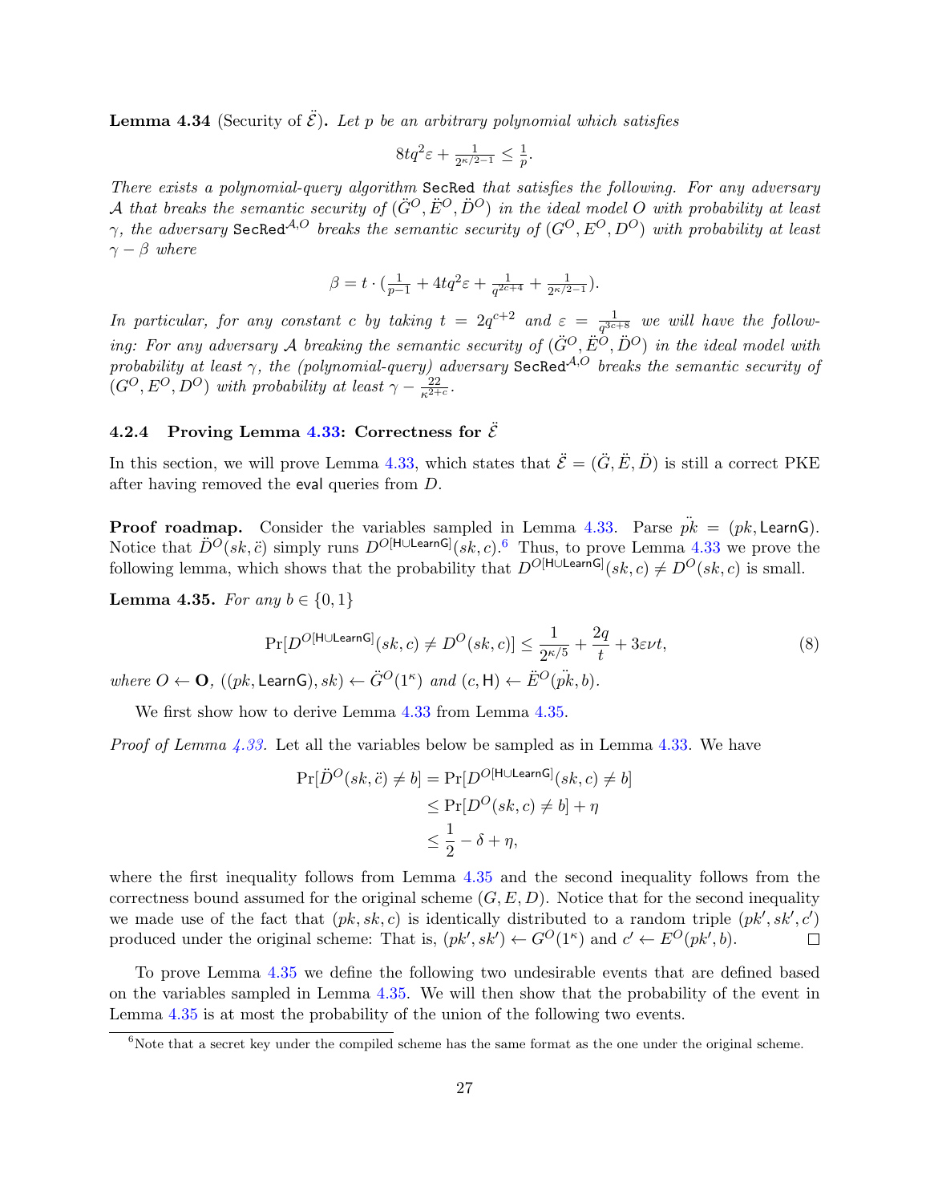**Lemma 4.34** (Security of $\ddot{\mathcal{E}}$)**.** *Let $p$ be an arbitrary polynomial which satisfies*

$$8tq^2\varepsilon + \tfrac{1}{2^{\kappa/2-1}} \leq \tfrac{1}{p}.$$

*There exists a polynomial-query algorithm* $\mathsf{SecRed}$ *that satisfies the following. For any adversary $\mathcal{A}$ that breaks the semantic security of $(\ddot{G}^O, \ddot{E}^O, \ddot{D}^O)$ in the ideal model $O$ with probability at least $\gamma$, the adversary $\mathsf{SecRed}^{\mathcal{A},O}$ breaks the semantic security of $(G^O, E^O, D^O)$ with probability at least $\gamma - \beta$ where*

$$\beta = t \cdot (\tfrac{1}{p-1} + 4tq^2\varepsilon + \tfrac{1}{q^{2c+4}} + \tfrac{1}{2^{\kappa/2-1}}).$$

*In particular, for any constant $c$ by taking $t = 2q^{c+2}$ and $\varepsilon = \frac{1}{q^{3c+8}}$ we will have the following: For any adversary $\mathcal{A}$ breaking the semantic security of $(\ddot{G}^O, \ddot{E}^O, \ddot{D}^O)$ in the ideal model with probability at least $\gamma$, the (polynomial-query) adversary $\mathsf{SecRed}^{\mathcal{A},O}$ breaks the semantic security of $(G^O, E^O, D^O)$ with probability at least $\gamma - \frac{22}{\kappa^{2+c}}$.*

### 4.2.4 Proving Lemma 4.33: Correctness for $\ddot{\mathcal{E}}$

In this section, we will prove Lemma 4.33, which states that $\ddot{\mathcal{E}} = (\ddot{G}, \ddot{E}, \ddot{D})$ is still a correct PKE after having removed the $\mathsf{eval}$ queries from $D$.

**Proof roadmap.** Consider the variables sampled in Lemma 4.33. Parse $\ddot{pk} = (pk, \mathsf{LearnG})$. Notice that $\ddot{D}^O(sk, \ddot{c})$ simply runs $D^{O[\mathsf{H} \cup \mathsf{LearnG}]}(sk, c)$.[6] Thus, to prove Lemma 4.33 we prove the following lemma, which shows that the probability that $D^{O[\mathsf{H} \cup \mathsf{LearnG}]}(sk, c) \neq D^O(sk, c)$ is small.

**Lemma 4.35.** *For any $b \in \{0, 1\}$*

$$\Pr[D^{O[\mathsf{H} \cup \mathsf{LearnG}]}(sk, c) \neq D^O(sk, c)] \leq \frac{1}{2^{\kappa/5}} + \frac{2q}{t} + 3\varepsilon\nu t, \tag{8}$$

*where $O \leftarrow \mathbf{O}$, $((pk, \mathsf{LearnG}), sk) \leftarrow \ddot{G}^O(1^\kappa)$ and $(c, \mathsf{H}) \leftarrow \ddot{E}^O(\ddot{pk}, b)$.*

We first show how to derive Lemma 4.33 from Lemma 4.35.

*Proof of Lemma 4.33.* Let all the variables below be sampled as in Lemma 4.33. We have

$$\begin{aligned}
\Pr[\ddot{D}^O(sk, \ddot{c}) \neq b] &= \Pr[D^{O[\mathsf{H} \cup \mathsf{LearnG}]}(sk, c) \neq b] \\
&\leq \Pr[D^O(sk, c) \neq b] + \eta \\
&\leq \frac{1}{2} - \delta + \eta,
\end{aligned}$$

where the first inequality follows from Lemma 4.35 and the second inequality follows from the correctness bound assumed for the original scheme $(G, E, D)$. Notice that for the second inequality we made use of the fact that $(pk, sk, c)$ is identically distributed to a random triple $(pk', sk', c')$ produced under the original scheme: That is, $(pk', sk') \leftarrow G^O(1^\kappa)$ and $c' \leftarrow E^O(pk', b)$. $\square$

To prove Lemma 4.35 we define the following two undesirable events that are defined based on the variables sampled in Lemma 4.35. We will then show that the probability of the event in Lemma 4.35 is at most the probability of the union of the following two events.

[6] Note that a secret key under the compiled scheme has the same format as the one under the original scheme.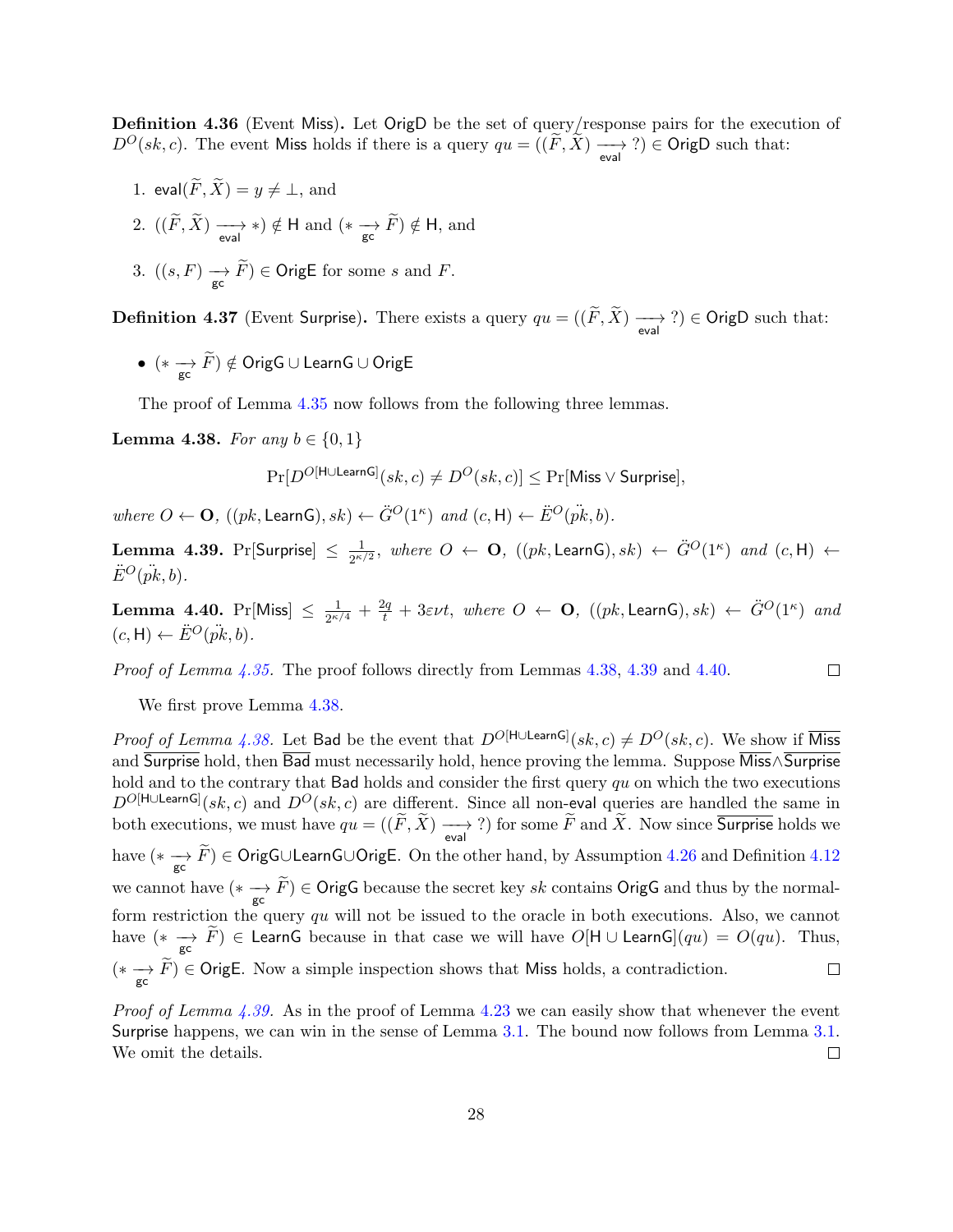**Definition 4.36** (Event $\mathsf{Miss}$)**.** Let $\mathsf{OrigD}$ be the set of query/response pairs for the execution of $D^O(sk, c)$. The event $\mathsf{Miss}$ holds if there is a query $qu = ((\widetilde{F}, \widetilde{X}) \xrightarrow[\mathsf{eval}]{} ?) \in \mathsf{OrigD}$ such that:

1. $\mathsf{eval}(\widetilde{F}, \widetilde{X}) = y \neq \bot$, and
2. $((\widetilde{F}, \widetilde{X}) \xrightarrow[\mathsf{eval}]{} *) \notin \mathsf{H}$ and $(* \xrightarrow[\mathsf{gc}]{} \widetilde{F}) \notin \mathsf{H}$, and
3. $((s, F) \xrightarrow[\mathsf{gc}]{} \widetilde{F}) \in \mathsf{OrigE}$ for some $s$ and $F$.

**Definition 4.37** (Event $\mathsf{Surprise}$)**.** There exists a query $qu = ((\widetilde{F}, \widetilde{X}) \xrightarrow[\mathsf{eval}]{} ?) \in \mathsf{OrigD}$ such that:

- $(* \xrightarrow[\mathsf{gc}]{} \widetilde{F}) \notin \mathsf{OrigG} \cup \mathsf{LearnG} \cup \mathsf{OrigE}$

The proof of Lemma 4.35 now follows from the following three lemmas.

**Lemma 4.38.** *For any $b \in \{0, 1\}$*

$$\Pr[D^{O[\mathsf{H} \cup \mathsf{LearnG}]}(sk, c) \neq D^O(sk, c)] \leq \Pr[\mathsf{Miss} \vee \mathsf{Surprise}],$$

*where $O \leftarrow \mathbf{O}$, $((pk, \mathsf{LearnG}), sk) \leftarrow \ddot{G}^O(1^\kappa)$ and $(c, \mathsf{H}) \leftarrow \ddot{E}^O(\ddot{pk}, b)$.*

**Lemma 4.39.** $\Pr[\mathsf{Surprise}] \leq \frac{1}{2^{\kappa/2}}$*, where $O \leftarrow \mathbf{O}$, $((pk, \mathsf{LearnG}), sk) \leftarrow \ddot{G}^O(1^\kappa)$ and $(c, \mathsf{H}) \leftarrow \ddot{E}^O(\ddot{pk}, b)$.*

**Lemma 4.40.** $\Pr[\mathsf{Miss}] \leq \frac{1}{2^{\kappa/4}} + \frac{2q}{t} + 3\varepsilon\nu t$*, where $O \leftarrow \mathbf{O}$, $((pk, \mathsf{LearnG}), sk) \leftarrow \ddot{G}^O(1^\kappa)$ and $(c, \mathsf{H}) \leftarrow \ddot{E}^O(\ddot{pk}, b)$.*

*Proof of Lemma 4.35.* The proof follows directly from Lemmas 4.38, 4.39 and 4.40. $\square$

We first prove Lemma 4.38.

*Proof of Lemma 4.38.* Let $\mathsf{Bad}$ be the event that $D^{O[\mathsf{H} \cup \mathsf{LearnG}]}(sk, c) \neq D^O(sk, c)$. We show if $\overline{\mathsf{Miss}}$ and $\overline{\mathsf{Surprise}}$ hold, then $\overline{\mathsf{Bad}}$ must necessarily hold, hence proving the lemma. Suppose $\overline{\mathsf{Miss}} \wedge \overline{\mathsf{Surprise}}$ hold and to the contrary that $\mathsf{Bad}$ holds and consider the first query $qu$ on which the two executions $D^{O[\mathsf{H} \cup \mathsf{LearnG}]}(sk, c)$ and $D^O(sk, c)$ are different. Since all non-$\mathsf{eval}$ queries are handled the same in both executions, we must have $qu = ((\widetilde{F}, \widetilde{X}) \xrightarrow[\mathsf{eval}]{} ?)$ for some $\widetilde{F}$ and $\widetilde{X}$. Now since $\overline{\mathsf{Surprise}}$ holds we have $(* \xrightarrow[\mathsf{gc}]{} \widetilde{F}) \in \mathsf{OrigG} \cup \mathsf{LearnG} \cup \mathsf{OrigE}$. On the other hand, by Assumption 4.26 and Definition 4.12 we cannot have $(* \xrightarrow[\mathsf{gc}]{} \widetilde{F}) \in \mathsf{OrigG}$ because the secret key $sk$ contains $\mathsf{OrigG}$ and thus by the normal-form restriction the query $qu$ will not be issued to the oracle in both executions. Also, we cannot have $(* \xrightarrow[\mathsf{gc}]{} \widetilde{F}) \in \mathsf{LearnG}$ because in that case we will have $O[\mathsf{H} \cup \mathsf{LearnG}](qu) = O(qu)$. Thus, $(* \xrightarrow[\mathsf{gc}]{} \widetilde{F}) \in \mathsf{OrigE}$. Now a simple inspection shows that $\mathsf{Miss}$ holds, a contradiction. $\square$

*Proof of Lemma 4.39.* As in the proof of Lemma 4.23 we can easily show that whenever the event $\mathsf{Surprise}$ happens, we can win in the sense of Lemma 3.1. The bound now follows from Lemma 3.1. We omit the details. $\square$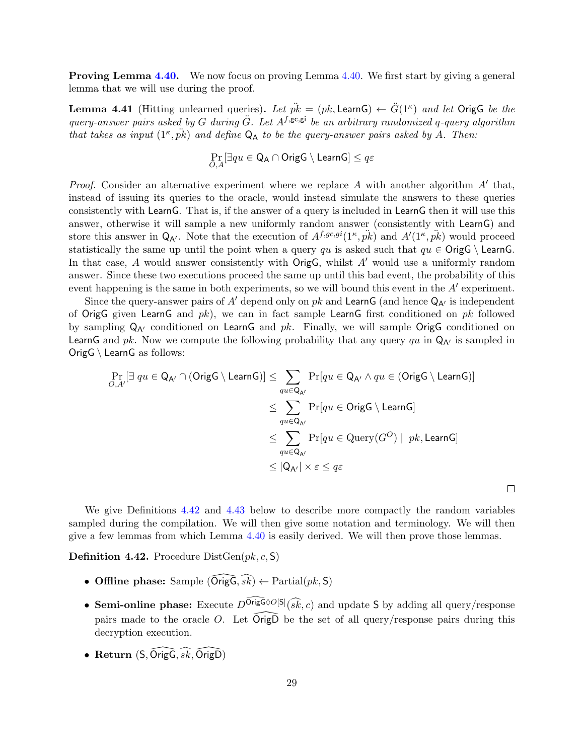**Proving Lemma 4.40.** We now focus on proving Lemma 4.40. We first start by giving a general lemma that we will use during the proof.

**Lemma 4.41** (Hitting unlearned queries)**.** *Let $\ddot{pk} = (pk, \mathsf{LearnG}) \leftarrow \ddot{G}(1^\kappa)$ and let $\mathsf{OrigG}$ be the query-answer pairs asked by $G$ during $\ddot{G}$. Let $A^{f,\mathsf{gc},\mathsf{gi}}$ be an arbitrary randomized $q$-query algorithm that takes as input $(1^\kappa, \ddot{pk})$ and define $\mathsf{Q_A}$ to be the query-answer pairs asked by $A$. Then:*

$$\Pr_{O,A}[\exists qu \in \mathsf{Q_A} \cap \mathsf{OrigG} \setminus \mathsf{LearnG}] \leq q\varepsilon$$

*Proof.* Consider an alternative experiment where we replace $A$ with another algorithm $A'$ that, instead of issuing its queries to the oracle, would instead simulate the answers to these queries consistently with $\mathsf{LearnG}$. That is, if the answer of a query is included in $\mathsf{LearnG}$ then it will use this answer, otherwise it will sample a new uniformly random answer (consistently with $\mathsf{LearnG}$) and store this answer in $\mathsf{Q_{A'}}$. Note that the execution of $A^{f,gc,gi}(1^\kappa, \ddot{pk})$ and $A'(1^\kappa, \ddot{pk})$ would proceed statistically the same up until the point when a query $qu$ is asked such that $qu \in \mathsf{OrigG} \setminus \mathsf{LearnG}$. In that case, $A$ would answer consistently with $\mathsf{OrigG}$, whilst $A'$ would use a uniformly random answer. Since these two executions proceed the same up until this bad event, the probability of this event happening is the same in both experiments, so we will bound this event in the $A'$ experiment.

Since the query-answer pairs of $A'$ depend only on $pk$ and $\mathsf{LearnG}$ (and hence $\mathsf{Q_{A'}}$ is independent of $\mathsf{OrigG}$ given $\mathsf{LearnG}$ and $pk$), we can in fact sample $\mathsf{LearnG}$ first conditioned on $pk$ followed by sampling $\mathsf{Q_{A'}}$ conditioned on $\mathsf{LearnG}$ and $pk$. Finally, we will sample $\mathsf{OrigG}$ conditioned on $\mathsf{LearnG}$ and $pk$. Now we compute the following probability that any query $qu$ in $\mathsf{Q_{A'}}$ is sampled in $\mathsf{OrigG} \setminus \mathsf{LearnG}$ as follows:

$$\begin{aligned}
\Pr_{O,A'}[\exists\, qu \in \mathsf{Q_{A'}} \cap (\mathsf{OrigG} \setminus \mathsf{LearnG})] &\leq \sum_{qu \in \mathsf{Q_{A'}}} \Pr[qu \in \mathsf{Q_{A'}} \wedge qu \in (\mathsf{OrigG} \setminus \mathsf{LearnG})] \\
&\leq \sum_{qu \in \mathsf{Q_{A'}}} \Pr[qu \in \mathsf{OrigG} \setminus \mathsf{LearnG}] \\
&\leq \sum_{qu \in \mathsf{Q_{A'}}} \Pr[qu \in \mathrm{Query}(G^O) \mid\ pk, \mathsf{LearnG}] \\
&\leq |\mathsf{Q_{A'}}| \times \varepsilon \leq q\varepsilon
\end{aligned}$$

□

We give Definitions 4.42 and 4.43 below to describe more compactly the random variables sampled during the compilation. We will then give some notation and terminology. We will then give a few lemmas from which Lemma 4.40 is easily derived. We will then prove those lemmas.

**Definition 4.42.** Procedure $\mathrm{DistGen}(pk, c, \mathsf{S})$

- **Offline phase:** Sample $(\widehat{\mathsf{OrigG}}, \widehat{sk}) \leftarrow \mathrm{Partial}(pk, \mathsf{S})$
- **Semi-online phase:** Execute $D^{\widehat{\mathsf{OrigG}} \Diamond O[\mathsf{S}]}(\widehat{sk}, c)$ and update $\mathsf{S}$ by adding all query/response pairs made to the oracle $O$. Let $\widehat{\mathsf{OrigD}}$ be the set of all query/response pairs during this decryption execution.
- **Return** $(\mathsf{S}, \widehat{\mathsf{OrigG}}, \widehat{sk}, \widehat{\mathsf{OrigD}})$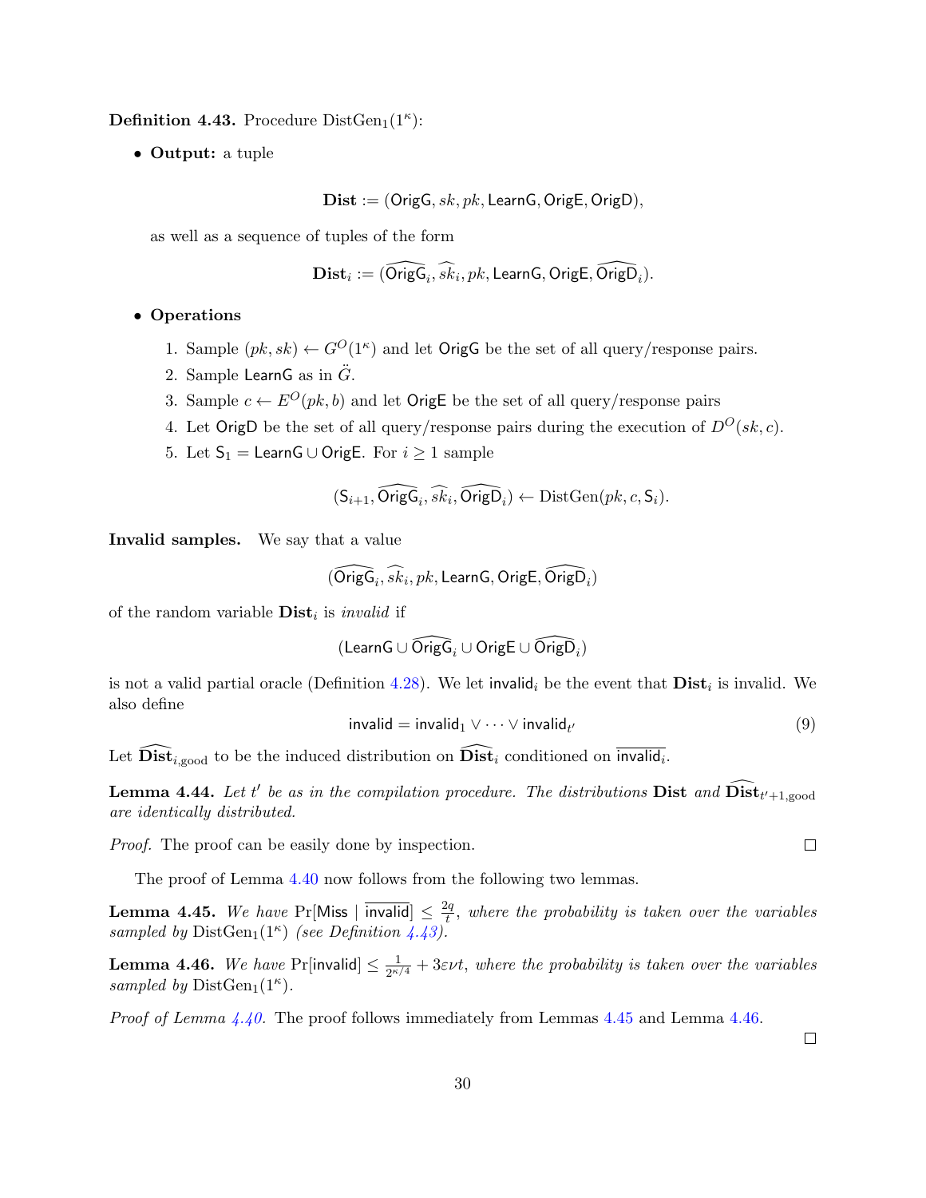**Definition 4.43.** Procedure $\mathrm{DistGen}_1(1^\kappa)$:

- **Output:** a tuple

$$\mathbf{Dist} := (\mathsf{OrigG}, sk, pk, \mathsf{LearnG}, \mathsf{OrigE}, \mathsf{OrigD}),$$

  as well as a sequence of tuples of the form

$$\mathbf{Dist}_i := (\widehat{\mathsf{OrigG}}_i, \widehat{sk}_i, pk, \mathsf{LearnG}, \mathsf{OrigE}, \widehat{\mathsf{OrigD}}_i).$$

- **Operations**
  1. Sample $(pk, sk) \leftarrow G^O(1^\kappa)$ and let $\mathsf{OrigG}$ be the set of all query/response pairs.
  2. Sample $\mathsf{LearnG}$ as in $\ddot{G}$.
  3. Sample $c \leftarrow E^O(pk, b)$ and let $\mathsf{OrigE}$ be the set of all query/response pairs
  4. Let $\mathsf{OrigD}$ be the set of all query/response pairs during the execution of $D^O(sk, c)$.
  5. Let $\mathsf{S}_1 = \mathsf{LearnG} \cup \mathsf{OrigE}$. For $i \geq 1$ sample

$$(\mathsf{S}_{i+1}, \widehat{\mathsf{OrigG}}_i, \widehat{sk}_i, \widehat{\mathsf{OrigD}}_i) \leftarrow \mathrm{DistGen}(pk, c, \mathsf{S}_i).$$

**Invalid samples.** We say that a value

$$(\widehat{\mathsf{OrigG}}_i, \widehat{sk}_i, pk, \mathsf{LearnG}, \mathsf{OrigE}, \widehat{\mathsf{OrigD}}_i)$$

of the random variable $\mathbf{Dist}_i$ is *invalid* if

$$(\mathsf{LearnG} \cup \widehat{\mathsf{OrigG}}_i \cup \mathsf{OrigE} \cup \widehat{\mathsf{OrigD}}_i)$$

is not a valid partial oracle (Definition 4.28). We let $\mathsf{invalid}_i$ be the event that $\mathbf{Dist}_i$ is invalid. We also define

$$\mathsf{invalid} = \mathsf{invalid}_1 \vee \cdots \vee \mathsf{invalid}_{t'} \tag{9}$$

Let $\widehat{\mathbf{Dist}}_{i,\mathrm{good}}$ to be the induced distribution on $\widehat{\mathbf{Dist}}_i$ conditioned on $\overline{\mathsf{invalid}_i}$.

**Lemma 4.44.** *Let $t'$ be as in the compilation procedure. The distributions $\mathbf{Dist}$ and $\widehat{\mathbf{Dist}}_{t'+1,\mathrm{good}}$ are identically distributed.*

*Proof.* The proof can be easily done by inspection. ∎

The proof of Lemma 4.40 now follows from the following two lemmas.

**Lemma 4.45.** *We have $\Pr[\mathsf{Miss} \mid \overline{\mathsf{invalid}}] \leq \frac{2q}{t}$, where the probability is taken over the variables sampled by $\mathrm{DistGen}_1(1^\kappa)$ (see Definition 4.43).*

**Lemma 4.46.** *We have $\Pr[\mathsf{invalid}] \leq \frac{1}{2^{\kappa/4}} + 3\varepsilon\nu t$, where the probability is taken over the variables sampled by $\mathrm{DistGen}_1(1^\kappa)$.*

*Proof of Lemma 4.40.* The proof follows immediately from Lemmas 4.45 and Lemma 4.46. ∎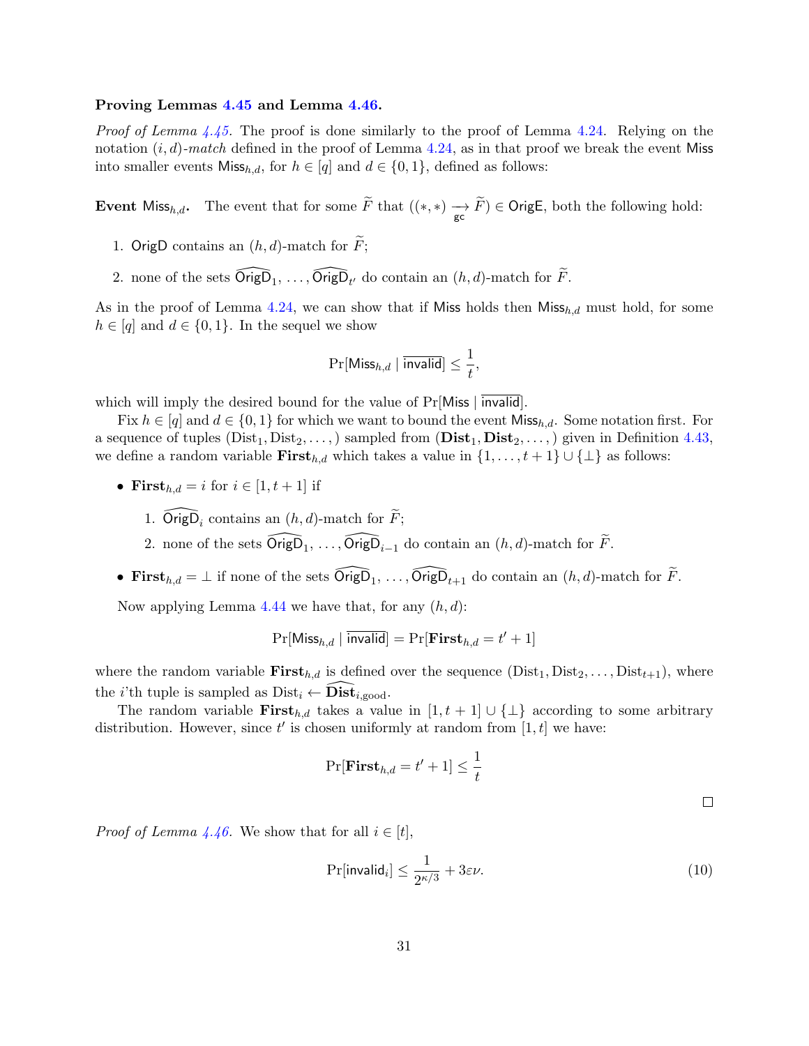**Proving Lemmas 4.45 and Lemma 4.46.**

*Proof of Lemma 4.45.* The proof is done similarly to the proof of Lemma 4.24. Relying on the notation $(i, d)$*-match* defined in the proof of Lemma 4.24, as in that proof we break the event $\mathsf{Miss}$ into smaller events $\mathsf{Miss}_{h,d}$, for $h \in [q]$ and $d \in \{0, 1\}$, defined as follows:

**Event $\mathsf{Miss}_{h,d}$.** The event that for some $\widetilde{F}$ that $((*, *) \underset{\mathsf{gc}}{\longrightarrow} \widetilde{F}) \in \mathsf{OrigE}$, both the following hold:

1. $\mathsf{OrigD}$ contains an $(h, d)$-match for $\widetilde{F}$;
2. none of the sets $\widehat{\mathsf{OrigD}}_1, \ldots, \widehat{\mathsf{OrigD}}_{t'}$ do contain an $(h, d)$-match for $\widetilde{F}$.

As in the proof of Lemma 4.24, we can show that if $\mathsf{Miss}$ holds then $\mathsf{Miss}_{h,d}$ must hold, for some $h \in [q]$ and $d \in \{0, 1\}$. In the sequel we show

$$\Pr[\mathsf{Miss}_{h,d} \mid \overline{\mathsf{invalid}}] \leq \frac{1}{t},$$

which will imply the desired bound for the value of $\Pr[\mathsf{Miss} \mid \overline{\mathsf{invalid}}]$.

Fix $h \in [q]$ and $d \in \{0, 1\}$ for which we want to bound the event $\mathsf{Miss}_{h,d}$. Some notation first. For a sequence of tuples $(\mathrm{Dist}_1, \mathrm{Dist}_2, \ldots, )$ sampled from $(\mathbf{Dist}_1, \mathbf{Dist}_2, \ldots, )$ given in Definition 4.43, we define a random variable $\mathbf{First}_{h,d}$ which takes a value in $\{1, \ldots, t + 1\} \cup \{\perp\}$ as follows:

- $\mathbf{First}_{h,d} = i$ for $i \in [1, t + 1]$ if
  1. $\widehat{\mathsf{OrigD}}_i$ contains an $(h, d)$-match for $\widetilde{F}$;
  2. none of the sets $\widehat{\mathsf{OrigD}}_1, \ldots, \widehat{\mathsf{OrigD}}_{i-1}$ do contain an $(h, d)$-match for $\widetilde{F}$.
- $\mathbf{First}_{h,d} = \perp$ if none of the sets $\widehat{\mathsf{OrigD}}_1, \ldots, \widehat{\mathsf{OrigD}}_{t+1}$ do contain an $(h, d)$-match for $\widetilde{F}$.

Now applying Lemma 4.44 we have that, for any $(h, d)$:

$$\Pr[\mathsf{Miss}_{h,d} \mid \overline{\mathsf{invalid}}] = \Pr[\mathbf{First}_{h,d} = t' + 1]$$

where the random variable $\mathbf{First}_{h,d}$ is defined over the sequence $(\mathrm{Dist}_1, \mathrm{Dist}_2, \ldots, \mathrm{Dist}_{t+1})$, where the $i$'th tuple is sampled as $\mathrm{Dist}_i \leftarrow \widehat{\mathbf{Dist}}_{i,\mathrm{good}}$.

The random variable $\mathbf{First}_{h,d}$ takes a value in $[1, t + 1] \cup \{\perp\}$ according to some arbitrary distribution. However, since $t'$ is chosen uniformly at random from $[1, t]$ we have:

$$\Pr[\mathbf{First}_{h,d} = t' + 1] \leq \frac{1}{t}$$

□

*Proof of Lemma 4.46.* We show that for all $i \in [t]$,

$$\Pr[\mathsf{invalid}_i] \leq \frac{1}{2^{\kappa/3}} + 3\varepsilon\nu. \tag{10}$$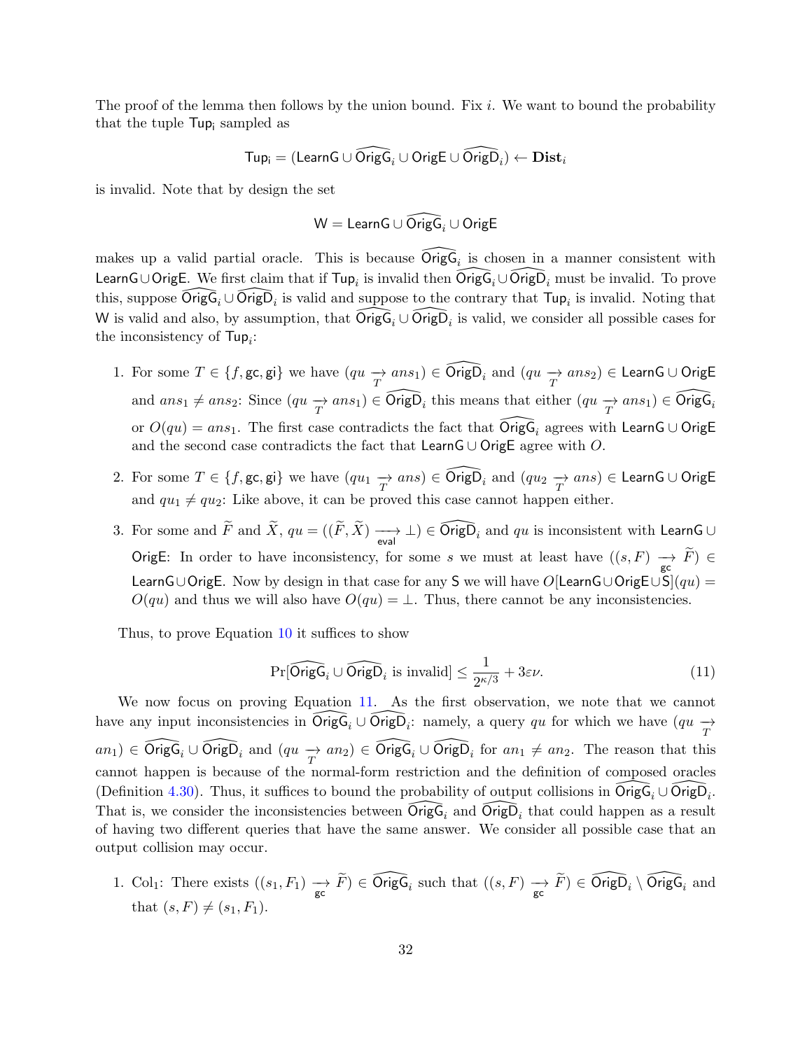The proof of the lemma then follows by the union bound. Fix $i$. We want to bound the probability that the tuple $\mathsf{Tup_i}$ sampled as

$$\mathsf{Tup_i} = (\mathsf{LearnG} \cup \widehat{\mathsf{OrigG}}_i \cup \mathsf{OrigE} \cup \widehat{\mathsf{OrigD}}_i) \leftarrow \mathbf{Dist}_i$$

is invalid. Note that by design the set

$$\mathsf{W} = \mathsf{LearnG} \cup \widehat{\mathsf{OrigG}}_i \cup \mathsf{OrigE}$$

makes up a valid partial oracle. This is because $\widehat{\mathsf{OrigG}}_i$ is chosen in a manner consistent with $\mathsf{LearnG} \cup \mathsf{OrigE}$. We first claim that if $\mathsf{Tup}_i$ is invalid then $\widehat{\mathsf{OrigG}}_i \cup \widehat{\mathsf{OrigD}}_i$ must be invalid. To prove this, suppose $\widehat{\mathsf{OrigG}}_i \cup \widehat{\mathsf{OrigD}}_i$ is valid and suppose to the contrary that $\mathsf{Tup}_i$ is invalid. Noting that $\mathsf{W}$ is valid and also, by assumption, that $\widehat{\mathsf{OrigG}}_i \cup \widehat{\mathsf{OrigD}}_i$ is valid, we consider all possible cases for the inconsistency of $\mathsf{Tup}_i$:

1. For some $T \in \{f, \mathsf{gc}, \mathsf{gi}\}$ we have $(qu \xrightarrow[T]{} ans_1) \in \widehat{\mathsf{OrigD}}_i$ and $(qu \xrightarrow[T]{} ans_2) \in \mathsf{LearnG} \cup \mathsf{OrigE}$ and $ans_1 \neq ans_2$: Since $(qu \xrightarrow[T]{} ans_1) \in \widehat{\mathsf{OrigD}}_i$ this means that either $(qu \xrightarrow[T]{} ans_1) \in \widehat{\mathsf{OrigG}}_i$ or $O(qu) = ans_1$. The first case contradicts the fact that $\widehat{\mathsf{OrigG}}_i$ agrees with $\mathsf{LearnG} \cup \mathsf{OrigE}$ and the second case contradicts the fact that $\mathsf{LearnG} \cup \mathsf{OrigE}$ agree with $O$.

2. For some $T \in \{f, \mathsf{gc}, \mathsf{gi}\}$ we have $(qu_1 \xrightarrow[T]{} ans) \in \widehat{\mathsf{OrigD}}_i$ and $(qu_2 \xrightarrow[T]{} ans) \in \mathsf{LearnG} \cup \mathsf{OrigE}$ and $qu_1 \neq qu_2$: Like above, it can be proved this case cannot happen either.

3. For some and $\widetilde{F}$ and $\widetilde{X}$, $qu = ((\widetilde{F}, \widetilde{X}) \xrightarrow[\mathsf{eval}]{} \perp) \in \widehat{\mathsf{OrigD}}_i$ and $qu$ is inconsistent with $\mathsf{LearnG} \cup \mathsf{OrigE}$: In order to have inconsistency, for some $s$ we must at least have $((s, F) \xrightarrow[\mathsf{gc}]{} \widetilde{F}) \in \mathsf{LearnG} \cup \mathsf{OrigE}$. Now by design in that case for any $\mathsf{S}$ we will have $O[\mathsf{LearnG} \cup \mathsf{OrigE} \cup \mathsf{S}](qu) = O(qu)$ and thus we will also have $O(qu) = \perp$. Thus, there cannot be any inconsistencies.

Thus, to prove Equation 10 it suffices to show

$$\Pr[\widehat{\mathsf{OrigG}}_i \cup \widehat{\mathsf{OrigD}}_i \text{ is invalid}] \leq \frac{1}{2^{\kappa/3}} + 3\varepsilon\nu. \tag{11}$$

We now focus on proving Equation 11. As the first observation, we note that we cannot have any input inconsistencies in $\widehat{\mathsf{OrigG}}_i \cup \widehat{\mathsf{OrigD}}_i$: namely, a query $qu$ for which we have $(qu \xrightarrow[T]{} an_1) \in \widehat{\mathsf{OrigG}}_i \cup \widehat{\mathsf{OrigD}}_i$ and $(qu \xrightarrow[T]{} an_2) \in \widehat{\mathsf{OrigG}}_i \cup \widehat{\mathsf{OrigD}}_i$ for $an_1 \neq an_2$. The reason that this cannot happen is because of the normal-form restriction and the definition of composed oracles (Definition 4.30). Thus, it suffices to bound the probability of output collisions in $\widehat{\mathsf{OrigG}}_i \cup \widehat{\mathsf{OrigD}}_i$. That is, we consider the inconsistencies between $\widehat{\mathsf{OrigG}}_i$ and $\widehat{\mathsf{OrigD}}_i$ that could happen as a result of having two different queries that have the same answer. We consider all possible case that an output collision may occur.

1. $\mathrm{Col}_1$: There exists $((s_1, F_1) \xrightarrow[\mathsf{gc}]{} \widetilde{F}) \in \widehat{\mathsf{OrigG}}_i$ such that $((s, F) \xrightarrow[\mathsf{gc}]{} \widetilde{F}) \in \widehat{\mathsf{OrigD}}_i \setminus \widehat{\mathsf{OrigG}}_i$ and that $(s, F) \neq (s_1, F_1)$.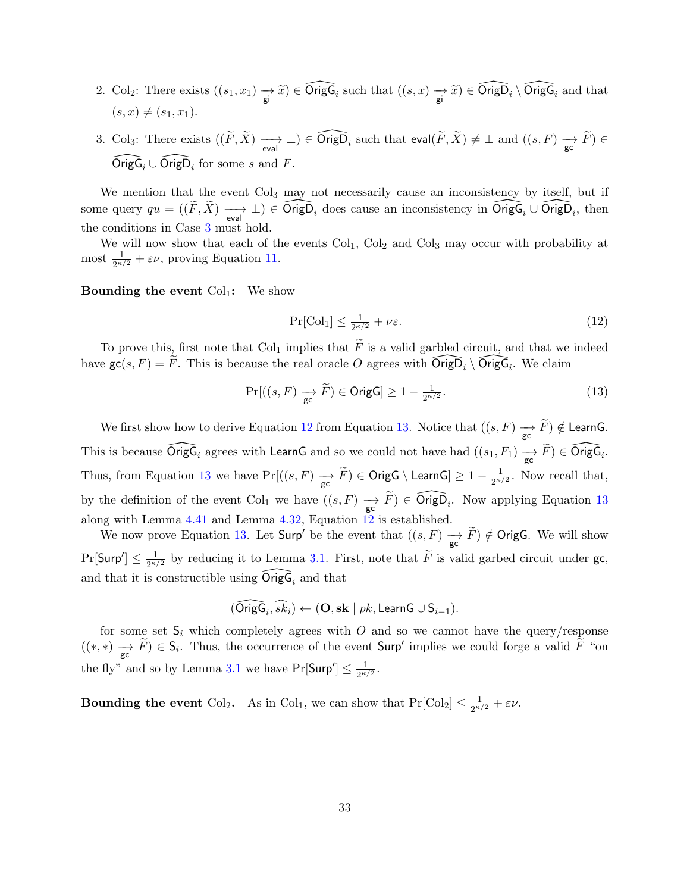2. $\mathrm{Col}_2$: There exists $((s_1, x_1) \underset{\mathsf{gi}}{\longrightarrow} \widetilde{x}) \in \widehat{\mathsf{OrigG}}_i$ such that $((s, x) \underset{\mathsf{gi}}{\longrightarrow} \widetilde{x}) \in \widehat{\mathsf{OrigD}}_i \setminus \widehat{\mathsf{OrigG}}_i$ and that $(s, x) \neq (s_1, x_1)$.

3. $\mathrm{Col}_3$: There exists $((\widetilde{F}, \widetilde{X}) \underset{\mathsf{eval}}{\longrightarrow} \perp) \in \widehat{\mathsf{OrigD}}_i$ such that $\mathsf{eval}(\widetilde{F}, \widetilde{X}) \neq \perp$ and $((s, F) \underset{\mathsf{gc}}{\longrightarrow} \widetilde{F}) \in \widehat{\mathsf{OrigG}}_i \cup \widehat{\mathsf{OrigD}}_i$ for some $s$ and $F$.

We mention that the event $\mathrm{Col}_3$ may not necessarily cause an inconsistency by itself, but if some query $qu = ((\widetilde{F}, \widetilde{X}) \underset{\mathsf{eval}}{\longrightarrow} \perp) \in \widehat{\mathsf{OrigD}}_i$ does cause an inconsistency in $\widehat{\mathsf{OrigG}}_i \cup \widehat{\mathsf{OrigD}}_i$, then the conditions in Case 3 must hold.

We will now show that each of the events $\mathrm{Col}_1$, $\mathrm{Col}_2$ and $\mathrm{Col}_3$ may occur with probability at most $\frac{1}{2^{\kappa/2}} + \varepsilon\nu$, proving Equation 11.

**Bounding the event $\mathrm{Col}_1$:** We show

$$\Pr[\mathrm{Col}_1] \leq \tfrac{1}{2^{\kappa/2}} + \nu\varepsilon. \tag{12}$$

To prove this, first note that $\mathrm{Col}_1$ implies that $\widetilde{F}$ is a valid garbled circuit, and that we indeed have $\mathsf{gc}(s, F) = \widetilde{F}$. This is because the real oracle $O$ agrees with $\widehat{\mathsf{OrigD}}_i \setminus \widehat{\mathsf{OrigG}}_i$. We claim

$$\Pr[((s, F) \underset{\mathsf{gc}}{\longrightarrow} \widetilde{F}) \in \mathsf{OrigG}] \geq 1 - \tfrac{1}{2^{\kappa/2}}. \tag{13}$$

We first show how to derive Equation 12 from Equation 13. Notice that $((s, F) \underset{\mathsf{gc}}{\longrightarrow} \widetilde{F}) \notin \mathsf{LearnG}$. This is because $\widehat{\mathsf{OrigG}}_i$ agrees with $\mathsf{LearnG}$ and so we could not have had $((s_1, F_1) \underset{\mathsf{gc}}{\longrightarrow} \widetilde{F}) \in \widehat{\mathsf{OrigG}}_i$. Thus, from Equation 13 we have $\Pr[((s, F) \underset{\mathsf{gc}}{\longrightarrow} \widetilde{F}) \in \mathsf{OrigG} \setminus \mathsf{LearnG}] \geq 1 - \frac{1}{2^{\kappa/2}}$. Now recall that, by the definition of the event $\mathrm{Col}_1$ we have $((s, F) \underset{\mathsf{gc}}{\longrightarrow} \widetilde{F}) \in \widehat{\mathsf{OrigD}}_i$. Now applying Equation 13 along with Lemma 4.41 and Lemma 4.32, Equation 12 is established.

We now prove Equation 13. Let $\mathsf{Surp}'$ be the event that $((s, F) \underset{\mathsf{gc}}{\longrightarrow} \widetilde{F}) \notin \mathsf{OrigG}$. We will show $\Pr[\mathsf{Surp}'] \leq \frac{1}{2^{\kappa/2}}$ by reducing it to Lemma 3.1. First, note that $\widetilde{F}$ is valid garbed circuit under $\mathsf{gc}$, and that it is constructible using $\widehat{\mathsf{OrigG}}_i$ and that

$$(\widehat{\mathsf{OrigG}}_i, \widehat{sk}_i) \leftarrow (\mathbf{O}, \mathbf{sk} \mid pk, \mathsf{LearnG} \cup \mathsf{S}_{i-1}).$$

for some set $\mathsf{S}_i$ which completely agrees with $O$ and so we cannot have the query/response $((*, *) \underset{\mathsf{gc}}{\longrightarrow} \widetilde{F}) \in \mathsf{S}_i$. Thus, the occurrence of the event $\mathsf{Surp}'$ implies we could forge a valid $\widetilde{F}$ "on the fly" and so by Lemma 3.1 we have $\Pr[\mathsf{Surp}'] \leq \frac{1}{2^{\kappa/2}}$.

**Bounding the event $\mathrm{Col}_2$.** As in $\mathrm{Col}_1$, we can show that $\Pr[\mathrm{Col}_2] \leq \frac{1}{2^{\kappa/2}} + \varepsilon\nu$.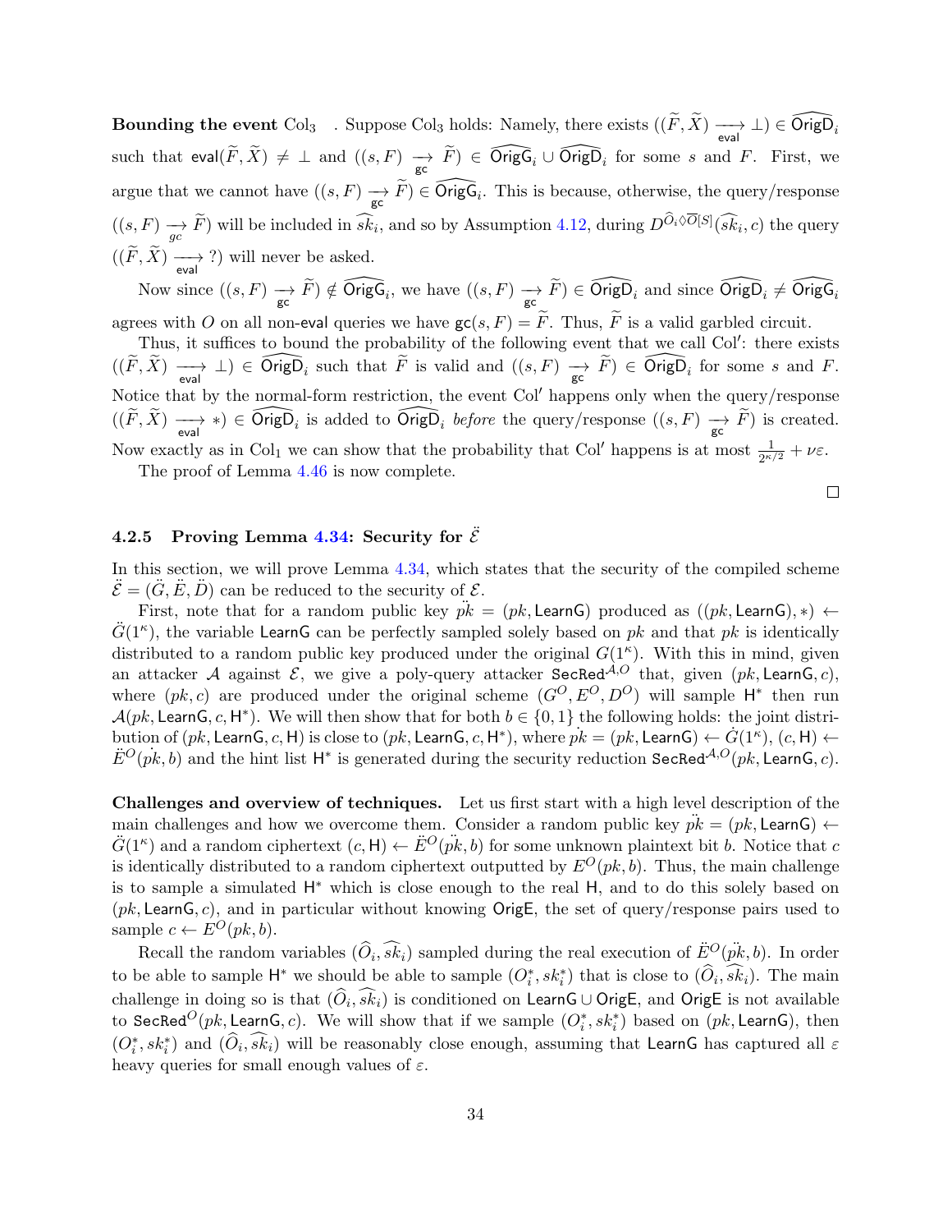**Bounding the event** $\mathrm{Col}_3$ . Suppose $\mathrm{Col}_3$ holds: Namely, there exists $((\widetilde{F}, \widetilde{X}) \xrightarrow[\mathsf{eval}]{} \bot) \in \widehat{\mathsf{OrigD}}_i$ such that $\mathsf{eval}(\widetilde{F}, \widetilde{X}) \neq \bot$ and $((s, F) \xrightarrow[\mathsf{gc}]{} \widetilde{F}) \in \widehat{\mathsf{OrigG}}_i \cup \widehat{\mathsf{OrigD}}_i$ for some $s$ and $F$. First, we argue that we cannot have $((s, F) \xrightarrow[\mathsf{gc}]{} \widetilde{F}) \in \widehat{\mathsf{OrigG}}_i$. This is because, otherwise, the query/response $((s, F) \xrightarrow[gc]{} \widetilde{F})$ will be included in $\widehat{sk}_i$, and so by Assumption 4.12, during $D^{\widehat{O}_i \lozenge \overline{O}[S]}(\widehat{sk}_i, c)$ the query $((\widetilde{F}, \widetilde{X}) \xrightarrow[\mathsf{eval}]{} ?)$ will never be asked.

Now since $((s, F) \xrightarrow[\mathsf{gc}]{} \widetilde{F}) \notin \widehat{\mathsf{OrigG}}_i$, we have $((s, F) \xrightarrow[\mathsf{gc}]{} \widetilde{F}) \in \widehat{\mathsf{OrigD}}_i$ and since $\widehat{\mathsf{OrigD}}_i \neq \widehat{\mathsf{OrigG}}_i$ agrees with $O$ on all non-$\mathsf{eval}$ queries we have $\mathsf{gc}(s, F) = \widetilde{F}$. Thus, $\widetilde{F}$ is a valid garbled circuit.

Thus, it suffices to bound the probability of the following event that we call $\mathrm{Col}'$: there exists $((\widetilde{F}, \widetilde{X}) \xrightarrow[\mathsf{eval}]{} \bot) \in \widehat{\mathsf{OrigD}}_i$ such that $\widetilde{F}$ is valid and $((s, F) \xrightarrow[\mathsf{gc}]{} \widetilde{F}) \in \widehat{\mathsf{OrigD}}_i$ for some $s$ and $F$. Notice that by the normal-form restriction, the event $\mathrm{Col}'$ happens only when the query/response $((\widetilde{F}, \widetilde{X}) \xrightarrow[\mathsf{eval}]{} *) \in \widehat{\mathsf{OrigD}}_i$ is added to $\widehat{\mathsf{OrigD}}_i$ *before* the query/response $((s, F) \xrightarrow[\mathsf{gc}]{} \widetilde{F})$ is created. Now exactly as in $\mathrm{Col}_1$ we can show that the probability that $\mathrm{Col}'$ happens is at most $\frac{1}{2^{\kappa/2}} + \nu\varepsilon$.

The proof of Lemma 4.46 is now complete.

□

### 4.2.5 Proving Lemma 4.34: Security for $\ddot{\mathcal{E}}$

In this section, we will prove Lemma 4.34, which states that the security of the compiled scheme $\ddot{\mathcal{E}} = (\ddot{G}, \ddot{E}, \ddot{D})$ can be reduced to the security of $\mathcal{E}$.

First, note that for a random public key $\ddot{pk} = (pk, \mathsf{LearnG})$ produced as $((pk, \mathsf{LearnG}), *) \leftarrow \ddot{G}(1^\kappa)$, the variable $\mathsf{LearnG}$ can be perfectly sampled solely based on $pk$ and that $pk$ is identically distributed to a random public key produced under the original $G(1^\kappa)$. With this in mind, given an attacker $\mathcal{A}$ against $\mathcal{E}$, we give a poly-query attacker $\mathtt{SecRed}^{\mathcal{A},O}$ that, given $(pk, \mathsf{LearnG}, c)$, where $(pk, c)$ are produced under the original scheme $(G^O, E^O, D^O)$ will sample $\mathsf{H}^*$ then run $\mathcal{A}(pk, \mathsf{LearnG}, c, \mathsf{H}^*)$. We will then show that for both $b \in \{0, 1\}$ the following holds: the joint distribution of $(pk, \mathsf{LearnG}, c, \mathsf{H})$ is close to $(pk, \mathsf{LearnG}, c, \mathsf{H}^*)$, where $\dot{pk} = (pk, \mathsf{LearnG}) \leftarrow \dot{G}(1^\kappa)$, $(c, \mathsf{H}) \leftarrow \ddot{E}^O(\dot{pk}, b)$ and the hint list $\mathsf{H}^*$ is generated during the security reduction $\mathtt{SecRed}^{\mathcal{A},O}(pk, \mathsf{LearnG}, c)$.

**Challenges and overview of techniques.** Let us first start with a high level description of the main challenges and how we overcome them. Consider a random public key $\ddot{pk} = (pk, \mathsf{LearnG}) \leftarrow \ddot{G}(1^\kappa)$ and a random ciphertext $(c, \mathsf{H}) \leftarrow \ddot{E}^O(\ddot{pk}, b)$ for some unknown plaintext bit $b$. Notice that $c$ is identically distributed to a random ciphertext outputted by $E^O(pk, b)$. Thus, the main challenge is to sample a simulated $\mathsf{H}^*$ which is close enough to the real $\mathsf{H}$, and to do this solely based on $(pk, \mathsf{LearnG}, c)$, and in particular without knowing $\mathsf{OrigE}$, the set of query/response pairs used to sample $c \leftarrow E^O(pk, b)$.

Recall the random variables $(\widehat{O}_i, \widehat{sk}_i)$ sampled during the real execution of $\ddot{E}^O(\ddot{pk}, b)$. In order to be able to sample $\mathsf{H}^*$ we should be able to sample $(O_i^*, sk_i^*)$ that is close to $(\widehat{O}_i, \widehat{sk}_i)$. The main challenge in doing so is that $(\widehat{O}_i, \widehat{sk}_i)$ is conditioned on $\mathsf{LearnG} \cup \mathsf{OrigE}$, and $\mathsf{OrigE}$ is not available to $\mathtt{SecRed}^O(pk, \mathsf{LearnG}, c)$. We will show that if we sample $(O_i^*, sk_i^*)$ based on $(pk, \mathsf{LearnG})$, then $(O_i^*, sk_i^*)$ and $(\widehat{O}_i, \widehat{sk}_i)$ will be reasonably close enough, assuming that $\mathsf{LearnG}$ has captured all $\varepsilon$ heavy queries for small enough values of $\varepsilon$.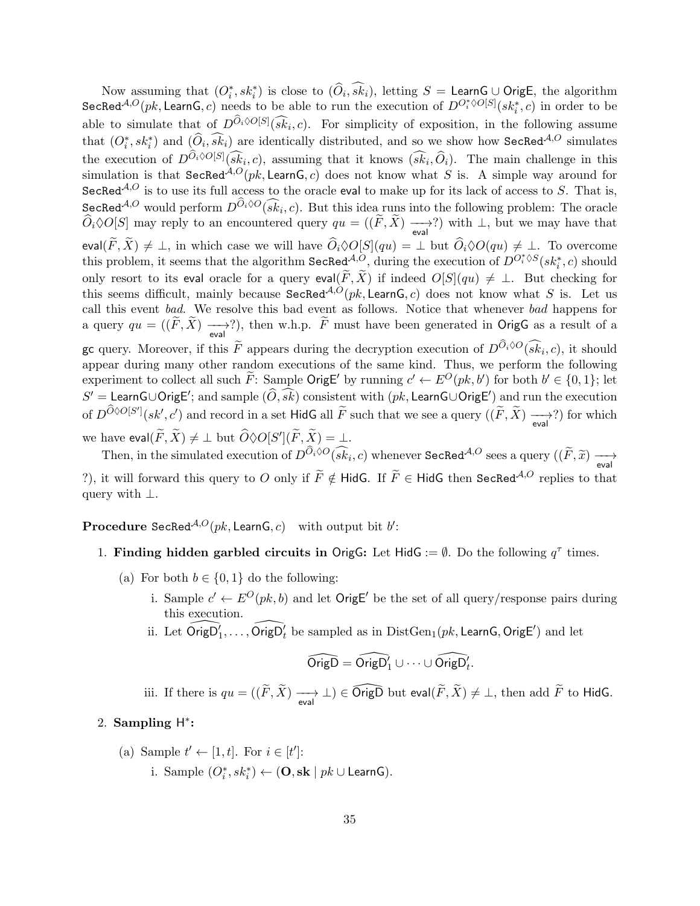Now assuming that $(O_i^*, sk_i^*)$ is close to $(\widehat{O}_i, \widehat{sk}_i)$, letting $S = \mathsf{LearnG} \cup \mathsf{OrigE}$, the algorithm $\mathsf{SecRed}^{\mathcal{A},O}(pk, \mathsf{LearnG}, c)$ needs to be able to run the execution of $D^{O_i^* \Diamond O[S]}(sk_i^*, c)$ in order to be able to simulate that of $D^{\widehat{O}_i \Diamond O[S]}(\widehat{sk}_i, c)$. For simplicity of exposition, in the following assume that $(O_i^*, sk_i^*)$ and $(\widehat{O}_i, \widehat{sk}_i)$ are identically distributed, and so we show how $\mathsf{SecRed}^{\mathcal{A},O}$ simulates the execution of $D^{\widehat{O}_i \Diamond O[S]}(\widehat{sk}_i, c)$, assuming that it knows $(\widehat{sk}_i, \widehat{O}_i)$. The main challenge in this simulation is that $\mathsf{SecRed}^{\mathcal{A},O}(pk, \mathsf{LearnG}, c)$ does not know what $S$ is. A simple way around for $\mathsf{SecRed}^{\mathcal{A},O}$ is to use its full access to the oracle $\mathsf{eval}$ to make up for its lack of access to $S$. That is, $\mathsf{SecRed}^{\mathcal{A},O}$ would perform $D^{\widehat{O}_i \Diamond O}(\widehat{sk}_i, c)$. But this idea runs into the following problem: The oracle $\widehat{O}_i \Diamond O[S]$ may reply to an encountered query $qu = ((\widetilde{F}, \widetilde{X}) \xrightarrow[\mathsf{eval}]{} ?)$ with $\perp$, but we may have that $\mathsf{eval}(\widetilde{F}, \widetilde{X}) \neq \perp$, in which case we will have $\widehat{O}_i \Diamond O[S](qu) = \perp$ but $\widehat{O}_i \Diamond O(qu) \neq \perp$. To overcome this problem, it seems that the algorithm $\mathsf{SecRed}^{\mathcal{A},O}$, during the execution of $D^{O_i^* \Diamond S}(sk_i^*, c)$ should only resort to its $\mathsf{eval}$ oracle for a query $\mathsf{eval}(\widetilde{F}, \widetilde{X})$ if indeed $O[S](qu) \neq \perp$. But checking for this seems difficult, mainly because $\mathsf{SecRed}^{\mathcal{A},O}(pk, \mathsf{LearnG}, c)$ does not know what $S$ is. Let us call this event *bad*. We resolve this bad event as follows. Notice that whenever *bad* happens for a query $qu = ((\widetilde{F}, \widetilde{X}) \xrightarrow[\mathsf{eval}]{} ?)$, then w.h.p. $\widetilde{F}$ must have been generated in $\mathsf{OrigG}$ as a result of a $\mathsf{gc}$ query. Moreover, if this $\widetilde{F}$ appears during the decryption execution of $D^{\widehat{O}_i \Diamond O}(\widehat{sk}_i, c)$, it should appear during many other random executions of the same kind. Thus, we perform the following experiment to collect all such $\widetilde{F}$: Sample $\mathsf{OrigE}'$ by running $c' \leftarrow E^O(pk, b')$ for both $b' \in \{0, 1\}$; let $S' = \mathsf{LearnG} \cup \mathsf{OrigE}'$; and sample $(\widehat{O}, \widehat{sk})$ consistent with $(pk, \mathsf{LearnG} \cup \mathsf{OrigE}')$ and run the execution of $D^{\widehat{O} \Diamond O[S']}(sk', c')$ and record in a set $\mathsf{HidG}$ all $\widetilde{F}$ such that we see a query $((\widetilde{F}, \widetilde{X}) \xrightarrow[\mathsf{eval}]{} ?)$ for which we have $\mathsf{eval}(\widetilde{F}, \widetilde{X}) \neq \perp$ but $\widehat{O} \Diamond O[S'](\widetilde{F}, \widetilde{X}) = \perp$.

Then, in the simulated execution of $D^{\widehat{O}_i \Diamond O}(\widehat{sk}_i, c)$ whenever $\mathsf{SecRed}^{\mathcal{A},O}$ sees a query $((\widetilde{F}, \widetilde{x}) \xrightarrow[\mathsf{eval}]{} ?)$, it will forward this query to $O$ only if $\widetilde{F} \notin \mathsf{HidG}$. If $\widetilde{F} \in \mathsf{HidG}$ then $\mathsf{SecRed}^{\mathcal{A},O}$ replies to that query with $\perp$.

**Procedure** $\mathsf{SecRed}^{\mathcal{A},O}(pk, \mathsf{LearnG}, c)$ with output bit $b'$:

1. **Finding hidden garbled circuits in** $\mathsf{OrigG}$**:** Let $\mathsf{HidG} := \emptyset$. Do the following $q^\tau$ times.
   (a) For both $b \in \{0, 1\}$ do the following:
      i. Sample $c' \leftarrow E^O(pk, b)$ and let $\mathsf{OrigE}'$ be the set of all query/response pairs during this execution.
      ii. Let $\widehat{\mathsf{OrigD}'_1}, \ldots, \widehat{\mathsf{OrigD}'_t}$ be sampled as in $\mathrm{DistGen}_1(pk, \mathsf{LearnG}, \mathsf{OrigE}')$ and let
      $$\widehat{\mathsf{OrigD}} = \widehat{\mathsf{OrigD}'_1} \cup \cdots \cup \widehat{\mathsf{OrigD}'_t}.$$
      iii. If there is $qu = ((\widetilde{F}, \widetilde{X}) \xrightarrow[\mathsf{eval}]{} \perp) \in \widehat{\mathsf{OrigD}}$ but $\mathsf{eval}(\widetilde{F}, \widetilde{X}) \neq \perp$, then add $\widetilde{F}$ to $\mathsf{HidG}$.
2. **Sampling** $\mathsf{H}^*$**:**
   (a) Sample $t' \leftarrow [1, t]$. For $i \in [t']$:
      i. Sample $(O_i^*, sk_i^*) \leftarrow (\mathbf{O}, \mathbf{sk} \mid pk \cup \mathsf{LearnG})$.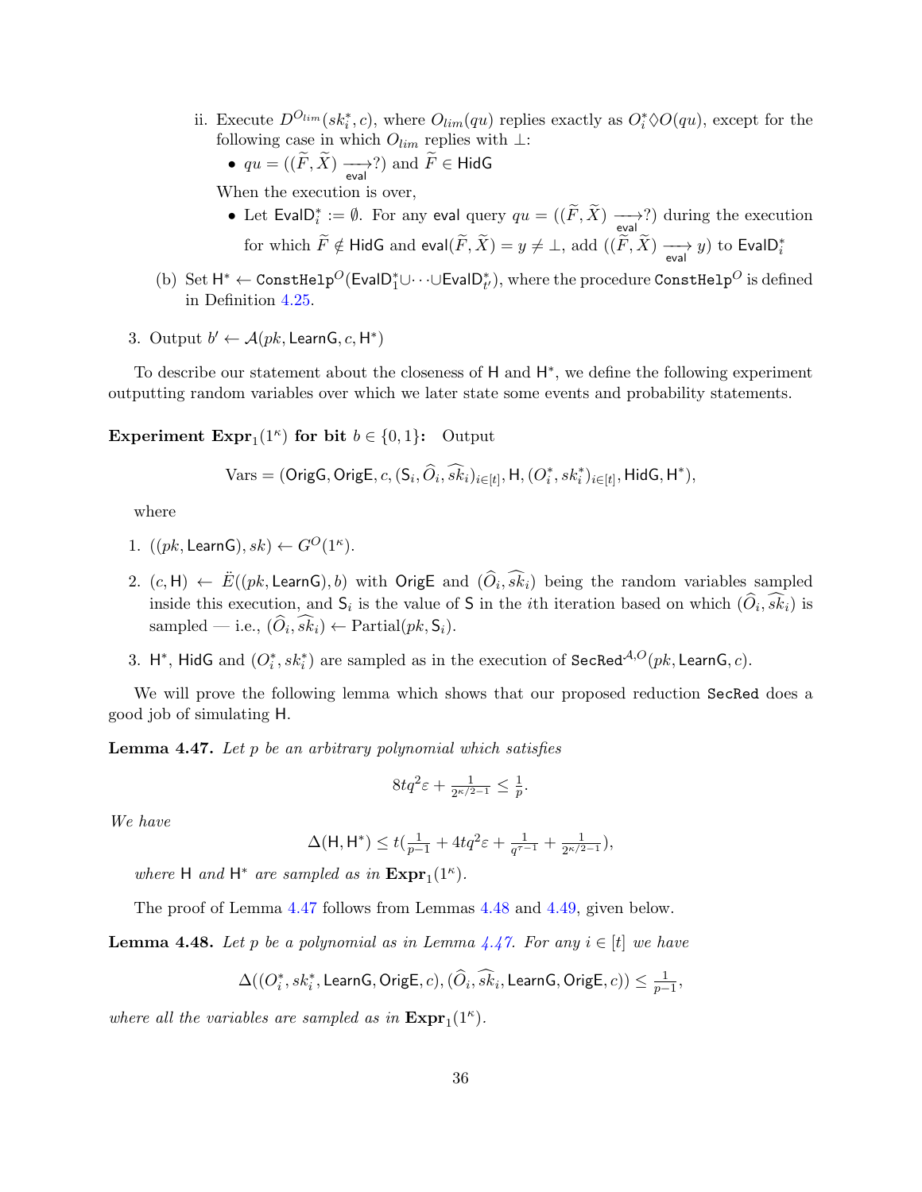ii. Execute $D^{O_{lim}}(sk_i^*, c)$, where $O_{lim}(qu)$ replies exactly as $O_i^* \Diamond O(qu)$, except for the following case in which $O_{lim}$ replies with $\perp$:

- $qu = ((\widetilde{F}, \widetilde{X}) \xrightarrow[\mathsf{eval}]{} ?)$ and $\widetilde{F} \in \mathsf{HidG}$

When the execution is over,

- Let $\mathsf{EvalD}_i^* := \emptyset$. For any $\mathsf{eval}$ query $qu = ((\widetilde{F}, \widetilde{X}) \xrightarrow[\mathsf{eval}]{} ?)$ during the execution for which $\widetilde{F} \notin \mathsf{HidG}$ and $\mathsf{eval}(\widetilde{F}, \widetilde{X}) = y \neq \perp$, add $((\widetilde{F}, \widetilde{X}) \xrightarrow[\mathsf{eval}]{} y)$ to $\mathsf{EvalD}_i^*$

(b) Set $\mathsf{H}^* \leftarrow \mathtt{ConstHelp}^O(\mathsf{EvalD}_1^* \cup \cdots \cup \mathsf{EvalD}_{t'}^*)$, where the procedure $\mathtt{ConstHelp}^O$ is defined in Definition 4.25.

3. Output $b' \leftarrow \mathcal{A}(pk, \mathsf{LearnG}, c, \mathsf{H}^*)$

To describe our statement about the closeness of $\mathsf{H}$ and $\mathsf{H}^*$, we define the following experiment outputting random variables over which we later state some events and probability statements.

**Experiment $\mathbf{Expr}_1(1^\kappa)$ for bit $b \in \{0,1\}$:** Output

$$\text{Vars} = (\mathsf{OrigG}, \mathsf{OrigE}, c, (\mathsf{S}_i, \widehat{O}_i, \widehat{sk}_i)_{i \in [t]}, \mathsf{H}, (O_i^*, sk_i^*)_{i \in [t]}, \mathsf{HidG}, \mathsf{H}^*),$$

where

1. $((pk, \mathsf{LearnG}), sk) \leftarrow G^O(1^\kappa)$.
2. $(c, \mathsf{H}) \leftarrow \ddot{E}((pk, \mathsf{LearnG}), b)$ with $\mathsf{OrigE}$ and $(\widehat{O}_i, \widehat{sk}_i)$ being the random variables sampled inside this execution, and $\mathsf{S}_i$ is the value of $\mathsf{S}$ in the $i$th iteration based on which $(\widehat{O}_i, \widehat{sk}_i)$ is sampled — i.e., $(\widehat{O}_i, \widehat{sk}_i) \leftarrow \text{Partial}(pk, \mathsf{S}_i)$.
3. $\mathsf{H}^*$, $\mathsf{HidG}$ and $(O_i^*, sk_i^*)$ are sampled as in the execution of $\mathtt{SecRed}^{\mathcal{A},O}(pk, \mathsf{LearnG}, c)$.

We will prove the following lemma which shows that our proposed reduction $\mathtt{SecRed}$ does a good job of simulating $\mathsf{H}$.

**Lemma 4.47.** *Let $p$ be an arbitrary polynomial which satisfies*

$$8tq^2\varepsilon + \tfrac{1}{2^{\kappa/2-1}} \leq \tfrac{1}{p}.$$

*We have*

$$\Delta(\mathsf{H}, \mathsf{H}^*) \leq t\left(\tfrac{1}{p-1} + 4tq^2\varepsilon + \tfrac{1}{q^{\tau-1}} + \tfrac{1}{2^{\kappa/2-1}}\right),$$

*where $\mathsf{H}$ and $\mathsf{H}^*$ are sampled as in $\mathbf{Expr}_1(1^\kappa)$.*

The proof of Lemma 4.47 follows from Lemmas 4.48 and 4.49, given below.

**Lemma 4.48.** *Let $p$ be a polynomial as in Lemma 4.47. For any $i \in [t]$ we have*

$$\Delta((O_i^*, sk_i^*, \mathsf{LearnG}, \mathsf{OrigE}, c), (\widehat{O}_i, \widehat{sk}_i, \mathsf{LearnG}, \mathsf{OrigE}, c)) \leq \tfrac{1}{p-1},$$

*where all the variables are sampled as in $\mathbf{Expr}_1(1^\kappa)$.*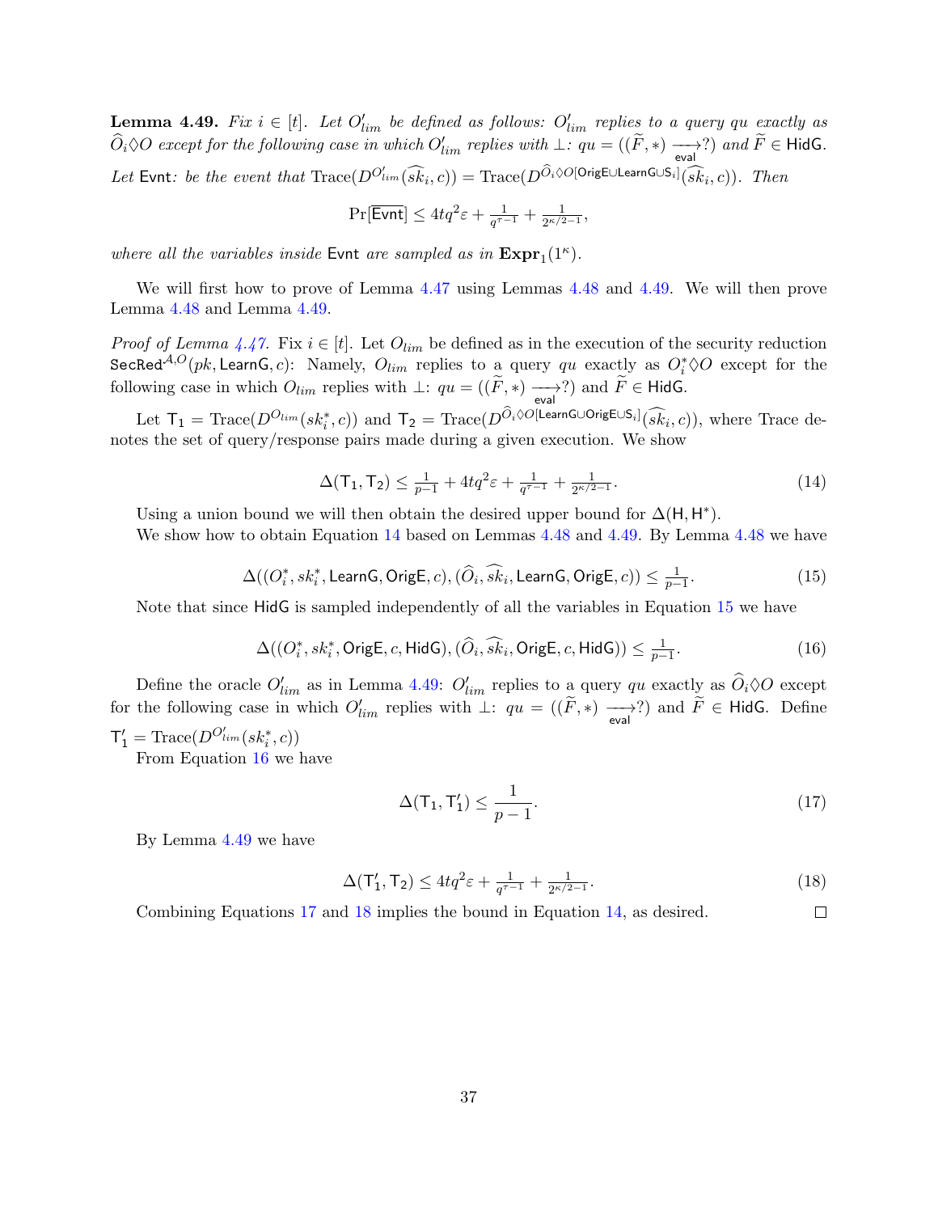**Lemma 4.49.** *Fix $i \in [t]$. Let $O'_{lim}$ be defined as follows: $O'_{lim}$ replies to a query $qu$ exactly as $\widehat{O}_i \Diamond O$ except for the following case in which $O'_{lim}$ replies with $\perp$: $qu = ((\widetilde{F}, *) \xrightarrow[\mathsf{eval}]{} ?)$ and $\widetilde{F} \in \mathsf{HidG}$. Let $\mathsf{Evnt}$: be the event that $\mathrm{Trace}(D^{O'_{lim}}(\widehat{sk}_i, c)) = \mathrm{Trace}(D^{\widehat{O}_i \Diamond O[\mathsf{OrigE} \cup \mathsf{LearnG} \cup \mathsf{S}_i]}(\widehat{sk}_i, c))$. Then*

$$\Pr[\overline{\mathsf{Evnt}}] \leq 4tq^2\varepsilon + \tfrac{1}{q^{\tau-1}} + \tfrac{1}{2^{\kappa/2-1}},$$

*where all the variables inside $\mathsf{Evnt}$ are sampled as in $\mathbf{Expr}_1(1^\kappa)$.*

We will first how to prove of Lemma 4.47 using Lemmas 4.48 and 4.49. We will then prove Lemma 4.48 and Lemma 4.49.

*Proof of Lemma 4.47.* Fix $i \in [t]$. Let $O_{lim}$ be defined as in the execution of the security reduction $\mathsf{SecRed}^{\mathcal{A},O}(pk, \mathsf{LearnG}, c)$: Namely, $O_{lim}$ replies to a query $qu$ exactly as $O^*_i \Diamond O$ except for the following case in which $O_{lim}$ replies with $\perp$: $qu = ((\widetilde{F}, *) \xrightarrow[\mathsf{eval}]{} ?)$ and $\widetilde{F} \in \mathsf{HidG}$.

Let $\mathsf{T}_1 = \mathrm{Trace}(D^{O_{lim}}(sk^*_i, c))$ and $\mathsf{T}_2 = \mathrm{Trace}(D^{\widehat{O}_i \Diamond O[\mathsf{LearnG} \cup \mathsf{OrigE} \cup \mathsf{S}_i]}(\widehat{sk}_i, c))$, where Trace denotes the set of query/response pairs made during a given execution. We show

$$\Delta(\mathsf{T}_1, \mathsf{T}_2) \leq \tfrac{1}{p-1} + 4tq^2\varepsilon + \tfrac{1}{q^{\tau-1}} + \tfrac{1}{2^{\kappa/2-1}}. \tag{14}$$

Using a union bound we will then obtain the desired upper bound for $\Delta(\mathsf{H}, \mathsf{H}^*)$.

We show how to obtain Equation 14 based on Lemmas 4.48 and 4.49. By Lemma 4.48 we have

$$\Delta((O^*_i, sk^*_i, \mathsf{LearnG}, \mathsf{OrigE}, c), (\widehat{O}_i, \widehat{sk}_i, \mathsf{LearnG}, \mathsf{OrigE}, c)) \leq \tfrac{1}{p-1}. \tag{15}$$

Note that since $\mathsf{HidG}$ is sampled independently of all the variables in Equation 15 we have

$$\Delta((O^*_i, sk^*_i, \mathsf{OrigE}, c, \mathsf{HidG}), (\widehat{O}_i, \widehat{sk}_i, \mathsf{OrigE}, c, \mathsf{HidG})) \leq \tfrac{1}{p-1}. \tag{16}$$

Define the oracle $O'_{lim}$ as in Lemma 4.49: $O'_{lim}$ replies to a query $qu$ exactly as $\widehat{O}_i \Diamond O$ except for the following case in which $O'_{lim}$ replies with $\perp$: $qu = ((\widetilde{F}, *) \xrightarrow[\mathsf{eval}]{} ?)$ and $\widetilde{F} \in \mathsf{HidG}$. Define $\mathsf{T}'_1 = \mathrm{Trace}(D^{O'_{lim}}(sk^*_i, c))$

From Equation 16 we have

$$\Delta(\mathsf{T}_1, \mathsf{T}'_1) \leq \frac{1}{p-1}. \tag{17}$$

By Lemma 4.49 we have

$$\Delta(\mathsf{T}'_1, \mathsf{T}_2) \leq 4tq^2\varepsilon + \tfrac{1}{q^{\tau-1}} + \tfrac{1}{2^{\kappa/2-1}}. \tag{18}$$

Combining Equations 17 and 18 implies the bound in Equation 14, as desired. □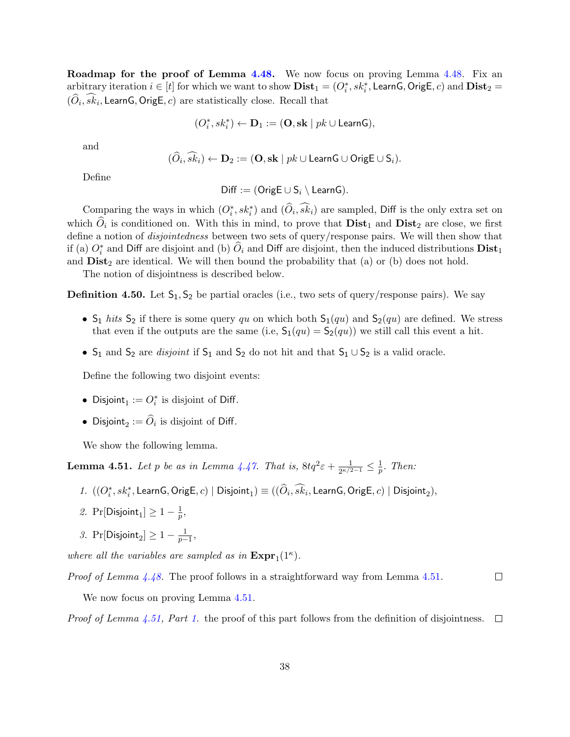**Roadmap for the proof of Lemma 4.48.** We now focus on proving Lemma 4.48. Fix an arbitrary iteration $i \in [t]$ for which we want to show $\mathbf{Dist}_1 = (O_i^*, sk_i^*, \mathsf{LearnG}, \mathsf{OrigE}, c)$ and $\mathbf{Dist}_2 = (\widehat{O}_i, \widehat{sk}_i, \mathsf{LearnG}, \mathsf{OrigE}, c)$ are statistically close. Recall that

$$(O_i^*, sk_i^*) \leftarrow \mathbf{D}_1 := (\mathbf{O}, \mathbf{sk} \mid pk \cup \mathsf{LearnG}),$$

and

$$(\widehat{O}_i, \widehat{sk}_i) \leftarrow \mathbf{D}_2 := (\mathbf{O}, \mathbf{sk} \mid pk \cup \mathsf{LearnG} \cup \mathsf{OrigE} \cup \mathsf{S}_i).$$

Define

$$\mathsf{Diff} := (\mathsf{OrigE} \cup \mathsf{S}_i \setminus \mathsf{LearnG}).$$

Comparing the ways in which $(O_i^*, sk_i^*)$ and $(\widehat{O}_i, \widehat{sk}_i)$ are sampled, $\mathsf{Diff}$ is the only extra set on which $\widehat{O}_i$ is conditioned on. With this in mind, to prove that $\mathbf{Dist}_1$ and $\mathbf{Dist}_2$ are close, we first define a notion of *disjointedness* between two sets of query/response pairs. We will then show that if (a) $O_i^*$ and $\mathsf{Diff}$ are disjoint and (b) $\widehat{O}_i$ and $\mathsf{Diff}$ are disjoint, then the induced distributions $\mathbf{Dist}_1$ and $\mathbf{Dist}_2$ are identical. We will then bound the probability that (a) or (b) does not hold.

The notion of disjointness is described below.

**Definition 4.50.** Let $\mathsf{S}_1, \mathsf{S}_2$ be partial oracles (i.e., two sets of query/response pairs). We say

- $\mathsf{S}_1$ *hits* $\mathsf{S}_2$ if there is some query $qu$ on which both $\mathsf{S}_1(qu)$ and $\mathsf{S}_2(qu)$ are defined. We stress that even if the outputs are the same (i.e, $\mathsf{S}_1(qu) = \mathsf{S}_2(qu)$) we still call this event a hit.
- $\mathsf{S}_1$ and $\mathsf{S}_2$ are *disjoint* if $\mathsf{S}_1$ and $\mathsf{S}_2$ do not hit and that $\mathsf{S}_1 \cup \mathsf{S}_2$ is a valid oracle.

Define the following two disjoint events:

- $\mathsf{Disjoint}_1 := O_i^*$ is disjoint of $\mathsf{Diff}$.
- $\mathsf{Disjoint}_2 := \widehat{O}_i$ is disjoint of $\mathsf{Diff}$.

We show the following lemma.

**Lemma 4.51.** *Let $p$ be as in Lemma 4.47. That is, $8tq^2\varepsilon + \frac{1}{2^{\kappa/2-1}} \leq \frac{1}{p}$. Then:*

1. $((O_i^*, sk_i^*, \mathsf{LearnG}, \mathsf{OrigE}, c) \mid \mathsf{Disjoint}_1) \equiv ((\widehat{O}_i, \widehat{sk}_i, \mathsf{LearnG}, \mathsf{OrigE}, c) \mid \mathsf{Disjoint}_2)$,
2. $\Pr[\mathsf{Disjoint}_1] \geq 1 - \frac{1}{p}$,
3. $\Pr[\mathsf{Disjoint}_2] \geq 1 - \frac{1}{p-1}$,

*where all the variables are sampled as in $\mathbf{Expr}_1(1^\kappa)$.*

*Proof of Lemma 4.48.* The proof follows in a straightforward way from Lemma 4.51. □

We now focus on proving Lemma 4.51.

*Proof of Lemma 4.51, Part 1.* the proof of this part follows from the definition of disjointness. □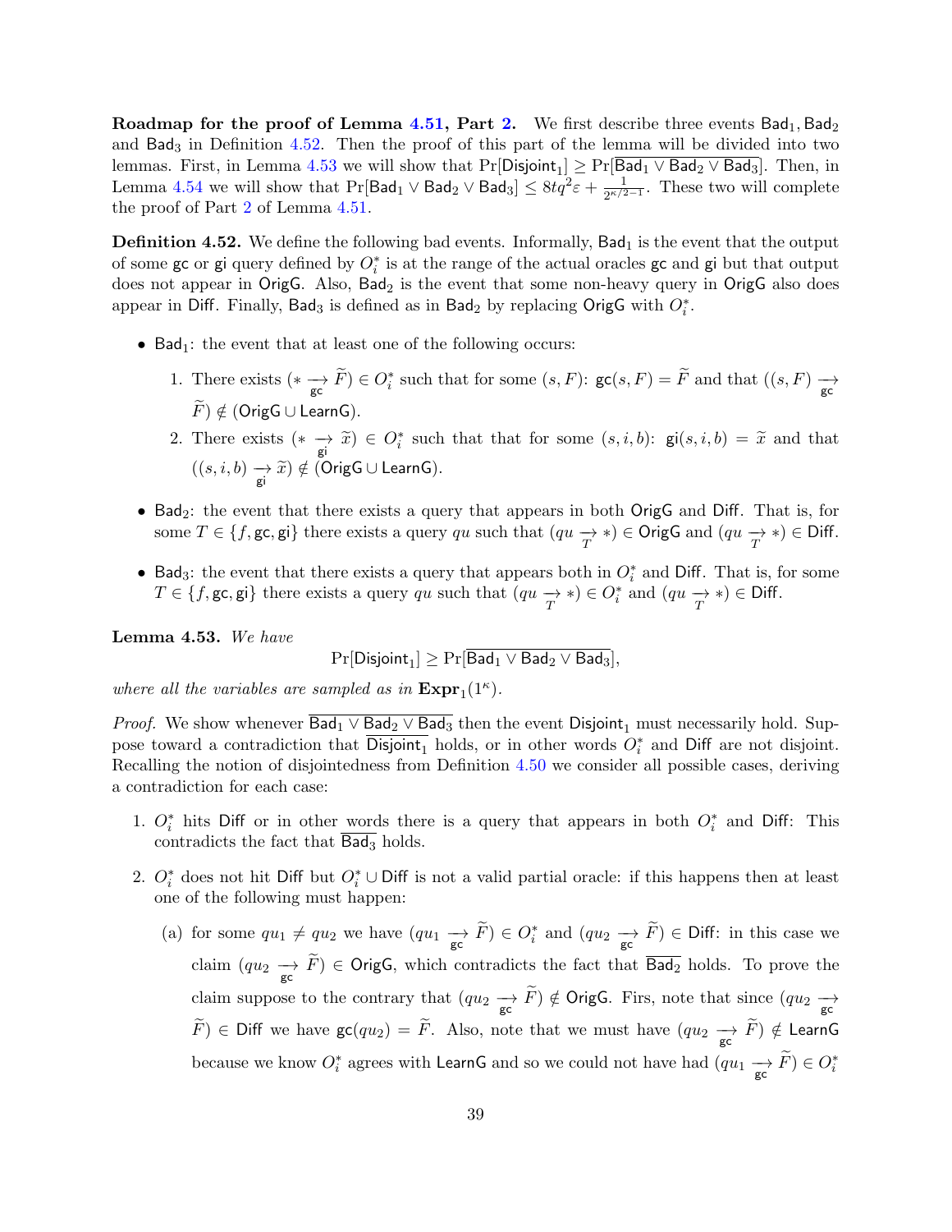**Roadmap for the proof of Lemma 4.51, Part 2.** We first describe three events $\mathsf{Bad}_1, \mathsf{Bad}_2$ and $\mathsf{Bad}_3$ in Definition 4.52. Then the proof of this part of the lemma will be divided into two lemmas. First, in Lemma 4.53 we will show that $\Pr[\mathsf{Disjoint}_1] \geq \Pr[\overline{\mathsf{Bad}_1 \vee \mathsf{Bad}_2 \vee \mathsf{Bad}_3}]$. Then, in Lemma 4.54 we will show that $\Pr[\mathsf{Bad}_1 \vee \mathsf{Bad}_2 \vee \mathsf{Bad}_3] \leq 8tq^2\varepsilon + \frac{1}{2^{\kappa/2-1}}$. These two will complete the proof of Part 2 of Lemma 4.51.

**Definition 4.52.** We define the following bad events. Informally, $\mathsf{Bad}_1$ is the event that the output of some $\mathsf{gc}$ or $\mathsf{gi}$ query defined by $O_i^*$ is at the range of the actual oracles $\mathsf{gc}$ and $\mathsf{gi}$ but that output does not appear in $\mathsf{OrigG}$. Also, $\mathsf{Bad}_2$ is the event that some non-heavy query in $\mathsf{OrigG}$ also does appear in $\mathsf{Diff}$. Finally, $\mathsf{Bad}_3$ is defined as in $\mathsf{Bad}_2$ by replacing $\mathsf{OrigG}$ with $O_i^*$.

- $\mathsf{Bad}_1$: the event that at least one of the following occurs:
  1. There exists $(* \underset{\mathsf{gc}}{\longrightarrow} \widetilde{F}) \in O_i^*$ such that for some $(s, F)$: $\mathsf{gc}(s, F) = \widetilde{F}$ and that $((s, F) \underset{\mathsf{gc}}{\longrightarrow} \widetilde{F}) \notin (\mathsf{OrigG} \cup \mathsf{LearnG})$.
  2. There exists $(* \underset{\mathsf{gi}}{\longrightarrow} \widetilde{x}) \in O_i^*$ such that that for some $(s, i, b)$: $\mathsf{gi}(s, i, b) = \widetilde{x}$ and that $((s, i, b) \underset{\mathsf{gi}}{\longrightarrow} \widetilde{x}) \notin (\mathsf{OrigG} \cup \mathsf{LearnG})$.
- $\mathsf{Bad}_2$: the event that there exists a query that appears in both $\mathsf{OrigG}$ and $\mathsf{Diff}$. That is, for some $T \in \{f, \mathsf{gc}, \mathsf{gi}\}$ there exists a query $qu$ such that $(qu \underset{T}{\rightarrow} *) \in \mathsf{OrigG}$ and $(qu \underset{T}{\rightarrow} *) \in \mathsf{Diff}$.
- $\mathsf{Bad}_3$: the event that there exists a query that appears both in $O_i^*$ and $\mathsf{Diff}$. That is, for some $T \in \{f, \mathsf{gc}, \mathsf{gi}\}$ there exists a query $qu$ such that $(qu \underset{T}{\rightarrow} *) \in O_i^*$ and $(qu \underset{T}{\rightarrow} *) \in \mathsf{Diff}$.

**Lemma 4.53.** *We have*

$$\Pr[\mathsf{Disjoint}_1] \geq \Pr[\overline{\mathsf{Bad}_1 \vee \mathsf{Bad}_2 \vee \mathsf{Bad}_3}],$$

*where all the variables are sampled as in* $\mathbf{Expr}_1(1^\kappa)$.

*Proof.* We show whenever $\overline{\mathsf{Bad}_1 \vee \mathsf{Bad}_2 \vee \mathsf{Bad}_3}$ then the event $\mathsf{Disjoint}_1$ must necessarily hold. Suppose toward a contradiction that $\overline{\mathsf{Disjoint}_1}$ holds, or in other words $O_i^*$ and $\mathsf{Diff}$ are not disjoint. Recalling the notion of disjointedness from Definition 4.50 we consider all possible cases, deriving a contradiction for each case:

1. $O_i^*$ hits $\mathsf{Diff}$ or in other words there is a query that appears in both $O_i^*$ and $\mathsf{Diff}$: This contradicts the fact that $\overline{\mathsf{Bad}_3}$ holds.
2. $O_i^*$ does not hit $\mathsf{Diff}$ but $O_i^* \cup \mathsf{Diff}$ is not a valid partial oracle: if this happens then at least one of the following must happen:
   (a) for some $qu_1 \neq qu_2$ we have $(qu_1 \underset{\mathsf{gc}}{\longrightarrow} \widetilde{F}) \in O_i^*$ and $(qu_2 \underset{\mathsf{gc}}{\longrightarrow} \widetilde{F}) \in \mathsf{Diff}$: in this case we claim $(qu_2 \underset{\mathsf{gc}}{\longrightarrow} \widetilde{F}) \in \mathsf{OrigG}$, which contradicts the fact that $\overline{\mathsf{Bad}_2}$ holds. To prove the claim suppose to the contrary that $(qu_2 \underset{\mathsf{gc}}{\longrightarrow} \widetilde{F}) \notin \mathsf{OrigG}$. Firs, note that since $(qu_2 \underset{\mathsf{gc}}{\longrightarrow} \widetilde{F}) \in \mathsf{Diff}$ we have $\mathsf{gc}(qu_2) = \widetilde{F}$. Also, note that we must have $(qu_2 \underset{\mathsf{gc}}{\longrightarrow} \widetilde{F}) \notin \mathsf{LearnG}$ because we know $O_i^*$ agrees with $\mathsf{LearnG}$ and so we could not have had $(qu_1 \underset{\mathsf{gc}}{\longrightarrow} \widetilde{F}) \in O_i^*$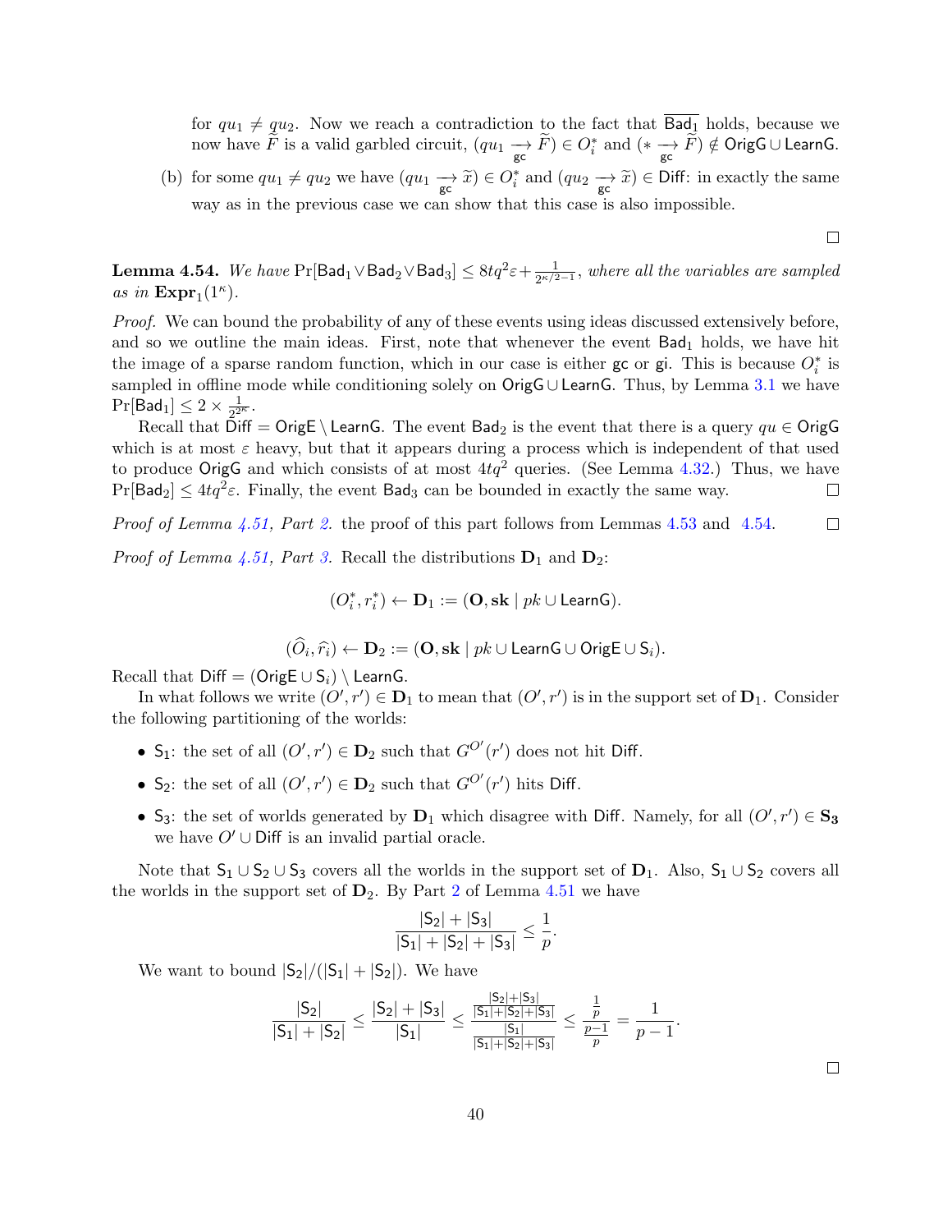for $qu_1 \neq qu_2$. Now we reach a contradiction to the fact that $\overline{\mathsf{Bad}_1}$ holds, because we now have $\widetilde{F}$ is a valid garbled circuit, $(qu_1 \underset{\mathsf{gc}}{\longrightarrow} \widetilde{F}) \in O_i^*$ and $(* \underset{\mathsf{gc}}{\longrightarrow} \widetilde{F}) \notin \mathsf{OrigG} \cup \mathsf{LearnG}$.

(b) for some $qu_1 \neq qu_2$ we have $(qu_1 \underset{\mathsf{gc}}{\longrightarrow} \widetilde{x}) \in O_i^*$ and $(qu_2 \underset{\mathsf{gc}}{\longrightarrow} \widetilde{x}) \in \mathsf{Diff}$: in exactly the same way as in the previous case we can show that this case is also impossible.

□

**Lemma 4.54.** *We have* $\Pr[\mathsf{Bad}_1 \vee \mathsf{Bad}_2 \vee \mathsf{Bad}_3] \leq 8tq^2\varepsilon + \frac{1}{2^{\kappa/2-1}}$*, where all the variables are sampled as in* $\mathbf{Expr}_1(1^\kappa)$.

*Proof.* We can bound the probability of any of these events using ideas discussed extensively before, and so we outline the main ideas. First, note that whenever the event $\mathsf{Bad}_1$ holds, we have hit the image of a sparse random function, which in our case is either $\mathsf{gc}$ or $\mathsf{gi}$. This is because $O_i^*$ is sampled in offline mode while conditioning solely on $\mathsf{OrigG} \cup \mathsf{LearnG}$. Thus, by Lemma 3.1 we have $\Pr[\mathsf{Bad}_1] \leq 2 \times \frac{1}{2^{2\kappa}}$.

Recall that $\mathsf{Diff} = \mathsf{OrigE} \setminus \mathsf{LearnG}$. The event $\mathsf{Bad}_2$ is the event that there is a query $qu \in \mathsf{OrigG}$ which is at most $\varepsilon$ heavy, but that it appears during a process which is independent of that used to produce $\mathsf{OrigG}$ and which consists of at most $4tq^2$ queries. (See Lemma 4.32.) Thus, we have $\Pr[\mathsf{Bad}_2] \leq 4tq^2\varepsilon$. Finally, the event $\mathsf{Bad}_3$ can be bounded in exactly the same way. □

*Proof of Lemma 4.51, Part 2.* the proof of this part follows from Lemmas 4.53 and 4.54. □

*Proof of Lemma 4.51, Part 3.* Recall the distributions $\mathbf{D}_1$ and $\mathbf{D}_2$:

$$(O_i^*, r_i^*) \leftarrow \mathbf{D}_1 := (\mathbf{O}, \mathbf{sk} \mid pk \cup \mathsf{LearnG}).$$

$$(\widehat{O}_i, \widehat{r}_i) \leftarrow \mathbf{D}_2 := (\mathbf{O}, \mathbf{sk} \mid pk \cup \mathsf{LearnG} \cup \mathsf{OrigE} \cup \mathsf{S}_i).$$

Recall that $\mathsf{Diff} = (\mathsf{OrigE} \cup \mathsf{S}_i) \setminus \mathsf{LearnG}$.

In what follows we write $(O', r') \in \mathbf{D}_1$ to mean that $(O', r')$ is in the support set of $\mathbf{D}_1$. Consider the following partitioning of the worlds:

- $\mathsf{S}_1$: the set of all $(O', r') \in \mathbf{D}_2$ such that $G^{O'}(r')$ does not hit $\mathsf{Diff}$.
- $\mathsf{S}_2$: the set of all $(O', r') \in \mathbf{D}_2$ such that $G^{O'}(r')$ hits $\mathsf{Diff}$.
- $\mathsf{S}_3$: the set of worlds generated by $\mathbf{D}_1$ which disagree with $\mathsf{Diff}$. Namely, for all $(O', r') \in \mathbf{S_3}$ we have $O' \cup \mathsf{Diff}$ is an invalid partial oracle.

Note that $\mathsf{S}_1 \cup \mathsf{S}_2 \cup \mathsf{S}_3$ covers all the worlds in the support set of $\mathbf{D}_1$. Also, $\mathsf{S}_1 \cup \mathsf{S}_2$ covers all the worlds in the support set of $\mathbf{D}_2$. By Part 2 of Lemma 4.51 we have

$$\frac{|\mathsf{S}_2| + |\mathsf{S}_3|}{|\mathsf{S}_1| + |\mathsf{S}_2| + |\mathsf{S}_3|} \leq \frac{1}{p}.$$

We want to bound $|\mathsf{S}_2|/(|\mathsf{S}_1| + |\mathsf{S}_2|)$. We have

$$\frac{|\mathsf{S}_2|}{|\mathsf{S}_1| + |\mathsf{S}_2|} \leq \frac{|\mathsf{S}_2| + |\mathsf{S}_3|}{|\mathsf{S}_1|} \leq \frac{\frac{|\mathsf{S}_2|+|\mathsf{S}_3|}{|\mathsf{S}_1|+|\mathsf{S}_2|+|\mathsf{S}_3|}}{\frac{|\mathsf{S}_1|}{|\mathsf{S}_1|+|\mathsf{S}_2|+|\mathsf{S}_3|}} \leq \frac{\frac{1}{p}}{\frac{p-1}{p}} = \frac{1}{p-1}.$$

□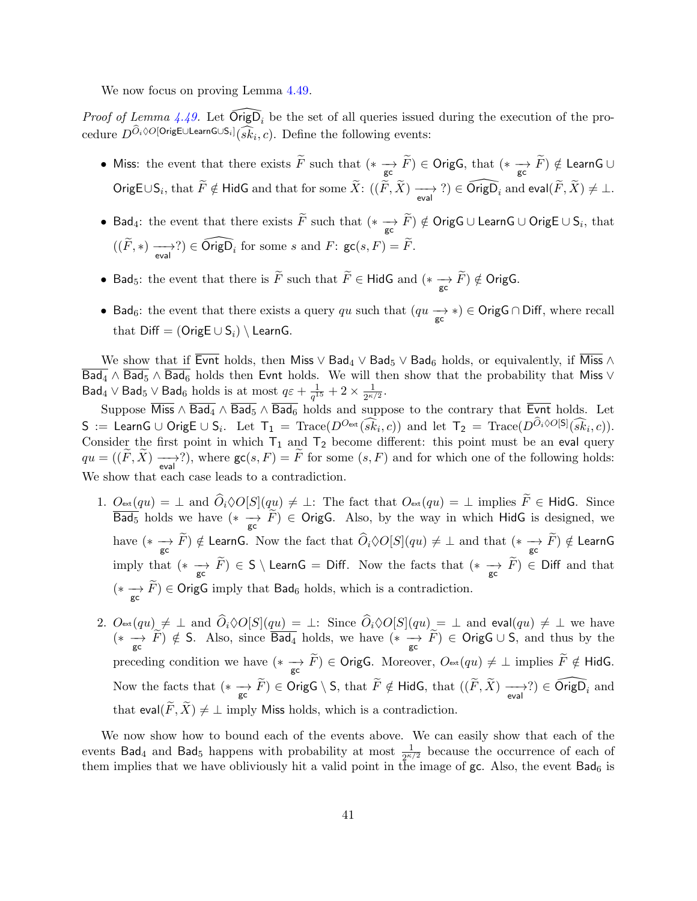We now focus on proving Lemma 4.49.

*Proof of Lemma 4.49.* Let $\widehat{\mathsf{OrigD}}_i$ be the set of all queries issued during the execution of the procedure $D^{\widehat{O}_i \Diamond O[\mathsf{OrigE} \cup \mathsf{LearnG} \cup \mathsf{S}_i]}(\widehat{sk}_i, c)$. Define the following events:

- $\mathsf{Miss}$: the event that there exists $\widetilde{F}$ such that $(* \xrightarrow[\mathsf{gc}]{} \widetilde{F}) \in \mathsf{OrigG}$, that $(* \xrightarrow[\mathsf{gc}]{} \widetilde{F}) \notin \mathsf{LearnG} \cup \mathsf{OrigE} \cup \mathsf{S}_i$, that $\widetilde{F} \notin \mathsf{HidG}$ and that for some $\widetilde{X}$: $((\widetilde{F}, \widetilde{X}) \xrightarrow[\mathsf{eval}]{} ?) \in \widehat{\mathsf{OrigD}}_i$ and $\mathsf{eval}(\widetilde{F}, \widetilde{X}) \neq \bot$.
- $\mathsf{Bad}_4$: the event that there exists $\widetilde{F}$ such that $(* \xrightarrow[\mathsf{gc}]{} \widetilde{F}) \notin \mathsf{OrigG} \cup \mathsf{LearnG} \cup \mathsf{OrigE} \cup \mathsf{S}_i$, that $((\widetilde{F}, *) \xrightarrow[\mathsf{eval}]{} ?) \in \widehat{\mathsf{OrigD}}_i$ for some $s$ and $F$: $\mathsf{gc}(s, F) = \widetilde{F}$.
- $\mathsf{Bad}_5$: the event that there is $\widetilde{F}$ such that $\widetilde{F} \in \mathsf{HidG}$ and $(* \xrightarrow[\mathsf{gc}]{} \widetilde{F}) \notin \mathsf{OrigG}$.
- $\mathsf{Bad}_6$: the event that there exists a query $qu$ such that $(qu \xrightarrow[\mathsf{gc}]{} *) \in \mathsf{OrigG} \cap \mathsf{Diff}$, where recall that $\mathsf{Diff} = (\mathsf{OrigE} \cup \mathsf{S}_i) \setminus \mathsf{LearnG}$.

We show that if $\overline{\mathsf{Evnt}}$ holds, then $\mathsf{Miss} \vee \mathsf{Bad}_4 \vee \mathsf{Bad}_5 \vee \mathsf{Bad}_6$ holds, or equivalently, if $\overline{\mathsf{Miss}} \wedge \overline{\mathsf{Bad}_4} \wedge \overline{\mathsf{Bad}_5} \wedge \overline{\mathsf{Bad}_6}$ holds then $\mathsf{Evnt}$ holds. We will then show that the probability that $\mathsf{Miss} \vee \mathsf{Bad}_4 \vee \mathsf{Bad}_5 \vee \mathsf{Bad}_6$ holds is at most $q\varepsilon + \frac{1}{q^{15}} + 2 \times \frac{1}{2^{\kappa/2}}$.

Suppose $\overline{\mathsf{Miss}} \wedge \overline{\mathsf{Bad}_4} \wedge \overline{\mathsf{Bad}_5} \wedge \overline{\mathsf{Bad}_6}$ holds and suppose to the contrary that $\overline{\mathsf{Evnt}}$ holds. Let $\mathsf{S} := \mathsf{LearnG} \cup \mathsf{OrigE} \cup \mathsf{S}_i$. Let $\mathsf{T}_1 = \mathrm{Trace}(D^{O_{\mathsf{ext}}}(\widehat{sk}_i, c))$ and let $\mathsf{T}_2 = \mathrm{Trace}(D^{\widehat{O}_i \Diamond O[\mathsf{S}]}(\widehat{sk}_i, c))$. Consider the first point in which $\mathsf{T}_1$ and $\mathsf{T}_2$ become different: this point must be an $\mathsf{eval}$ query $qu = ((\widetilde{F}, \widetilde{X}) \xrightarrow[\mathsf{eval}]{} ?)$, where $\mathsf{gc}(s, F) = \widetilde{F}$ for some $(s, F)$ and for which one of the following holds: We show that each case leads to a contradiction.

1. $O_{\mathsf{ext}}(qu) = \bot$ and $\widehat{O}_i \Diamond O[S](qu) \neq \bot$: The fact that $O_{\mathsf{ext}}(qu) = \bot$ implies $\widetilde{F} \in \mathsf{HidG}$. Since $\overline{\mathsf{Bad}_5}$ holds we have $(* \xrightarrow[\mathsf{gc}]{} \widetilde{F}) \in \mathsf{OrigG}$. Also, by the way in which $\mathsf{HidG}$ is designed, we have $(* \xrightarrow[\mathsf{gc}]{} \widetilde{F}) \notin \mathsf{LearnG}$. Now the fact that $\widehat{O}_i \Diamond O[S](qu) \neq \bot$ and that $(* \xrightarrow[\mathsf{gc}]{} \widetilde{F}) \notin \mathsf{LearnG}$ imply that $(* \xrightarrow[\mathsf{gc}]{} \widetilde{F}) \in \mathsf{S} \setminus \mathsf{LearnG} = \mathsf{Diff}$. Now the facts that $(* \xrightarrow[\mathsf{gc}]{} \widetilde{F}) \in \mathsf{Diff}$ and that $(* \xrightarrow[\mathsf{gc}]{} \widetilde{F}) \in \mathsf{OrigG}$ imply that $\mathsf{Bad}_6$ holds, which is a contradiction.

2. $O_{\mathsf{ext}}(qu) \neq \bot$ and $\widehat{O}_i \Diamond O[S](qu) = \bot$: Since $\widehat{O}_i \Diamond O[S](qu) = \bot$ and $\mathsf{eval}(qu) \neq \bot$ we have $(* \xrightarrow[\mathsf{gc}]{} \widetilde{F}) \notin \mathsf{S}$. Also, since $\overline{\mathsf{Bad}_4}$ holds, we have $(* \xrightarrow[\mathsf{gc}]{} \widetilde{F}) \in \mathsf{OrigG} \cup \mathsf{S}$, and thus by the preceding condition we have $(* \xrightarrow[\mathsf{gc}]{} \widetilde{F}) \in \mathsf{OrigG}$. Moreover, $O_{\mathsf{ext}}(qu) \neq \bot$ implies $\widetilde{F} \notin \mathsf{HidG}$. Now the facts that $(* \xrightarrow[\mathsf{gc}]{} \widetilde{F}) \in \mathsf{OrigG} \setminus \mathsf{S}$, that $\widetilde{F} \notin \mathsf{HidG}$, that $((\widetilde{F}, \widetilde{X}) \xrightarrow[\mathsf{eval}]{} ?) \in \widehat{\mathsf{OrigD}}_i$ and that $\mathsf{eval}(\widetilde{F}, \widetilde{X}) \neq \bot$ imply $\mathsf{Miss}$ holds, which is a contradiction.

We now show how to bound each of the events above. We can easily show that each of the events $\mathsf{Bad}_4$ and $\mathsf{Bad}_5$ happens with probability at most $\frac{1}{2^{\kappa/2}}$ because the occurrence of each of them implies that we have obliviously hit a valid point in the image of $\mathsf{gc}$. Also, the event $\mathsf{Bad}_6$ is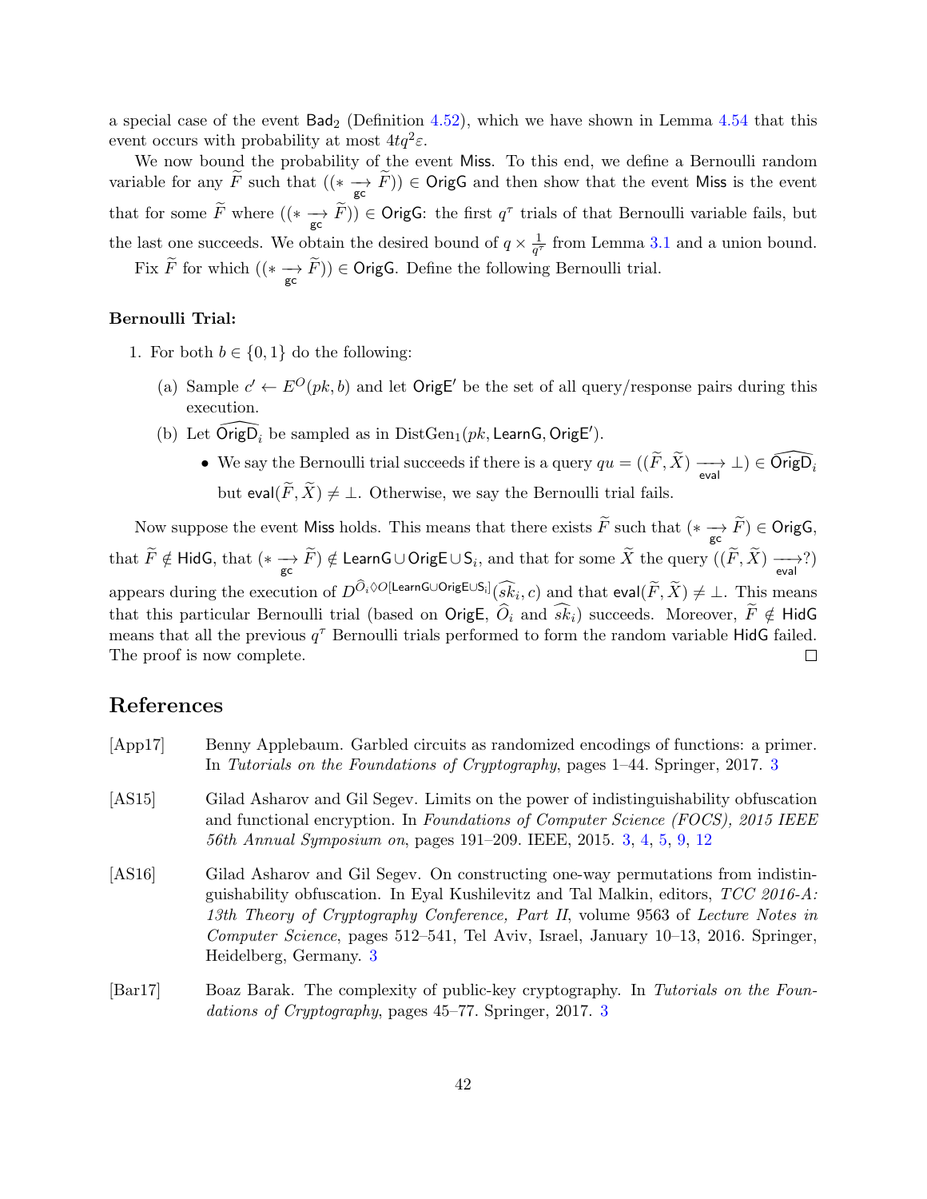a special case of the event $\mathsf{Bad}_2$ (Definition 4.52), which we have shown in Lemma 4.54 that this event occurs with probability at most $4tq^2\varepsilon$.

We now bound the probability of the event $\mathsf{Miss}$. To this end, we define a Bernoulli random variable for any $\widetilde{F}$ such that $((* \xrightarrow[\mathsf{gc}]{} \widetilde{F})) \in \mathsf{OrigG}$ and then show that the event $\mathsf{Miss}$ is the event that for some $\widetilde{F}$ where $((* \xrightarrow[\mathsf{gc}]{} \widetilde{F})) \in \mathsf{OrigG}$: the first $q^\tau$ trials of that Bernoulli variable fails, but the last one succeeds. We obtain the desired bound of $q \times \frac{1}{q^\tau}$ from Lemma 3.1 and a union bound.

Fix $\widetilde{F}$ for which $((* \xrightarrow[\mathsf{gc}]{} \widetilde{F})) \in \mathsf{OrigG}$. Define the following Bernoulli trial.

**Bernoulli Trial:**

1. For both $b \in \{0, 1\}$ do the following:
   (a) Sample $c' \leftarrow E^O(pk, b)$ and let $\mathsf{OrigE}'$ be the set of all query/response pairs during this execution.
   (b) Let $\widehat{\mathsf{OrigD}}_i$ be sampled as in $\mathrm{DistGen}_1(pk, \mathsf{LearnG}, \mathsf{OrigE}')$.
   - We say the Bernoulli trial succeeds if there is a query $qu = ((\widetilde{F}, \widetilde{X}) \xrightarrow[\mathsf{eval}]{} \bot) \in \widehat{\mathsf{OrigD}}_i$ but $\mathsf{eval}(\widetilde{F}, \widetilde{X}) \neq \bot$. Otherwise, we say the Bernoulli trial fails.

Now suppose the event $\mathsf{Miss}$ holds. This means that there exists $\widetilde{F}$ such that $(* \xrightarrow[\mathsf{gc}]{} \widetilde{F}) \in \mathsf{OrigG}$, that $\widetilde{F} \notin \mathsf{HidG}$, that $(* \xrightarrow[\mathsf{gc}]{} \widetilde{F}) \notin \mathsf{LearnG} \cup \mathsf{OrigE} \cup \mathsf{S}_i$, and that for some $\widetilde{X}$ the query $((\widetilde{F}, \widetilde{X}) \xrightarrow[\mathsf{eval}]{} ?)$ appears during the execution of $D^{\widehat{O}_i \lozenge O[\mathsf{LearnG} \cup \mathsf{OrigE} \cup \mathsf{S}_i]}(\widehat{sk}_i, c)$ and that $\mathsf{eval}(\widetilde{F}, \widetilde{X}) \neq \bot$. This means that this particular Bernoulli trial (based on $\mathsf{OrigE}$, $\widehat{O}_i$ and $\widehat{sk}_i$) succeeds. Moreover, $\widetilde{F} \notin \mathsf{HidG}$ means that all the previous $q^\tau$ Bernoulli trials performed to form the random variable $\mathsf{HidG}$ failed. The proof is now complete. □

## References

[App17] Benny Applebaum. Garbled circuits as randomized encodings of functions: a primer. In *Tutorials on the Foundations of Cryptography*, pages 1–44. Springer, 2017. 3

[AS15] Gilad Asharov and Gil Segev. Limits on the power of indistinguishability obfuscation and functional encryption. In *Foundations of Computer Science (FOCS), 2015 IEEE 56th Annual Symposium on*, pages 191–209. IEEE, 2015. 3, 4, 5, 9, 12

[AS16] Gilad Asharov and Gil Segev. On constructing one-way permutations from indistinguishability obfuscation. In Eyal Kushilevitz and Tal Malkin, editors, *TCC 2016-A: 13th Theory of Cryptography Conference, Part II*, volume 9563 of *Lecture Notes in Computer Science*, pages 512–541, Tel Aviv, Israel, January 10–13, 2016. Springer, Heidelberg, Germany. 3

[Bar17] Boaz Barak. The complexity of public-key cryptography. In *Tutorials on the Foundations of Cryptography*, pages 45–77. Springer, 2017. 3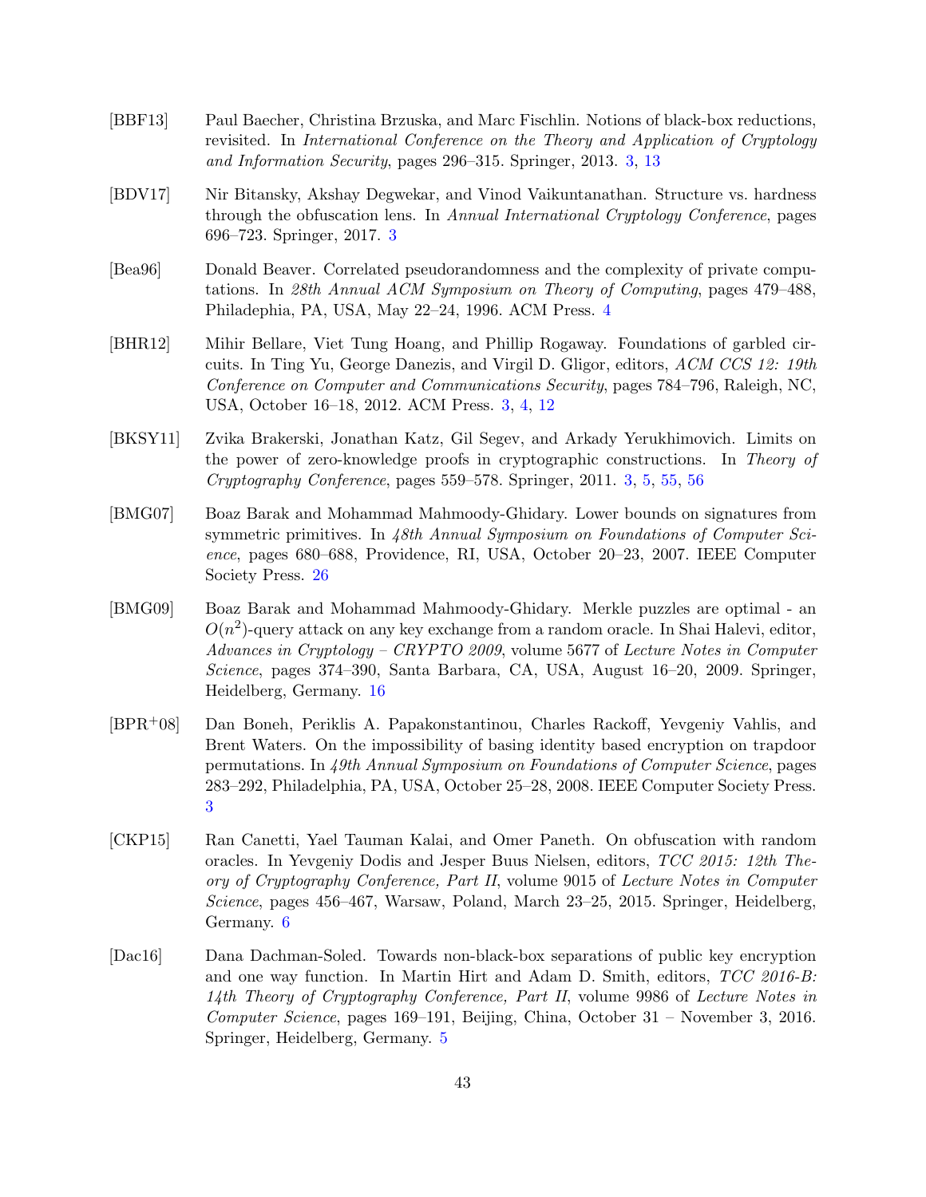[BBF13] Paul Baecher, Christina Brzuska, and Marc Fischlin. Notions of black-box reductions, revisited. In *International Conference on the Theory and Application of Cryptology and Information Security*, pages 296–315. Springer, 2013. 3, 13

[BDV17] Nir Bitansky, Akshay Degwekar, and Vinod Vaikuntanathan. Structure vs. hardness through the obfuscation lens. In *Annual International Cryptology Conference*, pages 696–723. Springer, 2017. 3

[Bea96] Donald Beaver. Correlated pseudorandomness and the complexity of private computations. In *28th Annual ACM Symposium on Theory of Computing*, pages 479–488, Philadephia, PA, USA, May 22–24, 1996. ACM Press. 4

[BHR12] Mihir Bellare, Viet Tung Hoang, and Phillip Rogaway. Foundations of garbled circuits. In Ting Yu, George Danezis, and Virgil D. Gligor, editors, *ACM CCS 12: 19th Conference on Computer and Communications Security*, pages 784–796, Raleigh, NC, USA, October 16–18, 2012. ACM Press. 3, 4, 12

[BKSY11] Zvika Brakerski, Jonathan Katz, Gil Segev, and Arkady Yerukhimovich. Limits on the power of zero-knowledge proofs in cryptographic constructions. In *Theory of Cryptography Conference*, pages 559–578. Springer, 2011. 3, 5, 55, 56

[BMG07] Boaz Barak and Mohammad Mahmoody-Ghidary. Lower bounds on signatures from symmetric primitives. In *48th Annual Symposium on Foundations of Computer Science*, pages 680–688, Providence, RI, USA, October 20–23, 2007. IEEE Computer Society Press. 26

[BMG09] Boaz Barak and Mohammad Mahmoody-Ghidary. Merkle puzzles are optimal - an $O(n^2)$-query attack on any key exchange from a random oracle. In Shai Halevi, editor, *Advances in Cryptology – CRYPTO 2009*, volume 5677 of *Lecture Notes in Computer Science*, pages 374–390, Santa Barbara, CA, USA, August 16–20, 2009. Springer, Heidelberg, Germany. 16

[BPR+08] Dan Boneh, Periklis A. Papakonstantinou, Charles Rackoff, Yevgeniy Vahlis, and Brent Waters. On the impossibility of basing identity based encryption on trapdoor permutations. In *49th Annual Symposium on Foundations of Computer Science*, pages 283–292, Philadelphia, PA, USA, October 25–28, 2008. IEEE Computer Society Press. 3

[CKP15] Ran Canetti, Yael Tauman Kalai, and Omer Paneth. On obfuscation with random oracles. In Yevgeniy Dodis and Jesper Buus Nielsen, editors, *TCC 2015: 12th Theory of Cryptography Conference, Part II*, volume 9015 of *Lecture Notes in Computer Science*, pages 456–467, Warsaw, Poland, March 23–25, 2015. Springer, Heidelberg, Germany. 6

[Dac16] Dana Dachman-Soled. Towards non-black-box separations of public key encryption and one way function. In Martin Hirt and Adam D. Smith, editors, *TCC 2016-B: 14th Theory of Cryptography Conference, Part II*, volume 9986 of *Lecture Notes in Computer Science*, pages 169–191, Beijing, China, October 31 – November 3, 2016. Springer, Heidelberg, Germany. 5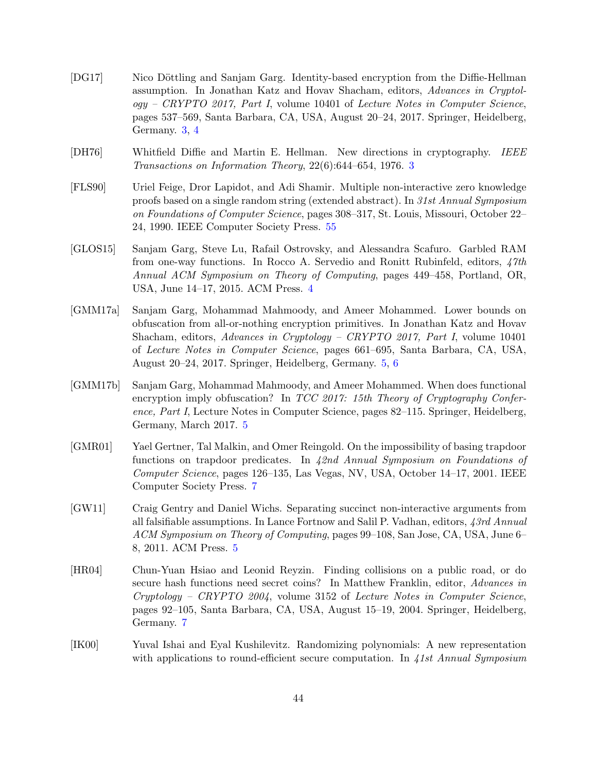[DG17] Nico Döttling and Sanjam Garg. Identity-based encryption from the Diffie-Hellman assumption. In Jonathan Katz and Hovav Shacham, editors, *Advances in Cryptology – CRYPTO 2017, Part I*, volume 10401 of *Lecture Notes in Computer Science*, pages 537–569, Santa Barbara, CA, USA, August 20–24, 2017. Springer, Heidelberg, Germany. 3, 4

[DH76] Whitfield Diffie and Martin E. Hellman. New directions in cryptography. *IEEE Transactions on Information Theory*, 22(6):644–654, 1976. 3

[FLS90] Uriel Feige, Dror Lapidot, and Adi Shamir. Multiple non-interactive zero knowledge proofs based on a single random string (extended abstract). In *31st Annual Symposium on Foundations of Computer Science*, pages 308–317, St. Louis, Missouri, October 22–24, 1990. IEEE Computer Society Press. 55

[GLOS15] Sanjam Garg, Steve Lu, Rafail Ostrovsky, and Alessandra Scafuro. Garbled RAM from one-way functions. In Rocco A. Servedio and Ronitt Rubinfeld, editors, *47th Annual ACM Symposium on Theory of Computing*, pages 449–458, Portland, OR, USA, June 14–17, 2015. ACM Press. 4

[GMM17a] Sanjam Garg, Mohammad Mahmoody, and Ameer Mohammed. Lower bounds on obfuscation from all-or-nothing encryption primitives. In Jonathan Katz and Hovav Shacham, editors, *Advances in Cryptology – CRYPTO 2017, Part I*, volume 10401 of *Lecture Notes in Computer Science*, pages 661–695, Santa Barbara, CA, USA, August 20–24, 2017. Springer, Heidelberg, Germany. 5, 6

[GMM17b] Sanjam Garg, Mohammad Mahmoody, and Ameer Mohammed. When does functional encryption imply obfuscation? In *TCC 2017: 15th Theory of Cryptography Conference, Part I*, Lecture Notes in Computer Science, pages 82–115. Springer, Heidelberg, Germany, March 2017. 5

[GMR01] Yael Gertner, Tal Malkin, and Omer Reingold. On the impossibility of basing trapdoor functions on trapdoor predicates. In *42nd Annual Symposium on Foundations of Computer Science*, pages 126–135, Las Vegas, NV, USA, October 14–17, 2001. IEEE Computer Society Press. 7

[GW11] Craig Gentry and Daniel Wichs. Separating succinct non-interactive arguments from all falsifiable assumptions. In Lance Fortnow and Salil P. Vadhan, editors, *43rd Annual ACM Symposium on Theory of Computing*, pages 99–108, San Jose, CA, USA, June 6–8, 2011. ACM Press. 5

[HR04] Chun-Yuan Hsiao and Leonid Reyzin. Finding collisions on a public road, or do secure hash functions need secret coins? In Matthew Franklin, editor, *Advances in Cryptology – CRYPTO 2004*, volume 3152 of *Lecture Notes in Computer Science*, pages 92–105, Santa Barbara, CA, USA, August 15–19, 2004. Springer, Heidelberg, Germany. 7

[IK00] Yuval Ishai and Eyal Kushilevitz. Randomizing polynomials: A new representation with applications to round-efficient secure computation. In *41st Annual Symposium*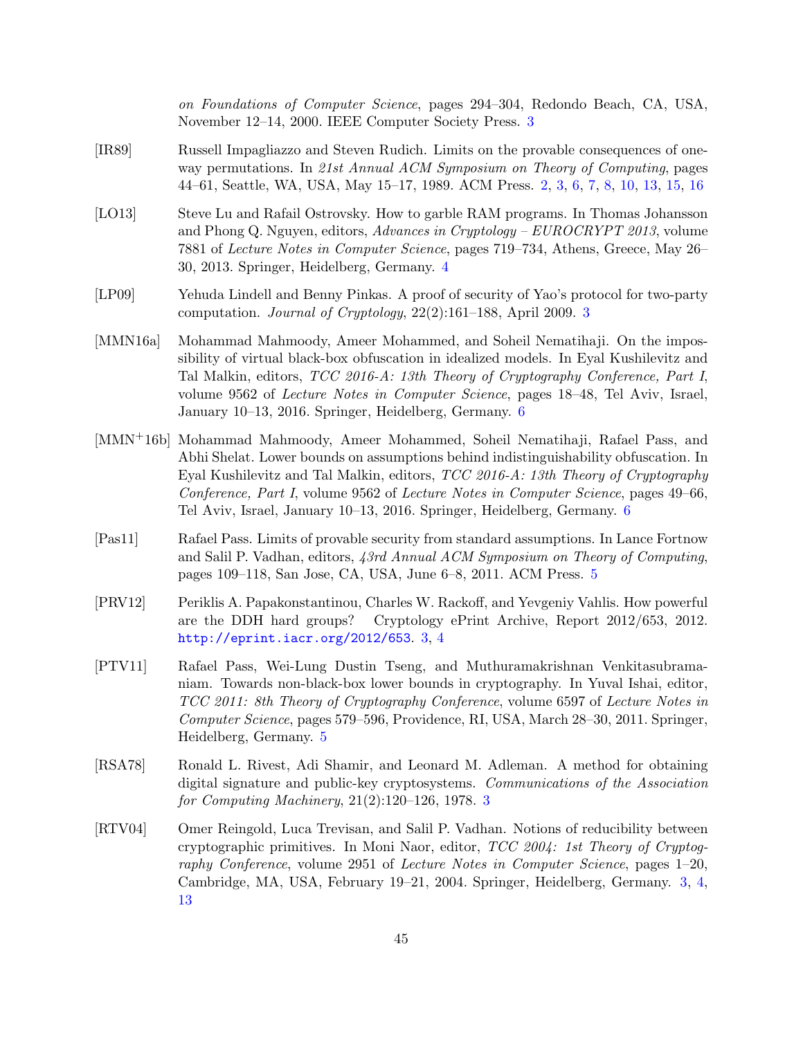*on Foundations of Computer Science*, pages 294–304, Redondo Beach, CA, USA, November 12–14, 2000. IEEE Computer Society Press. 3

[IR89] Russell Impagliazzo and Steven Rudich. Limits on the provable consequences of one-way permutations. In *21st Annual ACM Symposium on Theory of Computing*, pages 44–61, Seattle, WA, USA, May 15–17, 1989. ACM Press. 2, 3, 6, 7, 8, 10, 13, 15, 16

[LO13] Steve Lu and Rafail Ostrovsky. How to garble RAM programs. In Thomas Johansson and Phong Q. Nguyen, editors, *Advances in Cryptology – EUROCRYPT 2013*, volume 7881 of *Lecture Notes in Computer Science*, pages 719–734, Athens, Greece, May 26–30, 2013. Springer, Heidelberg, Germany. 4

[LP09] Yehuda Lindell and Benny Pinkas. A proof of security of Yao's protocol for two-party computation. *Journal of Cryptology*, 22(2):161–188, April 2009. 3

[MMN16a] Mohammad Mahmoody, Ameer Mohammed, and Soheil Nematihaji. On the impossibility of virtual black-box obfuscation in idealized models. In Eyal Kushilevitz and Tal Malkin, editors, *TCC 2016-A: 13th Theory of Cryptography Conference, Part I*, volume 9562 of *Lecture Notes in Computer Science*, pages 18–48, Tel Aviv, Israel, January 10–13, 2016. Springer, Heidelberg, Germany. 6

[MMN+16b] Mohammad Mahmoody, Ameer Mohammed, Soheil Nematihaji, Rafael Pass, and Abhi Shelat. Lower bounds on assumptions behind indistinguishability obfuscation. In Eyal Kushilevitz and Tal Malkin, editors, *TCC 2016-A: 13th Theory of Cryptography Conference, Part I*, volume 9562 of *Lecture Notes in Computer Science*, pages 49–66, Tel Aviv, Israel, January 10–13, 2016. Springer, Heidelberg, Germany. 6

[Pas11] Rafael Pass. Limits of provable security from standard assumptions. In Lance Fortnow and Salil P. Vadhan, editors, *43rd Annual ACM Symposium on Theory of Computing*, pages 109–118, San Jose, CA, USA, June 6–8, 2011. ACM Press. 5

[PRV12] Periklis A. Papakonstantinou, Charles W. Rackoff, and Yevgeniy Vahlis. How powerful are the DDH hard groups? Cryptology ePrint Archive, Report 2012/653, 2012. http://eprint.iacr.org/2012/653. 3, 4

[PTV11] Rafael Pass, Wei-Lung Dustin Tseng, and Muthuramakrishnan Venkitasubramaniam. Towards non-black-box lower bounds in cryptography. In Yuval Ishai, editor, *TCC 2011: 8th Theory of Cryptography Conference*, volume 6597 of *Lecture Notes in Computer Science*, pages 579–596, Providence, RI, USA, March 28–30, 2011. Springer, Heidelberg, Germany. 5

[RSA78] Ronald L. Rivest, Adi Shamir, and Leonard M. Adleman. A method for obtaining digital signature and public-key cryptosystems. *Communications of the Association for Computing Machinery*, 21(2):120–126, 1978. 3

[RTV04] Omer Reingold, Luca Trevisan, and Salil P. Vadhan. Notions of reducibility between cryptographic primitives. In Moni Naor, editor, *TCC 2004: 1st Theory of Cryptography Conference*, volume 2951 of *Lecture Notes in Computer Science*, pages 1–20, Cambridge, MA, USA, February 19–21, 2004. Springer, Heidelberg, Germany. 3, 4, 13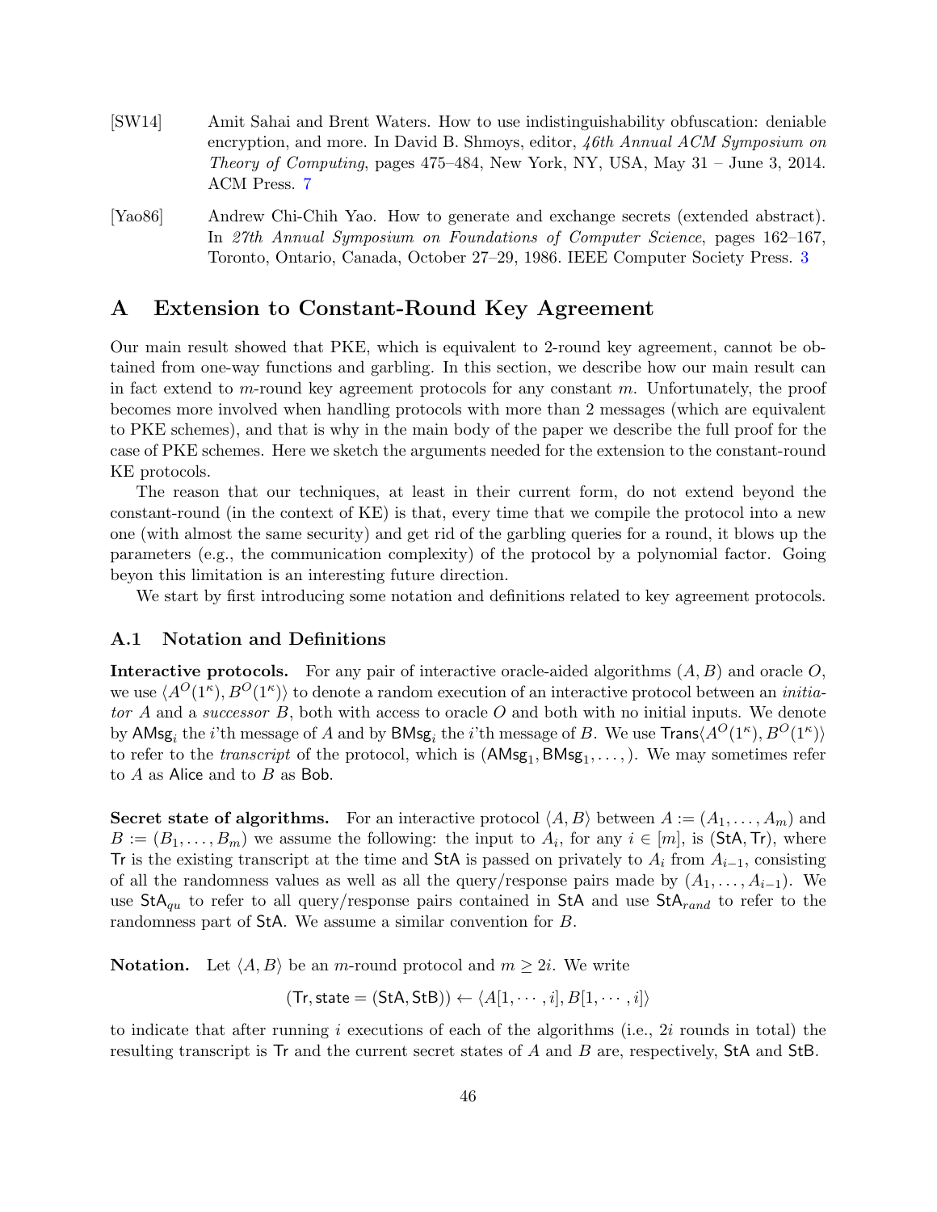[SW14] Amit Sahai and Brent Waters. How to use indistinguishability obfuscation: deniable encryption, and more. In David B. Shmoys, editor, *46th Annual ACM Symposium on Theory of Computing*, pages 475–484, New York, NY, USA, May 31 – June 3, 2014. ACM Press. 7

[Yao86] Andrew Chi-Chih Yao. How to generate and exchange secrets (extended abstract). In *27th Annual Symposium on Foundations of Computer Science*, pages 162–167, Toronto, Ontario, Canada, October 27–29, 1986. IEEE Computer Society Press. 3

# A Extension to Constant-Round Key Agreement

Our main result showed that PKE, which is equivalent to 2-round key agreement, cannot be obtained from one-way functions and garbling. In this section, we describe how our main result can in fact extend to $m$-round key agreement protocols for any constant $m$. Unfortunately, the proof becomes more involved when handling protocols with more than 2 messages (which are equivalent to PKE schemes), and that is why in the main body of the paper we describe the full proof for the case of PKE schemes. Here we sketch the arguments needed for the extension to the constant-round KE protocols.

The reason that our techniques, at least in their current form, do not extend beyond the constant-round (in the context of KE) is that, every time that we compile the protocol into a new one (with almost the same security) and get rid of the garbling queries for a round, it blows up the parameters (e.g., the communication complexity) of the protocol by a polynomial factor. Going beyon this limitation is an interesting future direction.

We start by first introducing some notation and definitions related to key agreement protocols.

## A.1 Notation and Definitions

**Interactive protocols.** For any pair of interactive oracle-aided algorithms $(A, B)$ and oracle $O$, we use $\langle A^O(1^\kappa), B^O(1^\kappa)\rangle$ to denote a random execution of an interactive protocol between an *initiator* $A$ and a *successor* $B$, both with access to oracle $O$ and both with no initial inputs. We denote by $\mathsf{AMsg}_i$ the $i$'th message of $A$ and by $\mathsf{BMsg}_i$ the $i$'th message of $B$. We use $\mathsf{Trans}\langle A^O(1^\kappa), B^O(1^\kappa)\rangle$ to refer to the *transcript* of the protocol, which is $(\mathsf{AMsg}_1, \mathsf{BMsg}_1, \ldots, )$. We may sometimes refer to $A$ as $\mathsf{Alice}$ and to $B$ as $\mathsf{Bob}$.

**Secret state of algorithms.** For an interactive protocol $\langle A, B\rangle$ between $A := (A_1, \ldots, A_m)$ and $B := (B_1, \ldots, B_m)$ we assume the following: the input to $A_i$, for any $i \in [m]$, is $(\mathsf{StA}, \mathsf{Tr})$, where $\mathsf{Tr}$ is the existing transcript at the time and $\mathsf{StA}$ is passed on privately to $A_i$ from $A_{i-1}$, consisting of all the randomness values as well as all the query/response pairs made by $(A_1, \ldots, A_{i-1})$. We use $\mathsf{StA}_{qu}$ to refer to all query/response pairs contained in $\mathsf{StA}$ and use $\mathsf{StA}_{rand}$ to refer to the randomness part of $\mathsf{StA}$. We assume a similar convention for $B$.

**Notation.** Let $\langle A, B\rangle$ be an $m$-round protocol and $m \geq 2i$. We write

$$(\mathsf{Tr}, \mathsf{state} = (\mathsf{StA}, \mathsf{StB})) \leftarrow \langle A[1, \cdots, i], B[1, \cdots, i]\rangle$$

to indicate that after running $i$ executions of each of the algorithms (i.e., $2i$ rounds in total) the resulting transcript is $\mathsf{Tr}$ and the current secret states of $A$ and $B$ are, respectively, $\mathsf{StA}$ and $\mathsf{StB}$.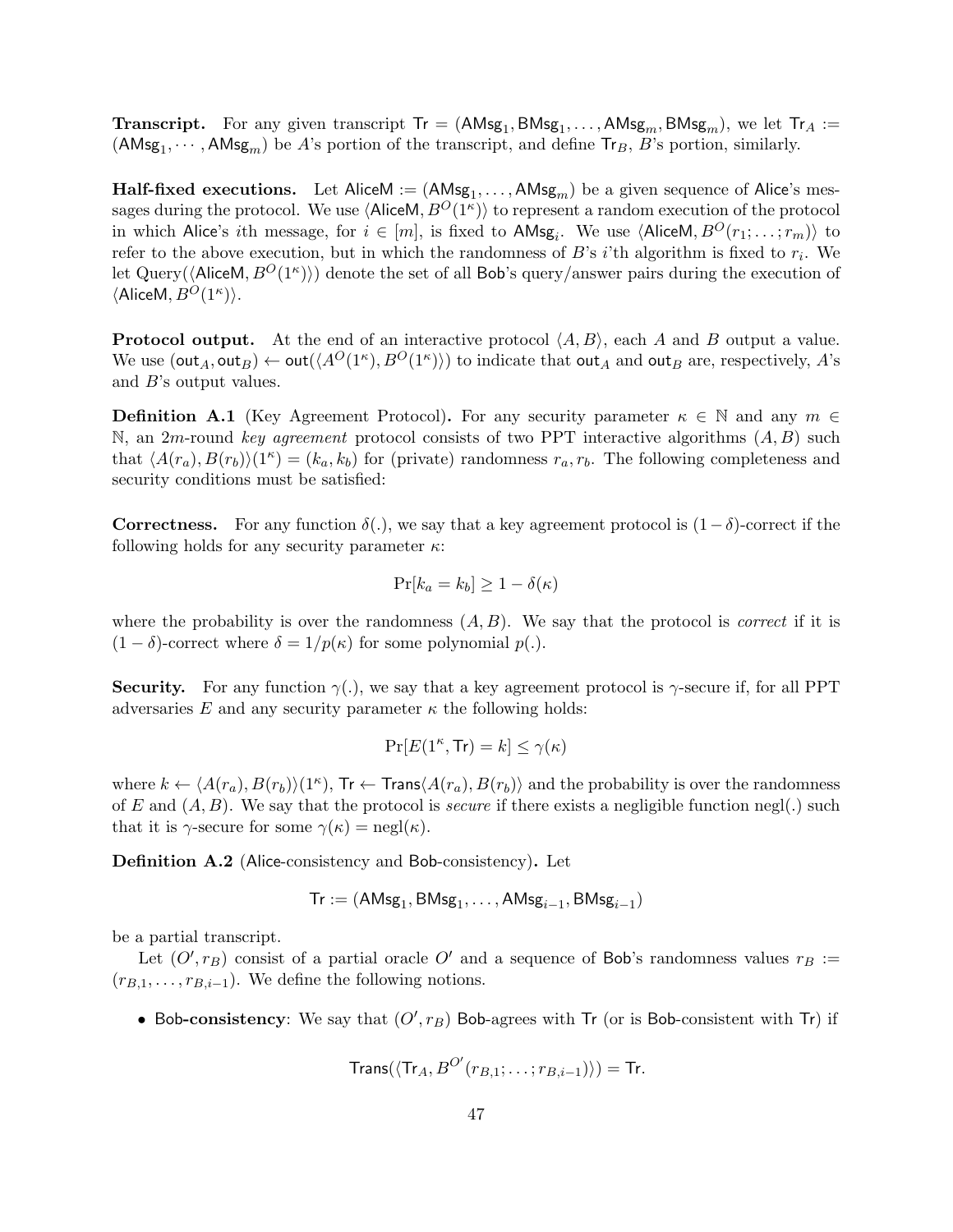**Transcript.** For any given transcript $\mathsf{Tr} = (\mathsf{AMsg}_1, \mathsf{BMsg}_1, \ldots, \mathsf{AMsg}_m, \mathsf{BMsg}_m)$, we let $\mathsf{Tr}_A := (\mathsf{AMsg}_1, \cdots, \mathsf{AMsg}_m)$ be $A$'s portion of the transcript, and define $\mathsf{Tr}_B$, $B$'s portion, similarly.

**Half-fixed executions.** Let $\mathsf{AliceM} := (\mathsf{AMsg}_1, \ldots, \mathsf{AMsg}_m)$ be a given sequence of Alice's messages during the protocol. We use $\langle \mathsf{AliceM}, B^O(1^\kappa)\rangle$ to represent a random execution of the protocol in which Alice's $i$th message, for $i \in [m]$, is fixed to $\mathsf{AMsg}_i$. We use $\langle \mathsf{AliceM}, B^O(r_1; \ldots; r_m)\rangle$ to refer to the above execution, but in which the randomness of $B$'s $i$'th algorithm is fixed to $r_i$. We let $\mathrm{Query}(\langle \mathsf{AliceM}, B^O(1^\kappa)\rangle)$ denote the set of all Bob's query/answer pairs during the execution of $\langle \mathsf{AliceM}, B^O(1^\kappa)\rangle$.

**Protocol output.** At the end of an interactive protocol $\langle A, B\rangle$, each $A$ and $B$ output a value. We use $(\mathsf{out}_A, \mathsf{out}_B) \leftarrow \mathsf{out}(\langle A^O(1^\kappa), B^O(1^\kappa)\rangle)$ to indicate that $\mathsf{out}_A$ and $\mathsf{out}_B$ are, respectively, $A$'s and $B$'s output values.

**Definition A.1** (Key Agreement Protocol)**.** For any security parameter $\kappa \in \mathbb{N}$ and any $m \in \mathbb{N}$, an $2m$-round *key agreement* protocol consists of two PPT interactive algorithms $(A, B)$ such that $\langle A(r_a), B(r_b)\rangle(1^\kappa) = (k_a, k_b)$ for (private) randomness $r_a, r_b$. The following completeness and security conditions must be satisfied:

**Correctness.** For any function $\delta(.)$, we say that a key agreement protocol is $(1-\delta)$-correct if the following holds for any security parameter $\kappa$:

$$\Pr[k_a = k_b] \geq 1 - \delta(\kappa)$$

where the probability is over the randomness $(A, B)$. We say that the protocol is *correct* if it is $(1-\delta)$-correct where $\delta = 1/p(\kappa)$ for some polynomial $p(.)$.

**Security.** For any function $\gamma(.)$, we say that a key agreement protocol is $\gamma$-secure if, for all PPT adversaries $E$ and any security parameter $\kappa$ the following holds:

$$\Pr[E(1^\kappa, \mathsf{Tr}) = k] \leq \gamma(\kappa)$$

where $k \leftarrow \langle A(r_a), B(r_b)\rangle(1^\kappa)$, $\mathsf{Tr} \leftarrow \mathsf{Trans}\langle A(r_a), B(r_b)\rangle$ and the probability is over the randomness of $E$ and $(A, B)$. We say that the protocol is *secure* if there exists a negligible function $\mathrm{negl}(.)$ such that it is $\gamma$-secure for some $\gamma(\kappa) = \mathrm{negl}(\kappa)$.

**Definition A.2** (Alice-consistency and Bob-consistency)**.** Let

$$\mathsf{Tr} := (\mathsf{AMsg}_1, \mathsf{BMsg}_1, \ldots, \mathsf{AMsg}_{i-1}, \mathsf{BMsg}_{i-1})$$

be a partial transcript.

Let $(O', r_B)$ consist of a partial oracle $O'$ and a sequence of Bob's randomness values $r_B := (r_{B,1}, \ldots, r_{B,i-1})$. We define the following notions.

- **Bob-consistency**: We say that $(O', r_B)$ Bob-agrees with $\mathsf{Tr}$ (or is Bob-consistent with $\mathsf{Tr}$) if

$$\mathsf{Trans}(\langle \mathsf{Tr}_A, B^{O'}(r_{B,1}; \ldots; r_{B,i-1})\rangle) = \mathsf{Tr}.$$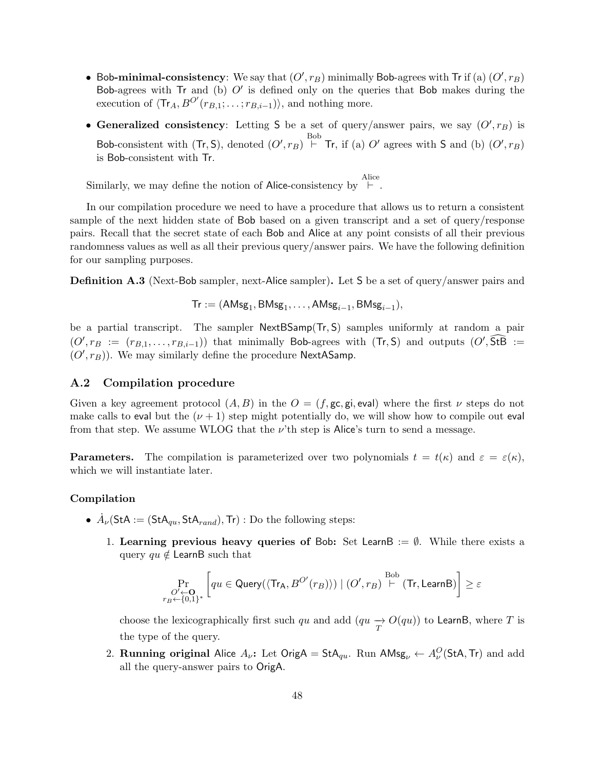- Bob**-minimal-consistency**: We say that $(O', r_B)$ minimally Bob-agrees with Tr if (a) $(O', r_B)$ Bob-agrees with Tr and (b) $O'$ is defined only on the queries that Bob makes during the execution of $\langle \mathsf{Tr}_A, B^{O'}(r_{B,1}; \ldots ; r_{B,i-1})\rangle$, and nothing more.
- **Generalized consistency**: Letting S be a set of query/answer pairs, we say $(O', r_B)$ is Bob-consistent with $(\mathsf{Tr}, \mathsf{S})$, denoted $(O', r_B) \overset{\text{Bob}}{\vdash} \mathsf{Tr}$, if (a) $O'$ agrees with S and (b) $(O', r_B)$ is Bob-consistent with Tr.

Similarly, we may define the notion of Alice-consistency by $\overset{\text{Alice}}{\vdash}$.

In our compilation procedure we need to have a procedure that allows us to return a consistent sample of the next hidden state of Bob based on a given transcript and a set of query/response pairs. Recall that the secret state of each Bob and Alice at any point consists of all their previous randomness values as well as all their previous query/answer pairs. We have the following definition for our sampling purposes.

**Definition A.3** (Next-Bob sampler, next-Alice sampler)**.** Let S be a set of query/answer pairs and

$$\mathsf{Tr} := (\mathsf{AMsg}_1, \mathsf{BMsg}_1, \ldots, \mathsf{AMsg}_{i-1}, \mathsf{BMsg}_{i-1}),$$

be a partial transcript. The sampler $\mathsf{NextBSamp}(\mathsf{Tr}, \mathsf{S})$ samples uniformly at random a pair $(O', r_B := (r_{B,1}, \ldots, r_{B,i-1}))$ that minimally Bob-agrees with $(\mathsf{Tr}, \mathsf{S})$ and outputs $(O', \widehat{\mathsf{StB}} := (O', r_B))$. We may similarly define the procedure NextASamp.

### A.2 Compilation procedure

Given a key agreement protocol $(A, B)$ in the $O = (f, \mathsf{gc}, \mathsf{gi}, \mathsf{eval})$ where the first $\nu$ steps do not make calls to eval but the $(\nu + 1)$ step might potentially do, we will show how to compile out eval from that step. We assume WLOG that the $\nu$'th step is Alice's turn to send a message.

**Parameters.** The compilation is parameterized over two polynomials $t = t(\kappa)$ and $\varepsilon = \varepsilon(\kappa)$, which we will instantiate later.

#### Compilation

- $\dot{A}_\nu(\mathsf{StA} := (\mathsf{StA}_{qu}, \mathsf{StA}_{rand}), \mathsf{Tr})$ : Do the following steps:
  1. **Learning previous heavy queries of Bob:** Set $\mathsf{LearnB} := \emptyset$. While there exists a query $qu \notin \mathsf{LearnB}$ such that

  $$\Pr_{\substack{O' \leftarrow \mathbf{O} \\ r_B \leftarrow \{0,1\}^*}} \left[ qu \in \mathsf{Query}(\langle \mathsf{Tr_A}, B^{O'}(r_B)\rangle) \mid (O', r_B) \overset{\text{Bob}}{\vdash} (\mathsf{Tr}, \mathsf{LearnB}) \right] \geq \varepsilon$$

  choose the lexicographically first such $qu$ and add $(qu \underset{T}{\rightarrow} O(qu))$ to LearnB, where $T$ is the type of the query.
  2. **Running original** Alice $A_\nu$**:** Let $\mathsf{OrigA} = \mathsf{StA}_{qu}$. Run $\mathsf{AMsg}_\nu \leftarrow A_\nu^O(\mathsf{StA}, \mathsf{Tr})$ and add all the query-answer pairs to OrigA.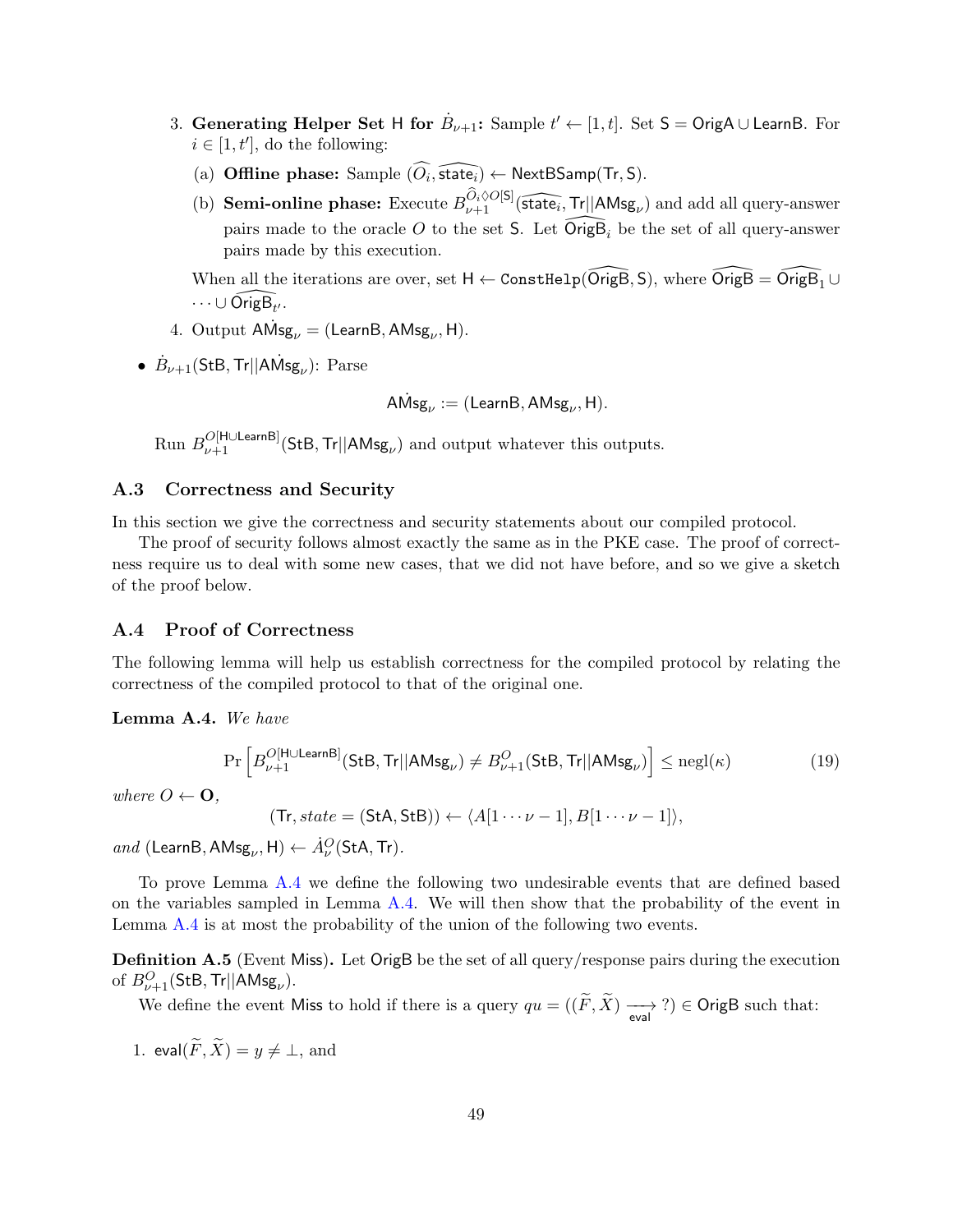3. **Generating Helper Set H for $\dot{B}_{\nu+1}$:** Sample $t' \leftarrow [1, t]$. Set $\mathsf{S} = \mathsf{OrigA} \cup \mathsf{LearnB}$. For $i \in [1, t']$, do the following:

   (a) **Offline phase:** Sample $(\widehat{O}_i, \widehat{\mathsf{state}_i}) \leftarrow \mathsf{NextBSamp}(\mathsf{Tr}, \mathsf{S})$.

   (b) **Semi-online phase:** Execute $B_{\nu+1}^{\widehat{O}_i \lozenge O[\mathsf{S}]}(\widehat{\mathsf{state}_i}, \mathsf{Tr}||\mathsf{AMsg}_\nu)$ and add all query-answer pairs made to the oracle $O$ to the set $\mathsf{S}$. Let $\widehat{\mathsf{OrigB}}_i$ be the set of all query-answer pairs made by this execution.

   When all the iterations are over, set $\mathsf{H} \leftarrow \mathtt{ConstHelp}(\widehat{\mathsf{OrigB}}, \mathsf{S})$, where $\widehat{\mathsf{OrigB}} = \widehat{\mathsf{OrigB}}_1 \cup \cdots \cup \widehat{\mathsf{OrigB}}_{t'}$.

4. Output $\dot{\mathsf{AMsg}}_\nu = (\mathsf{LearnB}, \mathsf{AMsg}_\nu, \mathsf{H})$.

- $\dot{B}_{\nu+1}(\mathsf{StB}, \mathsf{Tr}||\dot{\mathsf{AMsg}}_\nu)$: Parse

$$\dot{\mathsf{AMsg}}_\nu := (\mathsf{LearnB}, \mathsf{AMsg}_\nu, \mathsf{H}).$$

Run $B_{\nu+1}^{O[\mathsf{H} \cup \mathsf{LearnB}]}(\mathsf{StB}, \mathsf{Tr}||\mathsf{AMsg}_\nu)$ and output whatever this outputs.

### A.3 Correctness and Security

In this section we give the correctness and security statements about our compiled protocol.

The proof of security follows almost exactly the same as in the PKE case. The proof of correctness require us to deal with some new cases, that we did not have before, and so we give a sketch of the proof below.

### A.4 Proof of Correctness

The following lemma will help us establish correctness for the compiled protocol by relating the correctness of the compiled protocol to that of the original one.

**Lemma A.4.** *We have*

$$\Pr\left[B_{\nu+1}^{O[\mathsf{H} \cup \mathsf{LearnB}]}(\mathsf{StB}, \mathsf{Tr}||\mathsf{AMsg}_\nu) \neq B_{\nu+1}^{O}(\mathsf{StB}, \mathsf{Tr}||\mathsf{AMsg}_\nu)\right] \leq \mathrm{negl}(\kappa) \tag{19}$$

*where* $O \leftarrow \mathbf{O}$,

$$(\mathsf{Tr}, \mathit{state} = (\mathsf{StA}, \mathsf{StB})) \leftarrow \langle A[1 \cdots \nu - 1], B[1 \cdots \nu - 1] \rangle,$$

*and* $(\mathsf{LearnB}, \mathsf{AMsg}_\nu, \mathsf{H}) \leftarrow \dot{A}_\nu^O(\mathsf{StA}, \mathsf{Tr})$.

To prove Lemma A.4 we define the following two undesirable events that are defined based on the variables sampled in Lemma A.4. We will then show that the probability of the event in Lemma A.4 is at most the probability of the union of the following two events.

**Definition A.5** (Event Miss)**.** Let $\mathsf{OrigB}$ be the set of all query/response pairs during the execution of $B_{\nu+1}^{O}(\mathsf{StB}, \mathsf{Tr}||\mathsf{AMsg}_\nu)$.

We define the event Miss to hold if there is a query $qu = ((\widetilde{F}, \widetilde{X}) \xrightarrow[\mathsf{eval}]{} ?) \in \mathsf{OrigB}$ such that:

1. $\mathsf{eval}(\widetilde{F}, \widetilde{X}) = y \neq \perp$, and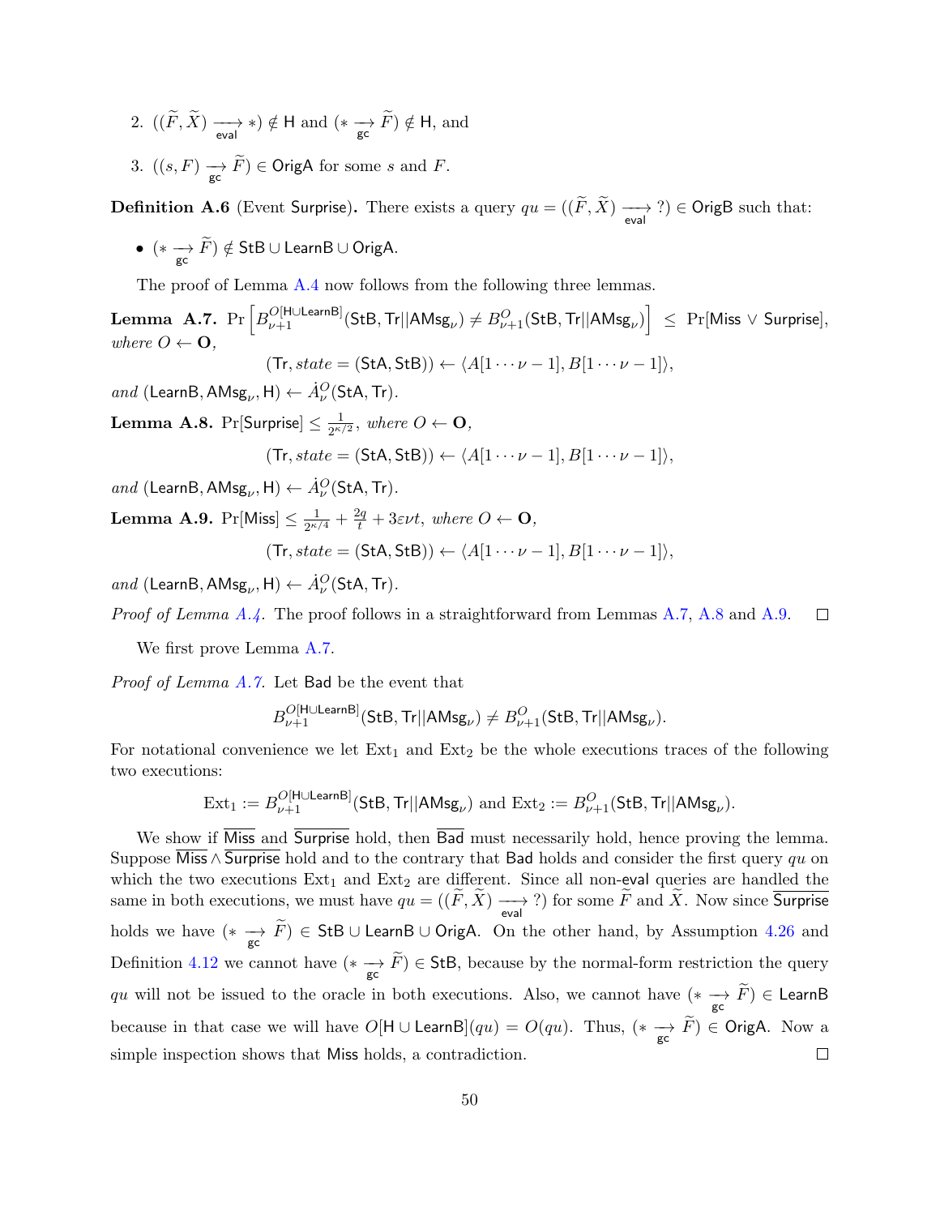2. $((\widetilde{F}, \widetilde{X}) \xrightarrow[\mathsf{eval}]{} *) \notin \mathsf{H}$ and $(* \xrightarrow[\mathsf{gc}]{} \widetilde{F}) \notin \mathsf{H}$, and

3. $((s, F) \xrightarrow[\mathsf{gc}]{} \widetilde{F}) \in \mathsf{OrigA}$ for some $s$ and $F$.

**Definition A.6** (Event Surprise)**.** There exists a query $qu = ((\widetilde{F}, \widetilde{X}) \xrightarrow[\mathsf{eval}]{} ?) \in \mathsf{OrigB}$ such that:

- $(* \xrightarrow[\mathsf{gc}]{} \widetilde{F}) \notin \mathsf{StB} \cup \mathsf{LearnB} \cup \mathsf{OrigA}$.

The proof of Lemma A.4 now follows from the following three lemmas.

**Lemma A.7.** $\Pr\left[B_{\nu+1}^{O[\mathsf{H} \cup \mathsf{LearnB}]}(\mathsf{StB}, \mathsf{Tr}||\mathsf{AMsg}_\nu) \neq B_{\nu+1}^{O}(\mathsf{StB}, \mathsf{Tr}||\mathsf{AMsg}_\nu)\right] \leq \Pr[\mathsf{Miss} \vee \mathsf{Surprise}]$, *where* $O \leftarrow \mathbf{O}$,

$$(\mathsf{Tr}, state = (\mathsf{StA}, \mathsf{StB})) \leftarrow \langle A[1 \cdots \nu - 1], B[1 \cdots \nu - 1] \rangle,$$

*and* $(\mathsf{LearnB}, \mathsf{AMsg}_\nu, \mathsf{H}) \leftarrow \dot{A}_\nu^O(\mathsf{StA}, \mathsf{Tr})$.

**Lemma A.8.** $\Pr[\mathsf{Surprise}] \leq \frac{1}{2^{\kappa/2}}$, *where* $O \leftarrow \mathbf{O}$,

$$(\mathsf{Tr}, state = (\mathsf{StA}, \mathsf{StB})) \leftarrow \langle A[1 \cdots \nu - 1], B[1 \cdots \nu - 1] \rangle,$$

*and* $(\mathsf{LearnB}, \mathsf{AMsg}_\nu, \mathsf{H}) \leftarrow \dot{A}_\nu^O(\mathsf{StA}, \mathsf{Tr})$.

**Lemma A.9.** $\Pr[\mathsf{Miss}] \leq \frac{1}{2^{\kappa/4}} + \frac{2q}{t} + 3\varepsilon\nu t$, *where* $O \leftarrow \mathbf{O}$,

$$(\mathsf{Tr}, state = (\mathsf{StA}, \mathsf{StB})) \leftarrow \langle A[1 \cdots \nu - 1], B[1 \cdots \nu - 1] \rangle,$$

*and* $(\mathsf{LearnB}, \mathsf{AMsg}_\nu, \mathsf{H}) \leftarrow \dot{A}_\nu^O(\mathsf{StA}, \mathsf{Tr})$.

*Proof of Lemma A.4.* The proof follows in a straightforward from Lemmas A.7, A.8 and A.9. □

We first prove Lemma A.7.

*Proof of Lemma A.7.* Let $\mathsf{Bad}$ be the event that

$$B_{\nu+1}^{O[\mathsf{H} \cup \mathsf{LearnB}]}(\mathsf{StB}, \mathsf{Tr}||\mathsf{AMsg}_\nu) \neq B_{\nu+1}^{O}(\mathsf{StB}, \mathsf{Tr}||\mathsf{AMsg}_\nu).$$

For notational convenience we let $\mathrm{Ext}_1$ and $\mathrm{Ext}_2$ be the whole executions traces of the following two executions:

$$\mathrm{Ext}_1 := B_{\nu+1}^{O[\mathsf{H} \cup \mathsf{LearnB}]}(\mathsf{StB}, \mathsf{Tr}||\mathsf{AMsg}_\nu) \text{ and } \mathrm{Ext}_2 := B_{\nu+1}^{O}(\mathsf{StB}, \mathsf{Tr}||\mathsf{AMsg}_\nu).$$

We show if $\overline{\mathsf{Miss}}$ and $\overline{\mathsf{Surprise}}$ hold, then $\overline{\mathsf{Bad}}$ must necessarily hold, hence proving the lemma. Suppose $\overline{\mathsf{Miss}} \wedge \overline{\mathsf{Surprise}}$ hold and to the contrary that $\mathsf{Bad}$ holds and consider the first query $qu$ on which the two executions $\mathrm{Ext}_1$ and $\mathrm{Ext}_2$ are different. Since all non-$\mathsf{eval}$ queries are handled the same in both executions, we must have $qu = ((\widetilde{F}, \widetilde{X}) \xrightarrow[\mathsf{eval}]{} ?)$ for some $\widetilde{F}$ and $\widetilde{X}$. Now since $\overline{\mathsf{Surprise}}$ holds we have $(* \xrightarrow[\mathsf{gc}]{} \widetilde{F}) \in \mathsf{StB} \cup \mathsf{LearnB} \cup \mathsf{OrigA}$. On the other hand, by Assumption 4.26 and Definition 4.12 we cannot have $(* \xrightarrow[\mathsf{gc}]{} \widetilde{F}) \in \mathsf{StB}$, because by the normal-form restriction the query $qu$ will not be issued to the oracle in both executions. Also, we cannot have $(* \xrightarrow[\mathsf{gc}]{} \widetilde{F}) \in \mathsf{LearnB}$ because in that case we will have $O[\mathsf{H} \cup \mathsf{LearnB}](qu) = O(qu)$. Thus, $(* \xrightarrow[\mathsf{gc}]{} \widetilde{F}) \in \mathsf{OrigA}$. Now a simple inspection shows that $\mathsf{Miss}$ holds, a contradiction. □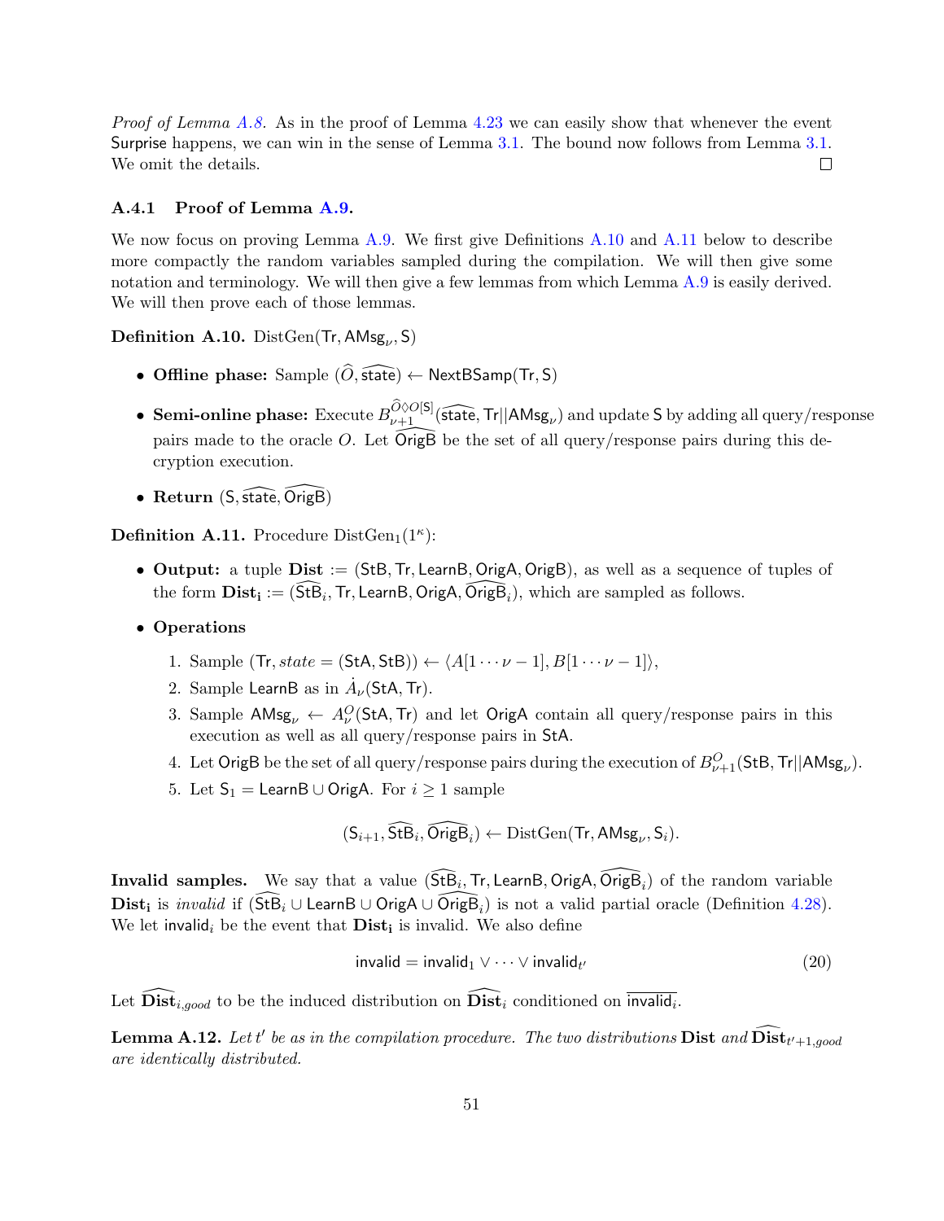*Proof of Lemma A.8.* As in the proof of Lemma 4.23 we can easily show that whenever the event Surprise happens, we can win in the sense of Lemma 3.1. The bound now follows from Lemma 3.1. We omit the details. □

### A.4.1 Proof of Lemma A.9.

We now focus on proving Lemma A.9. We first give Definitions A.10 and A.11 below to describe more compactly the random variables sampled during the compilation. We will then give some notation and terminology. We will then give a few lemmas from which Lemma A.9 is easily derived. We will then prove each of those lemmas.

**Definition A.10.** $\mathrm{DistGen}(\mathsf{Tr}, \mathsf{AMsg}_\nu, \mathsf{S})$

- **Offline phase:** Sample $(\widehat{O}, \widehat{\mathsf{state}}) \leftarrow \mathsf{NextBSamp}(\mathsf{Tr}, \mathsf{S})$
- **Semi-online phase:** Execute $B_{\nu+1}^{\widehat{O}\lozenge O[\mathsf{S}]}(\widehat{\mathsf{state}}, \mathsf{Tr}||\mathsf{AMsg}_\nu)$ and update $\mathsf{S}$ by adding all query/response pairs made to the oracle $O$. Let $\widehat{\mathsf{OrigB}}$ be the set of all query/response pairs during this decryption execution.
- **Return** $(\mathsf{S}, \widehat{\mathsf{state}}, \widehat{\mathsf{OrigB}})$

**Definition A.11.** Procedure $\mathrm{DistGen}_1(1^\kappa)$:

- **Output:** a tuple $\mathbf{Dist} := (\mathsf{StB}, \mathsf{Tr}, \mathsf{LearnB}, \mathsf{OrigA}, \mathsf{OrigB})$, as well as a sequence of tuples of the form $\mathbf{Dist_i} := (\widehat{\mathsf{StB}}_i, \mathsf{Tr}, \mathsf{LearnB}, \mathsf{OrigA}, \widehat{\mathsf{OrigB}}_i)$, which are sampled as follows.
- **Operations**
  1. Sample $(\mathsf{Tr}, \mathit{state} = (\mathsf{StA}, \mathsf{StB})) \leftarrow \langle A[1 \cdots \nu - 1], B[1 \cdots \nu - 1]\rangle$,
  2. Sample $\mathsf{LearnB}$ as in $\dot{A}_\nu(\mathsf{StA}, \mathsf{Tr})$.
  3. Sample $\mathsf{AMsg}_\nu \leftarrow A_\nu^O(\mathsf{StA}, \mathsf{Tr})$ and let $\mathsf{OrigA}$ contain all query/response pairs in this execution as well as all query/response pairs in $\mathsf{StA}$.
  4. Let $\mathsf{OrigB}$ be the set of all query/response pairs during the execution of $B_{\nu+1}^O(\mathsf{StB}, \mathsf{Tr}||\mathsf{AMsg}_\nu)$.
  5. Let $\mathsf{S}_1 = \mathsf{LearnB} \cup \mathsf{OrigA}$. For $i \geq 1$ sample

$$(\mathsf{S}_{i+1}, \widehat{\mathsf{StB}}_i, \widehat{\mathsf{OrigB}}_i) \leftarrow \mathrm{DistGen}(\mathsf{Tr}, \mathsf{AMsg}_\nu, \mathsf{S}_i).$$

**Invalid samples.** We say that a value $(\widehat{\mathsf{StB}}_i, \mathsf{Tr}, \mathsf{LearnB}, \mathsf{OrigA}, \widehat{\mathsf{OrigB}}_i)$ of the random variable $\mathbf{Dist_i}$ is *invalid* if $(\widehat{\mathsf{StB}}_i \cup \mathsf{LearnB} \cup \mathsf{OrigA} \cup \widehat{\mathsf{OrigB}}_i)$ is not a valid partial oracle (Definition 4.28). We let $\mathsf{invalid}_i$ be the event that $\mathbf{Dist_i}$ is invalid. We also define

$$\mathsf{invalid} = \mathsf{invalid}_1 \vee \cdots \vee \mathsf{invalid}_{t'} \tag{20}$$

Let $\widehat{\mathbf{Dist}}_{i,good}$ to be the induced distribution on $\widehat{\mathbf{Dist}}_i$ conditioned on $\overline{\mathsf{invalid}_i}$.

**Lemma A.12.** *Let $t'$ be as in the compilation procedure. The two distributions $\mathbf{Dist}$ and $\widehat{\mathbf{Dist}}_{t'+1,good}$ are identically distributed.*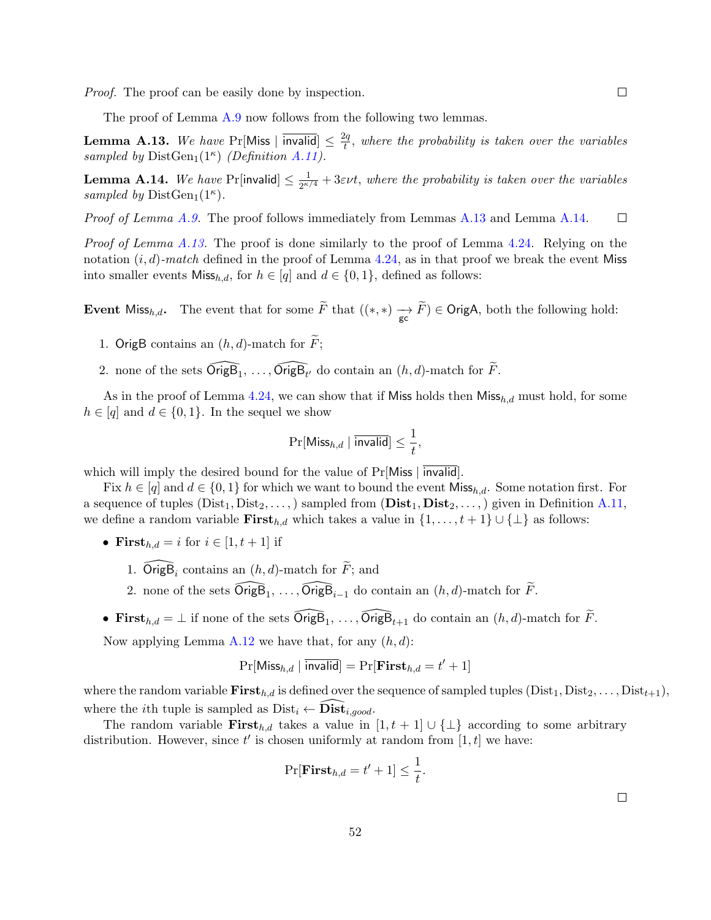*Proof.* The proof can be easily done by inspection. □

The proof of Lemma A.9 now follows from the following two lemmas.

**Lemma A.13.** *We have* $\Pr[\mathsf{Miss} \mid \overline{\mathsf{invalid}}] \leq \frac{2q}{t}$*, where the probability is taken over the variables sampled by* $\text{DistGen}_1(1^\kappa)$ *(Definition A.11).*

**Lemma A.14.** *We have* $\Pr[\mathsf{invalid}] \leq \frac{1}{2^{\kappa/4}} + 3\varepsilon\nu t$*, where the probability is taken over the variables sampled by* $\text{DistGen}_1(1^\kappa)$*.*

*Proof of Lemma A.9.* The proof follows immediately from Lemmas A.13 and Lemma A.14. □

*Proof of Lemma A.13.* The proof is done similarly to the proof of Lemma 4.24. Relying on the notation $(i, d)$*-match* defined in the proof of Lemma 4.24, as in that proof we break the event $\mathsf{Miss}$ into smaller events $\mathsf{Miss}_{h,d}$, for $h \in [q]$ and $d \in \{0, 1\}$, defined as follows:

**Event** $\mathsf{Miss}_{h,d}$**.** The event that for some $\widetilde{F}$ that $((*, *) \underset{\mathsf{gc}}{\longrightarrow} \widetilde{F}) \in \mathsf{OrigA}$, both the following hold:

1. $\mathsf{OrigB}$ contains an $(h, d)$-match for $\widetilde{F}$;
2. none of the sets $\widehat{\mathsf{OrigB}}_1, \ldots, \widehat{\mathsf{OrigB}}_{t'}$ do contain an $(h, d)$-match for $\widetilde{F}$.

As in the proof of Lemma 4.24, we can show that if $\mathsf{Miss}$ holds then $\mathsf{Miss}_{h,d}$ must hold, for some $h \in [q]$ and $d \in \{0, 1\}$. In the sequel we show

$$\Pr[\mathsf{Miss}_{h,d} \mid \overline{\mathsf{invalid}}] \leq \frac{1}{t},$$

which will imply the desired bound for the value of $\Pr[\mathsf{Miss} \mid \overline{\mathsf{invalid}}]$.

Fix $h \in [q]$ and $d \in \{0, 1\}$ for which we want to bound the event $\mathsf{Miss}_{h,d}$. Some notation first. For a sequence of tuples $(\text{Dist}_1, \text{Dist}_2, \ldots, )$ sampled from $(\mathbf{Dist}_1, \mathbf{Dist}_2, \ldots, )$ given in Definition A.11, we define a random variable $\mathbf{First}_{h,d}$ which takes a value in $\{1, \ldots, t+1\} \cup \{\perp\}$ as follows:

- $\mathbf{First}_{h,d} = i$ for $i \in [1, t+1]$ if
  1. $\widehat{\mathsf{OrigB}}_i$ contains an $(h, d)$-match for $\widetilde{F}$; and
  2. none of the sets $\widehat{\mathsf{OrigB}}_1, \ldots, \widehat{\mathsf{OrigB}}_{i-1}$ do contain an $(h, d)$-match for $\widetilde{F}$.
- $\mathbf{First}_{h,d} = \perp$ if none of the sets $\widehat{\mathsf{OrigB}}_1, \ldots, \widehat{\mathsf{OrigB}}_{t+1}$ do contain an $(h, d)$-match for $\widetilde{F}$.

Now applying Lemma A.12 we have that, for any $(h, d)$:

$$\Pr[\mathsf{Miss}_{h,d} \mid \overline{\mathsf{invalid}}] = \Pr[\mathbf{First}_{h,d} = t' + 1]$$

where the random variable $\mathbf{First}_{h,d}$ is defined over the sequence of sampled tuples $(\text{Dist}_1, \text{Dist}_2, \ldots, \text{Dist}_{t+1})$, where the $i$th tuple is sampled as $\text{Dist}_i \leftarrow \widehat{\mathbf{Dist}}_{i,good}$.

The random variable $\mathbf{First}_{h,d}$ takes a value in $[1, t+1] \cup \{\perp\}$ according to some arbitrary distribution. However, since $t'$ is chosen uniformly at random from $[1, t]$ we have:

$$\Pr[\mathbf{First}_{h,d} = t' + 1] \leq \frac{1}{t}.$$

□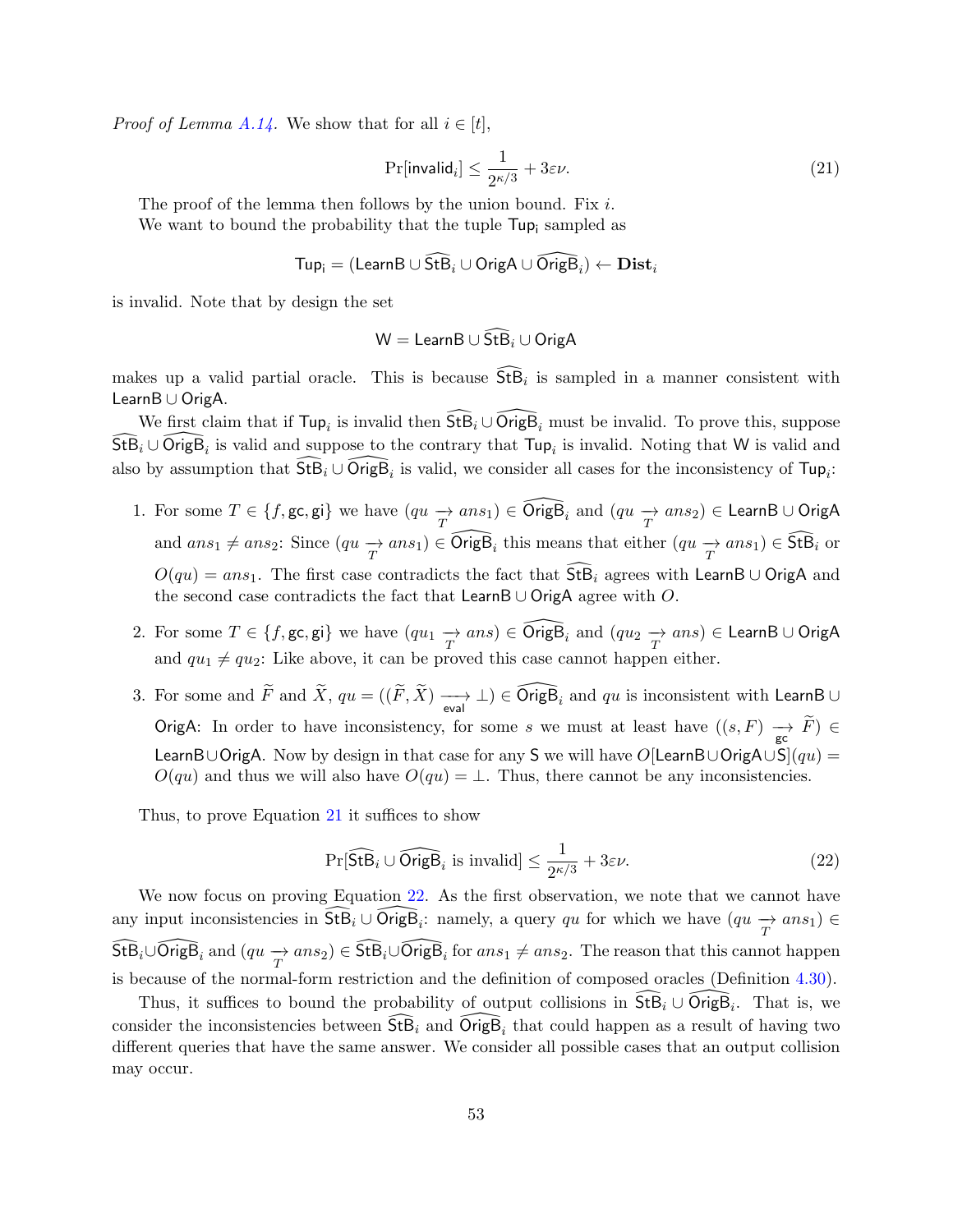*Proof of Lemma A.14.* We show that for all $i \in [t]$,

$$\Pr[\mathsf{invalid}_i] \leq \frac{1}{2^{\kappa/3}} + 3\varepsilon\nu. \tag{21}$$

The proof of the lemma then follows by the union bound. Fix $i$.

We want to bound the probability that the tuple $\mathsf{Tup_i}$ sampled as

$$\mathsf{Tup_i} = (\mathsf{LearnB} \cup \widehat{\mathsf{StB}}_i \cup \mathsf{OrigA} \cup \widehat{\mathsf{OrigB}}_i) \leftarrow \mathbf{Dist}_i$$

is invalid. Note that by design the set

$$\mathsf{W} = \mathsf{LearnB} \cup \widehat{\mathsf{StB}}_i \cup \mathsf{OrigA}$$

makes up a valid partial oracle. This is because $\widehat{\mathsf{StB}}_i$ is sampled in a manner consistent with $\mathsf{LearnB} \cup \mathsf{OrigA}$.

We first claim that if $\mathsf{Tup}_i$ is invalid then $\widehat{\mathsf{StB}}_i \cup \widehat{\mathsf{OrigB}}_i$ must be invalid. To prove this, suppose $\widehat{\mathsf{StB}}_i \cup \widehat{\mathsf{OrigB}}_i$ is valid and suppose to the contrary that $\mathsf{Tup}_i$ is invalid. Noting that $\mathsf{W}$ is valid and also by assumption that $\widehat{\mathsf{StB}}_i \cup \widehat{\mathsf{OrigB}}_i$ is valid, we consider all cases for the inconsistency of $\mathsf{Tup}_i$:

1. For some $T \in \{f, \mathsf{gc}, \mathsf{gi}\}$ we have $(qu \xrightarrow[T]{} ans_1) \in \widehat{\mathsf{OrigB}}_i$ and $(qu \xrightarrow[T]{} ans_2) \in \mathsf{LearnB} \cup \mathsf{OrigA}$ and $ans_1 \neq ans_2$: Since $(qu \xrightarrow[T]{} ans_1) \in \widehat{\mathsf{OrigB}}_i$ this means that either $(qu \xrightarrow[T]{} ans_1) \in \widehat{\mathsf{StB}}_i$ or $O(qu) = ans_1$. The first case contradicts the fact that $\widehat{\mathsf{StB}}_i$ agrees with $\mathsf{LearnB} \cup \mathsf{OrigA}$ and the second case contradicts the fact that $\mathsf{LearnB} \cup \mathsf{OrigA}$ agree with $O$.

2. For some $T \in \{f, \mathsf{gc}, \mathsf{gi}\}$ we have $(qu_1 \xrightarrow[T]{} ans) \in \widehat{\mathsf{OrigB}}_i$ and $(qu_2 \xrightarrow[T]{} ans) \in \mathsf{LearnB} \cup \mathsf{OrigA}$ and $qu_1 \neq qu_2$: Like above, it can be proved this case cannot happen either.

3. For some and $\widetilde{F}$ and $\widetilde{X}$, $qu = ((\widetilde{F}, \widetilde{X}) \xrightarrow[\mathsf{eval}]{} \perp) \in \widehat{\mathsf{OrigB}}_i$ and $qu$ is inconsistent with $\mathsf{LearnB} \cup \mathsf{OrigA}$: In order to have inconsistency, for some $s$ we must at least have $((s, F) \xrightarrow[\mathsf{gc}]{} \widetilde{F}) \in \mathsf{LearnB} \cup \mathsf{OrigA}$. Now by design in that case for any $\mathsf{S}$ we will have $O[\mathsf{LearnB} \cup \mathsf{OrigA} \cup \mathsf{S}](qu) = O(qu)$ and thus we will also have $O(qu) = \perp$. Thus, there cannot be any inconsistencies.

Thus, to prove Equation 21 it suffices to show

$$\Pr[\widehat{\mathsf{StB}}_i \cup \widehat{\mathsf{OrigB}}_i \text{ is invalid}] \leq \frac{1}{2^{\kappa/3}} + 3\varepsilon\nu. \tag{22}$$

We now focus on proving Equation 22. As the first observation, we note that we cannot have any input inconsistencies in $\widehat{\mathsf{StB}}_i \cup \widehat{\mathsf{OrigB}}_i$: namely, a query $qu$ for which we have $(qu \xrightarrow[T]{} ans_1) \in \widehat{\mathsf{StB}}_i \cup \widehat{\mathsf{OrigB}}_i$ and $(qu \xrightarrow[T]{} ans_2) \in \widehat{\mathsf{StB}}_i \cup \widehat{\mathsf{OrigB}}_i$ for $ans_1 \neq ans_2$. The reason that this cannot happen is because of the normal-form restriction and the definition of composed oracles (Definition 4.30).

Thus, it suffices to bound the probability of output collisions in $\widehat{\mathsf{StB}}_i \cup \widehat{\mathsf{OrigB}}_i$. That is, we consider the inconsistencies between $\widehat{\mathsf{StB}}_i$ and $\widehat{\mathsf{OrigB}}_i$ that could happen as a result of having two different queries that have the same answer. We consider all possible cases that an output collision may occur.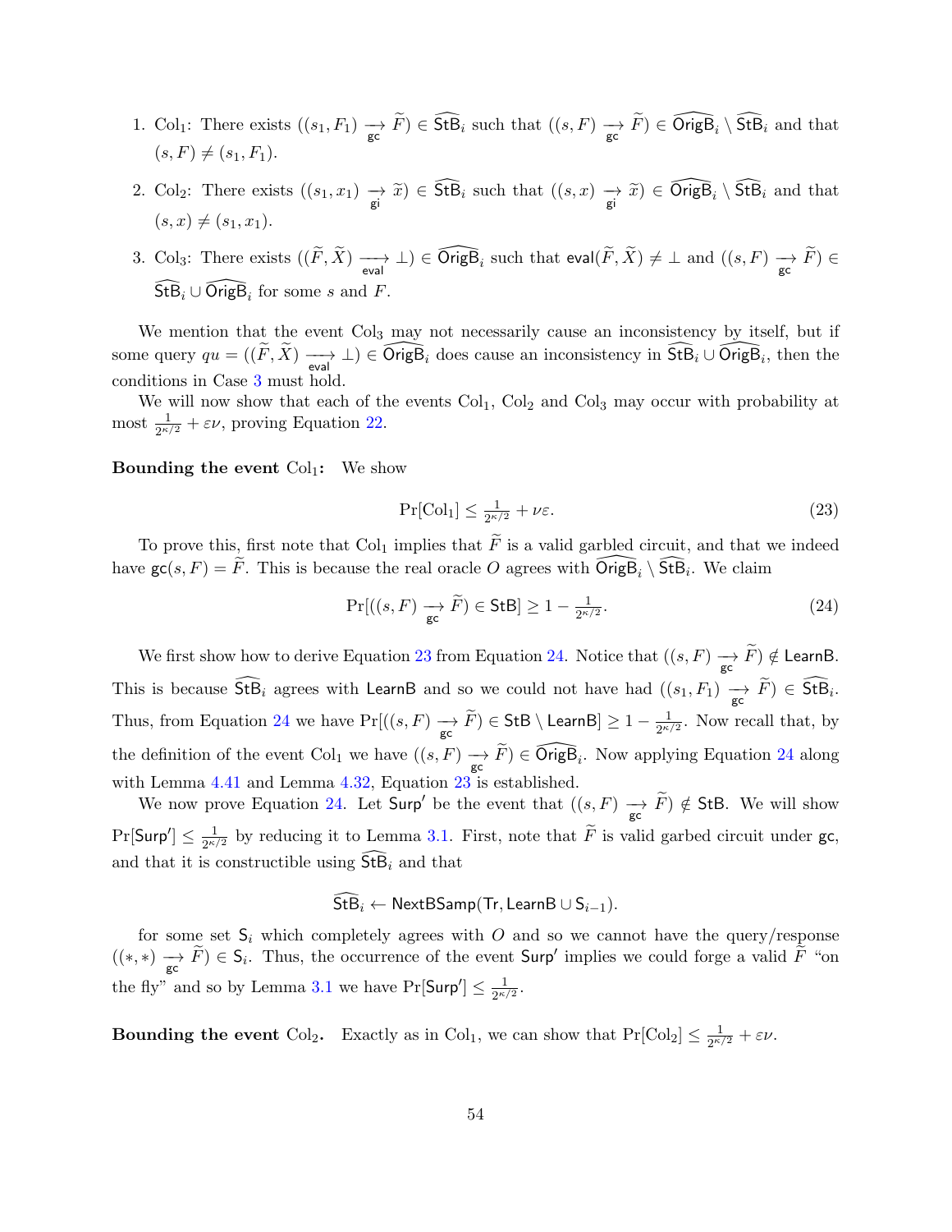1. $\mathrm{Col}_1$: There exists $((s_1, F_1) \underset{\mathsf{gc}}{\longrightarrow} \widetilde{F}) \in \widehat{\mathsf{StB}}_i$ such that $((s, F) \underset{\mathsf{gc}}{\longrightarrow} \widetilde{F}) \in \widehat{\mathsf{OrigB}}_i \setminus \widehat{\mathsf{StB}}_i$ and that $(s, F) \neq (s_1, F_1)$.

2. $\mathrm{Col}_2$: There exists $((s_1, x_1) \underset{\mathsf{gi}}{\longrightarrow} \widetilde{x}) \in \widehat{\mathsf{StB}}_i$ such that $((s, x) \underset{\mathsf{gi}}{\longrightarrow} \widetilde{x}) \in \widehat{\mathsf{OrigB}}_i \setminus \widehat{\mathsf{StB}}_i$ and that $(s, x) \neq (s_1, x_1)$.

3. $\mathrm{Col}_3$: There exists $((\widetilde{F}, \widetilde{X}) \underset{\mathsf{eval}}{\longrightarrow} \bot) \in \widehat{\mathsf{OrigB}}_i$ such that $\mathsf{eval}(\widetilde{F}, \widetilde{X}) \neq \bot$ and $((s, F) \underset{\mathsf{gc}}{\longrightarrow} \widetilde{F}) \in \widehat{\mathsf{StB}}_i \cup \widehat{\mathsf{OrigB}}_i$ for some $s$ and $F$.

We mention that the event $\mathrm{Col}_3$ may not necessarily cause an inconsistency by itself, but if some query $qu = ((\widetilde{F}, \widetilde{X}) \underset{\mathsf{eval}}{\longrightarrow} \bot) \in \widehat{\mathsf{OrigB}}_i$ does cause an inconsistency in $\widehat{\mathsf{StB}}_i \cup \widehat{\mathsf{OrigB}}_i$, then the conditions in Case 3 must hold.

We will now show that each of the events $\mathrm{Col}_1$, $\mathrm{Col}_2$ and $\mathrm{Col}_3$ may occur with probability at most $\frac{1}{2^{\kappa/2}} + \varepsilon\nu$, proving Equation 22.

**Bounding the event $\mathrm{Col}_1$:** We show

$$\Pr[\mathrm{Col}_1] \leq \tfrac{1}{2^{\kappa/2}} + \nu\varepsilon. \tag{23}$$

To prove this, first note that $\mathrm{Col}_1$ implies that $\widetilde{F}$ is a valid garbled circuit, and that we indeed have $\mathsf{gc}(s, F) = \widetilde{F}$. This is because the real oracle $O$ agrees with $\widehat{\mathsf{OrigB}}_i \setminus \widehat{\mathsf{StB}}_i$. We claim

$$\Pr[((s, F) \underset{\mathsf{gc}}{\longrightarrow} \widetilde{F}) \in \mathsf{StB}] \geq 1 - \tfrac{1}{2^{\kappa/2}}. \tag{24}$$

We first show how to derive Equation 23 from Equation 24. Notice that $((s, F) \underset{\mathsf{gc}}{\longrightarrow} \widetilde{F}) \notin \mathsf{LearnB}$. This is because $\widehat{\mathsf{StB}}_i$ agrees with $\mathsf{LearnB}$ and so we could not have had $((s_1, F_1) \underset{\mathsf{gc}}{\longrightarrow} \widetilde{F}) \in \widehat{\mathsf{StB}}_i$. Thus, from Equation 24 we have $\Pr[((s, F) \underset{\mathsf{gc}}{\longrightarrow} \widetilde{F}) \in \mathsf{StB} \setminus \mathsf{LearnB}] \geq 1 - \frac{1}{2^{\kappa/2}}$. Now recall that, by the definition of the event $\mathrm{Col}_1$ we have $((s, F) \underset{\mathsf{gc}}{\longrightarrow} \widetilde{F}) \in \widehat{\mathsf{OrigB}}_i$. Now applying Equation 24 along with Lemma 4.41 and Lemma 4.32, Equation 23 is established.

We now prove Equation 24. Let $\mathsf{Surp}'$ be the event that $((s, F) \underset{\mathsf{gc}}{\longrightarrow} \widetilde{F}) \notin \mathsf{StB}$. We will show $\Pr[\mathsf{Surp}'] \leq \frac{1}{2^{\kappa/2}}$ by reducing it to Lemma 3.1. First, note that $\widetilde{F}$ is valid garbed circuit under $\mathsf{gc}$, and that it is constructible using $\widehat{\mathsf{StB}}_i$ and that

$$\widehat{\mathsf{StB}}_i \leftarrow \mathsf{NextBSamp}(\mathsf{Tr}, \mathsf{LearnB} \cup \mathsf{S}_{i-1}).$$

for some set $\mathsf{S}_i$ which completely agrees with $O$ and so we cannot have the query/response $((*, *) \underset{\mathsf{gc}}{\longrightarrow} \widetilde{F}) \in \mathsf{S}_i$. Thus, the occurrence of the event $\mathsf{Surp}'$ implies we could forge a valid $\widetilde{F}$ "on the fly" and so by Lemma 3.1 we have $\Pr[\mathsf{Surp}'] \leq \frac{1}{2^{\kappa/2}}$.

**Bounding the event $\mathrm{Col}_2$.** Exactly as in $\mathrm{Col}_1$, we can show that $\Pr[\mathrm{Col}_2] \leq \frac{1}{2^{\kappa/2}} + \varepsilon\nu$.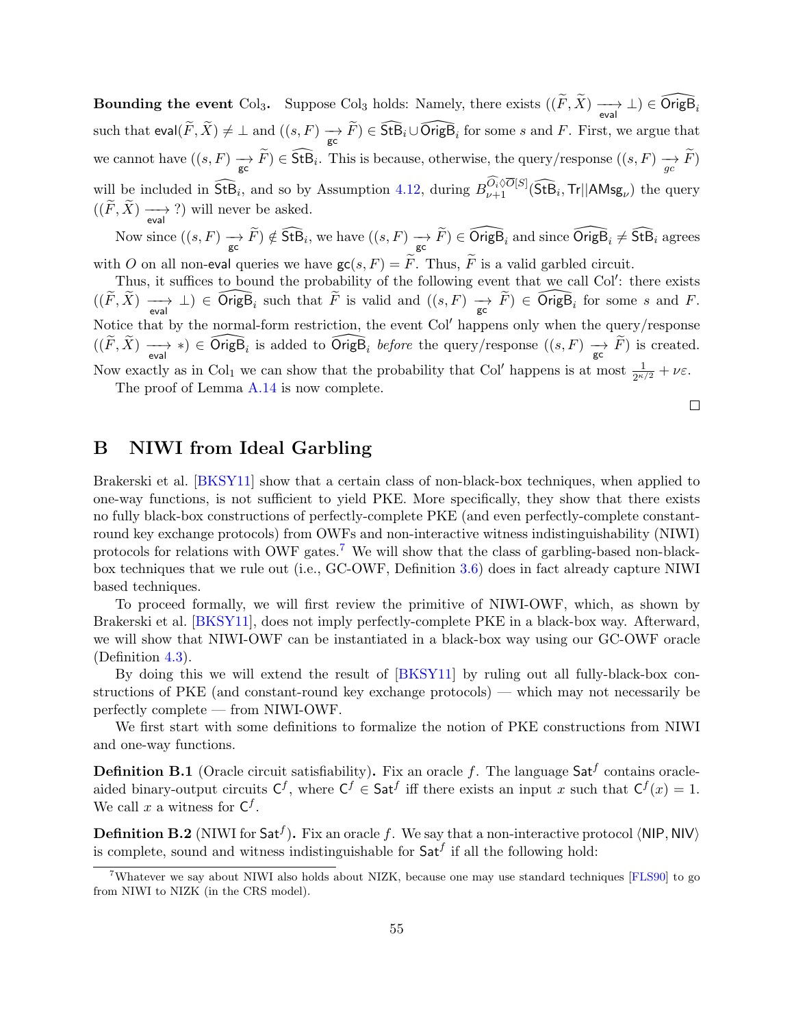**Bounding the event $\mathrm{Col}_3$.** Suppose $\mathrm{Col}_3$ holds: Namely, there exists $((\widetilde{F}, \widetilde{X}) \underset{\mathsf{eval}}{\longrightarrow} \bot) \in \widehat{\mathsf{OrigB}}_i$ such that $\mathsf{eval}(\widetilde{F}, \widetilde{X}) \neq \bot$ and $((s, F) \underset{\mathsf{gc}}{\longrightarrow} \widetilde{F}) \in \widehat{\mathsf{StB}}_i \cup \widehat{\mathsf{OrigB}}_i$ for some $s$ and $F$. First, we argue that we cannot have $((s, F) \underset{\mathsf{gc}}{\longrightarrow} \widetilde{F}) \in \widehat{\mathsf{StB}}_i$. This is because, otherwise, the query/response $((s, F) \underset{gc}{\longrightarrow} \widetilde{F})$ will be included in $\widehat{\mathsf{StB}}_i$, and so by Assumption 4.12, during $B_{\nu+1}^{\widehat{O_i} \Diamond \overline{O}[S]}(\widehat{\mathsf{StB}}_i, \mathsf{Tr}||\mathsf{AMsg}_\nu)$ the query $((\widetilde{F}, \widetilde{X}) \underset{\mathsf{eval}}{\longrightarrow} ?)$ will never be asked.

Now since $((s, F) \underset{\mathsf{gc}}{\longrightarrow} \widetilde{F}) \notin \widehat{\mathsf{StB}}_i$, we have $((s, F) \underset{\mathsf{gc}}{\longrightarrow} \widetilde{F}) \in \widehat{\mathsf{OrigB}}_i$ and since $\widehat{\mathsf{OrigB}}_i \neq \widehat{\mathsf{StB}}_i$ agrees with $O$ on all non-$\mathsf{eval}$ queries we have $\mathsf{gc}(s, F) = \widetilde{F}$. Thus, $\widetilde{F}$ is a valid garbled circuit.

Thus, it suffices to bound the probability of the following event that we call $\mathrm{Col}'$: there exists $((\widetilde{F}, \widetilde{X}) \underset{\mathsf{eval}}{\longrightarrow} \bot) \in \widehat{\mathsf{OrigB}}_i$ such that $\widetilde{F}$ is valid and $((s, F) \underset{\mathsf{gc}}{\longrightarrow} \widetilde{F}) \in \widehat{\mathsf{OrigB}}_i$ for some $s$ and $F$. Notice that by the normal-form restriction, the event $\mathrm{Col}'$ happens only when the query/response $((\widetilde{F}, \widetilde{X}) \underset{\mathsf{eval}}{\longrightarrow} *) \in \widehat{\mathsf{OrigB}}_i$ is added to $\widehat{\mathsf{OrigB}}_i$ *before* the query/response $((s, F) \underset{\mathsf{gc}}{\longrightarrow} \widetilde{F})$ is created. Now exactly as in $\mathrm{Col}_1$ we can show that the probability that $\mathrm{Col}'$ happens is at most $\frac{1}{2^{\kappa/2}} + \nu\varepsilon$.

The proof of Lemma A.14 is now complete.

□

## B NIWI from Ideal Garbling

Brakerski et al. [BKSY11] show that a certain class of non-black-box techniques, when applied to one-way functions, is not sufficient to yield PKE. More specifically, they show that there exists no fully black-box constructions of perfectly-complete PKE (and even perfectly-complete constant-round key exchange protocols) from OWFs and non-interactive witness indistinguishability (NIWI) protocols for relations with OWF gates.[7] We will show that the class of garbling-based non-black-box techniques that we rule out (i.e., GC-OWF, Definition 3.6) does in fact already capture NIWI based techniques.

To proceed formally, we will first review the primitive of NIWI-OWF, which, as shown by Brakerski et al. [BKSY11], does not imply perfectly-complete PKE in a black-box way. Afterward, we will show that NIWI-OWF can be instantiated in a black-box way using our GC-OWF oracle (Definition 4.3).

By doing this we will extend the result of [BKSY11] by ruling out all fully-black-box constructions of PKE (and constant-round key exchange protocols) — which may not necessarily be perfectly complete — from NIWI-OWF.

We first start with some definitions to formalize the notion of PKE constructions from NIWI and one-way functions.

**Definition B.1** (Oracle circuit satisfiability)**.** Fix an oracle $f$. The language $\mathsf{Sat}^f$ contains oracle-aided binary-output circuits $\mathsf{C}^f$, where $\mathsf{C}^f \in \mathsf{Sat}^f$ iff there exists an input $x$ such that $\mathsf{C}^f(x) = 1$. We call $x$ a witness for $\mathsf{C}^f$.

**Definition B.2** (NIWI for $\mathsf{Sat}^f$)**.** Fix an oracle $f$. We say that a non-interactive protocol $\langle \mathsf{NIP}, \mathsf{NIV} \rangle$ is complete, sound and witness indistinguishable for $\mathsf{Sat}^f$ if all the following hold:

[7] Whatever we say about NIWI also holds about NIZK, because one may use standard techniques [FLS90] to go from NIWI to NIZK (in the CRS model).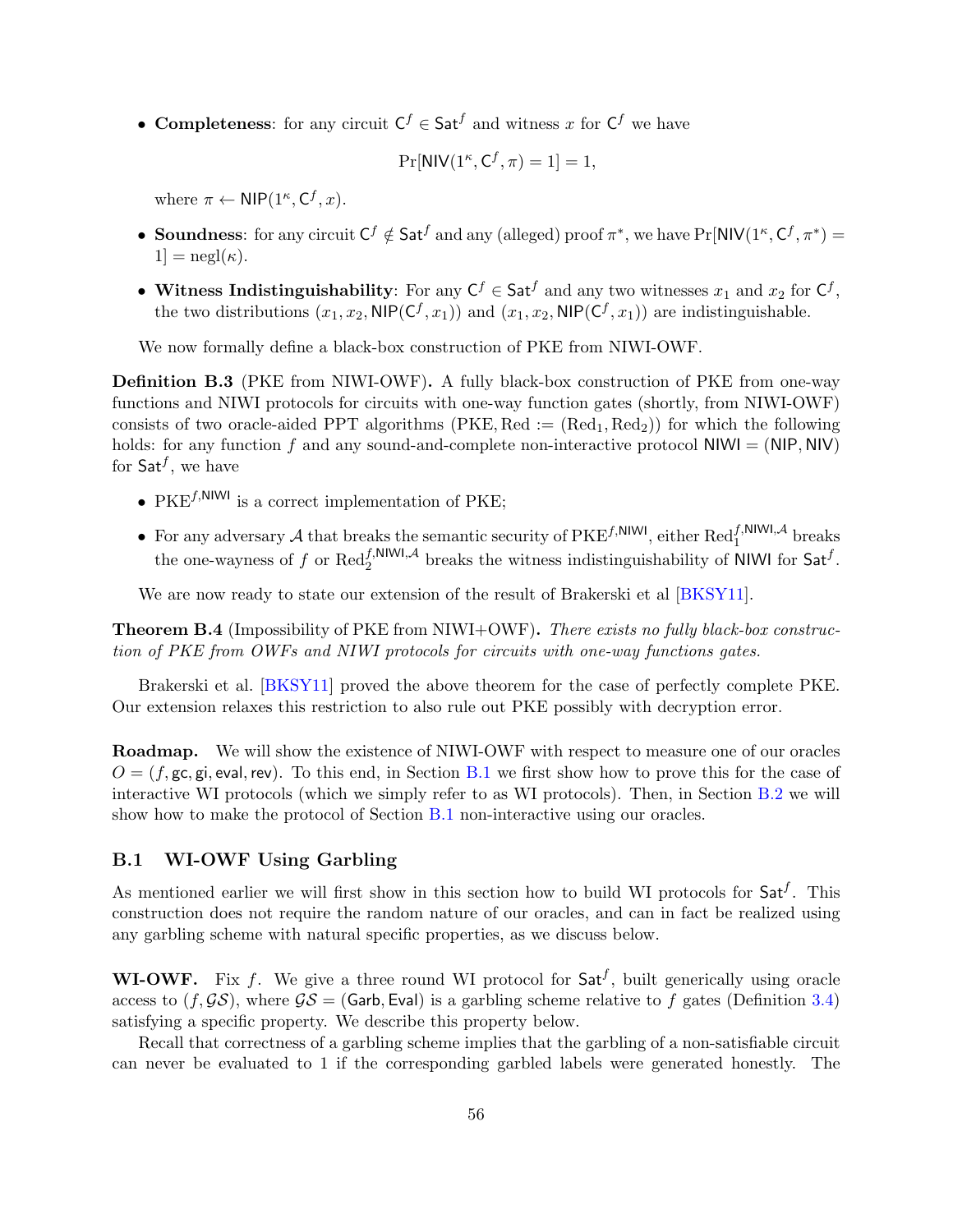- **Completeness**: for any circuit $\mathsf{C}^f \in \mathsf{Sat}^f$ and witness $x$ for $\mathsf{C}^f$ we have

$$\Pr[\mathsf{NIV}(1^\kappa, \mathsf{C}^f, \pi) = 1] = 1,$$

  where $\pi \leftarrow \mathsf{NIP}(1^\kappa, \mathsf{C}^f, x)$.

- **Soundness**: for any circuit $\mathsf{C}^f \notin \mathsf{Sat}^f$ and any (alleged) proof $\pi^*$, we have $\Pr[\mathsf{NIV}(1^\kappa, \mathsf{C}^f, \pi^*) = 1] = \mathrm{negl}(\kappa)$.

- **Witness Indistinguishability**: For any $\mathsf{C}^f \in \mathsf{Sat}^f$ and any two witnesses $x_1$ and $x_2$ for $\mathsf{C}^f$, the two distributions $(x_1, x_2, \mathsf{NIP}(\mathsf{C}^f, x_1))$ and $(x_1, x_2, \mathsf{NIP}(\mathsf{C}^f, x_1))$ are indistinguishable.

We now formally define a black-box construction of PKE from NIWI-OWF.

**Definition B.3** (PKE from NIWI-OWF)**.** A fully black-box construction of PKE from one-way functions and NIWI protocols for circuits with one-way function gates (shortly, from NIWI-OWF) consists of two oracle-aided PPT algorithms $(\mathrm{PKE}, \mathrm{Red} := (\mathrm{Red}_1, \mathrm{Red}_2))$ for which the following holds: for any function $f$ and any sound-and-complete non-interactive protocol $\mathsf{NIWI} = (\mathsf{NIP}, \mathsf{NIV})$ for $\mathsf{Sat}^f$, we have

- $\mathrm{PKE}^{f,\mathsf{NIWI}}$ is a correct implementation of PKE;
- For any adversary $\mathcal{A}$ that breaks the semantic security of $\mathrm{PKE}^{f,\mathsf{NIWI}}$, either $\mathrm{Red}_1^{f,\mathsf{NIWI},\mathcal{A}}$ breaks the one-wayness of $f$ or $\mathrm{Red}_2^{f,\mathsf{NIWI},\mathcal{A}}$ breaks the witness indistinguishability of $\mathsf{NIWI}$ for $\mathsf{Sat}^f$.

We are now ready to state our extension of the result of Brakerski et al [BKSY11].

**Theorem B.4** (Impossibility of PKE from NIWI+OWF)**.** *There exists no fully black-box construction of PKE from OWFs and NIWI protocols for circuits with one-way functions gates.*

Brakerski et al. [BKSY11] proved the above theorem for the case of perfectly complete PKE. Our extension relaxes this restriction to also rule out PKE possibly with decryption error.

**Roadmap.** We will show the existence of NIWI-OWF with respect to measure one of our oracles $O = (f, \mathsf{gc}, \mathsf{gi}, \mathsf{eval}, \mathsf{rev})$. To this end, in Section B.1 we first show how to prove this for the case of interactive WI protocols (which we simply refer to as WI protocols). Then, in Section B.2 we will show how to make the protocol of Section B.1 non-interactive using our oracles.

## B.1 WI-OWF Using Garbling

As mentioned earlier we will first show in this section how to build WI protocols for $\mathsf{Sat}^f$. This construction does not require the random nature of our oracles, and can in fact be realized using any garbling scheme with natural specific properties, as we discuss below.

**WI-OWF.** Fix $f$. We give a three round WI protocol for $\mathsf{Sat}^f$, built generically using oracle access to $(f, \mathcal{GS})$, where $\mathcal{GS} = (\mathsf{Garb}, \mathsf{Eval})$ is a garbling scheme relative to $f$ gates (Definition 3.4) satisfying a specific property. We describe this property below.

Recall that correctness of a garbling scheme implies that the garbling of a non-satisfiable circuit can never be evaluated to 1 if the corresponding garbled labels were generated honestly. The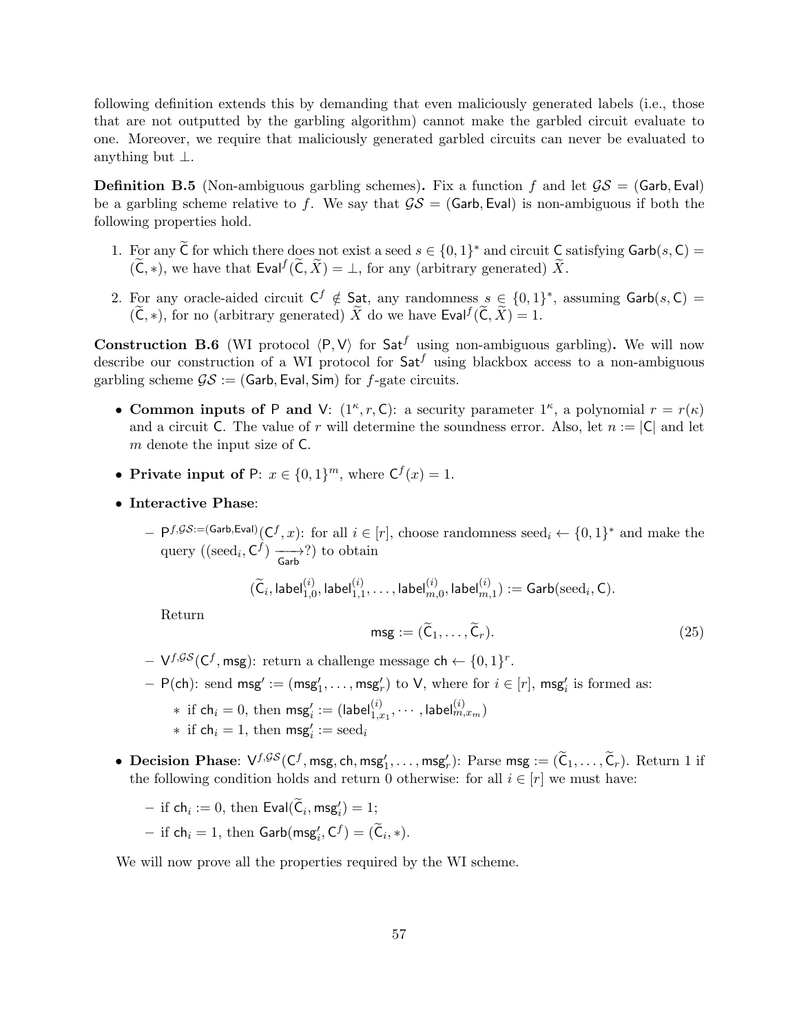following definition extends this by demanding that even maliciously generated labels (i.e., those that are not outputted by the garbling algorithm) cannot make the garbled circuit evaluate to one. Moreover, we require that maliciously generated garbled circuits can never be evaluated to anything but $\bot$.

**Definition B.5** (Non-ambiguous garbling schemes)**.** Fix a function $f$ and let $\mathcal{GS} = (\mathsf{Garb}, \mathsf{Eval})$ be a garbling scheme relative to $f$. We say that $\mathcal{GS} = (\mathsf{Garb}, \mathsf{Eval})$ is non-ambiguous if both the following properties hold.

1. For any $\widetilde{\mathsf{C}}$ for which there does not exist a seed $s \in \{0,1\}^*$ and circuit $\mathsf{C}$ satisfying $\mathsf{Garb}(s, \mathsf{C}) = (\widetilde{\mathsf{C}}, *)$, we have that $\mathsf{Eval}^f(\widetilde{\mathsf{C}}, \widetilde{X}) = \bot$, for any (arbitrary generated) $\widetilde{X}$.
2. For any oracle-aided circuit $\mathsf{C}^f \notin \mathsf{Sat}$, any randomness $s \in \{0,1\}^*$, assuming $\mathsf{Garb}(s, \mathsf{C}) = (\widetilde{\mathsf{C}}, *)$, for no (arbitrary generated) $\widetilde{X}$ do we have $\mathsf{Eval}^f(\widetilde{\mathsf{C}}, \widetilde{X}) = 1$.

**Construction B.6** (WI protocol $\langle \mathsf{P}, \mathsf{V} \rangle$ for $\mathsf{Sat}^f$ using non-ambiguous garbling)**.** We will now describe our construction of a WI protocol for $\mathsf{Sat}^f$ using blackbox access to a non-ambiguous garbling scheme $\mathcal{GS} := (\mathsf{Garb}, \mathsf{Eval}, \mathsf{Sim})$ for $f$-gate circuits.

- **Common inputs of** $\mathsf{P}$ **and** $\mathsf{V}$: $(1^\kappa, r, \mathsf{C})$: a security parameter $1^\kappa$, a polynomial $r = r(\kappa)$ and a circuit $\mathsf{C}$. The value of $r$ will determine the soundness error. Also, let $n := |\mathsf{C}|$ and let $m$ denote the input size of $\mathsf{C}$.
- **Private input of** $\mathsf{P}$: $x \in \{0,1\}^m$, where $\mathsf{C}^f(x) = 1$.
- **Interactive Phase**:
  - $\mathsf{P}^{f, \mathcal{GS} := (\mathsf{Garb}, \mathsf{Eval})}(\mathsf{C}^f, x)$: for all $i \in [r]$, choose randomness $\text{seed}_i \leftarrow \{0,1\}^*$ and make the query $((\text{seed}_i, \mathsf{C}^f) \xrightarrow[\mathsf{Garb}]{} ?)$ to obtain

$$(\widetilde{\mathsf{C}}_i, \mathsf{label}^{(i)}_{1,0}, \mathsf{label}^{(i)}_{1,1}, \ldots, \mathsf{label}^{(i)}_{m,0}, \mathsf{label}^{(i)}_{m,1}) := \mathsf{Garb}(\text{seed}_i, \mathsf{C}).$$

    Return

$$\mathsf{msg} := (\widetilde{\mathsf{C}}_1, \ldots, \widetilde{\mathsf{C}}_r). \tag{25}$$

  - $\mathsf{V}^{f, \mathcal{GS}}(\mathsf{C}^f, \mathsf{msg})$: return a challenge message $\mathsf{ch} \leftarrow \{0,1\}^r$.
  - $\mathsf{P}(\mathsf{ch})$: send $\mathsf{msg}' := (\mathsf{msg}'_1, \ldots, \mathsf{msg}'_r)$ to $\mathsf{V}$, where for $i \in [r]$, $\mathsf{msg}'_i$ is formed as:
    - if $\mathsf{ch}_i = 0$, then $\mathsf{msg}'_i := (\mathsf{label}^{(i)}_{1,x_1}, \cdots, \mathsf{label}^{(i)}_{m,x_m})$
    - if $\mathsf{ch}_i = 1$, then $\mathsf{msg}'_i := \text{seed}_i$
- **Decision Phase**: $\mathsf{V}^{f, \mathcal{GS}}(\mathsf{C}^f, \mathsf{msg}, \mathsf{ch}, \mathsf{msg}'_1, \ldots, \mathsf{msg}'_r)$: Parse $\mathsf{msg} := (\widetilde{\mathsf{C}}_1, \ldots, \widetilde{\mathsf{C}}_r)$. Return 1 if the following condition holds and return 0 otherwise: for all $i \in [r]$ we must have:
  - if $\mathsf{ch}_i := 0$, then $\mathsf{Eval}(\widetilde{\mathsf{C}}_i, \mathsf{msg}'_i) = 1$;
  - if $\mathsf{ch}_i = 1$, then $\mathsf{Garb}(\mathsf{msg}'_i, \mathsf{C}^f) = (\widetilde{\mathsf{C}}_i, *)$.

We will now prove all the properties required by the WI scheme.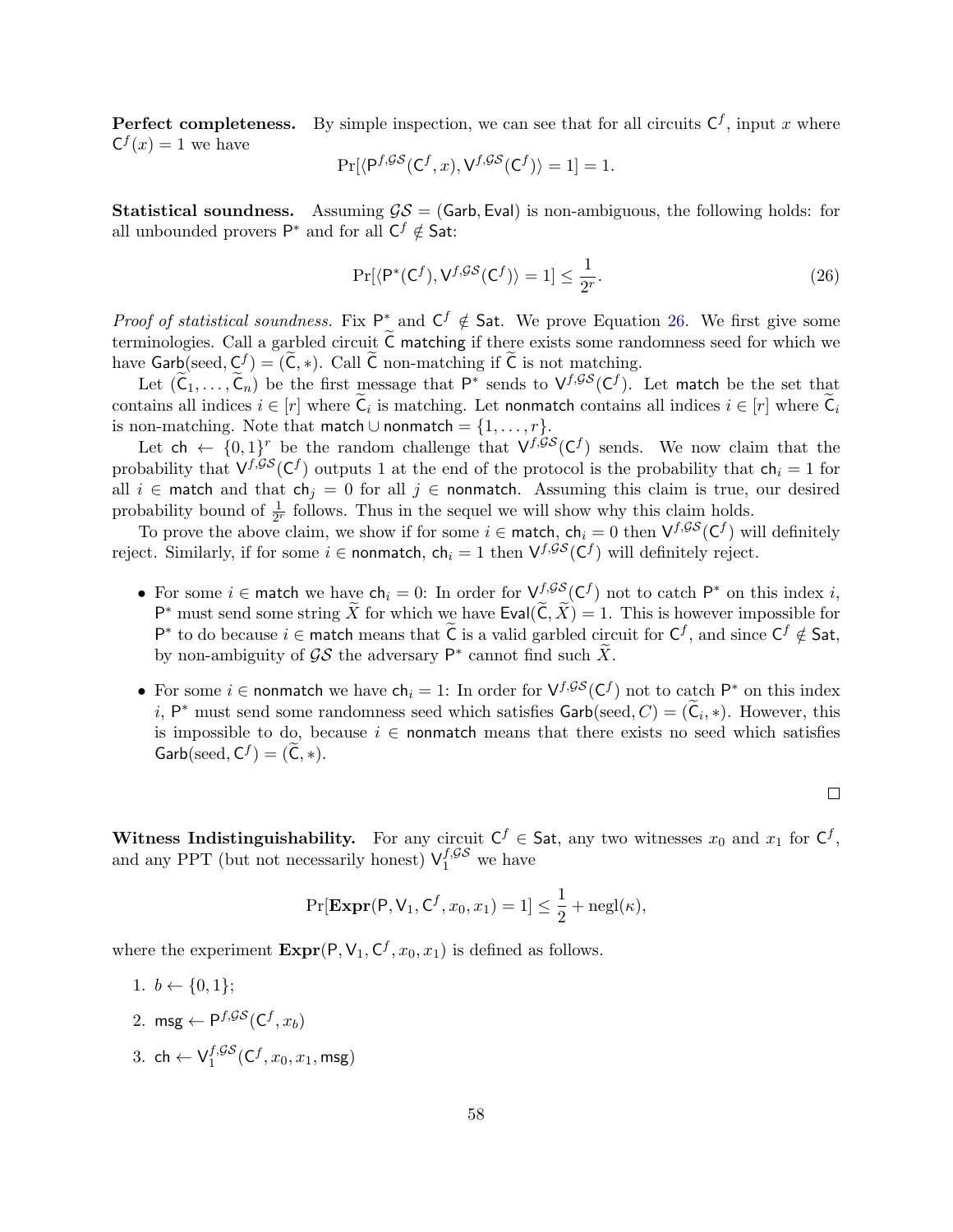**Perfect completeness.** By simple inspection, we can see that for all circuits $\mathsf{C}^f$, input $x$ where $\mathsf{C}^f(x) = 1$ we have

$$\Pr[\langle \mathsf{P}^{f,\mathcal{GS}}(\mathsf{C}^f, x), \mathsf{V}^{f,\mathcal{GS}}(\mathsf{C}^f)\rangle = 1] = 1.$$

**Statistical soundness.** Assuming $\mathcal{GS} = (\mathsf{Garb}, \mathsf{Eval})$ is non-ambiguous, the following holds: for all unbounded provers $\mathsf{P}^*$ and for all $\mathsf{C}^f \notin \mathsf{Sat}$:

$$\Pr[\langle \mathsf{P}^*(\mathsf{C}^f), \mathsf{V}^{f,\mathcal{GS}}(\mathsf{C}^f)\rangle = 1] \leq \frac{1}{2^r}. \tag{26}$$

*Proof of statistical soundness.* Fix $\mathsf{P}^*$ and $\mathsf{C}^f \notin \mathsf{Sat}$. We prove Equation 26. We first give some terminologies. Call a garbled circuit $\widetilde{\mathsf{C}}$ $\mathsf{matching}$ if there exists some randomness seed for which we have $\mathsf{Garb}(\text{seed}, \mathsf{C}^f) = (\widetilde{\mathsf{C}}, *)$. Call $\widetilde{\mathsf{C}}$ non-matching if $\widetilde{\mathsf{C}}$ is not matching.

Let $(\widetilde{\mathsf{C}}_1, \ldots, \widetilde{\mathsf{C}}_n)$ be the first message that $\mathsf{P}^*$ sends to $\mathsf{V}^{f,\mathcal{GS}}(\mathsf{C}^f)$. Let $\mathsf{match}$ be the set that contains all indices $i \in [r]$ where $\widetilde{\mathsf{C}}_i$ is matching. Let $\mathsf{nonmatch}$ contains all indices $i \in [r]$ where $\widetilde{\mathsf{C}}_i$ is non-matching. Note that $\mathsf{match} \cup \mathsf{nonmatch} = \{1, \ldots, r\}$.

Let $\mathsf{ch} \leftarrow \{0,1\}^r$ be the random challenge that $\mathsf{V}^{f,\mathcal{GS}}(\mathsf{C}^f)$ sends. We now claim that the probability that $\mathsf{V}^{f,\mathcal{GS}}(\mathsf{C}^f)$ outputs 1 at the end of the protocol is the probability that $\mathsf{ch}_i = 1$ for all $i \in \mathsf{match}$ and that $\mathsf{ch}_j = 0$ for all $j \in \mathsf{nonmatch}$. Assuming this claim is true, our desired probability bound of $\frac{1}{2^r}$ follows. Thus in the sequel we will show why this claim holds.

To prove the above claim, we show if for some $i \in \mathsf{match}$, $\mathsf{ch}_i = 0$ then $\mathsf{V}^{f,\mathcal{GS}}(\mathsf{C}^f)$ will definitely reject. Similarly, if for some $i \in \mathsf{nonmatch}$, $\mathsf{ch}_i = 1$ then $\mathsf{V}^{f,\mathcal{GS}}(\mathsf{C}^f)$ will definitely reject.

- For some $i \in \mathsf{match}$ we have $\mathsf{ch}_i = 0$: In order for $\mathsf{V}^{f,\mathcal{GS}}(\mathsf{C}^f)$ not to catch $\mathsf{P}^*$ on this index $i$, $\mathsf{P}^*$ must send some string $\widetilde{X}$ for which we have $\mathsf{Eval}(\widetilde{\mathsf{C}}, \widetilde{X}) = 1$. This is however impossible for $\mathsf{P}^*$ to do because $i \in \mathsf{match}$ means that $\widetilde{\mathsf{C}}$ is a valid garbled circuit for $\mathsf{C}^f$, and since $\mathsf{C}^f \notin \mathsf{Sat}$, by non-ambiguity of $\mathcal{GS}$ the adversary $\mathsf{P}^*$ cannot find such $\widetilde{X}$.
- For some $i \in \mathsf{nonmatch}$ we have $\mathsf{ch}_i = 1$: In order for $\mathsf{V}^{f,\mathcal{GS}}(\mathsf{C}^f)$ not to catch $\mathsf{P}^*$ on this index $i$, $\mathsf{P}^*$ must send some randomness seed which satisfies $\mathsf{Garb}(\text{seed}, C) = (\widetilde{\mathsf{C}}_i, *)$. However, this is impossible to do, because $i \in \mathsf{nonmatch}$ means that there exists no seed which satisfies $\mathsf{Garb}(\text{seed}, \mathsf{C}^f) = (\widetilde{\mathsf{C}}, *)$.

□

**Witness Indistinguishability.** For any circuit $\mathsf{C}^f \in \mathsf{Sat}$, any two witnesses $x_0$ and $x_1$ for $\mathsf{C}^f$, and any PPT (but not necessarily honest) $\mathsf{V}_1^{f,\mathcal{GS}}$ we have

$$\Pr[\mathbf{Expr}(\mathsf{P}, \mathsf{V}_1, \mathsf{C}^f, x_0, x_1) = 1] \leq \frac{1}{2} + \text{negl}(\kappa),$$

where the experiment $\mathbf{Expr}(\mathsf{P}, \mathsf{V}_1, \mathsf{C}^f, x_0, x_1)$ is defined as follows.

1. $b \leftarrow \{0,1\}$;
2. $\mathsf{msg} \leftarrow \mathsf{P}^{f,\mathcal{GS}}(\mathsf{C}^f, x_b)$
3. $\mathsf{ch} \leftarrow \mathsf{V}_1^{f,\mathcal{GS}}(\mathsf{C}^f, x_0, x_1, \mathsf{msg})$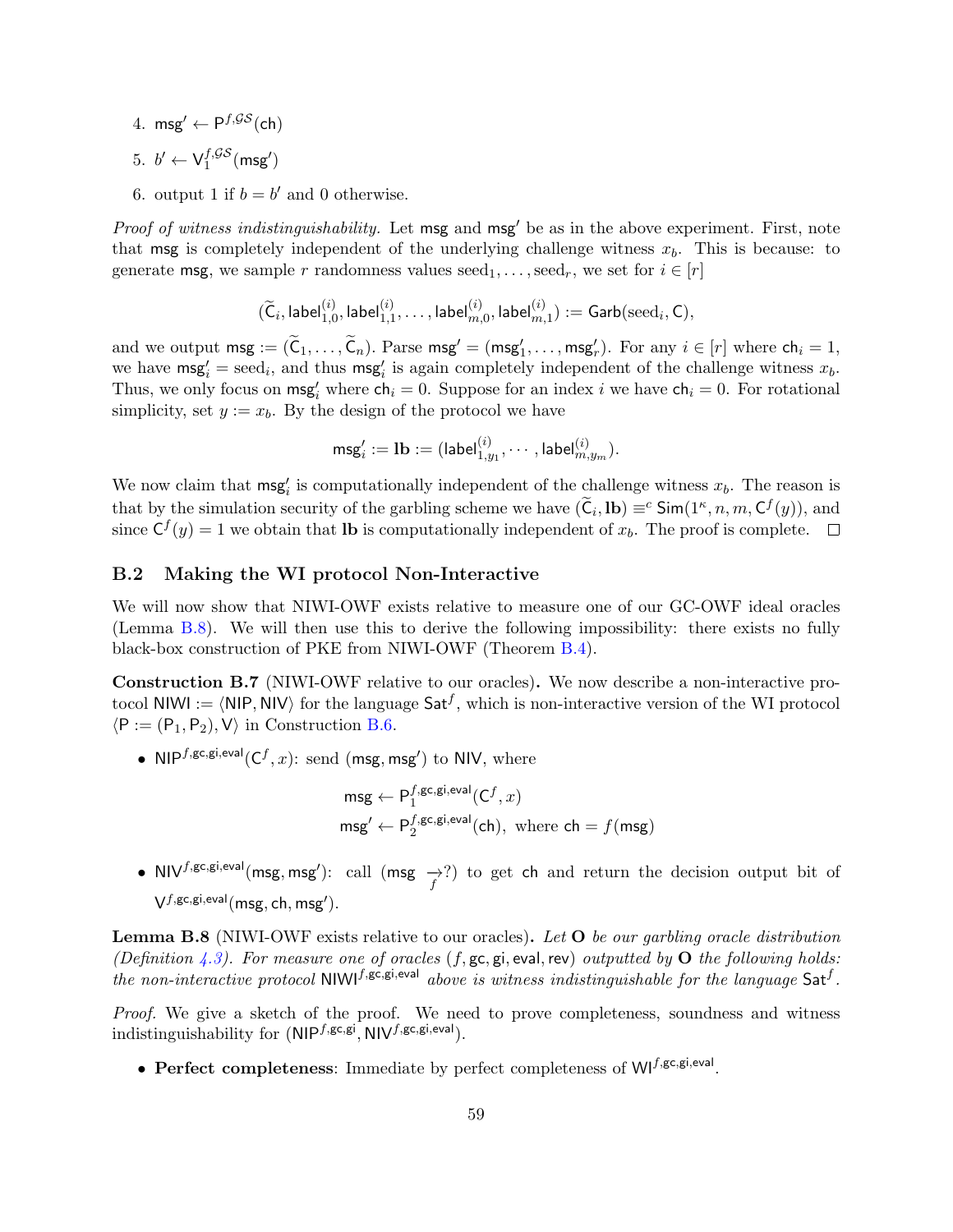4. $\mathsf{msg}' \leftarrow \mathsf{P}^{f,\mathcal{GS}}(\mathsf{ch})$
5. $b' \leftarrow \mathsf{V}_1^{f,\mathcal{GS}}(\mathsf{msg}')$
6. output 1 if $b = b'$ and 0 otherwise.

*Proof of witness indistinguishability.* Let $\mathsf{msg}$ and $\mathsf{msg}'$ be as in the above experiment. First, note that $\mathsf{msg}$ is completely independent of the underlying challenge witness $x_b$. This is because: to generate $\mathsf{msg}$, we sample $r$ randomness values $\mathrm{seed}_1, \ldots, \mathrm{seed}_r$, we set for $i \in [r]$

$$(\widetilde{\mathsf{C}}_i, \mathsf{label}^{(i)}_{1,0}, \mathsf{label}^{(i)}_{1,1}, \ldots, \mathsf{label}^{(i)}_{m,0}, \mathsf{label}^{(i)}_{m,1}) := \mathsf{Garb}(\mathrm{seed}_i, \mathsf{C}),$$

and we output $\mathsf{msg} := (\widetilde{\mathsf{C}}_1, \ldots, \widetilde{\mathsf{C}}_n)$. Parse $\mathsf{msg}' = (\mathsf{msg}'_1, \ldots, \mathsf{msg}'_r)$. For any $i \in [r]$ where $\mathsf{ch}_i = 1$, we have $\mathsf{msg}'_i = \mathrm{seed}_i$, and thus $\mathsf{msg}'_i$ is again completely independent of the challenge witness $x_b$. Thus, we only focus on $\mathsf{msg}'_i$ where $\mathsf{ch}_i = 0$. Suppose for an index $i$ we have $\mathsf{ch}_i = 0$. For rotational simplicity, set $y := x_b$. By the design of the protocol we have

$$\mathsf{msg}'_i := \mathbf{lb} := (\mathsf{label}^{(i)}_{1,y_1}, \cdots, \mathsf{label}^{(i)}_{m,y_m}).$$

We now claim that $\mathsf{msg}'_i$ is computationally independent of the challenge witness $x_b$. The reason is that by the simulation security of the garbling scheme we have $(\widetilde{\mathsf{C}}_i, \mathbf{lb}) \equiv^c \mathsf{Sim}(1^\kappa, n, m, \mathsf{C}^f(y))$, and since $\mathsf{C}^f(y) = 1$ we obtain that $\mathbf{lb}$ is computationally independent of $x_b$. The proof is complete. □

### B.2 Making the WI protocol Non-Interactive

We will now show that NIWI-OWF exists relative to measure one of our GC-OWF ideal oracles (Lemma B.8). We will then use this to derive the following impossibility: there exists no fully black-box construction of PKE from NIWI-OWF (Theorem B.4).

**Construction B.7** (NIWI-OWF relative to our oracles)**.** We now describe a non-interactive protocol $\mathsf{NIWI} := \langle \mathsf{NIP}, \mathsf{NIV} \rangle$ for the language $\mathsf{Sat}^f$, which is non-interactive version of the WI protocol $\langle \mathsf{P} := (\mathsf{P}_1, \mathsf{P}_2), \mathsf{V} \rangle$ in Construction B.6.

- $\mathsf{NIP}^{f,\mathsf{gc},\mathsf{gi},\mathsf{eval}}(\mathsf{C}^f, x)$: send $(\mathsf{msg}, \mathsf{msg}')$ to $\mathsf{NIV}$, where

$$\mathsf{msg} \leftarrow \mathsf{P}_1^{f,\mathsf{gc},\mathsf{gi},\mathsf{eval}}(\mathsf{C}^f, x)$$
$$\mathsf{msg}' \leftarrow \mathsf{P}_2^{f,\mathsf{gc},\mathsf{gi},\mathsf{eval}}(\mathsf{ch}), \text{ where } \mathsf{ch} = f(\mathsf{msg})$$

- $\mathsf{NIV}^{f,\mathsf{gc},\mathsf{gi},\mathsf{eval}}(\mathsf{msg}, \mathsf{msg}')$: call $(\mathsf{msg} \underset{f}{\to} ?)$ to get $\mathsf{ch}$ and return the decision output bit of $\mathsf{V}^{f,\mathsf{gc},\mathsf{gi},\mathsf{eval}}(\mathsf{msg}, \mathsf{ch}, \mathsf{msg}')$.

**Lemma B.8** (NIWI-OWF exists relative to our oracles)**.** *Let $\mathbf{O}$ be our garbling oracle distribution (Definition 4.3). For measure one of oracles $(f, \mathsf{gc}, \mathsf{gi}, \mathsf{eval}, \mathsf{rev})$ outputted by $\mathbf{O}$ the following holds: the non-interactive protocol $\mathsf{NIWI}^{f,\mathsf{gc},\mathsf{gi},\mathsf{eval}}$ above is witness indistinguishable for the language $\mathsf{Sat}^f$.*

*Proof.* We give a sketch of the proof. We need to prove completeness, soundness and witness indistinguishability for $(\mathsf{NIP}^{f,\mathsf{gc},\mathsf{gi}}, \mathsf{NIV}^{f,\mathsf{gc},\mathsf{gi},\mathsf{eval}})$.

- **Perfect completeness**: Immediate by perfect completeness of $\mathsf{WI}^{f,\mathsf{gc},\mathsf{gi},\mathsf{eval}}$.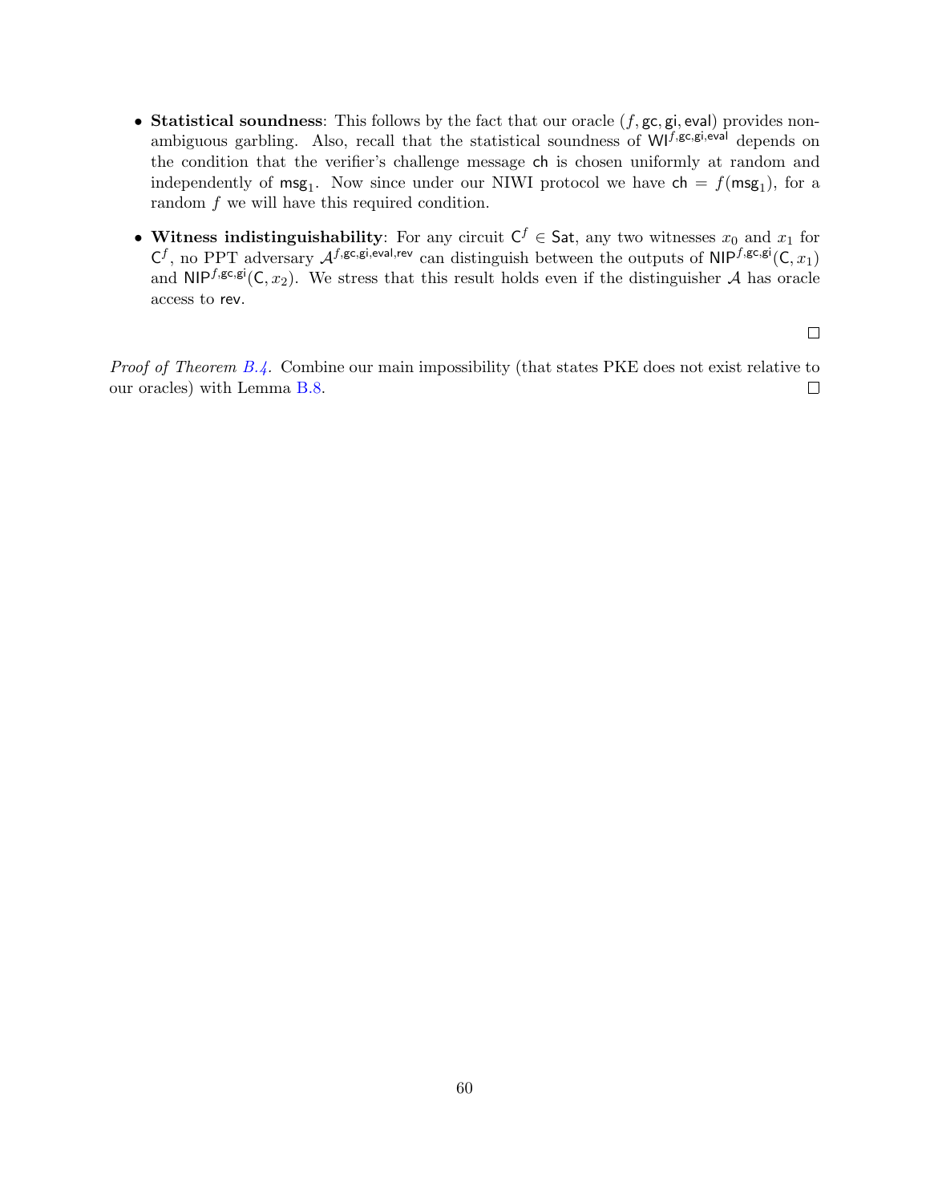- **Statistical soundness**: This follows by the fact that our oracle $(f, \mathsf{gc}, \mathsf{gi}, \mathsf{eval})$ provides non-ambiguous garbling. Also, recall that the statistical soundness of $\mathsf{WI}^{f,\mathsf{gc},\mathsf{gi},\mathsf{eval}}$ depends on the condition that the verifier's challenge message $\mathsf{ch}$ is chosen uniformly at random and independently of $\mathsf{msg}_1$. Now since under our NIWI protocol we have $\mathsf{ch} = f(\mathsf{msg}_1)$, for a random $f$ we will have this required condition.

- **Witness indistinguishability**: For any circuit $\mathsf{C}^f \in \mathsf{Sat}$, any two witnesses $x_0$ and $x_1$ for $\mathsf{C}^f$, no PPT adversary $\mathcal{A}^{f,\mathsf{gc},\mathsf{gi},\mathsf{eval},\mathsf{rev}}$ can distinguish between the outputs of $\mathsf{NIP}^{f,\mathsf{gc},\mathsf{gi}}(\mathsf{C}, x_1)$ and $\mathsf{NIP}^{f,\mathsf{gc},\mathsf{gi}}(\mathsf{C}, x_2)$. We stress that this result holds even if the distinguisher $\mathcal{A}$ has oracle access to $\mathsf{rev}$.

□

*Proof of Theorem B.4.* Combine our main impossibility (that states PKE does not exist relative to our oracles) with Lemma B.8. □